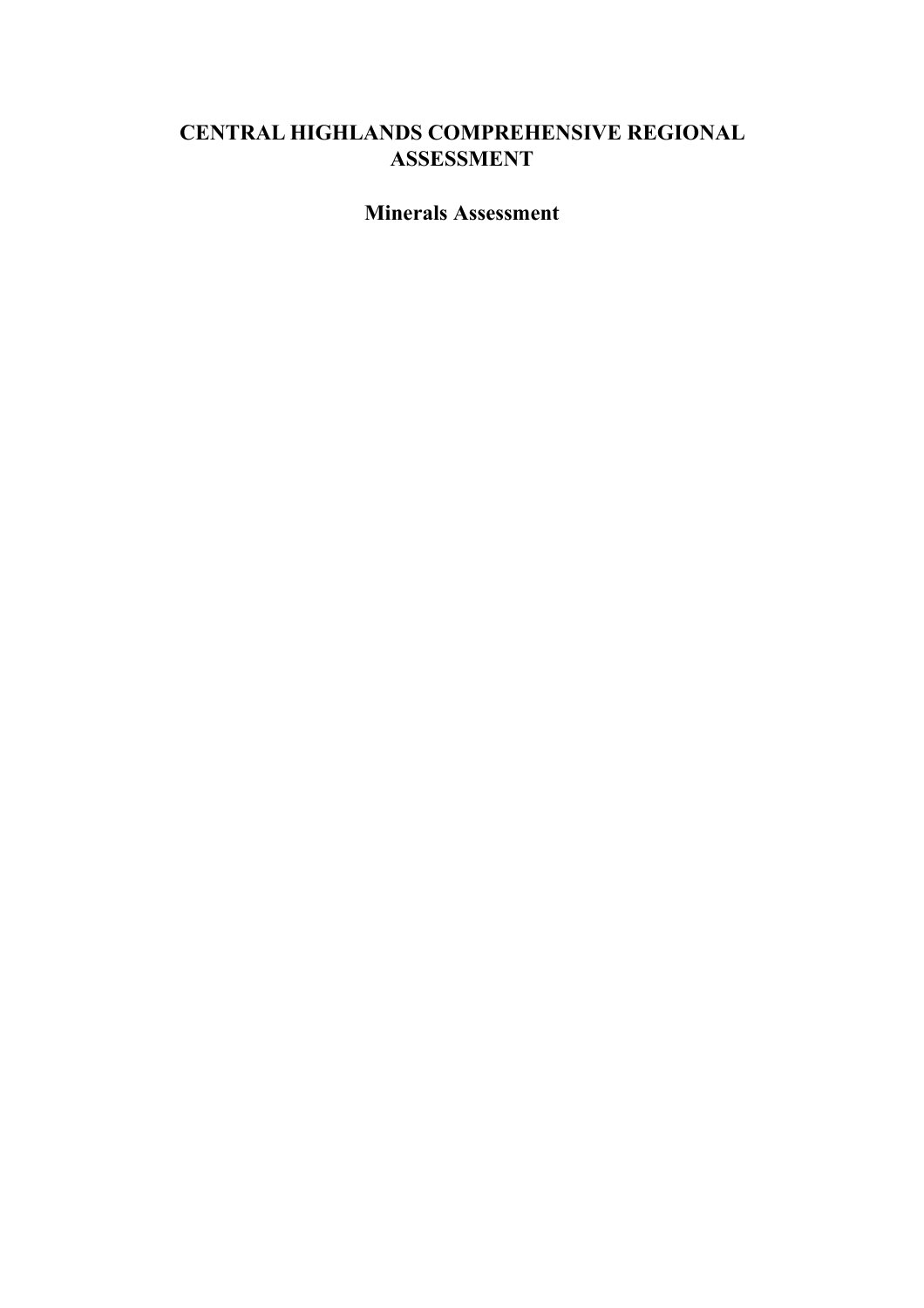# CENTRAL HIGHLANDS COMPREHENSIVE REGIONAL ASSESSMENT

## Minerals Assessment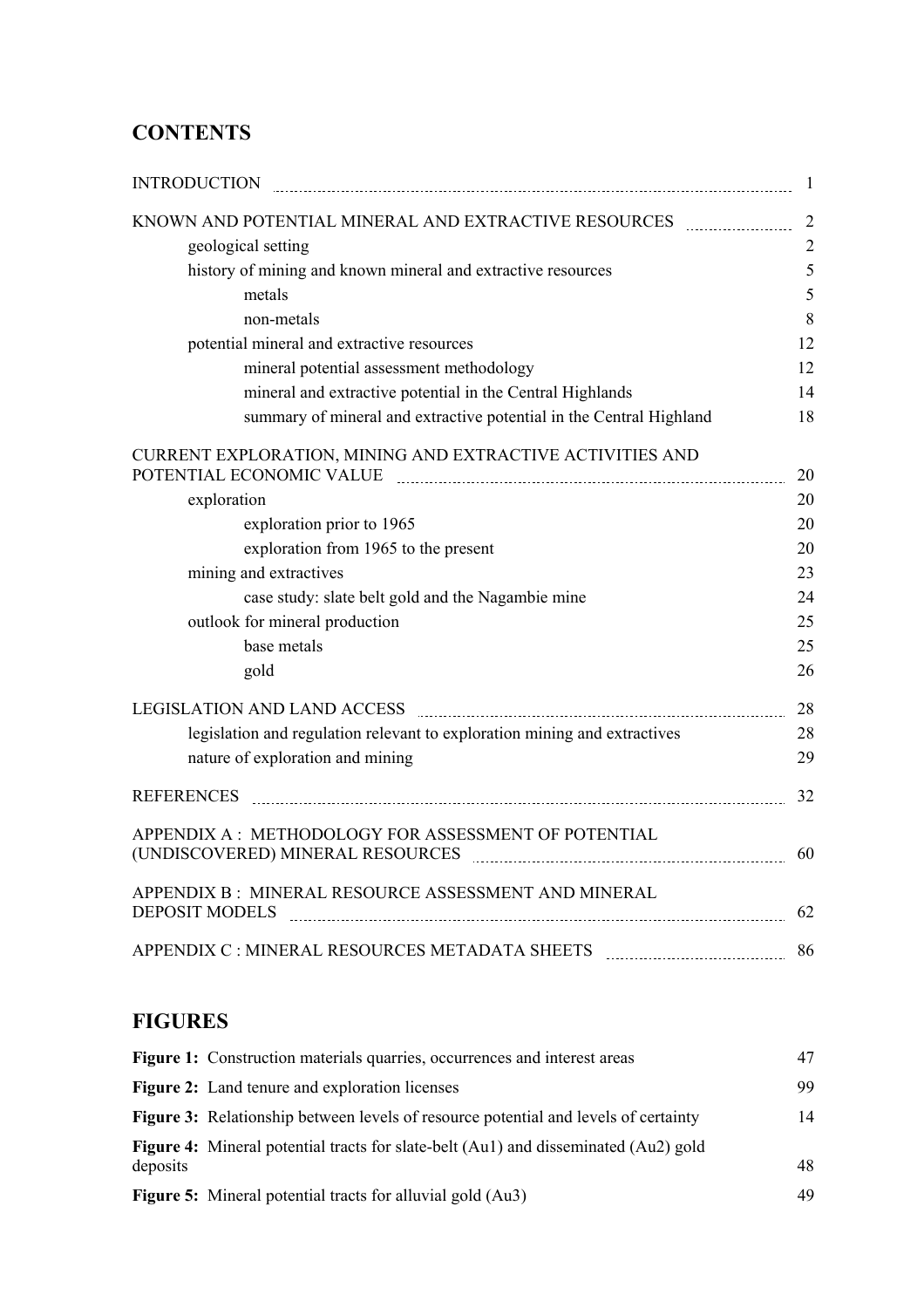## CONTENTS

| | |
|---|---|
| INTRODUCTION | 1 |
| KNOWN AND POTENTIAL MINERAL AND EXTRACTIVE RESOURCES | 2 |
| geological setting | 2 |
| history of mining and known mineral and extractive resources | 5 |
| metals | 5 |
| non-metals | 8 |
| potential mineral and extractive resources | 12 |
| mineral potential assessment methodology | 12 |
| mineral and extractive potential in the Central Highlands | 14 |
| summary of mineral and extractive potential in the Central Highland | 18 |
| CURRENT EXPLORATION, MINING AND EXTRACTIVE ACTIVITIES AND POTENTIAL ECONOMIC VALUE | 20 |
| exploration | 20 |
| exploration prior to 1965 | 20 |
| exploration from 1965 to the present | 20 |
| mining and extractives | 23 |
| case study: slate belt gold and the Nagambie mine | 24 |
| outlook for mineral production | 25 |
| base metals | 25 |
| gold | 26 |
| LEGISLATION AND LAND ACCESS | 28 |
| legislation and regulation relevant to exploration mining and extractives | 28 |
| nature of exploration and mining | 29 |
| REFERENCES | 32 |
| APPENDIX A : METHODOLOGY FOR ASSESSMENT OF POTENTIAL (UNDISCOVERED) MINERAL RESOURCES | 60 |
| APPENDIX B : MINERAL RESOURCE ASSESSMENT AND MINERAL DEPOSIT MODELS | 62 |
| APPENDIX C : MINERAL RESOURCES METADATA SHEETS | 86 |

## FIGURES

| | |
|---|---|
| **Figure 1:** Construction materials quarries, occurrences and interest areas | 47 |
| **Figure 2:** Land tenure and exploration licenses | 99 |
| **Figure 3:** Relationship between levels of resource potential and levels of certainty | 14 |
| **Figure 4:** Mineral potential tracts for slate-belt (Au1) and disseminated (Au2) gold deposits | 48 |
| **Figure 5:** Mineral potential tracts for alluvial gold (Au3) | 49 |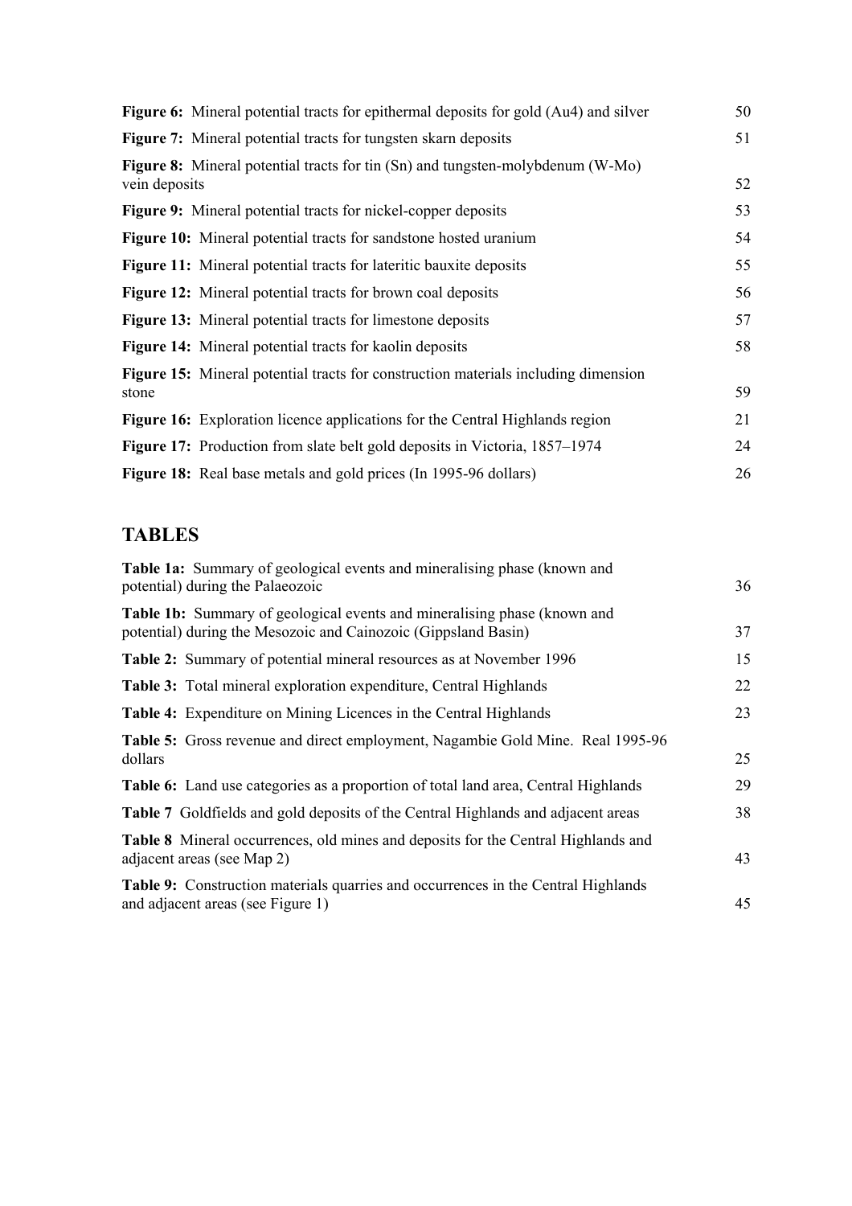**Figure 6:** Mineral potential tracts for epithermal deposits for gold (Au4) and silver 50

**Figure 7:** Mineral potential tracts for tungsten skarn deposits 51

**Figure 8:** Mineral potential tracts for tin (Sn) and tungsten-molybdenum (W-Mo) vein deposits 52

**Figure 9:** Mineral potential tracts for nickel-copper deposits 53

**Figure 10:** Mineral potential tracts for sandstone hosted uranium 54

**Figure 11:** Mineral potential tracts for lateritic bauxite deposits 55

**Figure 12:** Mineral potential tracts for brown coal deposits 56

**Figure 13:** Mineral potential tracts for limestone deposits 57

**Figure 14:** Mineral potential tracts for kaolin deposits 58

**Figure 15:** Mineral potential tracts for construction materials including dimension stone 59

**Figure 16:** Exploration licence applications for the Central Highlands region 21

**Figure 17:** Production from slate belt gold deposits in Victoria, 1857–1974 24

**Figure 18:** Real base metals and gold prices (In 1995-96 dollars) 26

## TABLES

**Table 1a:** Summary of geological events and mineralising phase (known and potential) during the Palaeozoic 36

**Table 1b:** Summary of geological events and mineralising phase (known and potential) during the Mesozoic and Cainozoic (Gippsland Basin) 37

**Table 2:** Summary of potential mineral resources as at November 1996 15

**Table 3:** Total mineral exploration expenditure, Central Highlands 22

**Table 4:** Expenditure on Mining Licences in the Central Highlands 23

**Table 5:** Gross revenue and direct employment, Nagambie Gold Mine. Real 1995-96 dollars 25

**Table 6:** Land use categories as a proportion of total land area, Central Highlands 29

**Table 7** Goldfields and gold deposits of the Central Highlands and adjacent areas 38

**Table 8** Mineral occurrences, old mines and deposits for the Central Highlands and adjacent areas (see Map 2) 43

**Table 9:** Construction materials quarries and occurrences in the Central Highlands and adjacent areas (see Figure 1) 45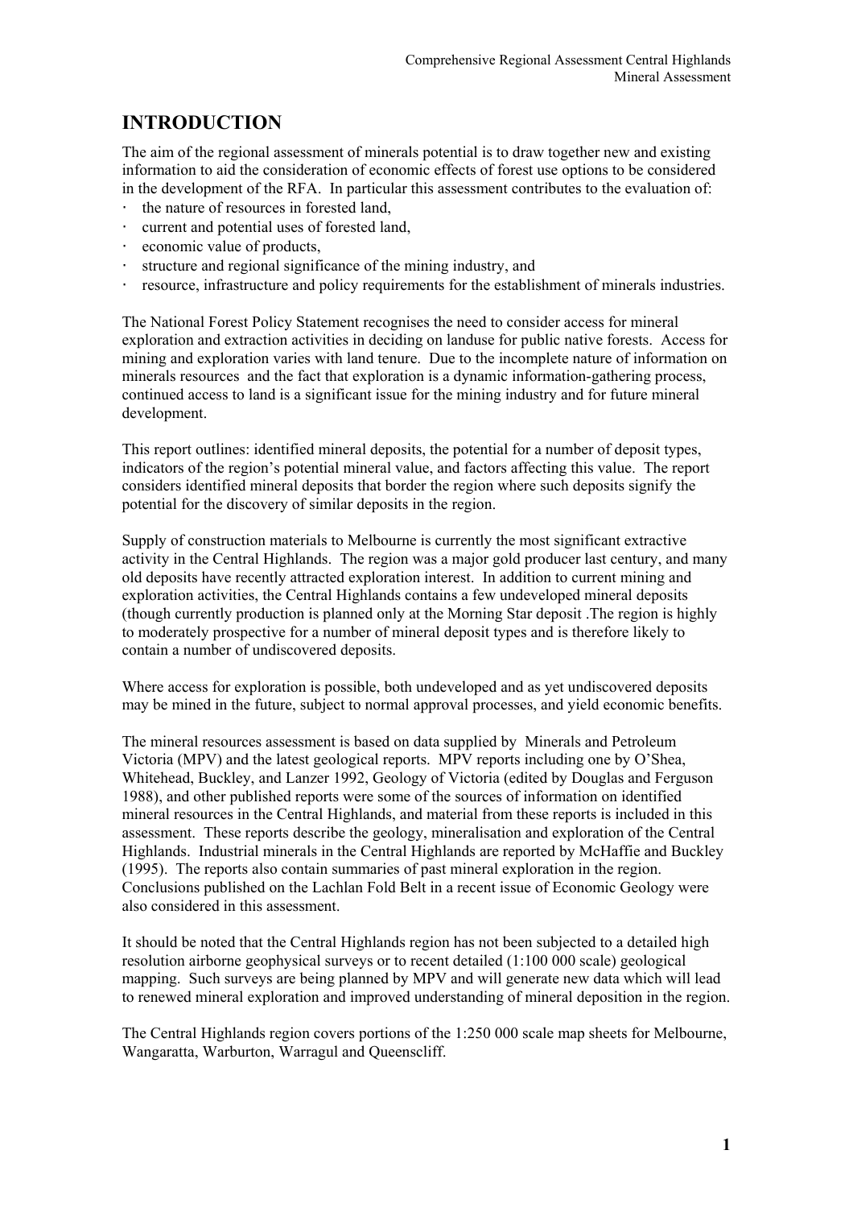# INTRODUCTION

The aim of the regional assessment of minerals potential is to draw together new and existing information to aid the consideration of economic effects of forest use options to be considered in the development of the RFA. In particular this assessment contributes to the evaluation of:

- the nature of resources in forested land,
- current and potential uses of forested land,
- economic value of products,
- structure and regional significance of the mining industry, and
- resource, infrastructure and policy requirements for the establishment of minerals industries.

The National Forest Policy Statement recognises the need to consider access for mineral exploration and extraction activities in deciding on landuse for public native forests. Access for mining and exploration varies with land tenure. Due to the incomplete nature of information on minerals resources and the fact that exploration is a dynamic information-gathering process, continued access to land is a significant issue for the mining industry and for future mineral development.

This report outlines: identified mineral deposits, the potential for a number of deposit types, indicators of the region's potential mineral value, and factors affecting this value. The report considers identified mineral deposits that border the region where such deposits signify the potential for the discovery of similar deposits in the region.

Supply of construction materials to Melbourne is currently the most significant extractive activity in the Central Highlands. The region was a major gold producer last century, and many old deposits have recently attracted exploration interest. In addition to current mining and exploration activities, the Central Highlands contains a few undeveloped mineral deposits (though currently production is planned only at the Morning Star deposit .The region is highly to moderately prospective for a number of mineral deposit types and is therefore likely to contain a number of undiscovered deposits.

Where access for exploration is possible, both undeveloped and as yet undiscovered deposits may be mined in the future, subject to normal approval processes, and yield economic benefits.

The mineral resources assessment is based on data supplied by Minerals and Petroleum Victoria (MPV) and the latest geological reports. MPV reports including one by O'Shea, Whitehead, Buckley, and Lanzer 1992, Geology of Victoria (edited by Douglas and Ferguson 1988), and other published reports were some of the sources of information on identified mineral resources in the Central Highlands, and material from these reports is included in this assessment. These reports describe the geology, mineralisation and exploration of the Central Highlands. Industrial minerals in the Central Highlands are reported by McHaffie and Buckley (1995). The reports also contain summaries of past mineral exploration in the region. Conclusions published on the Lachlan Fold Belt in a recent issue of Economic Geology were also considered in this assessment.

It should be noted that the Central Highlands region has not been subjected to a detailed high resolution airborne geophysical surveys or to recent detailed (1:100 000 scale) geological mapping. Such surveys are being planned by MPV and will generate new data which will lead to renewed mineral exploration and improved understanding of mineral deposition in the region.

The Central Highlands region covers portions of the 1:250 000 scale map sheets for Melbourne, Wangaratta, Warburton, Warragul and Queenscliff.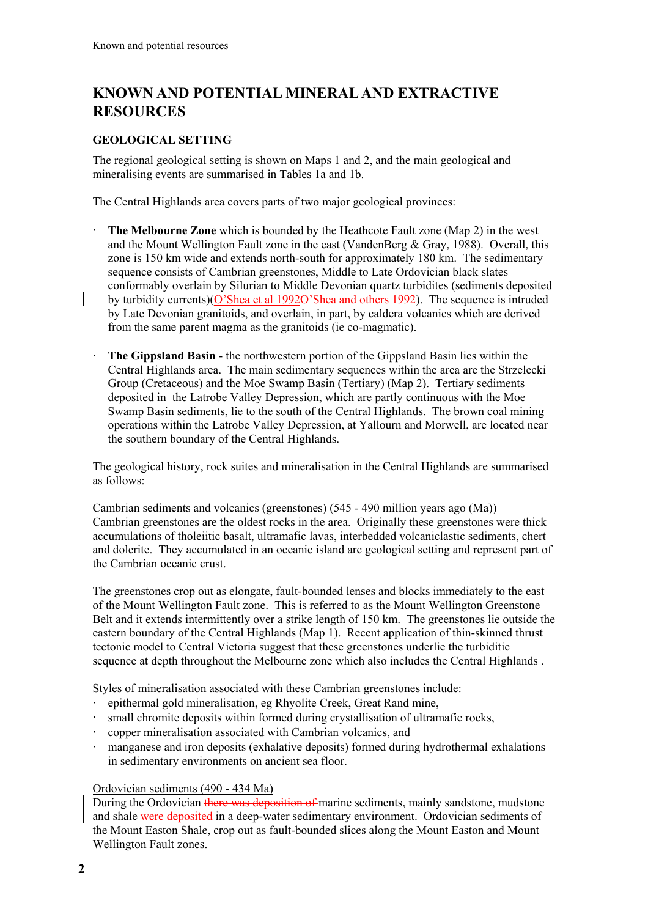# KNOWN AND POTENTIAL MINERAL AND EXTRACTIVE RESOURCES

## GEOLOGICAL SETTING

The regional geological setting is shown on Maps 1 and 2, and the main geological and mineralising events are summarised in Tables 1a and 1b.

The Central Highlands area covers parts of two major geological provinces:

- **The Melbourne Zone** which is bounded by the Heathcote Fault zone (Map 2) in the west and the Mount Wellington Fault zone in the east (VandenBerg & Gray, 1988). Overall, this zone is 150 km wide and extends north-south for approximately 180 km. The sedimentary sequence consists of Cambrian greenstones, Middle to Late Ordovician black slates conformably overlain by Silurian to Middle Devonian quartz turbidites (sediments deposited by turbidity currents)(O'Shea et al 1992~~O'Shea and others 1992~~). The sequence is intruded by Late Devonian granitoids, and overlain, in part, by caldera volcanics which are derived from the same parent magma as the granitoids (ie co-magmatic).

- **The Gippsland Basin** - the northwestern portion of the Gippsland Basin lies within the Central Highlands area. The main sedimentary sequences within the area are the Strzelecki Group (Cretaceous) and the Moe Swamp Basin (Tertiary) (Map 2). Tertiary sediments deposited in the Latrobe Valley Depression, which are partly continuous with the Moe Swamp Basin sediments, lie to the south of the Central Highlands. The brown coal mining operations within the Latrobe Valley Depression, at Yallourn and Morwell, are located near the southern boundary of the Central Highlands.

The geological history, rock suites and mineralisation in the Central Highlands are summarised as follows:

<u>Cambrian sediments and volcanics (greenstones) (545 - 490 million years ago (Ma))</u>
Cambrian greenstones are the oldest rocks in the area. Originally these greenstones were thick accumulations of tholeiitic basalt, ultramafic lavas, interbedded volcaniclastic sediments, chert and dolerite. They accumulated in an oceanic island arc geological setting and represent part of the Cambrian oceanic crust.

The greenstones crop out as elongate, fault-bounded lenses and blocks immediately to the east of the Mount Wellington Fault zone. This is referred to as the Mount Wellington Greenstone Belt and it extends intermittently over a strike length of 150 km. The greenstones lie outside the eastern boundary of the Central Highlands (Map 1). Recent application of thin-skinned thrust tectonic model to Central Victoria suggest that these greenstones underlie the turbiditic sequence at depth throughout the Melbourne zone which also includes the Central Highlands .

Styles of mineralisation associated with these Cambrian greenstones include:

- epithermal gold mineralisation, eg Rhyolite Creek, Great Rand mine,
- small chromite deposits within formed during crystallisation of ultramafic rocks,
- copper mineralisation associated with Cambrian volcanics, and
- manganese and iron deposits (exhalative deposits) formed during hydrothermal exhalations in sedimentary environments on ancient sea floor.

<u>Ordovician sediments (490 - 434 Ma)</u>
During the Ordovician ~~there was deposition of~~ marine sediments, mainly sandstone, mudstone and shale were deposited in a deep-water sedimentary environment. Ordovician sediments of the Mount Easton Shale, crop out as fault-bounded slices along the Mount Easton and Mount Wellington Fault zones.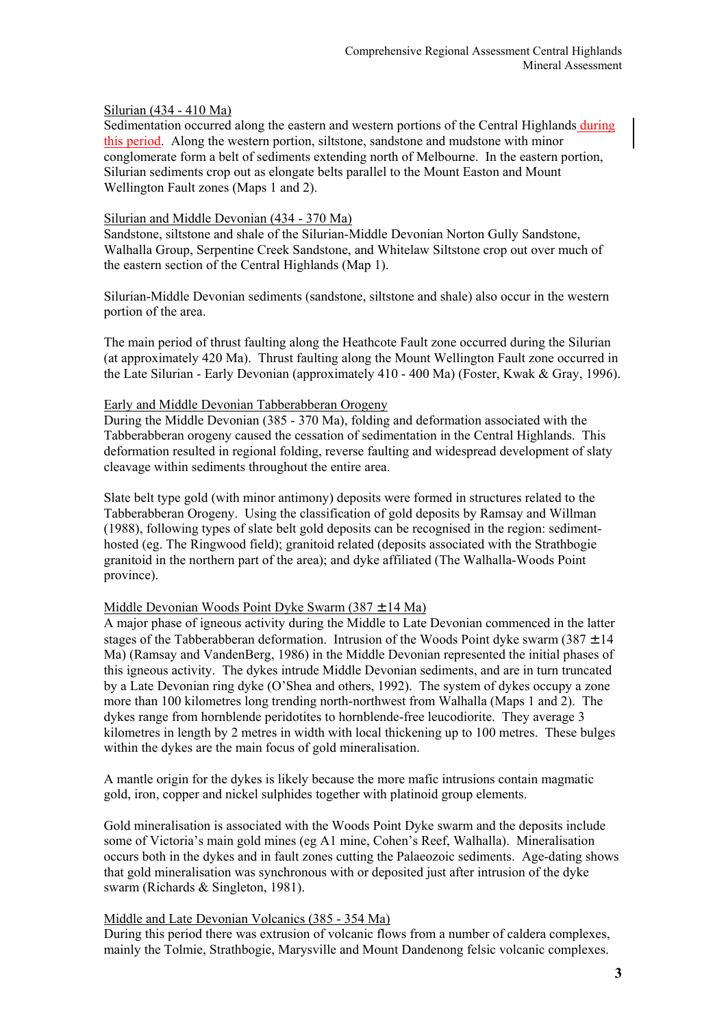### Silurian (434 - 410 Ma)

Sedimentation occurred along the eastern and western portions of the Central Highlands during this period. Along the western portion, siltstone, sandstone and mudstone with minor conglomerate form a belt of sediments extending north of Melbourne. In the eastern portion, Silurian sediments crop out as elongate belts parallel to the Mount Easton and Mount Wellington Fault zones (Maps 1 and 2).

### Silurian and Middle Devonian (434 - 370 Ma)

Sandstone, siltstone and shale of the Silurian-Middle Devonian Norton Gully Sandstone, Walhalla Group, Serpentine Creek Sandstone, and Whitelaw Siltstone crop out over much of the eastern section of the Central Highlands (Map 1).

Silurian-Middle Devonian sediments (sandstone, siltstone and shale) also occur in the western portion of the area.

The main period of thrust faulting along the Heathcote Fault zone occurred during the Silurian (at approximately 420 Ma). Thrust faulting along the Mount Wellington Fault zone occurred in the Late Silurian - Early Devonian (approximately 410 - 400 Ma) (Foster, Kwak & Gray, 1996).

### Early and Middle Devonian Tabberabberan Orogeny

During the Middle Devonian (385 - 370 Ma), folding and deformation associated with the Tabberabberan orogeny caused the cessation of sedimentation in the Central Highlands. This deformation resulted in regional folding, reverse faulting and widespread development of slaty cleavage within sediments throughout the entire area.

Slate belt type gold (with minor antimony) deposits were formed in structures related to the Tabberabberan Orogeny. Using the classification of gold deposits by Ramsay and Willman (1988), following types of slate belt gold deposits can be recognised in the region: sediment-hosted (eg. The Ringwood field); granitoid related (deposits associated with the Strathbogie granitoid in the northern part of the area); and dyke affiliated (The Walhalla-Woods Point province).

### Middle Devonian Woods Point Dyke Swarm (387 ± 14 Ma)

A major phase of igneous activity during the Middle to Late Devonian commenced in the latter stages of the Tabberabberan deformation. Intrusion of the Woods Point dyke swarm (387 ± 14 Ma) (Ramsay and VandenBerg, 1986) in the Middle Devonian represented the initial phases of this igneous activity. The dykes intrude Middle Devonian sediments, and are in turn truncated by a Late Devonian ring dyke (O'Shea and others, 1992). The system of dykes occupy a zone more than 100 kilometres long trending north-northwest from Walhalla (Maps 1 and 2). The dykes range from hornblende peridotites to hornblende-free leucodiorite. They average 3 kilometres in length by 2 metres in width with local thickening up to 100 metres. These bulges within the dykes are the main focus of gold mineralisation.

A mantle origin for the dykes is likely because the more mafic intrusions contain magmatic gold, iron, copper and nickel sulphides together with platinoid group elements.

Gold mineralisation is associated with the Woods Point Dyke swarm and the deposits include some of Victoria's main gold mines (eg A1 mine, Cohen's Reef, Walhalla). Mineralisation occurs both in the dykes and in fault zones cutting the Palaeozoic sediments. Age-dating shows that gold mineralisation was synchronous with or deposited just after intrusion of the dyke swarm (Richards & Singleton, 1981).

### Middle and Late Devonian Volcanics (385 - 354 Ma)

During this period there was extrusion of volcanic flows from a number of caldera complexes, mainly the Tolmie, Strathbogie, Marysville and Mount Dandenong felsic volcanic complexes.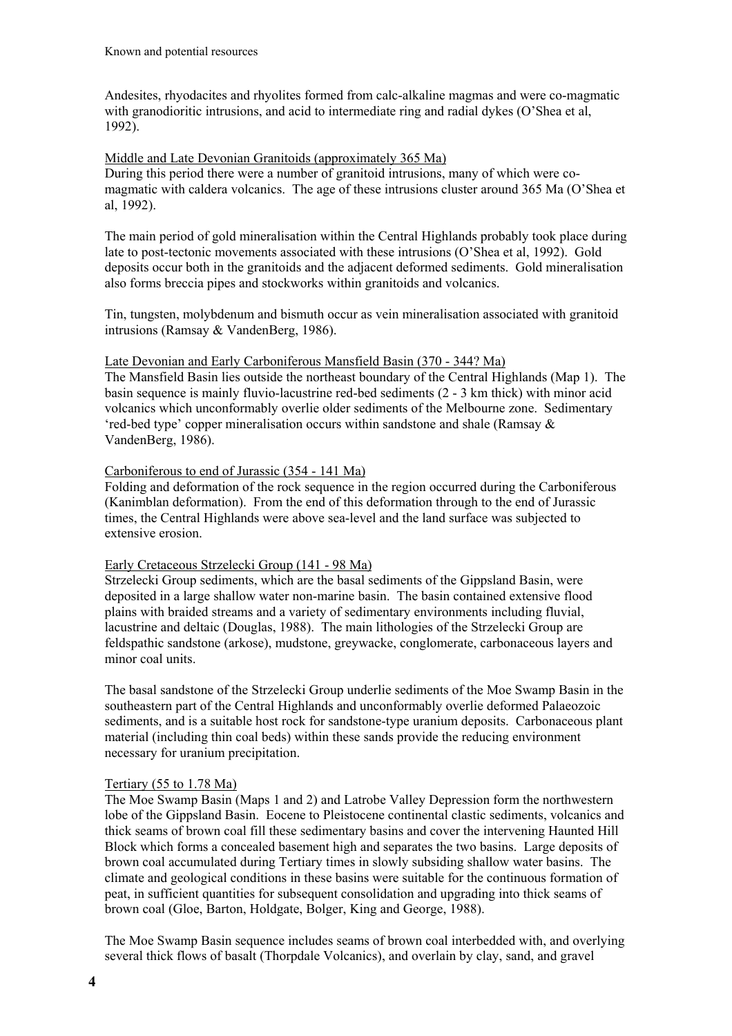Andesites, rhyodacites and rhyolites formed from calc-alkaline magmas and were co-magmatic with granodioritic intrusions, and acid to intermediate ring and radial dykes (O'Shea et al, 1992).

### Middle and Late Devonian Granitoids (approximately 365 Ma)

During this period there were a number of granitoid intrusions, many of which were co-magmatic with caldera volcanics. The age of these intrusions cluster around 365 Ma (O'Shea et al, 1992).

The main period of gold mineralisation within the Central Highlands probably took place during late to post-tectonic movements associated with these intrusions (O'Shea et al, 1992). Gold deposits occur both in the granitoids and the adjacent deformed sediments. Gold mineralisation also forms breccia pipes and stockworks within granitoids and volcanics.

Tin, tungsten, molybdenum and bismuth occur as vein mineralisation associated with granitoid intrusions (Ramsay & VandenBerg, 1986).

### Late Devonian and Early Carboniferous Mansfield Basin (370 - 344? Ma)

The Mansfield Basin lies outside the northeast boundary of the Central Highlands (Map 1). The basin sequence is mainly fluvio-lacustrine red-bed sediments (2 - 3 km thick) with minor acid volcanics which unconformably overlie older sediments of the Melbourne zone. Sedimentary 'red-bed type' copper mineralisation occurs within sandstone and shale (Ramsay & VandenBerg, 1986).

### Carboniferous to end of Jurassic (354 - 141 Ma)

Folding and deformation of the rock sequence in the region occurred during the Carboniferous (Kanimblan deformation). From the end of this deformation through to the end of Jurassic times, the Central Highlands were above sea-level and the land surface was subjected to extensive erosion.

### Early Cretaceous Strzelecki Group (141 - 98 Ma)

Strzelecki Group sediments, which are the basal sediments of the Gippsland Basin, were deposited in a large shallow water non-marine basin. The basin contained extensive flood plains with braided streams and a variety of sedimentary environments including fluvial, lacustrine and deltaic (Douglas, 1988). The main lithologies of the Strzelecki Group are feldspathic sandstone (arkose), mudstone, greywacke, conglomerate, carbonaceous layers and minor coal units.

The basal sandstone of the Strzelecki Group underlie sediments of the Moe Swamp Basin in the southeastern part of the Central Highlands and unconformably overlie deformed Palaeozoic sediments, and is a suitable host rock for sandstone-type uranium deposits. Carbonaceous plant material (including thin coal beds) within these sands provide the reducing environment necessary for uranium precipitation.

### Tertiary (55 to 1.78 Ma)

The Moe Swamp Basin (Maps 1 and 2) and Latrobe Valley Depression form the northwestern lobe of the Gippsland Basin. Eocene to Pleistocene continental clastic sediments, volcanics and thick seams of brown coal fill these sedimentary basins and cover the intervening Haunted Hill Block which forms a concealed basement high and separates the two basins. Large deposits of brown coal accumulated during Tertiary times in slowly subsiding shallow water basins. The climate and geological conditions in these basins were suitable for the continuous formation of peat, in sufficient quantities for subsequent consolidation and upgrading into thick seams of brown coal (Gloe, Barton, Holdgate, Bolger, King and George, 1988).

The Moe Swamp Basin sequence includes seams of brown coal interbedded with, and overlying several thick flows of basalt (Thorpdale Volcanics), and overlain by clay, sand, and gravel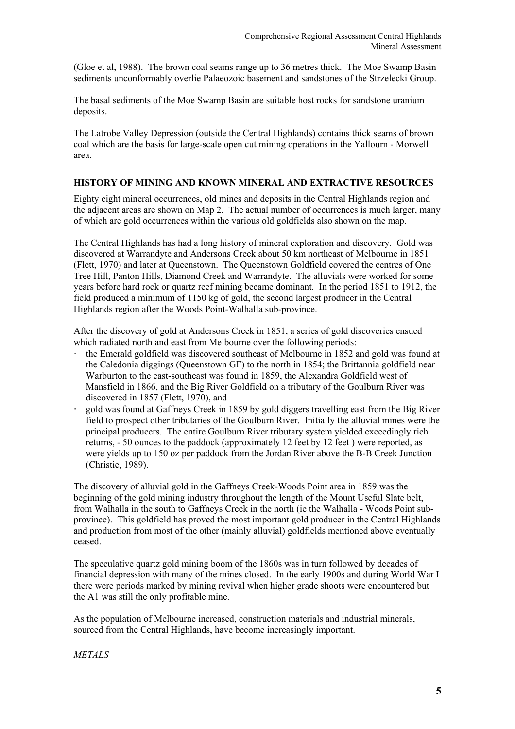(Gloe et al, 1988). The brown coal seams range up to 36 metres thick. The Moe Swamp Basin sediments unconformably overlie Palaeozoic basement and sandstones of the Strzelecki Group.

The basal sediments of the Moe Swamp Basin are suitable host rocks for sandstone uranium deposits.

The Latrobe Valley Depression (outside the Central Highlands) contains thick seams of brown coal which are the basis for large-scale open cut mining operations in the Yallourn - Morwell area.

## HISTORY OF MINING AND KNOWN MINERAL AND EXTRACTIVE RESOURCES

Eighty eight mineral occurrences, old mines and deposits in the Central Highlands region and the adjacent areas are shown on Map 2. The actual number of occurrences is much larger, many of which are gold occurrences within the various old goldfields also shown on the map.

The Central Highlands has had a long history of mineral exploration and discovery. Gold was discovered at Warrandyte and Andersons Creek about 50 km northeast of Melbourne in 1851 (Flett, 1970) and later at Queenstown. The Queenstown Goldfield covered the centres of One Tree Hill, Panton Hills, Diamond Creek and Warrandyte. The alluvials were worked for some years before hard rock or quartz reef mining became dominant. In the period 1851 to 1912, the field produced a minimum of 1150 kg of gold, the second largest producer in the Central Highlands region after the Woods Point-Walhalla sub-province.

After the discovery of gold at Andersons Creek in 1851, a series of gold discoveries ensued which radiated north and east from Melbourne over the following periods:

- the Emerald goldfield was discovered southeast of Melbourne in 1852 and gold was found at the Caledonia diggings (Queenstown GF) to the north in 1854; the Brittannia goldfield near Warburton to the east-southeast was found in 1859, the Alexandra Goldfield west of Mansfield in 1866, and the Big River Goldfield on a tributary of the Goulburn River was discovered in 1857 (Flett, 1970), and
- gold was found at Gaffneys Creek in 1859 by gold diggers travelling east from the Big River field to prospect other tributaries of the Goulburn River. Initially the alluvial mines were the principal producers. The entire Goulburn River tributary system yielded exceedingly rich returns, - 50 ounces to the paddock (approximately 12 feet by 12 feet ) were reported, as were yields up to 150 oz per paddock from the Jordan River above the B-B Creek Junction (Christie, 1989).

The discovery of alluvial gold in the Gaffneys Creek-Woods Point area in 1859 was the beginning of the gold mining industry throughout the length of the Mount Useful Slate belt, from Walhalla in the south to Gaffneys Creek in the north (ie the Walhalla - Woods Point sub-province). This goldfield has proved the most important gold producer in the Central Highlands and production from most of the other (mainly alluvial) goldfields mentioned above eventually ceased.

The speculative quartz gold mining boom of the 1860s was in turn followed by decades of financial depression with many of the mines closed. In the early 1900s and during World War I there were periods marked by mining revival when higher grade shoots were encountered but the A1 was still the only profitable mine.

As the population of Melbourne increased, construction materials and industrial minerals, sourced from the Central Highlands, have become increasingly important.

*METALS*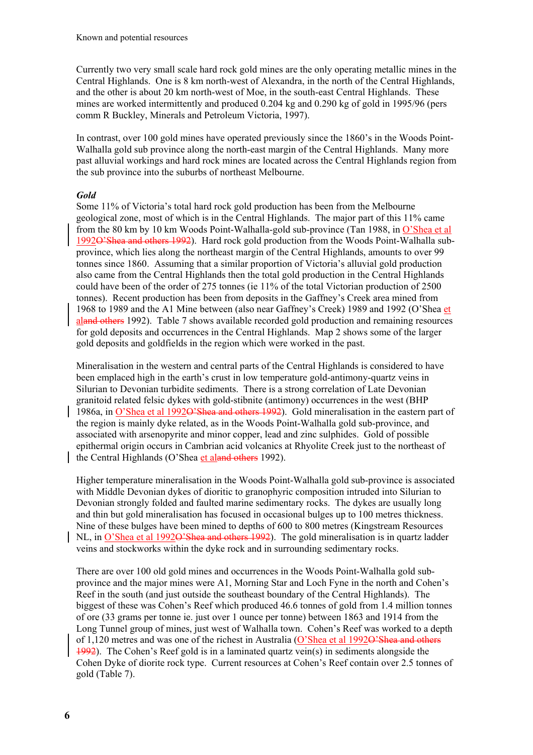Currently two very small scale hard rock gold mines are the only operating metallic mines in the Central Highlands. One is 8 km north-west of Alexandra, in the north of the Central Highlands, and the other is about 20 km north-west of Moe, in the south-east Central Highlands. These mines are worked intermittently and produced 0.204 kg and 0.290 kg of gold in 1995/96 (pers comm R Buckley, Minerals and Petroleum Victoria, 1997).

In contrast, over 100 gold mines have operated previously since the 1860's in the Woods Point-Walhalla gold sub province along the north-east margin of the Central Highlands. Many more past alluvial workings and hard rock mines are located across the Central Highlands region from the sub province into the suburbs of northeast Melbourne.

### *Gold*

Some 11% of Victoria's total hard rock gold production has been from the Melbourne geological zone, most of which is in the Central Highlands. The major part of this 11% came from the 80 km by 10 km Woods Point-Walhalla-gold sub-province (Tan 1988, in O'Shea et al 1992~~O'Shea and others 1992~~). Hard rock gold production from the Woods Point-Walhalla sub-province, which lies along the northeast margin of the Central Highlands, amounts to over 99 tonnes since 1860. Assuming that a similar proportion of Victoria's alluvial gold production also came from the Central Highlands then the total gold production in the Central Highlands could have been of the order of 275 tonnes (ie 11% of the total Victorian production of 2500 tonnes). Recent production has been from deposits in the Gaffney's Creek area mined from 1968 to 1989 and the A1 Mine between (also near Gaffney's Creek) 1989 and 1992 (O'Shea et al~~and others~~ 1992). Table 7 shows available recorded gold production and remaining resources for gold deposits and occurrences in the Central Highlands. Map 2 shows some of the larger gold deposits and goldfields in the region which were worked in the past.

Mineralisation in the western and central parts of the Central Highlands is considered to have been emplaced high in the earth's crust in low temperature gold-antimony-quartz veins in Silurian to Devonian turbidite sediments. There is a strong correlation of Late Devonian granitoid related felsic dykes with gold-stibnite (antimony) occurrences in the west (BHP 1986a, in O'Shea et al 1992~~O'Shea and others 1992~~). Gold mineralisation in the eastern part of the region is mainly dyke related, as in the Woods Point-Walhalla gold sub-province, and associated with arsenopyrite and minor copper, lead and zinc sulphides. Gold of possible epithermal origin occurs in Cambrian acid volcanics at Rhyolite Creek just to the northeast of the Central Highlands (O'Shea et al~~and others~~ 1992).

Higher temperature mineralisation in the Woods Point-Walhalla gold sub-province is associated with Middle Devonian dykes of dioritic to granophyric composition intruded into Silurian to Devonian strongly folded and faulted marine sedimentary rocks. The dykes are usually long and thin but gold mineralisation has focused in occasional bulges up to 100 metres thickness. Nine of these bulges have been mined to depths of 600 to 800 metres (Kingstream Resources NL, in O'Shea et al 1992~~O'Shea and others 1992~~). The gold mineralisation is in quartz ladder veins and stockworks within the dyke rock and in surrounding sedimentary rocks.

There are over 100 old gold mines and occurrences in the Woods Point-Walhalla gold sub-province and the major mines were A1, Morning Star and Loch Fyne in the north and Cohen's Reef in the south (and just outside the southeast boundary of the Central Highlands). The biggest of these was Cohen's Reef which produced 46.6 tonnes of gold from 1.4 million tonnes of ore (33 grams per tonne ie. just over 1 ounce per tonne) between 1863 and 1914 from the Long Tunnel group of mines, just west of Walhalla town. Cohen's Reef was worked to a depth of 1,120 metres and was one of the richest in Australia (O'Shea et al 1992~~O'Shea and others 1992~~). The Cohen's Reef gold is in a laminated quartz vein(s) in sediments alongside the Cohen Dyke of diorite rock type. Current resources at Cohen's Reef contain over 2.5 tonnes of gold (Table 7).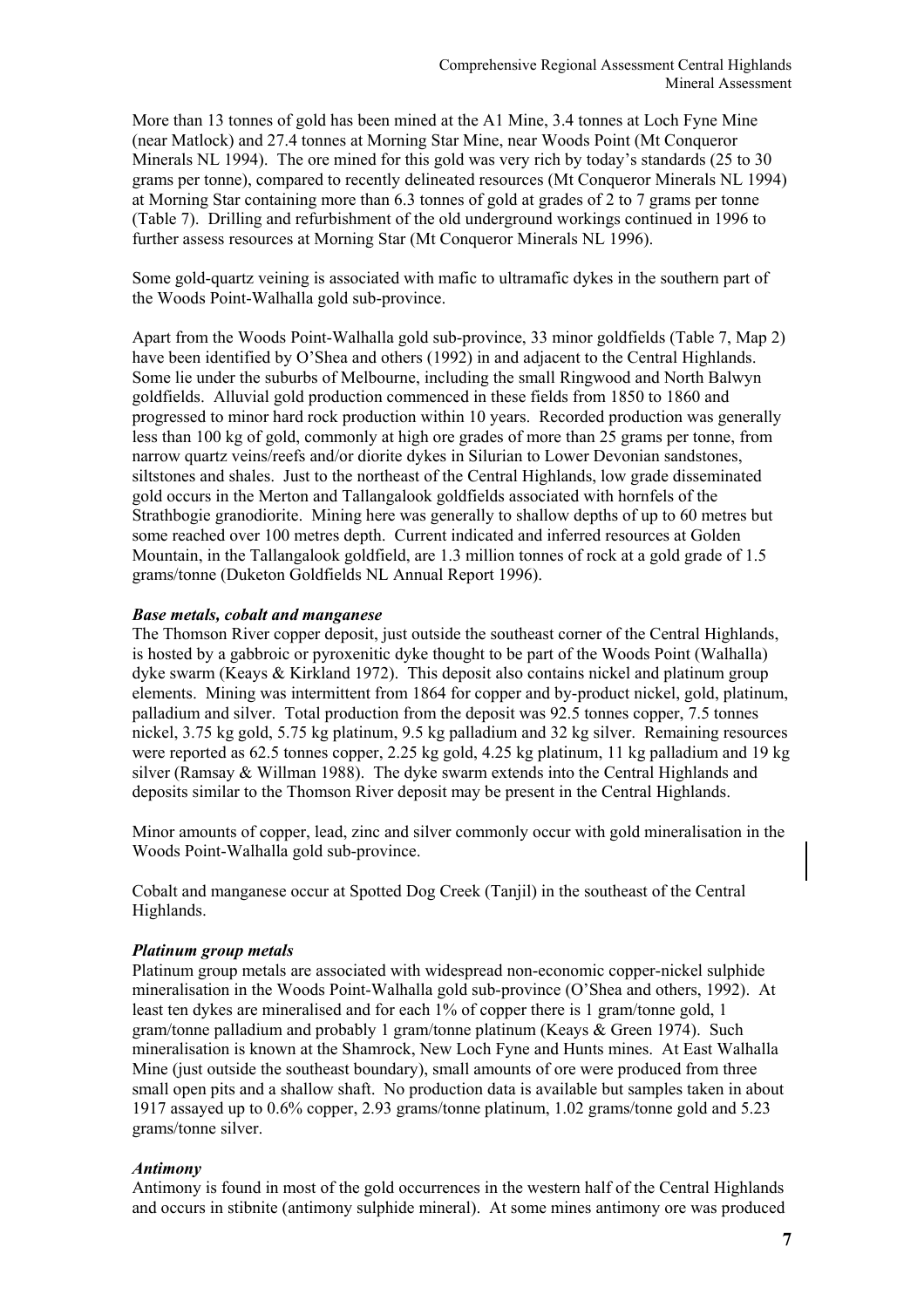More than 13 tonnes of gold has been mined at the A1 Mine, 3.4 tonnes at Loch Fyne Mine (near Matlock) and 27.4 tonnes at Morning Star Mine, near Woods Point (Mt Conqueror Minerals NL 1994). The ore mined for this gold was very rich by today's standards (25 to 30 grams per tonne), compared to recently delineated resources (Mt Conqueror Minerals NL 1994) at Morning Star containing more than 6.3 tonnes of gold at grades of 2 to 7 grams per tonne (Table 7). Drilling and refurbishment of the old underground workings continued in 1996 to further assess resources at Morning Star (Mt Conqueror Minerals NL 1996).

Some gold-quartz veining is associated with mafic to ultramafic dykes in the southern part of the Woods Point-Walhalla gold sub-province.

Apart from the Woods Point-Walhalla gold sub-province, 33 minor goldfields (Table 7, Map 2) have been identified by O'Shea and others (1992) in and adjacent to the Central Highlands. Some lie under the suburbs of Melbourne, including the small Ringwood and North Balwyn goldfields. Alluvial gold production commenced in these fields from 1850 to 1860 and progressed to minor hard rock production within 10 years. Recorded production was generally less than 100 kg of gold, commonly at high ore grades of more than 25 grams per tonne, from narrow quartz veins/reefs and/or diorite dykes in Silurian to Lower Devonian sandstones, siltstones and shales. Just to the northeast of the Central Highlands, low grade disseminated gold occurs in the Merton and Tallangalook goldfields associated with hornfels of the Strathbogie granodiorite. Mining here was generally to shallow depths of up to 60 metres but some reached over 100 metres depth. Current indicated and inferred resources at Golden Mountain, in the Tallangalook goldfield, are 1.3 million tonnes of rock at a gold grade of 1.5 grams/tonne (Duketon Goldfields NL Annual Report 1996).

***Base metals, cobalt and manganese***

The Thomson River copper deposit, just outside the southeast corner of the Central Highlands, is hosted by a gabbroic or pyroxenitic dyke thought to be part of the Woods Point (Walhalla) dyke swarm (Keays & Kirkland 1972). This deposit also contains nickel and platinum group elements. Mining was intermittent from 1864 for copper and by-product nickel, gold, platinum, palladium and silver. Total production from the deposit was 92.5 tonnes copper, 7.5 tonnes nickel, 3.75 kg gold, 5.75 kg platinum, 9.5 kg palladium and 32 kg silver. Remaining resources were reported as 62.5 tonnes copper, 2.25 kg gold, 4.25 kg platinum, 11 kg palladium and 19 kg silver (Ramsay & Willman 1988). The dyke swarm extends into the Central Highlands and deposits similar to the Thomson River deposit may be present in the Central Highlands.

Minor amounts of copper, lead, zinc and silver commonly occur with gold mineralisation in the Woods Point-Walhalla gold sub-province.

Cobalt and manganese occur at Spotted Dog Creek (Tanjil) in the southeast of the Central Highlands.

***Platinum group metals***

Platinum group metals are associated with widespread non-economic copper-nickel sulphide mineralisation in the Woods Point-Walhalla gold sub-province (O'Shea and others, 1992). At least ten dykes are mineralised and for each 1% of copper there is 1 gram/tonne gold, 1 gram/tonne palladium and probably 1 gram/tonne platinum (Keays & Green 1974). Such mineralisation is known at the Shamrock, New Loch Fyne and Hunts mines. At East Walhalla Mine (just outside the southeast boundary), small amounts of ore were produced from three small open pits and a shallow shaft. No production data is available but samples taken in about 1917 assayed up to 0.6% copper, 2.93 grams/tonne platinum, 1.02 grams/tonne gold and 5.23 grams/tonne silver.

***Antimony***

Antimony is found in most of the gold occurrences in the western half of the Central Highlands and occurs in stibnite (antimony sulphide mineral). At some mines antimony ore was produced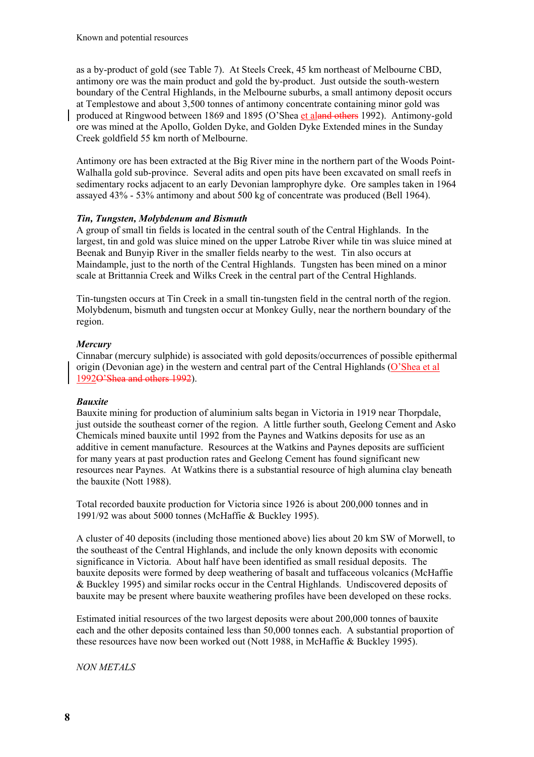as a by-product of gold (see Table 7). At Steels Creek, 45 km northeast of Melbourne CBD, antimony ore was the main product and gold the by-product. Just outside the south-western boundary of the Central Highlands, in the Melbourne suburbs, a small antimony deposit occurs at Templestowe and about 3,500 tonnes of antimony concentrate containing minor gold was produced at Ringwood between 1869 and 1895 (O'Shea et al~~and others~~ 1992). Antimony-gold ore was mined at the Apollo, Golden Dyke, and Golden Dyke Extended mines in the Sunday Creek goldfield 55 km north of Melbourne.

Antimony ore has been extracted at the Big River mine in the northern part of the Woods Point-Walhalla gold sub-province. Several adits and open pits have been excavated on small reefs in sedimentary rocks adjacent to an early Devonian lamprophyre dyke. Ore samples taken in 1964 assayed 43% - 53% antimony and about 500 kg of concentrate was produced (Bell 1964).

***Tin, Tungsten, Molybdenum and Bismuth***

A group of small tin fields is located in the central south of the Central Highlands. In the largest, tin and gold was sluice mined on the upper Latrobe River while tin was sluice mined at Beenak and Bunyip River in the smaller fields nearby to the west. Tin also occurs at Maindample, just to the north of the Central Highlands. Tungsten has been mined on a minor scale at Brittannia Creek and Wilks Creek in the central part of the Central Highlands.

Tin-tungsten occurs at Tin Creek in a small tin-tungsten field in the central north of the region. Molybdenum, bismuth and tungsten occur at Monkey Gully, near the northern boundary of the region.

***Mercury***

Cinnabar (mercury sulphide) is associated with gold deposits/occurrences of possible epithermal origin (Devonian age) in the western and central part of the Central Highlands (O'Shea et al 1992~~O'Shea and others 1992~~).

***Bauxite***

Bauxite mining for production of aluminium salts began in Victoria in 1919 near Thorpdale, just outside the southeast corner of the region. A little further south, Geelong Cement and Asko Chemicals mined bauxite until 1992 from the Paynes and Watkins deposits for use as an additive in cement manufacture. Resources at the Watkins and Paynes deposits are sufficient for many years at past production rates and Geelong Cement has found significant new resources near Paynes. At Watkins there is a substantial resource of high alumina clay beneath the bauxite (Nott 1988).

Total recorded bauxite production for Victoria since 1926 is about 200,000 tonnes and in 1991/92 was about 5000 tonnes (McHaffie & Buckley 1995).

A cluster of 40 deposits (including those mentioned above) lies about 20 km SW of Morwell, to the southeast of the Central Highlands, and include the only known deposits with economic significance in Victoria. About half have been identified as small residual deposits. The bauxite deposits were formed by deep weathering of basalt and tuffaceous volcanics (McHaffie & Buckley 1995) and similar rocks occur in the Central Highlands. Undiscovered deposits of bauxite may be present where bauxite weathering profiles have been developed on these rocks.

Estimated initial resources of the two largest deposits were about 200,000 tonnes of bauxite each and the other deposits contained less than 50,000 tonnes each. A substantial proportion of these resources have now been worked out (Nott 1988, in McHaffie & Buckley 1995).

*NON METALS*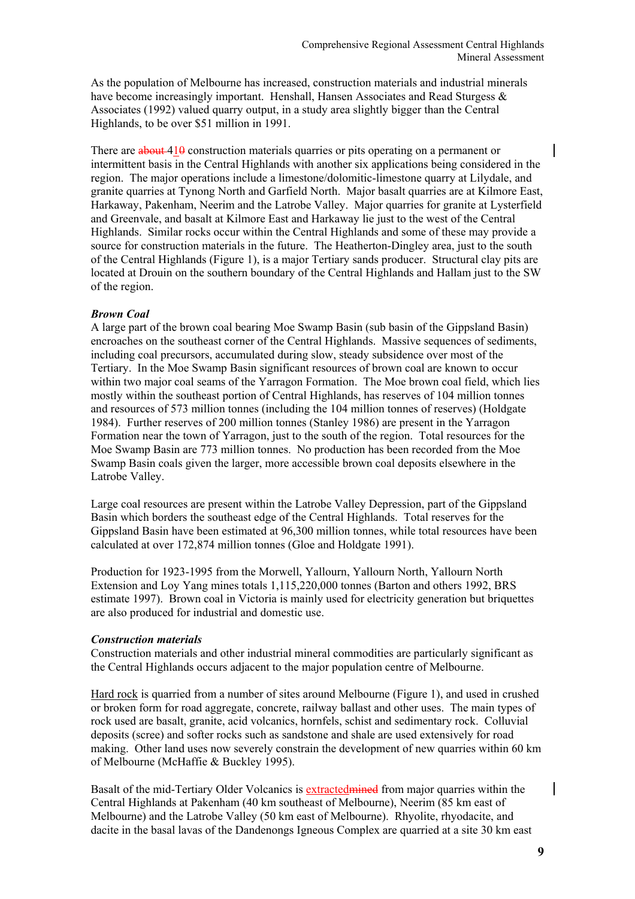As the population of Melbourne has increased, construction materials and industrial minerals have become increasingly important. Henshall, Hansen Associates and Read Sturgess & Associates (1992) valued quarry output, in a study area slightly bigger than the Central Highlands, to be over $51 million in 1991.

There are 41 construction materials quarries or pits operating on a permanent or intermittent basis in the Central Highlands with another six applications being considered in the region. The major operations include a limestone/dolomitic-limestone quarry at Lilydale, and granite quarries at Tynong North and Garfield North. Major basalt quarries are at Kilmore East, Harkaway, Pakenham, Neerim and the Latrobe Valley. Major quarries for granite at Lysterfield and Greenvale, and basalt at Kilmore East and Harkaway lie just to the west of the Central Highlands. Similar rocks occur within the Central Highlands and some of these may provide a source for construction materials in the future. The Heatherton-Dingley area, just to the south of the Central Highlands (Figure 1), is a major Tertiary sands producer. Structural clay pits are located at Drouin on the southern boundary of the Central Highlands and Hallam just to the SW of the region.

***Brown Coal***

A large part of the brown coal bearing Moe Swamp Basin (sub basin of the Gippsland Basin) encroaches on the southeast corner of the Central Highlands. Massive sequences of sediments, including coal precursors, accumulated during slow, steady subsidence over most of the Tertiary. In the Moe Swamp Basin significant resources of brown coal are known to occur within two major coal seams of the Yarragon Formation. The Moe brown coal field, which lies mostly within the southeast portion of Central Highlands, has reserves of 104 million tonnes and resources of 573 million tonnes (including the 104 million tonnes of reserves) (Holdgate 1984). Further reserves of 200 million tonnes (Stanley 1986) are present in the Yarragon Formation near the town of Yarragon, just to the south of the region. Total resources for the Moe Swamp Basin are 773 million tonnes. No production has been recorded from the Moe Swamp Basin coals given the larger, more accessible brown coal deposits elsewhere in the Latrobe Valley.

Large coal resources are present within the Latrobe Valley Depression, part of the Gippsland Basin which borders the southeast edge of the Central Highlands. Total reserves for the Gippsland Basin have been estimated at 96,300 million tonnes, while total resources have been calculated at over 172,874 million tonnes (Gloe and Holdgate 1991).

Production for 1923-1995 from the Morwell, Yallourn, Yallourn North, Yallourn North Extension and Loy Yang mines totals 1,115,220,000 tonnes (Barton and others 1992, BRS estimate 1997). Brown coal in Victoria is mainly used for electricity generation but briquettes are also produced for industrial and domestic use.

***Construction materials***

Construction materials and other industrial mineral commodities are particularly significant as the Central Highlands occurs adjacent to the major population centre of Melbourne.

Hard rock is quarried from a number of sites around Melbourne (Figure 1), and used in crushed or broken form for road aggregate, concrete, railway ballast and other uses. The main types of rock used are basalt, granite, acid volcanics, hornfels, schist and sedimentary rock. Colluvial deposits (scree) and softer rocks such as sandstone and shale are used extensively for road making. Other land uses now severely constrain the development of new quarries within 60 km of Melbourne (McHaffie & Buckley 1995).

Basalt of the mid-Tertiary Older Volcanics is extracted from major quarries within the Central Highlands at Pakenham (40 km southeast of Melbourne), Neerim (85 km east of Melbourne) and the Latrobe Valley (50 km east of Melbourne). Rhyolite, rhyodacite, and dacite in the basal lavas of the Dandenongs Igneous Complex are quarried at a site 30 km east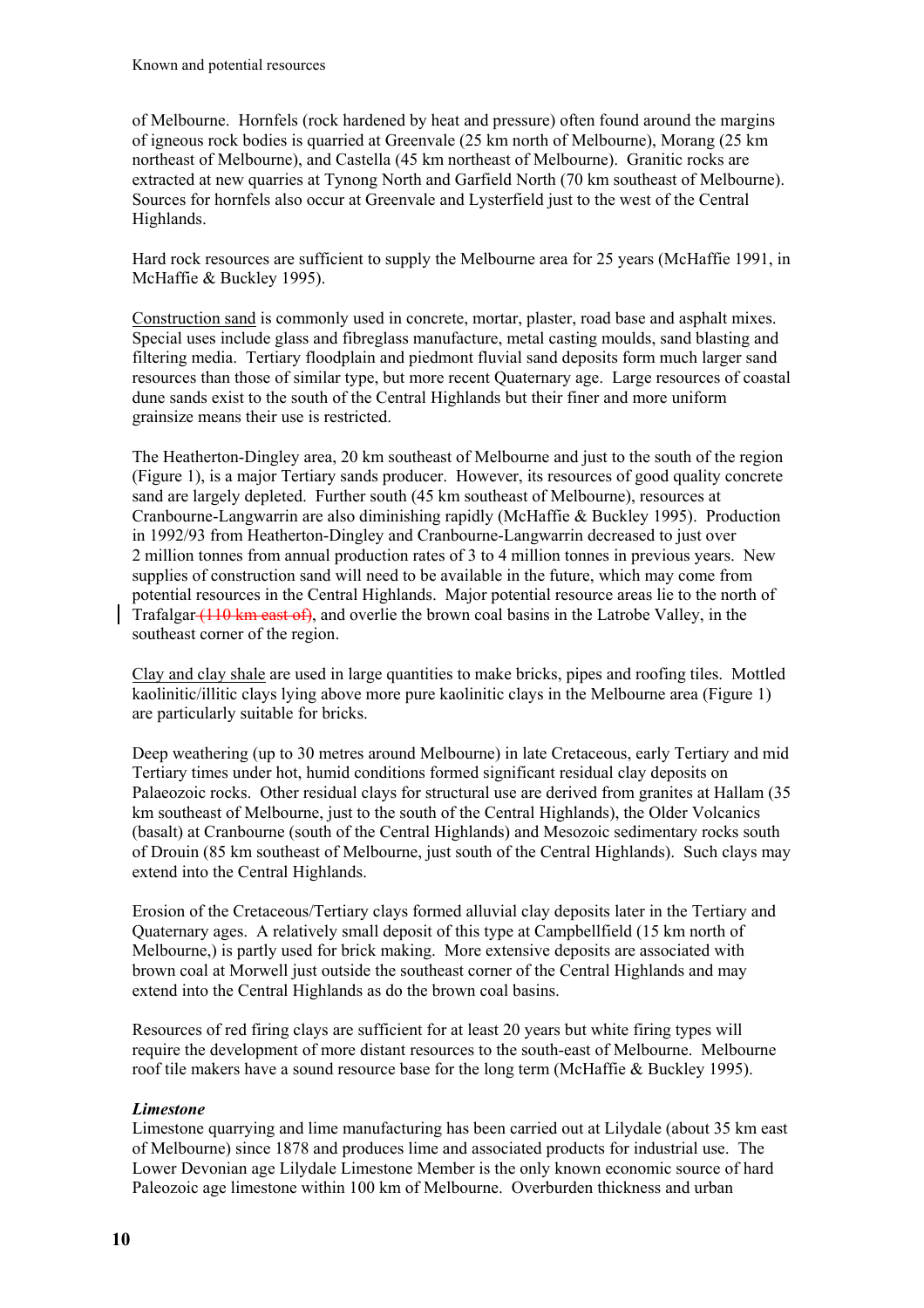of Melbourne. Hornfels (rock hardened by heat and pressure) often found around the margins of igneous rock bodies is quarried at Greenvale (25 km north of Melbourne), Morang (25 km northeast of Melbourne), and Castella (45 km northeast of Melbourne). Granitic rocks are extracted at new quarries at Tynong North and Garfield North (70 km southeast of Melbourne). Sources for hornfels also occur at Greenvale and Lysterfield just to the west of the Central Highlands.

Hard rock resources are sufficient to supply the Melbourne area for 25 years (McHaffie 1991, in McHaffie & Buckley 1995).

Construction sand is commonly used in concrete, mortar, plaster, road base and asphalt mixes. Special uses include glass and fibreglass manufacture, metal casting moulds, sand blasting and filtering media. Tertiary floodplain and piedmont fluvial sand deposits form much larger sand resources than those of similar type, but more recent Quaternary age. Large resources of coastal dune sands exist to the south of the Central Highlands but their finer and more uniform grainsize means their use is restricted.

The Heatherton-Dingley area, 20 km southeast of Melbourne and just to the south of the region (Figure 1), is a major Tertiary sands producer. However, its resources of good quality concrete sand are largely depleted. Further south (45 km southeast of Melbourne), resources at Cranbourne-Langwarrin are also diminishing rapidly (McHaffie & Buckley 1995). Production in 1992/93 from Heatherton-Dingley and Cranbourne-Langwarrin decreased to just over 2 million tonnes from annual production rates of 3 to 4 million tonnes in previous years. New supplies of construction sand will need to be available in the future, which may come from potential resources in the Central Highlands. Major potential resource areas lie to the north of Trafalgar ~~(110 km east of)~~, and overlie the brown coal basins in the Latrobe Valley, in the southeast corner of the region.

Clay and clay shale are used in large quantities to make bricks, pipes and roofing tiles. Mottled kaolinitic/illitic clays lying above more pure kaolinitic clays in the Melbourne area (Figure 1) are particularly suitable for bricks.

Deep weathering (up to 30 metres around Melbourne) in late Cretaceous, early Tertiary and mid Tertiary times under hot, humid conditions formed significant residual clay deposits on Palaeozoic rocks. Other residual clays for structural use are derived from granites at Hallam (35 km southeast of Melbourne, just to the south of the Central Highlands), the Older Volcanics (basalt) at Cranbourne (south of the Central Highlands) and Mesozoic sedimentary rocks south of Drouin (85 km southeast of Melbourne, just south of the Central Highlands). Such clays may extend into the Central Highlands.

Erosion of the Cretaceous/Tertiary clays formed alluvial clay deposits later in the Tertiary and Quaternary ages. A relatively small deposit of this type at Campbellfield (15 km north of Melbourne,) is partly used for brick making. More extensive deposits are associated with brown coal at Morwell just outside the southeast corner of the Central Highlands and may extend into the Central Highlands as do the brown coal basins.

Resources of red firing clays are sufficient for at least 20 years but white firing types will require the development of more distant resources to the south-east of Melbourne. Melbourne roof tile makers have a sound resource base for the long term (McHaffie & Buckley 1995).

***Limestone***

Limestone quarrying and lime manufacturing has been carried out at Lilydale (about 35 km east of Melbourne) since 1878 and produces lime and associated products for industrial use. The Lower Devonian age Lilydale Limestone Member is the only known economic source of hard Paleozoic age limestone within 100 km of Melbourne. Overburden thickness and urban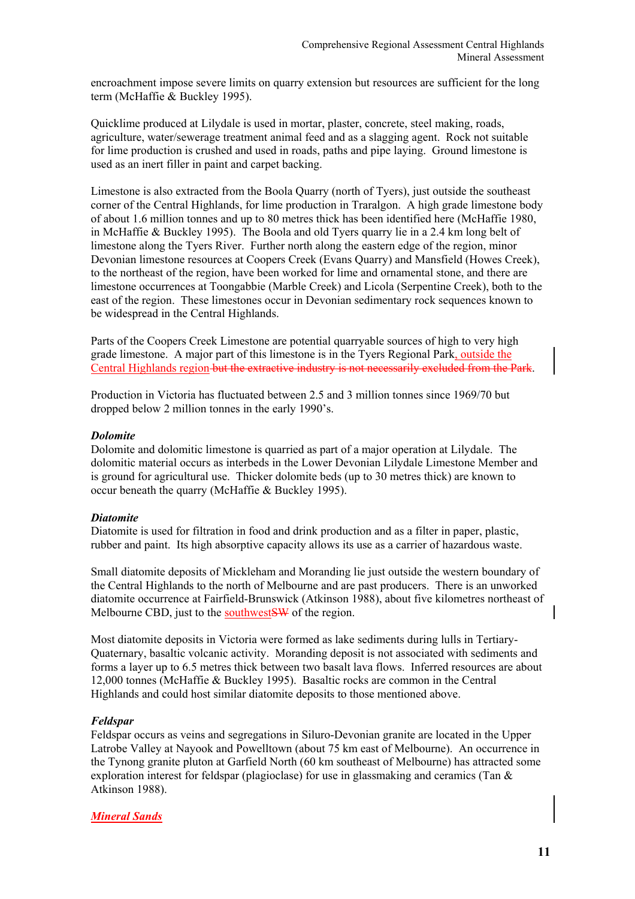encroachment impose severe limits on quarry extension but resources are sufficient for the long term (McHaffie & Buckley 1995).

Quicklime produced at Lilydale is used in mortar, plaster, concrete, steel making, roads, agriculture, water/sewerage treatment animal feed and as a slagging agent. Rock not suitable for lime production is crushed and used in roads, paths and pipe laying. Ground limestone is used as an inert filler in paint and carpet backing.

Limestone is also extracted from the Boola Quarry (north of Tyers), just outside the southeast corner of the Central Highlands, for lime production in Traralgon. A high grade limestone body of about 1.6 million tonnes and up to 80 metres thick has been identified here (McHaffie 1980, in McHaffie & Buckley 1995). The Boola and old Tyers quarry lie in a 2.4 km long belt of limestone along the Tyers River. Further north along the eastern edge of the region, minor Devonian limestone resources at Coopers Creek (Evans Quarry) and Mansfield (Howes Creek), to the northeast of the region, have been worked for lime and ornamental stone, and there are limestone occurrences at Toongabbie (Marble Creek) and Licola (Serpentine Creek), both to the east of the region. These limestones occur in Devonian sedimentary rock sequences known to be widespread in the Central Highlands.

Parts of the Coopers Creek Limestone are potential quarryable sources of high to very high grade limestone. A major part of this limestone is in the Tyers Regional Park, outside the Central Highlands region ~~but the extractive industry is not necessarily excluded from the Park~~.

Production in Victoria has fluctuated between 2.5 and 3 million tonnes since 1969/70 but dropped below 2 million tonnes in the early 1990's.

### *Dolomite*

Dolomite and dolomitic limestone is quarried as part of a major operation at Lilydale. The dolomitic material occurs as interbeds in the Lower Devonian Lilydale Limestone Member and is ground for agricultural use. Thicker dolomite beds (up to 30 metres thick) are known to occur beneath the quarry (McHaffie & Buckley 1995).

### *Diatomite*

Diatomite is used for filtration in food and drink production and as a filter in paper, plastic, rubber and paint. Its high absorptive capacity allows its use as a carrier of hazardous waste.

Small diatomite deposits of Mickleham and Moranding lie just outside the western boundary of the Central Highlands to the north of Melbourne and are past producers. There is an unworked diatomite occurrence at Fairfield-Brunswick (Atkinson 1988), about five kilometres northeast of Melbourne CBD, just to the southwest~~SW~~ of the region.

Most diatomite deposits in Victoria were formed as lake sediments during lulls in Tertiary-Quaternary, basaltic volcanic activity. Moranding deposit is not associated with sediments and forms a layer up to 6.5 metres thick between two basalt lava flows. Inferred resources are about 12,000 tonnes (McHaffie & Buckley 1995). Basaltic rocks are common in the Central Highlands and could host similar diatomite deposits to those mentioned above.

### *Feldspar*

Feldspar occurs as veins and segregations in Siluro-Devonian granite are located in the Upper Latrobe Valley at Nayook and Powelltown (about 75 km east of Melbourne). An occurrence in the Tynong granite pluton at Garfield North (60 km southeast of Melbourne) has attracted some exploration interest for feldspar (plagioclase) for use in glassmaking and ceramics (Tan & Atkinson 1988).

### *Mineral Sands*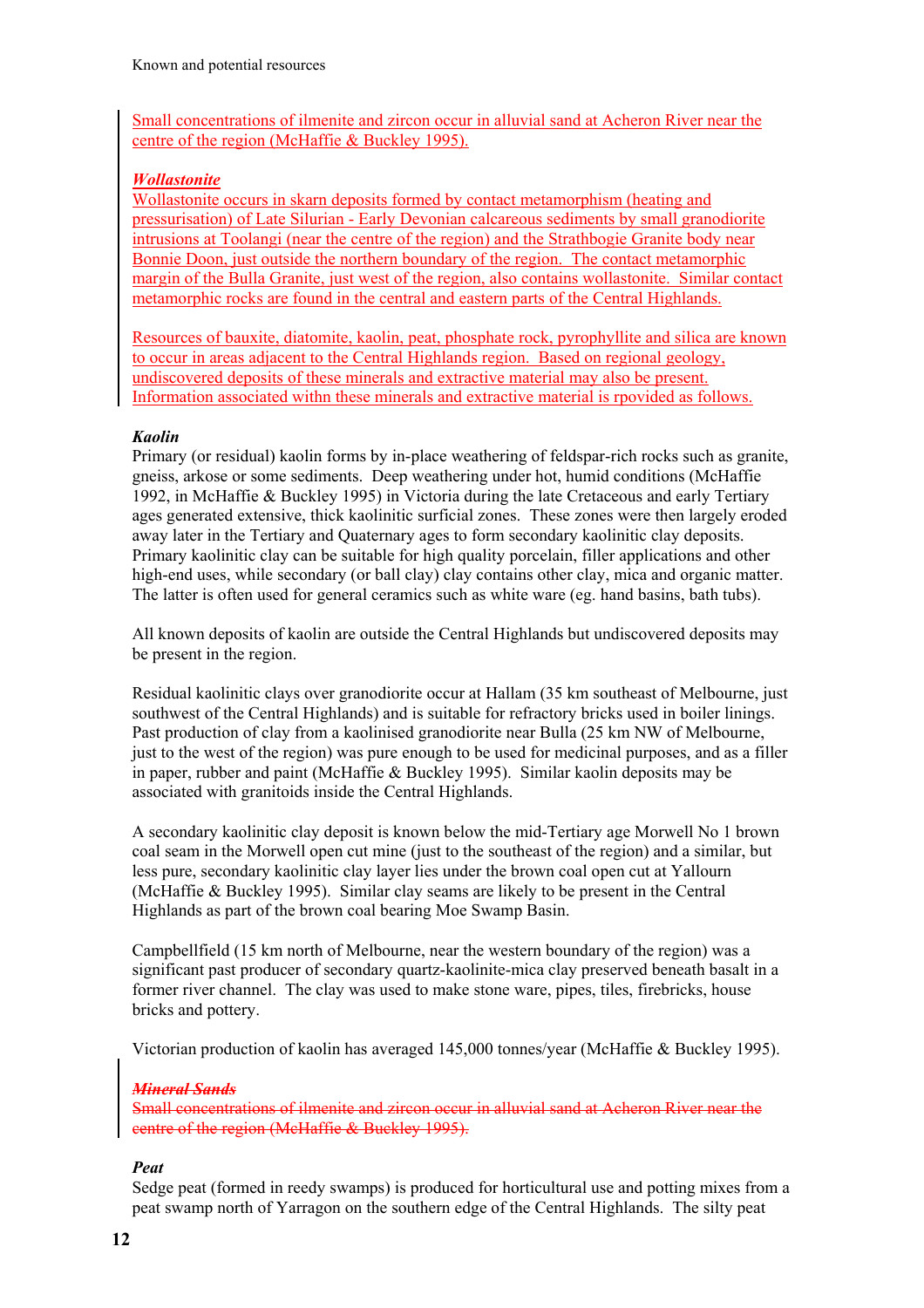Small concentrations of ilmenite and zircon occur in alluvial sand at Acheron River near the centre of the region (McHaffie & Buckley 1995).

***Wollastonite***

Wollastonite occurs in skarn deposits formed by contact metamorphism (heating and pressurisation) of Late Silurian - Early Devonian calcareous sediments by small granodiorite intrusions at Toolangi (near the centre of the region) and the Strathbogie Granite body near Bonnie Doon, just outside the northern boundary of the region. The contact metamorphic margin of the Bulla Granite, just west of the region, also contains wollastonite. Similar contact metamorphic rocks are found in the central and eastern parts of the Central Highlands.

Resources of bauxite, diatomite, kaolin, peat, phosphate rock, pyrophyllite and silica are known to occur in areas adjacent to the Central Highlands region. Based on regional geology, undiscovered deposits of these minerals and extractive material may also be present. Information associated withn these minerals and extractive material is rpovided as follows.

***Kaolin***

Primary (or residual) kaolin forms by in-place weathering of feldspar-rich rocks such as granite, gneiss, arkose or some sediments. Deep weathering under hot, humid conditions (McHaffie 1992, in McHaffie & Buckley 1995) in Victoria during the late Cretaceous and early Tertiary ages generated extensive, thick kaolinitic surficial zones. These zones were then largely eroded away later in the Tertiary and Quaternary ages to form secondary kaolinitic clay deposits. Primary kaolinitic clay can be suitable for high quality porcelain, filler applications and other high-end uses, while secondary (or ball clay) clay contains other clay, mica and organic matter. The latter is often used for general ceramics such as white ware (eg. hand basins, bath tubs).

All known deposits of kaolin are outside the Central Highlands but undiscovered deposits may be present in the region.

Residual kaolinitic clays over granodiorite occur at Hallam (35 km southeast of Melbourne, just southwest of the Central Highlands) and is suitable for refractory bricks used in boiler linings. Past production of clay from a kaolinised granodiorite near Bulla (25 km NW of Melbourne, just to the west of the region) was pure enough to be used for medicinal purposes, and as a filler in paper, rubber and paint (McHaffie & Buckley 1995). Similar kaolin deposits may be associated with granitoids inside the Central Highlands.

A secondary kaolinitic clay deposit is known below the mid-Tertiary age Morwell No 1 brown coal seam in the Morwell open cut mine (just to the southeast of the region) and a similar, but less pure, secondary kaolinitic clay layer lies under the brown coal open cut at Yallourn (McHaffie & Buckley 1995). Similar clay seams are likely to be present in the Central Highlands as part of the brown coal bearing Moe Swamp Basin.

Campbellfield (15 km north of Melbourne, near the western boundary of the region) was a significant past producer of secondary quartz-kaolinite-mica clay preserved beneath basalt in a former river channel. The clay was used to make stone ware, pipes, tiles, firebricks, house bricks and pottery.

Victorian production of kaolin has averaged 145,000 tonnes/year (McHaffie & Buckley 1995).

~~***Mineral Sands***~~

~~Small concentrations of ilmenite and zircon occur in alluvial sand at Acheron River near the centre of the region (McHaffie & Buckley 1995).~~

***Peat***

Sedge peat (formed in reedy swamps) is produced for horticultural use and potting mixes from a peat swamp north of Yarragon on the southern edge of the Central Highlands. The silty peat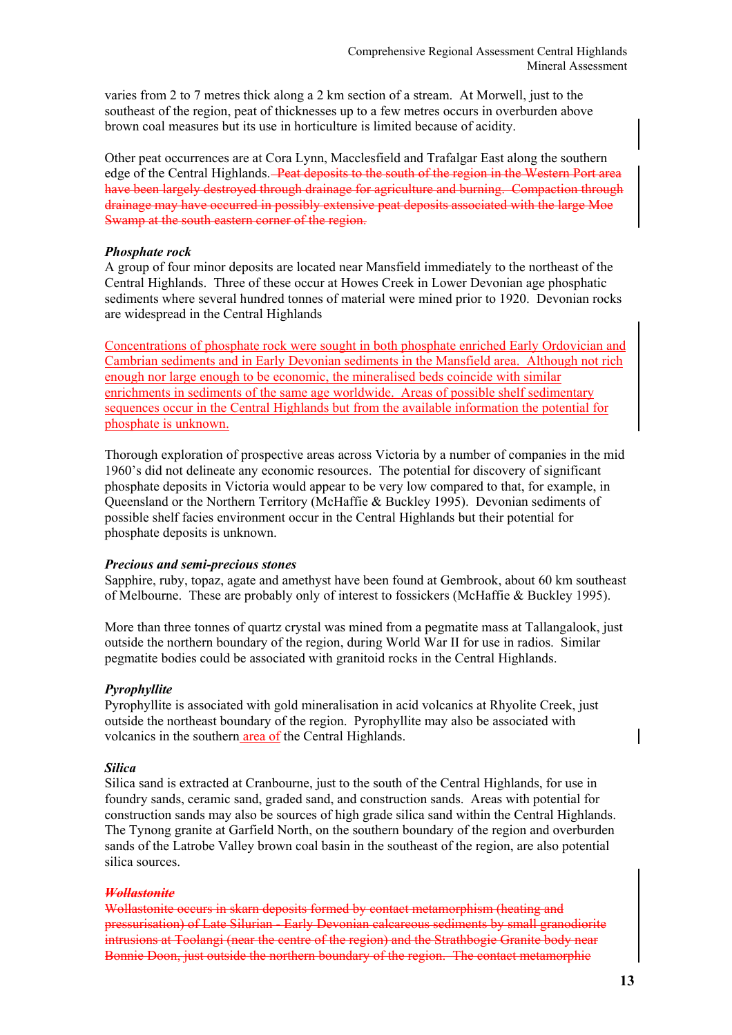varies from 2 to 7 metres thick along a 2 km section of a stream. At Morwell, just to the southeast of the region, peat of thicknesses up to a few metres occurs in overburden above brown coal measures but its use in horticulture is limited because of acidity.

Other peat occurrences are at Cora Lynn, Macclesfield and Trafalgar East along the southern edge of the Central Highlands. ~~Peat deposits to the south of the region in the Western Port area have been largely destroyed through drainage for agriculture and burning. Compaction through drainage may have occurred in possibly extensive peat deposits associated with the large Moe Swamp at the south eastern corner of the region.~~

***Phosphate rock***

A group of four minor deposits are located near Mansfield immediately to the northeast of the Central Highlands. Three of these occur at Howes Creek in Lower Devonian age phosphatic sediments where several hundred tonnes of material were mined prior to 1920. Devonian rocks are widespread in the Central Highlands

Concentrations of phosphate rock were sought in both phosphate enriched Early Ordovician and Cambrian sediments and in Early Devonian sediments in the Mansfield area. Although not rich enough nor large enough to be economic, the mineralised beds coincide with similar enrichments in sediments of the same age worldwide. Areas of possible shelf sedimentary sequences occur in the Central Highlands but from the available information the potential for phosphate is unknown.

Thorough exploration of prospective areas across Victoria by a number of companies in the mid 1960's did not delineate any economic resources. The potential for discovery of significant phosphate deposits in Victoria would appear to be very low compared to that, for example, in Queensland or the Northern Territory (McHaffie & Buckley 1995). Devonian sediments of possible shelf facies environment occur in the Central Highlands but their potential for phosphate deposits is unknown.

***Precious and semi-precious stones***

Sapphire, ruby, topaz, agate and amethyst have been found at Gembrook, about 60 km southeast of Melbourne. These are probably only of interest to fossickers (McHaffie & Buckley 1995).

More than three tonnes of quartz crystal was mined from a pegmatite mass at Tallangalook, just outside the northern boundary of the region, during World War II for use in radios. Similar pegmatite bodies could be associated with granitoid rocks in the Central Highlands.

***Pyrophyllite***

Pyrophyllite is associated with gold mineralisation in acid volcanics at Rhyolite Creek, just outside the northeast boundary of the region. Pyrophyllite may also be associated with volcanics in the southern area of the Central Highlands.

***Silica***

Silica sand is extracted at Cranbourne, just to the south of the Central Highlands, for use in foundry sands, ceramic sand, graded sand, and construction sands. Areas with potential for construction sands may also be sources of high grade silica sand within the Central Highlands. The Tynong granite at Garfield North, on the southern boundary of the region and overburden sands of the Latrobe Valley brown coal basin in the southeast of the region, are also potential silica sources.

~~***Wollastonite***~~

~~Wollastonite occurs in skarn deposits formed by contact metamorphism (heating and pressurisation) of Late Silurian - Early Devonian calcareous sediments by small granodiorite intrusions at Toolangi (near the centre of the region) and the Strathbogie Granite body near Bonnie Doon, just outside the northern boundary of the region. The contact metamorphic~~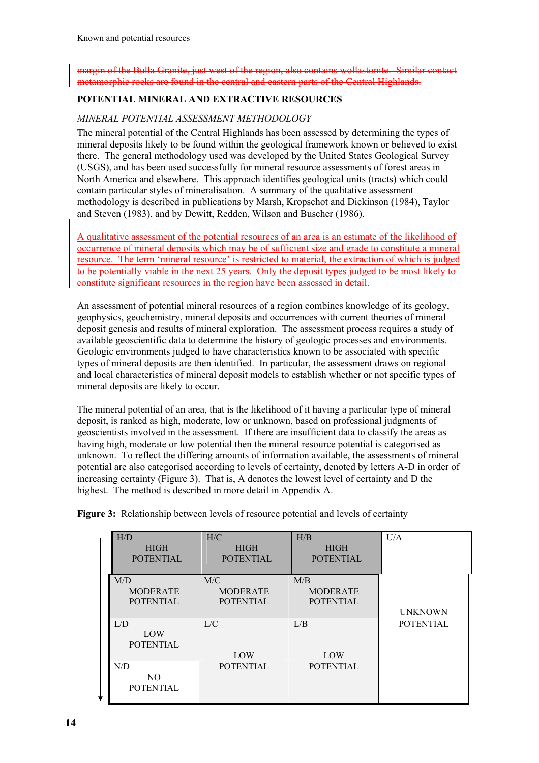~~margin of the Bulla Granite, just west of the region, also contains wollastonite. Similar contact metamorphic rocks are found in the central and eastern parts of the Central Highlands.~~

## POTENTIAL MINERAL AND EXTRACTIVE RESOURCES

### *MINERAL POTENTIAL ASSESSMENT METHODOLOGY*

The mineral potential of the Central Highlands has been assessed by determining the types of mineral deposits likely to be found within the geological framework known or believed to exist there. The general methodology used was developed by the United States Geological Survey (USGS), and has been used successfully for mineral resource assessments of forest areas in North America and elsewhere. This approach identifies geological units (tracts) which could contain particular styles of mineralisation. A summary of the qualitative assessment methodology is described in publications by Marsh, Kropschot and Dickinson (1984), Taylor and Steven (1983), and by Dewitt, Redden, Wilson and Buscher (1986).

A qualitative assessment of the potential resources of an area is an estimate of the likelihood of occurrence of mineral deposits which may be of sufficient size and grade to constitute a mineral resource. The term 'mineral resource' is restricted to material, the extraction of which is judged to be potentially viable in the next 25 years. Only the deposit types judged to be most likely to constitute significant resources in the region have been assessed in detail.

An assessment of potential mineral resources of a region combines knowledge of its geology, geophysics, geochemistry, mineral deposits and occurrences with current theories of mineral deposit genesis and results of mineral exploration. The assessment process requires a study of available geoscientific data to determine the history of geologic processes and environments. Geologic environments judged to have characteristics known to be associated with specific types of mineral deposits are then identified. In particular, the assessment draws on regional and local characteristics of mineral deposit models to establish whether or not specific types of mineral deposits are likely to occur.

The mineral potential of an area, that is the likelihood of it having a particular type of mineral deposit, is ranked as high, moderate, low or unknown, based on professional judgments of geoscientists involved in the assessment. If there are insufficient data to classify the areas as having high, moderate or low potential then the mineral resource potential is categorised as unknown. To reflect the differing amounts of information available, the assessments of mineral potential are also categorised according to levels of certainty, denoted by letters A-D in order of increasing certainty (Figure 3). That is, A denotes the lowest level of certainty and D the highest. The method is described in more detail in Appendix A.

**Figure 3:** Relationship between levels of resource potential and levels of certainty

| | | | |
|---|---|---|---|
| H/D HIGH POTENTIAL | H/C HIGH POTENTIAL | H/B HIGH POTENTIAL | U/A UNKNOWN POTENTIAL |
| M/D MODERATE POTENTIAL | M/C MODERATE POTENTIAL | M/B MODERATE POTENTIAL | |
| L/D LOW POTENTIAL | L/C LOW POTENTIAL | L/B LOW POTENTIAL | |
| N/D NO POTENTIAL | | | |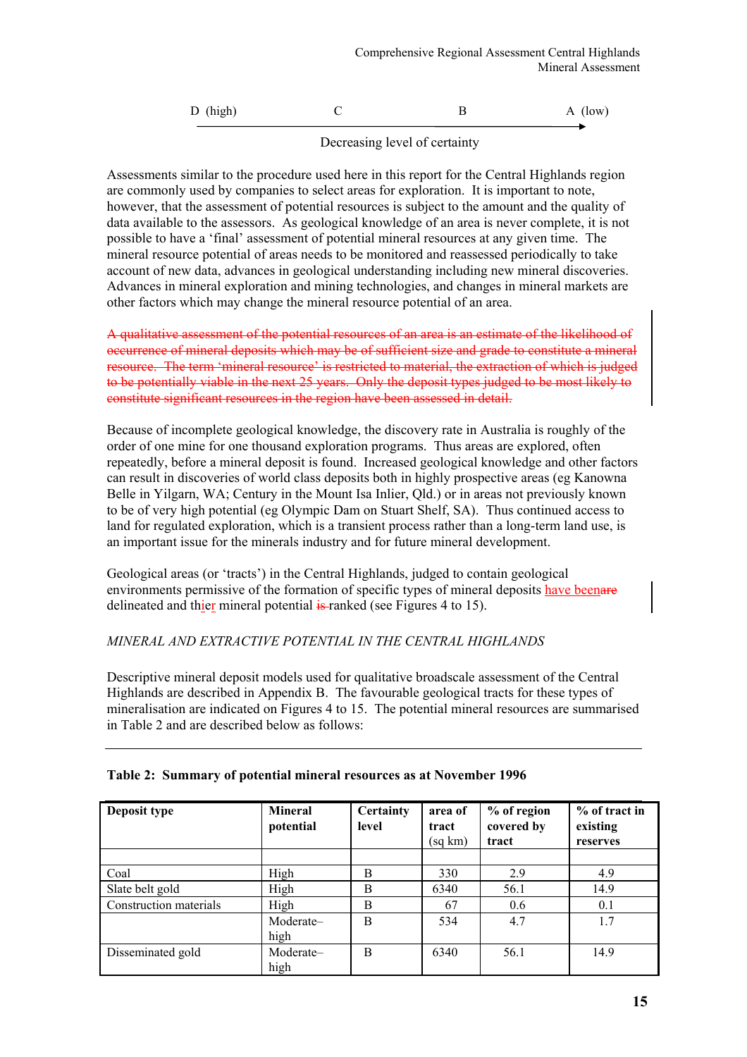D (high) C B A (low)

Decreasing level of certainty

Assessments similar to the procedure used here in this report for the Central Highlands region are commonly used by companies to select areas for exploration. It is important to note, however, that the assessment of potential resources is subject to the amount and the quality of data available to the assessors. As geological knowledge of an area is never complete, it is not possible to have a 'final' assessment of potential mineral resources at any given time. The mineral resource potential of areas needs to be monitored and reassessed periodically to take account of new data, advances in geological understanding including new mineral discoveries. Advances in mineral exploration and mining technologies, and changes in mineral markets are other factors which may change the mineral resource potential of an area.

~~A qualitative assessment of the potential resources of an area is an estimate of the likelihood of occurrence of mineral deposits which may be of sufficient size and grade to constitute a mineral resource. The term 'mineral resource' is restricted to material, the extraction of which is judged to be potentially viable in the next 25 years. Only the deposit types judged to be most likely to constitute significant resources in the region have been assessed in detail.~~

Because of incomplete geological knowledge, the discovery rate in Australia is roughly of the order of one mine for one thousand exploration programs. Thus areas are explored, often repeatedly, before a mineral deposit is found. Increased geological knowledge and other factors can result in discoveries of world class deposits both in highly prospective areas (eg Kanowna Belle in Yilgarn, WA; Century in the Mount Isa Inlier, Qld.) or in areas not previously known to be of very high potential (eg Olympic Dam on Stuart Shelf, SA). Thus continued access to land for regulated exploration, which is a transient process rather than a long-term land use, is an important issue for the minerals industry and for future mineral development.

Geological areas (or 'tracts') in the Central Highlands, judged to contain geological environments permissive of the formation of specific types of mineral deposits have been~~are~~ delineated and thier mineral potential ~~is~~ ranked (see Figures 4 to 15).

*MINERAL AND EXTRACTIVE POTENTIAL IN THE CENTRAL HIGHLANDS*

Descriptive mineral deposit models used for qualitative broadscale assessment of the Central Highlands are described in Appendix B. The favourable geological tracts for these types of mineralisation are indicated on Figures 4 to 15. The potential mineral resources are summarised in Table 2 and are described below as follows:

**Table 2: Summary of potential mineral resources as at November 1996**

| Deposit type | Mineral potential | Certainty level | area of tract (sq km) | % of region covered by tract | % of tract in existing reserves |
|---|---|---|---|---|---|
| | | | | | |
| Coal | High | B | 330 | 2.9 | 4.9 |
| Slate belt gold | High | B | 6340 | 56.1 | 14.9 |
| Construction materials | High | B | 67 | 0.6 | 0.1 |
| | Moderate–high | B | 534 | 4.7 | 1.7 |
| Disseminated gold | Moderate–high | B | 6340 | 56.1 | 14.9 |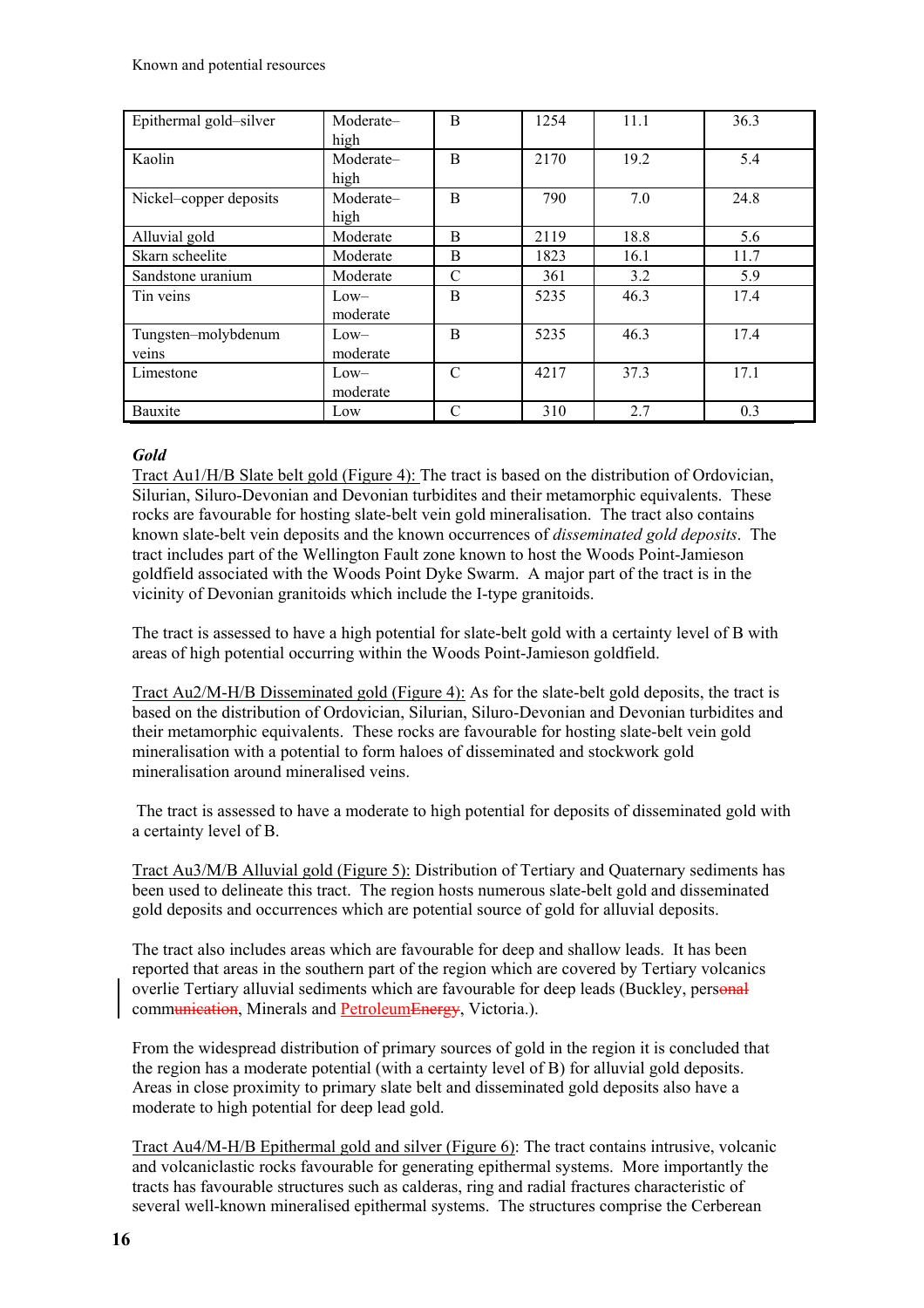| | | | | | |
|---|---|---|---|---|---|
| Epithermal gold–silver | Moderate–high | B | 1254 | 11.1 | 36.3 |
| Kaolin | Moderate–high | B | 2170 | 19.2 | 5.4 |
| Nickel–copper deposits | Moderate–high | B | 790 | 7.0 | 24.8 |
| Alluvial gold | Moderate | B | 2119 | 18.8 | 5.6 |
| Skarn scheelite | Moderate | B | 1823 | 16.1 | 11.7 |
| Sandstone uranium | Moderate | C | 361 | 3.2 | 5.9 |
| Tin veins | Low–moderate | B | 5235 | 46.3 | 17.4 |
| Tungsten–molybdenum veins | Low–moderate | B | 5235 | 46.3 | 17.4 |
| Limestone | Low–moderate | C | 4217 | 37.3 | 17.1 |
| Bauxite | Low | C | 310 | 2.7 | 0.3 |

***Gold***

Tract Au1/H/B Slate belt gold (Figure 4): The tract is based on the distribution of Ordovician, Silurian, Siluro-Devonian and Devonian turbidites and their metamorphic equivalents. These rocks are favourable for hosting slate-belt vein gold mineralisation. The tract also contains known slate-belt vein deposits and the known occurrences of *disseminated gold deposits*. The tract includes part of the Wellington Fault zone known to host the Woods Point-Jamieson goldfield associated with the Woods Point Dyke Swarm. A major part of the tract is in the vicinity of Devonian granitoids which include the I-type granitoids.

The tract is assessed to have a high potential for slate-belt gold with a certainty level of B with areas of high potential occurring within the Woods Point-Jamieson goldfield.

Tract Au2/M-H/B Disseminated gold (Figure 4): As for the slate-belt gold deposits, the tract is based on the distribution of Ordovician, Silurian, Siluro-Devonian and Devonian turbidites and their metamorphic equivalents. These rocks are favourable for hosting slate-belt vein gold mineralisation with a potential to form haloes of disseminated and stockwork gold mineralisation around mineralised veins.

The tract is assessed to have a moderate to high potential for deposits of disseminated gold with a certainty level of B.

Tract Au3/M/B Alluvial gold (Figure 5): Distribution of Tertiary and Quaternary sediments has been used to delineate this tract. The region hosts numerous slate-belt gold and disseminated gold deposits and occurrences which are potential source of gold for alluvial deposits.

The tract also includes areas which are favourable for deep and shallow leads. It has been reported that areas in the southern part of the region which are covered by Tertiary volcanics overlie Tertiary alluvial sediments which are favourable for deep leads (Buckley, pers~~onal~~ comm~~unication~~, Minerals and Petroleum~~Energy~~, Victoria.).

From the widespread distribution of primary sources of gold in the region it is concluded that the region has a moderate potential (with a certainty level of B) for alluvial gold deposits. Areas in close proximity to primary slate belt and disseminated gold deposits also have a moderate to high potential for deep lead gold.

Tract Au4/M-H/B Epithermal gold and silver (Figure 6): The tract contains intrusive, volcanic and volcaniclastic rocks favourable for generating epithermal systems. More importantly the tracts has favourable structures such as calderas, ring and radial fractures characteristic of several well-known mineralised epithermal systems. The structures comprise the Cerberean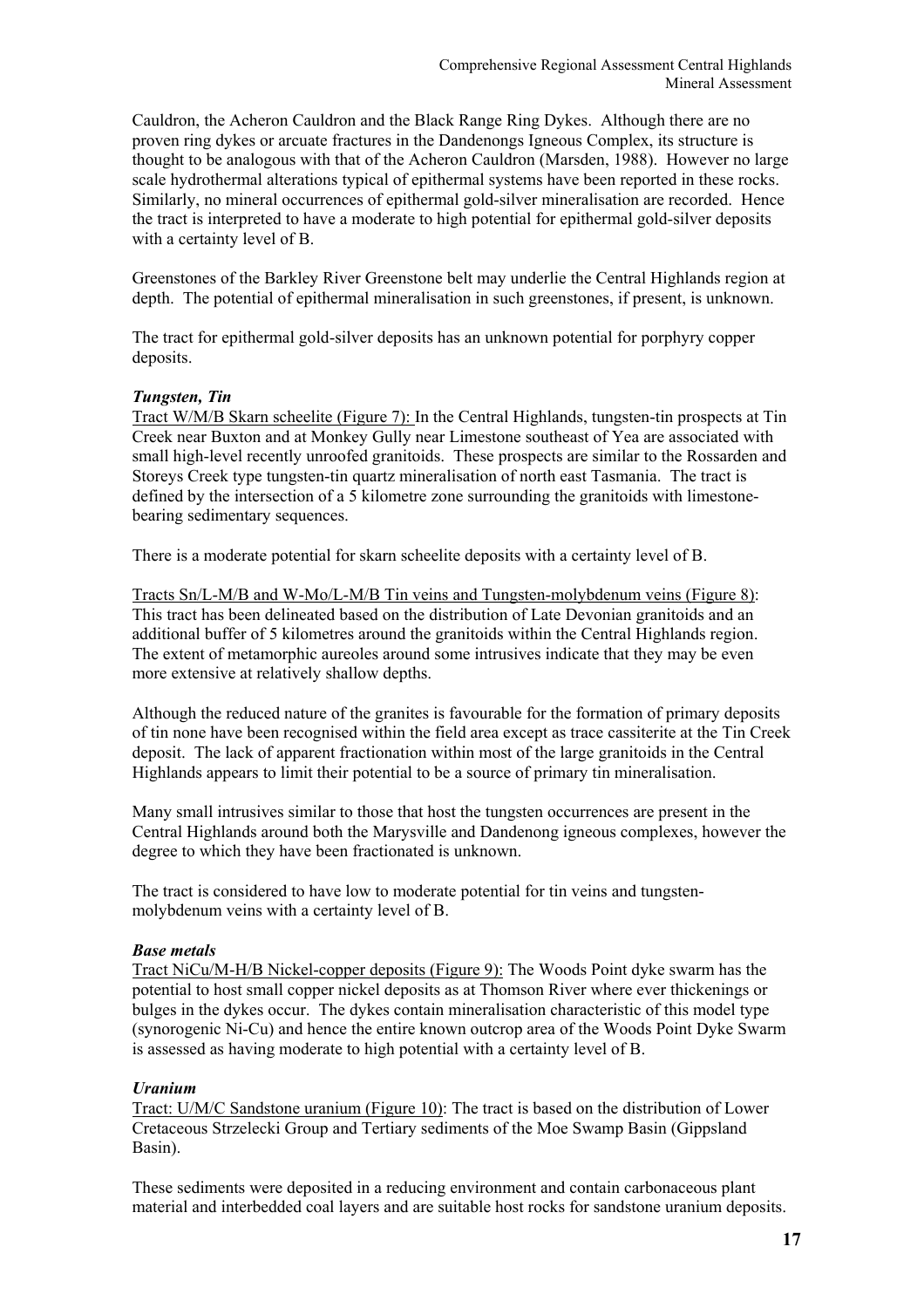Cauldron, the Acheron Cauldron and the Black Range Ring Dykes. Although there are no proven ring dykes or arcuate fractures in the Dandenongs Igneous Complex, its structure is thought to be analogous with that of the Acheron Cauldron (Marsden, 1988). However no large scale hydrothermal alterations occurrences typical of epithermal systems have been reported in these rocks. Similarly, no mineral occurrences of epithermal gold-silver mineralisation are recorded. Hence the tract is interpreted to have a moderate to high potential for epithermal gold-silver deposits with a certainty level of B.

Greenstones of the Barkley River Greenstone belt may underlie the Central Highlands region at depth. The potential of epithermal mineralisation in such greenstones, if present, is unknown.

The tract for epithermal gold-silver deposits has an unknown potential for porphyry copper deposits.

### *Tungsten, Tin*

Tract W/M/B Skarn scheelite (Figure 7): In the Central Highlands, tungsten-tin prospects at Tin Creek near Buxton and at Monkey Gully near Limestone southeast of Yea are associated with small high-level recently unroofed granitoids. These prospects are similar to the Rossarden and Storeys Creek type tungsten-tin quartz mineralisation of north east Tasmania. The tract is defined by the intersection of a 5 kilometre zone surrounding the granitoids with limestone-bearing sedimentary sequences.

There is a moderate potential for skarn scheelite deposits with a certainty level of B.

Tracts Sn/L-M/B and W-Mo/L-M/B Tin veins and Tungsten-molybdenum veins (Figure 8): This tract has been delineated based on the distribution of Late Devonian granitoids and an additional buffer of 5 kilometres around the granitoids within the Central Highlands region. The extent of metamorphic aureoles around some intrusives indicate that they may be even more extensive at relatively shallow depths.

Although the reduced nature of the granites is favourable for the formation of primary deposits of tin none have been recognised within the field area except as trace cassiterite at the Tin Creek deposit. The lack of apparent fractionation within most of the large granitoids in the Central Highlands appears to limit their potential to be a source of primary tin mineralisation.

Many small intrusives similar to those that host the tungsten occurrences are present in the Central Highlands around both the Marysville and Dandenong igneous complexes, however the degree to which they have been fractionated is unknown.

The tract is considered to have low to moderate potential for tin veins and tungsten-molybdenum veins with a certainty level of B.

### *Base metals*

Tract NiCu/M-H/B Nickel-copper deposits (Figure 9): The Woods Point dyke swarm has the potential to host small copper nickel deposits as at Thomson River where ever thickenings or bulges in the dykes occur. The dykes contain mineralisation characteristic of this model type (synorogenic Ni-Cu) and hence the entire known outcrop area of the Woods Point Dyke Swarm is assessed as having moderate to high potential with a certainty level of B.

### *Uranium*

Tract: U/M/C Sandstone uranium (Figure 10): The tract is based on the distribution of Lower Cretaceous Strzelecki Group and Tertiary sediments of the Moe Swamp Basin (Gippsland Basin).

These sediments were deposited in a reducing environment and contain carbonaceous plant material and interbedded coal layers and are suitable host rocks for sandstone uranium deposits.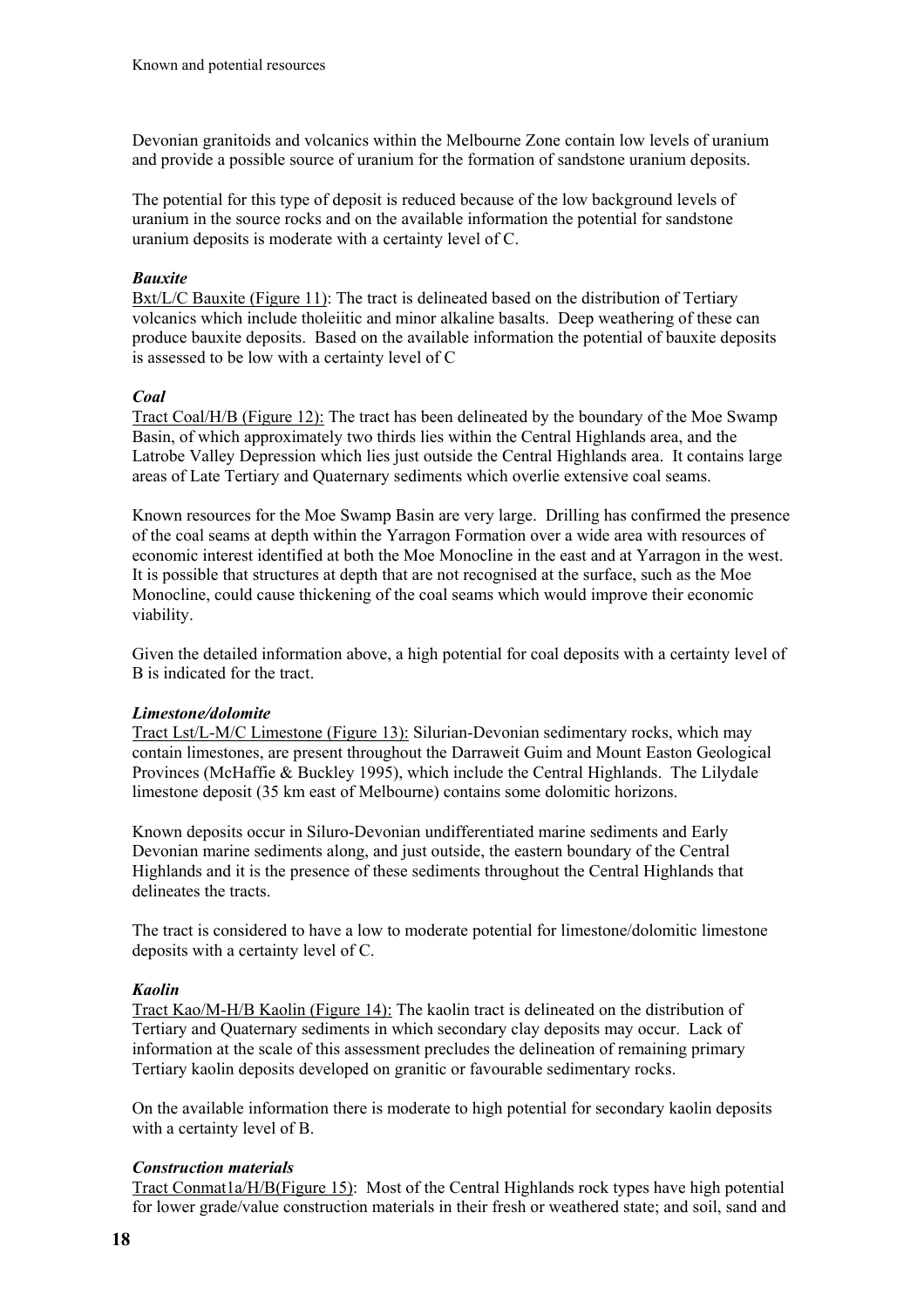Devonian granitoids and volcanics within the Melbourne Zone contain low levels of uranium and provide a possible source of uranium for the formation of sandstone uranium deposits.

The potential for this type of deposit is reduced because of the low background levels of uranium in the source rocks and on the available information the potential for sandstone uranium deposits is moderate with a certainty level of C.

### *Bauxite*

Bxt/L/C Bauxite (Figure 11): The tract is delineated based on the distribution of Tertiary volcanics which include tholeiitic and minor alkaline basalts. Deep weathering of these can produce bauxite deposits. Based on the available information the potential of bauxite deposits is assessed to be low with a certainty level of C

### *Coal*

Tract Coal/H/B (Figure 12): The tract has been delineated by the boundary of the Moe Swamp Basin, of which approximately two thirds lies within the Central Highlands area, and the Latrobe Valley Depression which lies just outside the Central Highlands area. It contains large areas of Late Tertiary and Quaternary sediments which overlie extensive coal seams.

Known resources for the Moe Swamp Basin are very large. Drilling has confirmed the presence of the coal seams at depth within the Yarragon Formation over a wide area with resources of economic interest identified at both the Moe Monocline in the east and at Yarragon in the west. It is possible that structures at depth that are not recognised at the surface, such as the Moe Monocline, could cause thickening of the coal seams which would improve their economic viability.

Given the detailed information above, a high potential for coal deposits with a certainty level of B is indicated for the tract.

### *Limestone/dolomite*

Tract Lst/L-M/C Limestone (Figure 13): Silurian-Devonian sedimentary rocks, which may contain limestones, are present throughout the Darraweit Guim and Mount Easton Geological Provinces (McHaffie & Buckley 1995), which include the Central Highlands. The Lilydale limestone deposit (35 km east of Melbourne) contains some dolomitic horizons.

Known deposits occur in Siluro-Devonian undifferentiated marine sediments and Early Devonian marine sediments along, and just outside, the eastern boundary of the Central Highlands and it is the presence of these sediments throughout the Central Highlands that delineates the tracts.

The tract is considered to have a low to moderate potential for limestone/dolomitic limestone deposits with a certainty level of C.

### *Kaolin*

Tract Kao/M-H/B Kaolin (Figure 14): The kaolin tract is delineated on the distribution of Tertiary and Quaternary sediments in which secondary clay deposits may occur. Lack of information at the scale of this assessment precludes the delineation of remaining primary Tertiary kaolin deposits developed on granitic or favourable sedimentary rocks.

On the available information there is moderate to high potential for secondary kaolin deposits with a certainty level of B.

### *Construction materials*

Tract Conmat1a/H/B(Figure 15): Most of the Central Highlands rock types have high potential for lower grade/value construction materials in their fresh or weathered state; and soil, sand and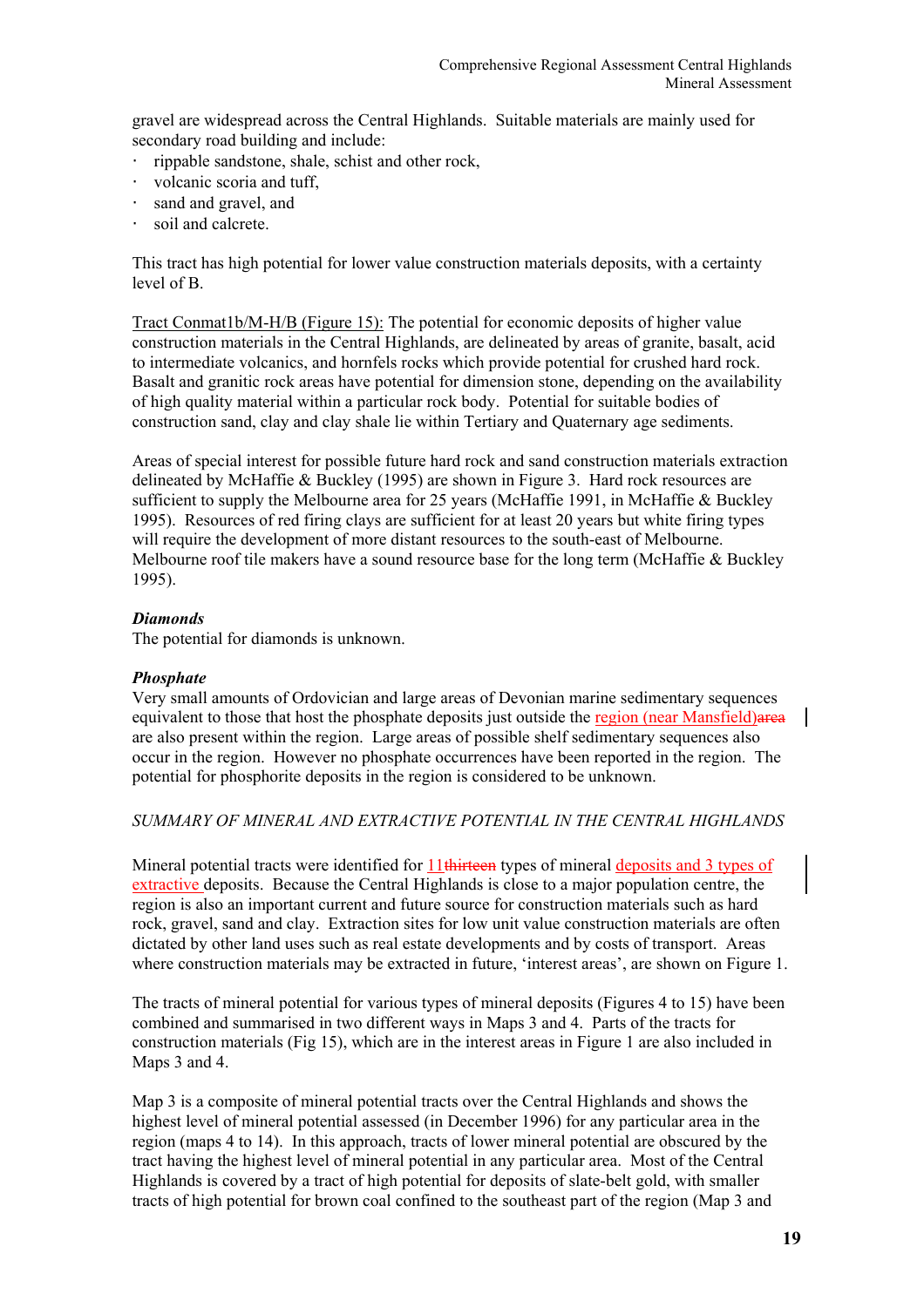gravel are widespread across the Central Highlands. Suitable materials are mainly used for secondary road building and include:

- rippable sandstone, shale, schist and other rock,
- volcanic scoria and tuff,
- sand and gravel, and
- soil and calcrete.

This tract has high potential for lower value construction materials deposits, with a certainty level of B.

Tract Conmat1b/M-H/B (Figure 15): The potential for economic deposits of higher value construction materials in the Central Highlands, are delineated by areas of granite, basalt, acid to intermediate volcanics, and hornfels rocks which provide potential for crushed hard rock. Basalt and granitic rock areas have potential for dimension stone, depending on the availability of high quality material within a particular rock body. Potential for suitable bodies of construction sand, clay and clay shale lie within Tertiary and Quaternary age sediments.

Areas of special interest for possible future hard rock and sand construction materials extraction delineated by McHaffie & Buckley (1995) are shown in Figure 3. Hard rock resources are sufficient to supply the Melbourne area for 25 years (McHaffie 1991, in McHaffie & Buckley 1995). Resources of red firing clays are sufficient for at least 20 years but white firing types will require the development of more distant resources to the south-east of Melbourne. Melbourne roof tile makers have a sound resource base for the long term (McHaffie & Buckley 1995).

***Diamonds***

The potential for diamonds is unknown.

***Phosphate***

Very small amounts of Ordovician and large areas of Devonian marine sedimentary sequences equivalent to those that host the phosphate deposits just outside the region (near Mansfield)~~area~~ are also present within the region. Large areas of possible shelf sedimentary sequences also occur in the region. However no phosphate occurrences have been reported in the region. The potential for phosphorite deposits in the region is considered to be unknown.

*SUMMARY OF MINERAL AND EXTRACTIVE POTENTIAL IN THE CENTRAL HIGHLANDS*

Mineral potential tracts were identified for 11~~thirteen~~ types of mineral deposits and 3 types of extractive deposits. Because the Central Highlands is close to a major population centre, the region is also an important current and future source for construction materials such as hard rock, gravel, sand and clay. Extraction sites for low unit value construction materials are often dictated by other land uses such as real estate developments and by costs of transport. Areas where construction materials may be extracted in future, 'interest areas', are shown on Figure 1.

The tracts of mineral potential for various types of mineral deposits (Figures 4 to 15) have been combined and summarised in two different ways in Maps 3 and 4. Parts of the tracts for construction materials (Fig 15), which are in the interest areas in Figure 1 are also included in Maps 3 and 4.

Map 3 is a composite of mineral potential tracts over the Central Highlands and shows the highest level of mineral potential assessed (in December 1996) for any particular area in the region (maps 4 to 14). In this approach, tracts of lower mineral potential are obscured by the tract having the highest level of mineral potential in any particular area. Most of the Central Highlands is covered by a tract of high potential for deposits of slate-belt gold, with smaller tracts of high potential for brown coal confined to the southeast part of the region (Map 3 and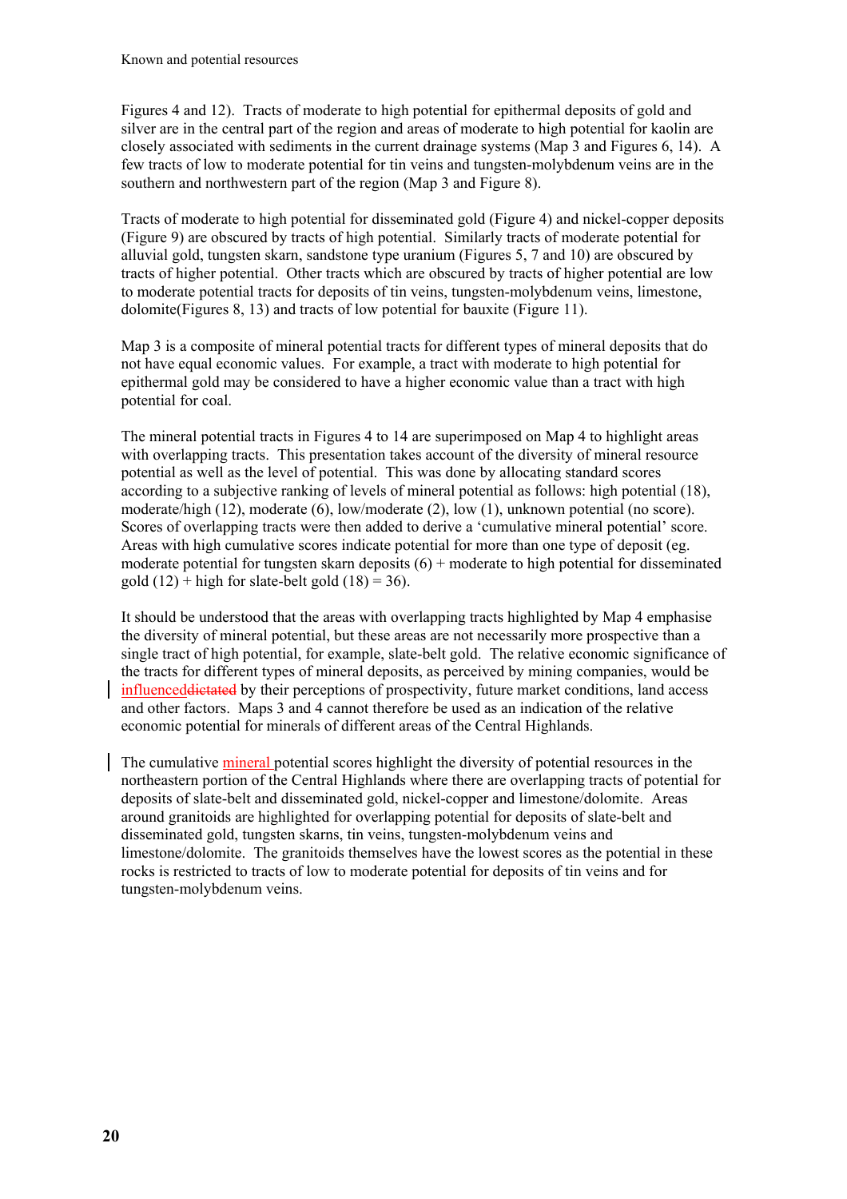Figures 4 and 12). Tracts of moderate to high potential for epithermal deposits of gold and silver are in the central part of the region and areas of moderate to high potential for kaolin are closely associated with sediments in the current drainage systems (Map 3 and Figures 6, 14). A few tracts of low to moderate potential for tin veins and tungsten-molybdenum veins are in the southern and northwestern part of the region (Map 3 and Figure 8).

Tracts of moderate to high potential for disseminated gold (Figure 4) and nickel-copper deposits (Figure 9) are obscured by tracts of high potential. Similarly tracts of moderate potential for alluvial gold, tungsten skarn, sandstone type uranium (Figures 5, 7 and 10) are obscured by tracts of higher potential. Other tracts which are obscured by tracts of higher potential are low to moderate potential tracts for deposits of tin veins, tungsten-molybdenum veins, limestone, dolomite(Figures 8, 13) and tracts of low potential for bauxite (Figure 11).

Map 3 is a composite of mineral potential tracts for different types of mineral deposits that do not have equal economic values. For example, a tract with moderate to high potential for epithermal gold may be considered to have a higher economic value than a tract with high potential for coal.

The mineral potential tracts in Figures 4 to 14 are superimposed on Map 4 to highlight areas with overlapping tracts. This presentation takes account of the diversity of mineral resource potential as well as the level of potential. This was done by allocating standard scores according to a subjective ranking of levels of mineral potential as follows: high potential (18), moderate/high (12), moderate (6), low/moderate (2), low (1), unknown potential (no score). Scores of overlapping tracts were then added to derive a 'cumulative mineral potential' score. Areas with high cumulative scores indicate potential for more than one type of deposit (eg. moderate potential for tungsten skarn deposits (6) + moderate to high potential for disseminated gold (12) + high for slate-belt gold (18) = 36).

It should be understood that the areas with overlapping tracts highlighted by Map 4 emphasise the diversity of mineral potential, but these areas are not necessarily more prospective than a single tract of high potential, for example, slate-belt gold. The relative economic significance of the tracts for different types of mineral deposits, as perceived by mining companies, would be influenced~~dictated~~ by their perceptions of prospectivity, future market conditions, land access and other factors. Maps 3 and 4 cannot therefore be used as an indication of the relative economic potential for minerals of different areas of the Central Highlands.

The cumulative mineral potential scores highlight the diversity of potential resources in the northeastern portion of the Central Highlands where there are overlapping tracts of potential for deposits of slate-belt and disseminated gold, nickel-copper and limestone/dolomite. Areas around granitoids are highlighted for overlapping potential for deposits of slate-belt and disseminated gold, tungsten skarns, tin veins, tungsten-molybdenum veins and limestone/dolomite. The granitoids themselves have the lowest scores as the potential in these rocks is restricted to tracts of low to moderate potential for deposits of tin veins and for tungsten-molybdenum veins.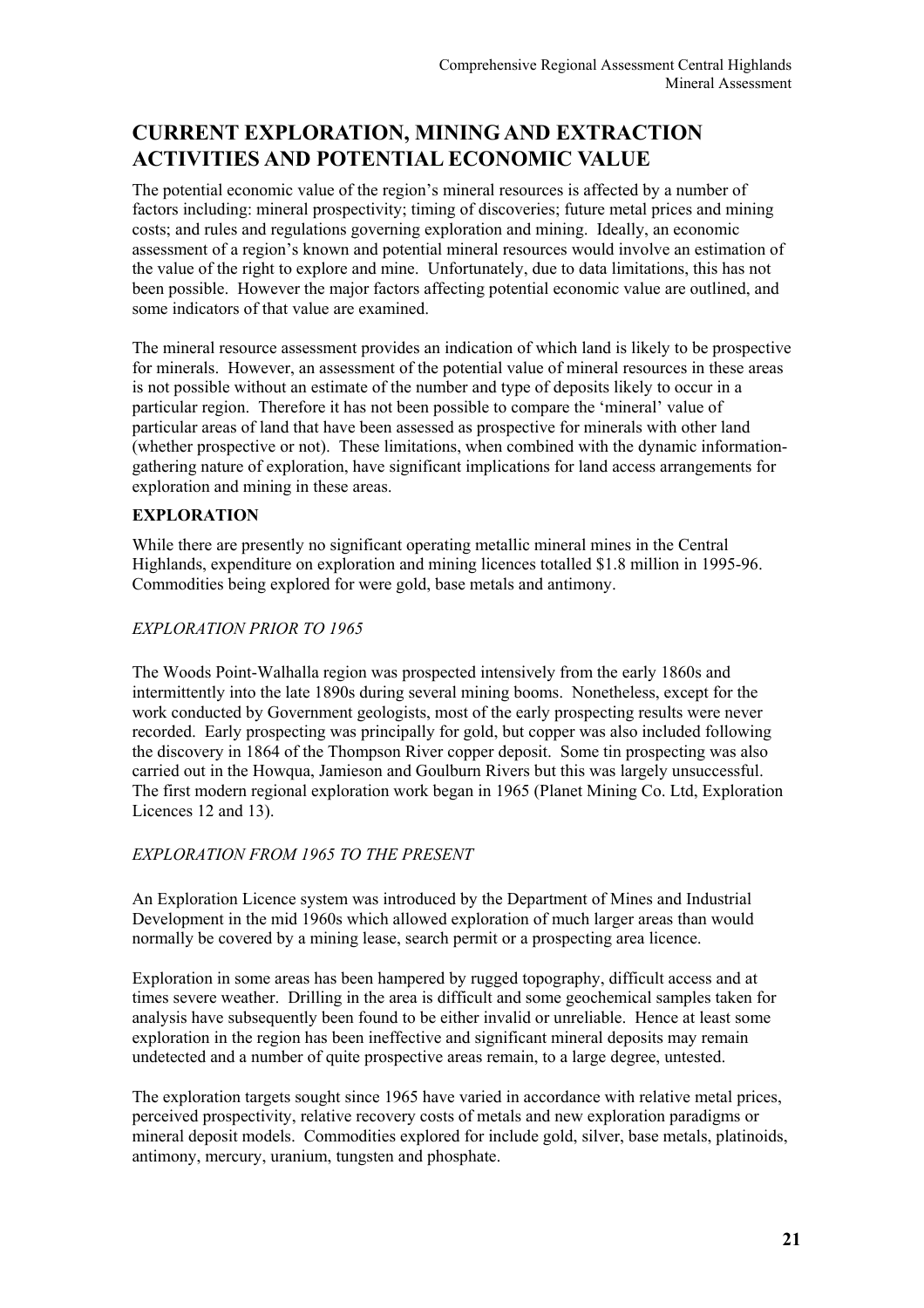## CURRENT EXPLORATION, MINING AND EXTRACTION ACTIVITIES AND POTENTIAL ECONOMIC VALUE

The potential economic value of the region's mineral resources is affected by a number of factors including: mineral prospectivity; timing of discoveries; future metal prices and mining costs; and rules and regulations governing exploration and mining. Ideally, an economic assessment of a region's known and potential mineral resources would involve an estimation of the value of the right to explore and mine. Unfortunately, due to data limitations, this has not been possible. However the major factors affecting potential economic value are outlined, and some indicators of that value are examined.

The mineral resource assessment provides an indication of which land is likely to be prospective for minerals. However, an assessment of the potential value of mineral resources in these areas is not possible without an estimate of the number and type of deposits likely to occur in a particular region. Therefore it has not been possible to compare the 'mineral' value of particular areas of land that have been assessed as prospective for minerals with other land (whether prospective or not). These limitations, when combined with the dynamic information-gathering nature of exploration, have significant implications for land access arrangements for exploration and mining in these areas.

### EXPLORATION

While there are presently no significant operating metallic mineral mines in the Central Highlands, expenditure on exploration and mining licences totalled $1.8 million in 1995-96. Commodities being explored for were gold, base metals and antimony.

#### *EXPLORATION PRIOR TO 1965*

The Woods Point-Walhalla region was prospected intensively from the early 1860s and intermittently into the late 1890s during several mining booms. Nonetheless, except for the work conducted by Government geologists, most of the early prospecting results were never recorded. Early prospecting was principally for gold, but copper was also included following the discovery in 1864 of the Thompson River copper deposit. Some tin prospecting was also carried out in the Howqua, Jamieson and Goulburn Rivers but this was largely unsuccessful. The first modern regional exploration work began in 1965 (Planet Mining Co. Ltd, Exploration Licences 12 and 13).

#### *EXPLORATION FROM 1965 TO THE PRESENT*

An Exploration Licence system was introduced by the Department of Mines and Industrial Development in the mid 1960s which allowed exploration of much larger areas than would normally be covered by a mining lease, search permit or a prospecting area licence.

Exploration in some areas has been hampered by rugged topography, difficult access and at times severe weather. Drilling in the area is difficult and some geochemical samples taken for analysis have subsequently been found to be either invalid or unreliable. Hence at least some exploration in the region has been ineffective and significant mineral deposits may remain undetected and a number of quite prospective areas remain, to a large degree, untested.

The exploration targets sought since 1965 have varied in accordance with relative metal prices, perceived prospectivity, relative recovery costs of metals and new exploration paradigms or mineral deposit models. Commodities explored for include gold, silver, base metals, platinoids, antimony, mercury, uranium, tungsten and phosphate.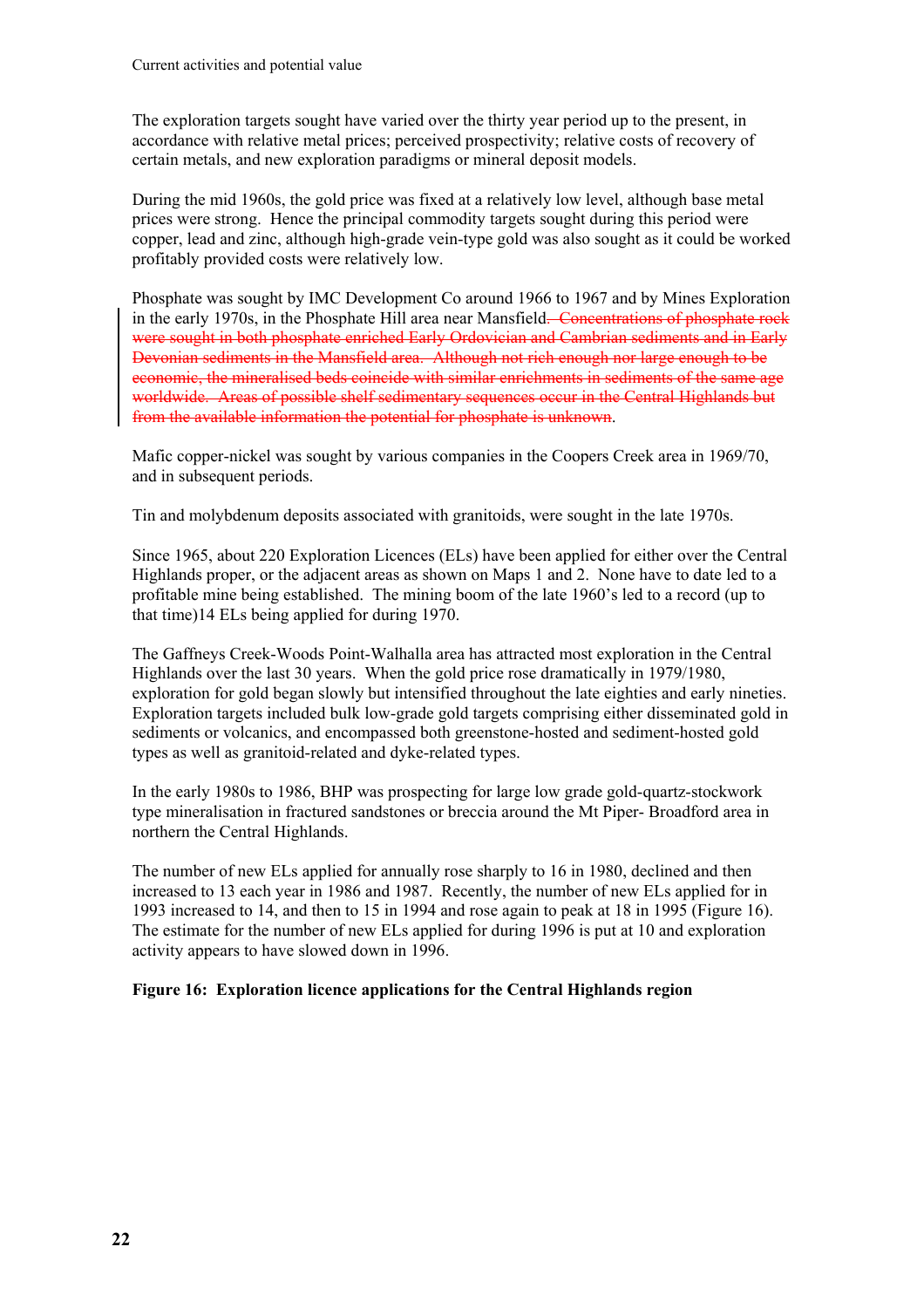The exploration targets sought have varied over the thirty year period up to the present, in accordance with relative metal prices; perceived prospectivity; relative costs of recovery of certain metals, and new exploration paradigms or mineral deposit models.

During the mid 1960s, the gold price was fixed at a relatively low level, although base metal prices were strong. Hence the principal commodity targets sought during this period were copper, lead and zinc, although high-grade vein-type gold was also sought as it could be worked profitably provided costs were relatively low.

Phosphate was sought by IMC Development Co around 1966 to 1967 and by Mines Exploration in the early 1970s, in the Phosphate Hill area near Mansfield~~. Concentrations of phosphate rock were sought in both phosphate enriched Early Ordovician and Cambrian sediments and in Early Devonian sediments in the Mansfield area. Although not rich enough nor large enough to be economic, the mineralised beds coincide with similar enrichments in sediments of the same age worldwide. Areas of possible shelf sedimentary sequences occur in the Central Highlands but from the available information the potential for phosphate is unknown~~.

Mafic copper-nickel was sought by various companies in the Coopers Creek area in 1969/70, and in subsequent periods.

Tin and molybdenum deposits associated with granitoids, were sought in the late 1970s.

Since 1965, about 220 Exploration Licences (ELs) have been applied for either over the Central Highlands proper, or the adjacent areas as shown on Maps 1 and 2. None have to date led to a profitable mine being established. The mining boom of the late 1960's led to a record (up to that time)14 ELs being applied for during 1970.

The Gaffneys Creek-Woods Point-Walhalla area has attracted most exploration in the Central Highlands over the last 30 years. When the gold price rose dramatically in 1979/1980, exploration for gold began slowly but intensified throughout the late eighties and early nineties. Exploration targets included bulk low-grade gold targets comprising either disseminated gold in sediments or volcanics, and encompassed both greenstone-hosted and sediment-hosted gold types as well as granitoid-related and dyke-related types.

In the early 1980s to 1986, BHP was prospecting for large low grade gold-quartz-stockwork type mineralisation in fractured sandstones or breccia around the Mt Piper- Broadford area in northern the Central Highlands.

The number of new ELs applied for annually rose sharply to 16 in 1980, declined and then increased to 13 each year in 1986 and 1987. Recently, the number of new ELs applied for in 1993 increased to 14, and then to 15 in 1994 and rose again to peak at 18 in 1995 (Figure 16). The estimate for the number of new ELs applied for during 1996 is put at 10 and exploration activity appears to have slowed down in 1996.

**Figure 16: Exploration licence applications for the Central Highlands region**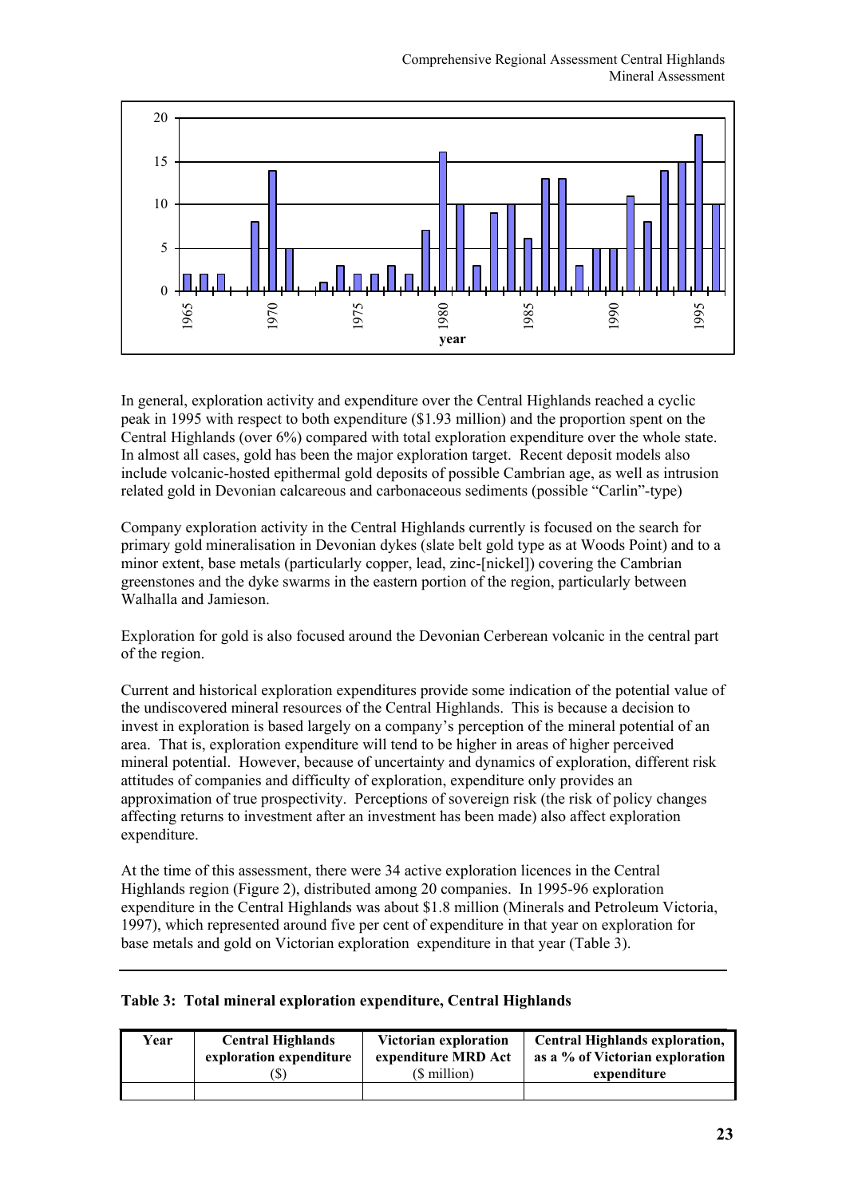20
15
10
5
0
1965
1970
1975
1980
1985
1990
1995
year

In general, exploration activity and expenditure over the Central Highlands reached a cyclic peak in 1995 with respect to both expenditure ($1.93 million) and the proportion spent on the Central Highlands (over 6%) compared with total exploration expenditure over the whole state. In almost all cases, gold has been the major exploration target. Recent deposit models also include volcanic-hosted epithermal gold deposits of possible Cambrian age, as well as intrusion related gold in Devonian calcareous and carbonaceous sediments (possible "Carlin"-type)

Company exploration activity in the Central Highlands currently is focused on the search for primary gold mineralisation in Devonian dykes (slate belt gold type as at Woods Point) and to a minor extent, base metals (particularly copper, lead, zinc-[nickel]) covering the Cambrian greenstones and the dyke swarms in the eastern portion of the region, particularly between Walhalla and Jamieson.

Exploration for gold is also focused around the Devonian Cerberean volcanic in the central part of the region.

Current and historical exploration expenditures provide some indication of the potential value of the undiscovered mineral resources of the Central Highlands. This is because a decision to invest in exploration is based largely on a company's perception of the mineral potential of an area. That is, exploration expenditure will tend to be higher in areas of higher perceived mineral potential. However, because of uncertainty and dynamics of exploration, different risk attitudes of companies and difficulty of exploration, expenditure only provides an approximation of true prospectivity. Perceptions of sovereign risk (the risk of policy changes affecting returns to investment after an investment has been made) also affect exploration expenditure.

At the time of this assessment, there were 34 active exploration licences in the Central Highlands region (Figure 2), distributed among 20 companies. In 1995-96 exploration expenditure in the Central Highlands was about $1.8 million (Minerals and Petroleum Victoria, 1997), which represented around five per cent of expenditure in that year on exploration for base metals and gold on Victorian exploration expenditure in that year (Table 3).

**Table 3: Total mineral exploration expenditure, Central Highlands**

| Year | Central Highlands exploration expenditure ($) | Victorian exploration expenditure MRD Act ($ million) | Central Highlands exploration, as a % of Victorian exploration expenditure |
|---|---|---|---|
| | | | |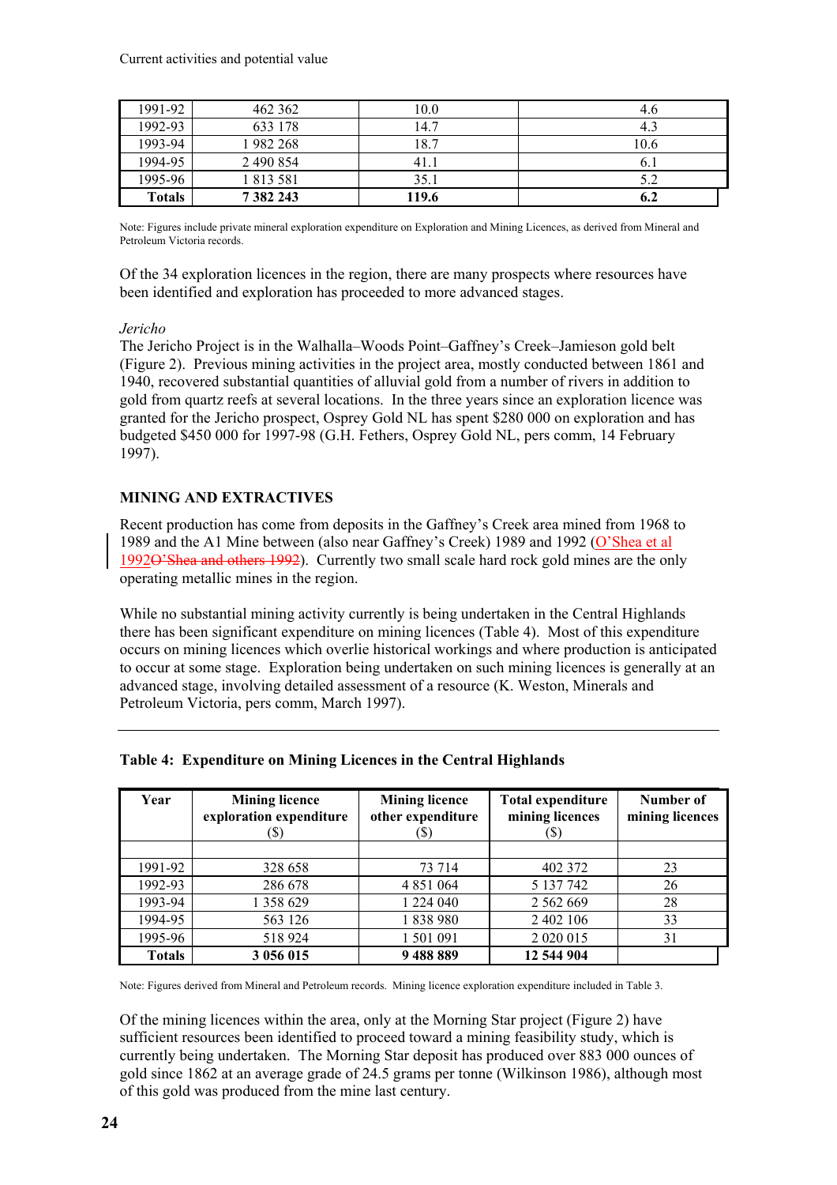| | | | |
|---|---|---|---|
| 1991-92 | 462 362 | 10.0 | 4.6 |
| 1992-93 | 633 178 | 14.7 | 4.3 |
| 1993-94 | 1 982 268 | 18.7 | 10.6 |
| 1994-95 | 2 490 854 | 41.1 | 6.1 |
| 1995-96 | 1 813 581 | 35.1 | 5.2 |
| **Totals** | **7 382 243** | **119.6** | **6.2** |

Note: Figures include private mineral exploration expenditure on Exploration and Mining Licences, as derived from Mineral and Petroleum Victoria records.

Of the 34 exploration licences in the region, there are many prospects where resources have been identified and exploration has proceeded to more advanced stages.

*Jericho*

The Jericho Project is in the Walhalla–Woods Point–Gaffney's Creek–Jamieson gold belt (Figure 2). Previous mining activities in the project area, mostly conducted between 1861 and 1940, recovered substantial quantities of alluvial gold from a number of rivers in addition to gold from quartz reefs at several locations. In the three years since an exploration licence was granted for the Jericho prospect, Osprey Gold NL has spent $280 000 on exploration and has budgeted $450 000 for 1997-98 (G.H. Fethers, Osprey Gold NL, pers comm, 14 February 1997).

## MINING AND EXTRACTIVES

Recent production has come from deposits in the Gaffney's Creek area mined from 1968 to 1989 and the A1 Mine between (also near Gaffney's Creek) 1989 and 1992 (O'Shea et al 1992~~O'Shea and others 1992~~). Currently two small scale hard rock gold mines are the only operating metallic mines in the region.

While no substantial mining activity currently is being undertaken in the Central Highlands there has been significant expenditure on mining licences (Table 4). Most of this expenditure occurs on mining licences which overlie historical workings and where production is anticipated to occur at some stage. Exploration being undertaken on such mining licences is generally at an advanced stage, involving detailed assessment of a resource (K. Weston, Minerals and Petroleum Victoria, pers comm, March 1997).

**Table 4: Expenditure on Mining Licences in the Central Highlands**

| Year | Mining licence exploration expenditure ($) | Mining licence other expenditure ($) | Total expenditure mining licences ($) | Number of mining licences |
|---|---|---|---|---|
| 1991-92 | 328 658 | 73 714 | 402 372 | 23 |
| 1992-93 | 286 678 | 4 851 064 | 5 137 742 | 26 |
| 1993-94 | 1 358 629 | 1 224 040 | 2 562 669 | 28 |
| 1994-95 | 563 126 | 1 838 980 | 2 402 106 | 33 |
| 1995-96 | 518 924 | 1 501 091 | 2 020 015 | 31 |
| **Totals** | **3 056 015** | **9 488 889** | **12 544 904** | |

Note: Figures derived from Mineral and Petroleum records. Mining licence exploration expenditure included in Table 3.

Of the mining licences within the area, only at the Morning Star project (Figure 2) have sufficient resources been identified to proceed toward a mining feasibility study, which is currently being undertaken. The Morning Star deposit has produced over 883 000 ounces of gold since 1862 at an average grade of 24.5 grams per tonne (Wilkinson 1986), although most of this gold was produced from the mine last century.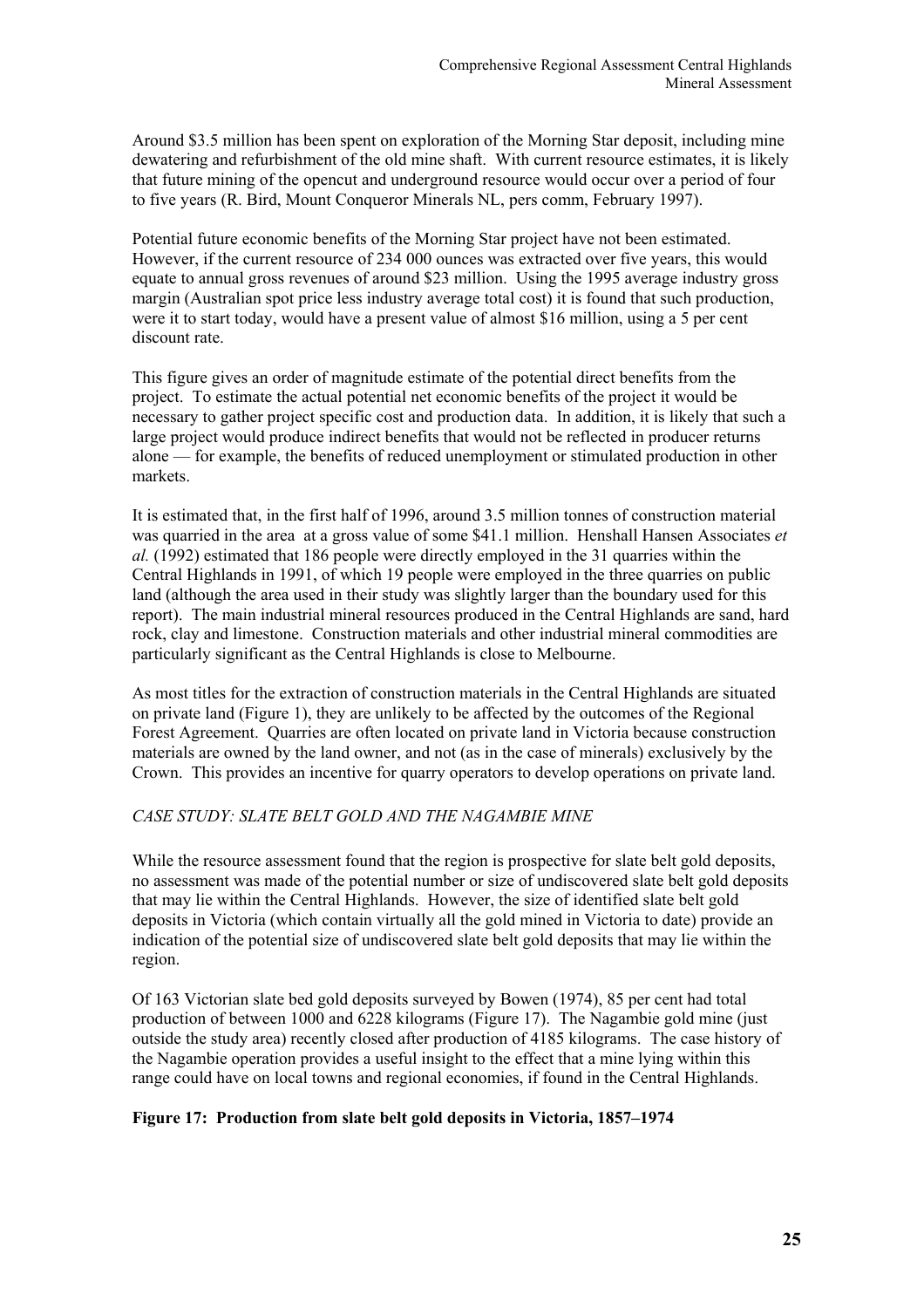Around \$3.5 million has been spent on exploration of the Morning Star deposit, including mine dewatering and refurbishment of the old mine shaft. With current resource estimates, it is likely that future mining of the opencut and underground resource would occur over a period of four to five years (R. Bird, Mount Conqueror Minerals NL, pers comm, February 1997).

Potential future economic benefits of the Morning Star project have not been estimated. However, if the current resource of 234 000 ounces was extracted over five years, this would equate to annual gross revenues of around \$23 million. Using the 1995 average industry gross margin (Australian spot price less industry average total cost) it is found that such production, were it to start today, would have a present value of almost \$16 million, using a 5 per cent discount rate.

This figure gives an order of magnitude estimate of the potential direct benefits from the project. To estimate the actual potential net economic benefits of the project it would be necessary to gather project specific cost and production data. In addition, it is likely that such a large project would produce indirect benefits that would not be reflected in producer returns alone — for example, the benefits of reduced unemployment or stimulated production in other markets.

It is estimated that, in the first half of 1996, around 3.5 million tonnes of construction material was quarried in the area at a gross value of some \$41.1 million. Henshall Hansen Associates *et al.* (1992) estimated that 186 people were directly employed in the 31 quarries within the Central Highlands in 1991, of which 19 people were employed in the three quarries on public land (although the area used in their study was slightly larger than the boundary used for this report). The main industrial mineral resources produced in the Central Highlands are sand, hard rock, clay and limestone. Construction materials and other industrial mineral commodities are particularly significant as the Central Highlands is close to Melbourne.

As most titles for the extraction of construction materials in the Central Highlands are situated on private land (Figure 1), they are unlikely to be affected by the outcomes of the Regional Forest Agreement. Quarries are often located on private land in Victoria because construction materials are owned by the land owner, and not (as in the case of minerals) exclusively by the Crown. This provides an incentive for quarry operators to develop operations on private land.

*CASE STUDY: SLATE BELT GOLD AND THE NAGAMBIE MINE*

While the resource assessment found that the region is prospective for slate belt gold deposits, no assessment was made of the potential number or size of undiscovered slate belt gold deposits that may lie within the Central Highlands. However, the size of identified slate belt gold deposits in Victoria (which contain virtually all the gold mined in Victoria to date) provide an indication of the potential size of undiscovered slate belt gold deposits that may lie within the region.

Of 163 Victorian slate bed gold deposits surveyed by Bowen (1974), 85 per cent had total production of between 1000 and 6228 kilograms (Figure 17). The Nagambie gold mine (just outside the study area) recently closed after production of 4185 kilograms. The case history of the Nagambie operation provides a useful insight to the effect that a mine lying within this range could have on local towns and regional economies, if found in the Central Highlands.

**Figure 17: Production from slate belt gold deposits in Victoria, 1857–1974**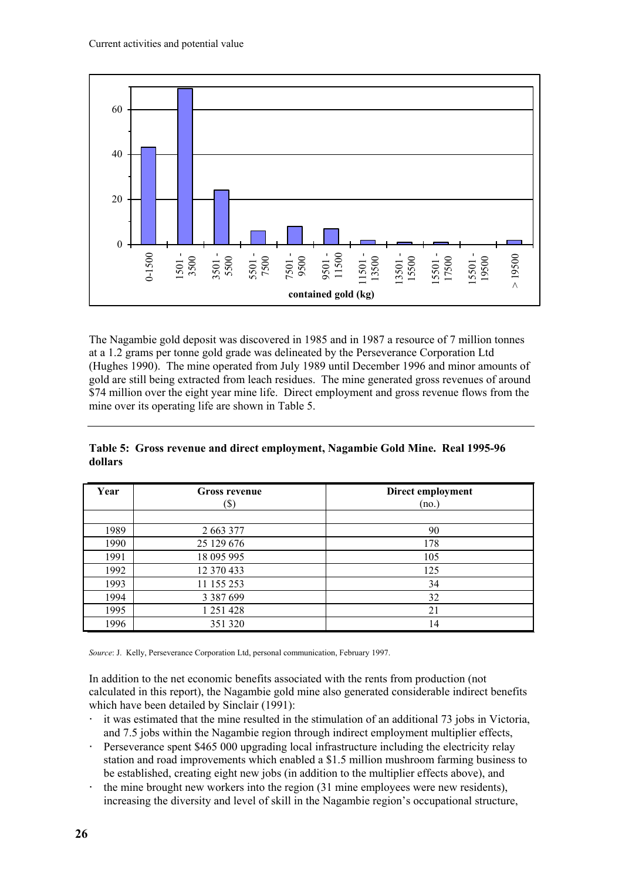60

40

20

0

0-1500

1501 - 3500

3501 - 5500

5501 - 7500

7501 - 9500

9501 - 11500

11501 - 13500

13501 - 15500

15501 - 17500

15501 - 19500

> 19500

contained gold (kg)

The Nagambie gold deposit was discovered in 1985 and in 1987 a resource of 7 million tonnes at a 1.2 grams per tonne gold grade was delineated by the Perseverance Corporation Ltd (Hughes 1990). The mine operated from July 1989 until December 1996 and minor amounts of gold are still being extracted from leach residues. The mine generated gross revenues of around $74 million over the eight year mine life. Direct employment and gross revenue flows from the mine over its operating life are shown in Table 5.

**Table 5: Gross revenue and direct employment, Nagambie Gold Mine. Real 1995-96 dollars**

| Year | Gross revenue ($) | Direct employment (no.) |
|---|---|---|
| 1989 | 2 663 377 | 90 |
| 1990 | 25 129 676 | 178 |
| 1991 | 18 095 995 | 105 |
| 1992 | 12 370 433 | 125 |
| 1993 | 11 155 253 | 34 |
| 1994 | 3 387 699 | 32 |
| 1995 | 1 251 428 | 21 |
| 1996 | 351 320 | 14 |

*Source*: J. Kelly, Perseverance Corporation Ltd, personal communication, February 1997.

In addition to the net economic benefits associated with the rents from production (not calculated in this report), the Nagambie gold mine also generated considerable indirect benefits which have been detailed by Sinclair (1991):

- it was estimated that the mine resulted in the stimulation of an additional 73 jobs in Victoria, and 7.5 jobs within the Nagambie region through indirect employment multiplier effects,
- Perseverance spent $465 000 upgrading local infrastructure including the electricity relay station and road improvements which enabled a $1.5 million mushroom farming business to be established, creating eight new jobs (in addition to the multiplier effects above), and
- the mine brought new workers into the region (31 mine employees were new residents), increasing the diversity and level of skill in the Nagambie region's occupational structure,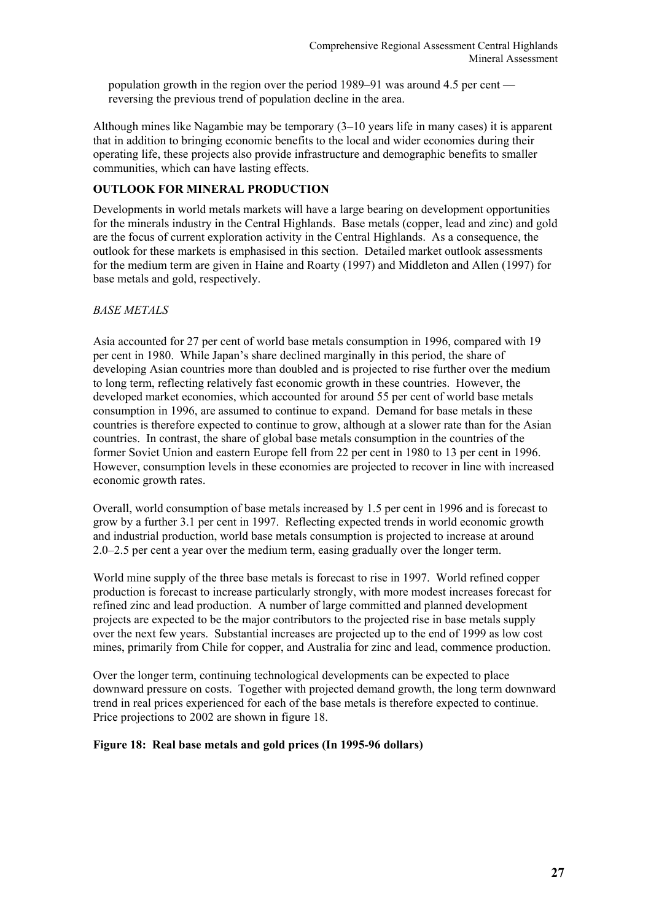population growth in the region over the period 1989–91 was around 4.5 per cent — reversing the previous trend of population decline in the area.

Although mines like Nagambie may be temporary (3–10 years life in many cases) it is apparent that in addition to bringing economic benefits to the local and wider economies during their operating life, these projects also provide infrastructure and demographic benefits to smaller communities, which can have lasting effects.

## OUTLOOK FOR MINERAL PRODUCTION

Developments in world metals markets will have a large bearing on development opportunities for the minerals industry in the Central Highlands. Base metals (copper, lead and zinc) and gold are the focus of current exploration activity in the Central Highlands. As a consequence, the outlook for these markets is emphasised in this section. Detailed market outlook assessments for the medium term are given in Haine and Roarty (1997) and Middleton and Allen (1997) for base metals and gold, respectively.

### *BASE METALS*

Asia accounted for 27 per cent of world base metals consumption in 1996, compared with 19 per cent in 1980. While Japan's share declined marginally in this period, the share of developing Asian countries more than doubled and is projected to rise further over the medium to long term, reflecting relatively fast economic growth in these countries. However, the developed market economies, which accounted for around 55 per cent of world base metals consumption in 1996, are assumed to continue to expand. Demand for base metals in these countries is therefore expected to continue to grow, although at a slower rate than for the Asian countries. In contrast, the share of global base metals consumption in the countries of the former Soviet Union and eastern Europe fell from 22 per cent in 1980 to 13 per cent in 1996. However, consumption levels in these economies are projected to recover in line with increased economic growth rates.

Overall, world consumption of base metals increased by 1.5 per cent in 1996 and is forecast to grow by a further 3.1 per cent in 1997. Reflecting expected trends in world economic growth and industrial production, world base metals consumption is projected to increase at around 2.0–2.5 per cent a year over the medium term, easing gradually over the longer term.

World mine supply of the three base metals is forecast to rise in 1997. World refined copper production is forecast to increase particularly strongly, with more modest increases forecast for refined zinc and lead production. A number of large committed and planned development projects are expected to be the major contributors to the projected rise in base metals supply over the next few years. Substantial increases are projected up to the end of 1999 as low cost mines, primarily from Chile for copper, and Australia for zinc and lead, commence production.

Over the longer term, continuing technological developments can be expected to place downward pressure on costs. Together with projected demand growth, the long term downward trend in real prices experienced for each of the base metals is therefore expected to continue. Price projections to 2002 are shown in figure 18.

**Figure 18: Real base metals and gold prices (In 1995-96 dollars)**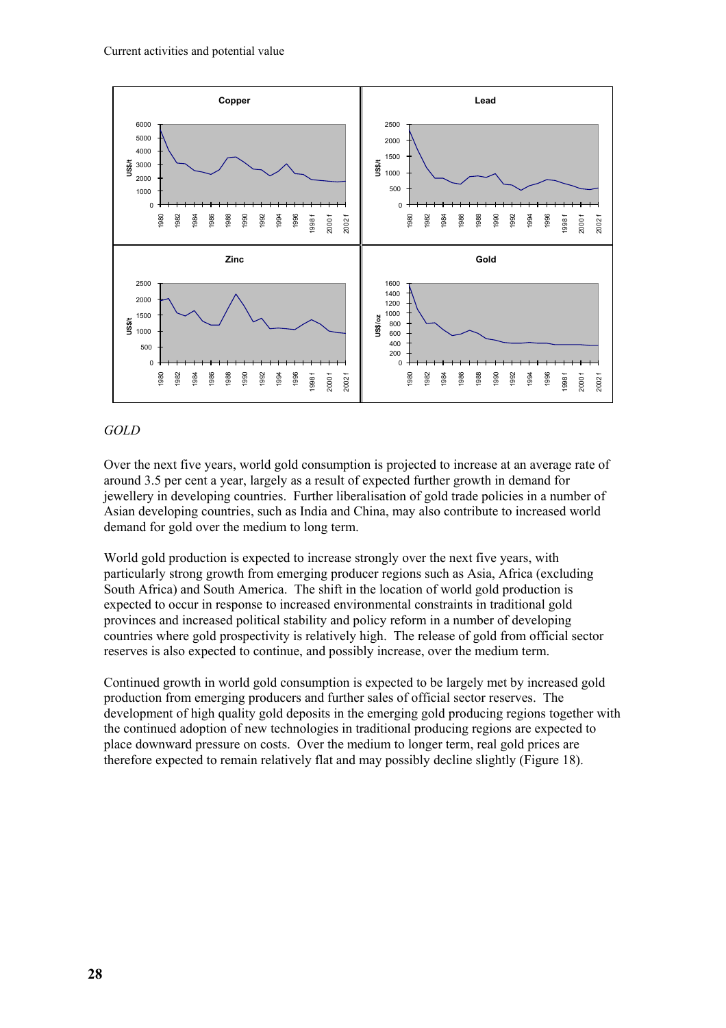Copper

US$/t

6000
5000
4000
3000
2000
1000
0

1980 1982 1984 1986 1988 1990 1992 1994 1996 1998 f 2000 f 2002 f

Lead

US$/t

2500
2000
1500
1000
500
0

1980 1982 1984 1986 1988 1990 1992 1994 1996 1998 f 2000 f 2002 f

Zinc

US$/t

2500
2000
1500
1000
500
0

1980 1982 1984 1986 1988 1990 1992 1994 1996 1998 f 2000 f 2002 f

Gold

US$/oz

1600
1400
1200
1000
800
600
400
200
0

1980 1982 1984 1986 1988 1990 1992 1994 1996 1998 f 2000 f 2002 f

*GOLD*

Over the next five years, world gold consumption is projected to increase at an average rate of around 3.5 per cent a year, largely as a result of expected further growth in demand for jewellery in developing countries. Further liberalisation of gold trade policies in a number of Asian developing countries, such as India and China, may also contribute to increased world demand for gold over the medium to long term.

World gold production is expected to increase strongly over the next five years, with particularly strong growth from emerging producer regions such as Asia, Africa (excluding South Africa) and South America. The shift in the location of world gold production is expected to occur in response to increased environmental constraints in traditional gold provinces and increased political stability and policy reform in a number of developing countries where gold prospectivity is relatively high. The release of gold from official sector reserves is also expected to continue, and possibly increase, over the medium term.

Continued growth in world gold consumption is expected to be largely met by increased gold production from emerging producers and further sales of official sector reserves. The development of high quality gold deposits in the emerging gold producing regions together with the continued adoption of new technologies in traditional producing regions are expected to place downward pressure on costs. Over the medium to longer term, real gold prices are therefore expected to remain relatively flat and may possibly decline slightly (Figure 18).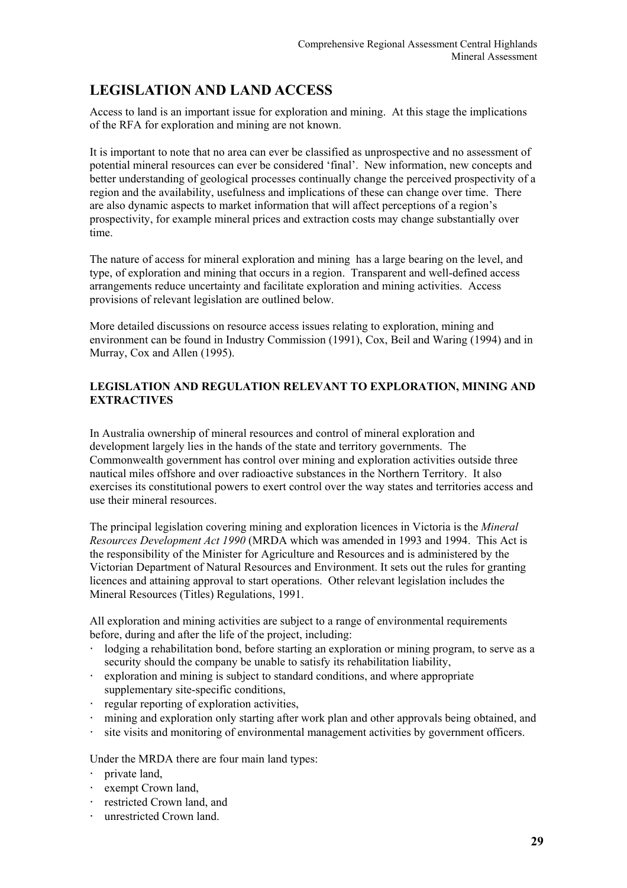## LEGISLATION AND LAND ACCESS

Access to land is an important issue for exploration and mining. At this stage the implications of the RFA for exploration and mining are not known.

It is important to note that no area can ever be classified as unprospective and no assessment of potential mineral resources can ever be considered 'final'. New information, new concepts and better understanding of geological processes continually change the perceived prospectivity of a region and the availability, usefulness and implications of these can change over time. There are also dynamic aspects to market information that will affect perceptions of a region's prospectivity, for example mineral prices and extraction costs may change substantially over time.

The nature of access for mineral exploration and mining has a large bearing on the level, and type, of exploration and mining that occurs in a region. Transparent and well-defined access arrangements reduce uncertainty and facilitate exploration and mining activities. Access provisions of relevant legislation are outlined below.

More detailed discussions on resource access issues relating to exploration, mining and environment can be found in Industry Commission (1991), Cox, Beil and Waring (1994) and in Murray, Cox and Allen (1995).

### LEGISLATION AND REGULATION RELEVANT TO EXPLORATION, MINING AND EXTRACTIVES

In Australia ownership of mineral resources and control of mineral exploration and development largely lies in the hands of the state and territory governments. The Commonwealth government has control over mining and exploration activities outside three nautical miles offshore and over radioactive substances in the Northern Territory. It also exercises its constitutional powers to exert control over the way states and territories access and use their mineral resources.

The principal legislation covering mining and exploration licences in Victoria is the *Mineral Resources Development Act 1990* (MRDA which was amended in 1993 and 1994. This Act is the responsibility of the Minister for Agriculture and Resources and is administered by the Victorian Department of Natural Resources and Environment. It sets out the rules for granting licences and attaining approval to start operations. Other relevant legislation includes the Mineral Resources (Titles) Regulations, 1991.

All exploration and mining activities are subject to a range of environmental requirements before, during and after the life of the project, including:

- lodging a rehabilitation bond, before starting an exploration or mining program, to serve as a security should the company be unable to satisfy its rehabilitation liability,
- exploration and mining is subject to standard conditions, and where appropriate supplementary site-specific conditions,
- regular reporting of exploration activities,
- mining and exploration only starting after work plan and other approvals being obtained, and
- site visits and monitoring of environmental management activities by government officers.

Under the MRDA there are four main land types:

- private land,
- exempt Crown land,
- restricted Crown land, and
- unrestricted Crown land.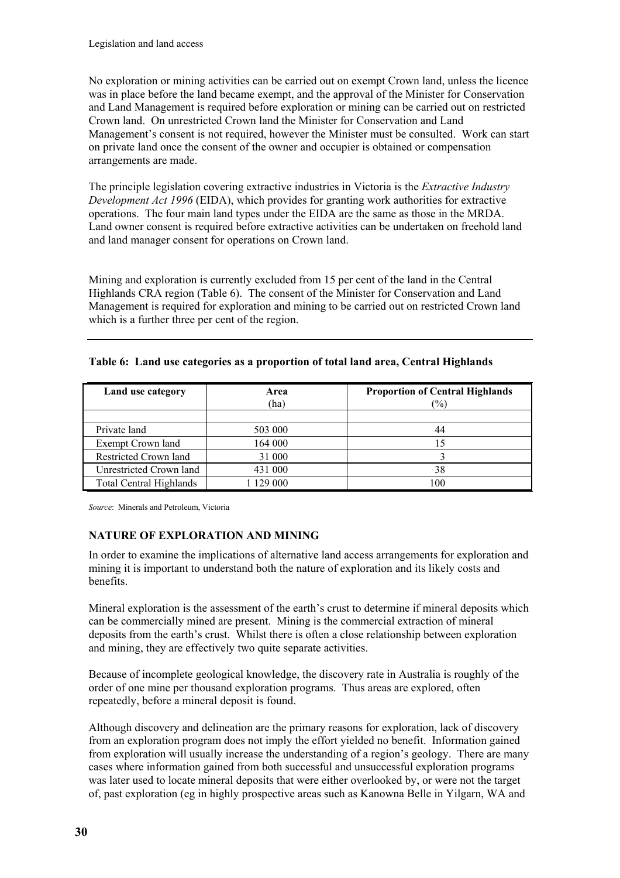No exploration or mining activities can be carried out on exempt Crown land, unless the licence was in place before the land became exempt, and the approval of the Minister for Conservation and Land Management is required before exploration or mining can be carried out on restricted Crown land. On unrestricted Crown land the Minister for Conservation and Land Management's consent is not required, however the Minister must be consulted. Work can start on private land once the consent of the owner and occupier is obtained or compensation arrangements are made.

The principle legislation covering extractive industries in Victoria is the *Extractive Industry Development Act 1996* (EIDA), which provides for granting work authorities for extractive operations. The four main land types under the EIDA are the same as those in the MRDA. Land owner consent is required before extractive activities can be undertaken on freehold land and land manager consent for operations on Crown land.

Mining and exploration is currently excluded from 15 per cent of the land in the Central Highlands CRA region (Table 6). The consent of the Minister for Conservation and Land Management is required for exploration and mining to be carried out on restricted Crown land which is a further three per cent of the region.

**Table 6: Land use categories as a proportion of total land area, Central Highlands**

| Land use category | Area (ha) | Proportion of Central Highlands (%) |
|---|---|---|
| Private land | 503 000 | 44 |
| Exempt Crown land | 164 000 | 15 |
| Restricted Crown land | 31 000 | 3 |
| Unrestricted Crown land | 431 000 | 38 |
| Total Central Highlands | 1 129 000 | 100 |

*Source*: Minerals and Petroleum, Victoria

## NATURE OF EXPLORATION AND MINING

In order to examine the implications of alternative land access arrangements for exploration and mining it is important to understand both the nature of exploration and its likely costs and benefits.

Mineral exploration is the assessment of the earth's crust to determine if mineral deposits which can be commercially mined are present. Mining is the commercial extraction of mineral deposits from the earth's crust. Whilst there is often a close relationship between exploration and mining, they are effectively two quite separate activities.

Because of incomplete geological knowledge, the discovery rate in Australia is roughly of the order of one mine per thousand exploration programs. Thus areas are explored, often repeatedly, before a mineral deposit is found.

Although discovery and delineation are the primary reasons for exploration, lack of discovery from an exploration program does not imply the effort yielded no benefit. Information gained from exploration will usually increase the understanding of a region's geology. There are many cases where information gained from both successful and unsuccessful exploration programs was later used to locate mineral deposits that were either overlooked by, or were not the target of, past exploration (eg in highly prospective areas such as Kanowna Belle in Yilgarn, WA and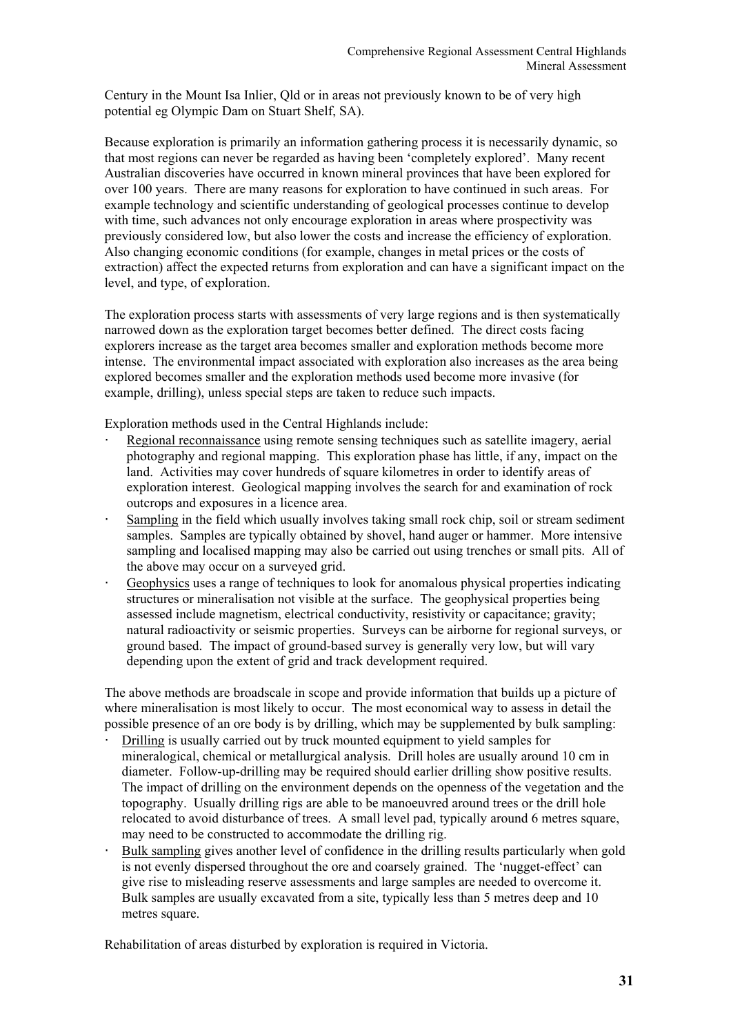Century in the Mount Isa Inlier, Qld or in areas not previously known to be of very high potential eg Olympic Dam on Stuart Shelf, SA).

Because exploration is primarily an information gathering process it is necessarily dynamic, so that most regions can never be regarded as having been 'completely explored'. Many recent Australian discoveries have occurred in known mineral provinces that have been explored for over 100 years. There are many reasons for exploration to have continued in such areas. For example technology and scientific understanding of geological processes continue to develop with time, such advances not only encourage exploration in areas where prospectivity was previously considered low, but also lower the costs and increase the efficiency of exploration. Also changing economic conditions (for example, changes in metal prices or the costs of extraction) affect the expected returns from exploration and can have a significant impact on the level, and type, of exploration.

The exploration process starts with assessments of very large regions and is then systematically narrowed down as the exploration target becomes better defined. The direct costs facing explorers increase as the target area becomes smaller and exploration methods become more intense. The environmental impact associated with exploration also increases as the area being explored becomes smaller and the exploration methods used become more invasive (for example, drilling), unless special steps are taken to reduce such impacts.

Exploration methods used in the Central Highlands include:

- Regional reconnaissance using remote sensing techniques such as satellite imagery, aerial photography and regional mapping. This exploration phase has little, if any, impact on the land. Activities may cover hundreds of square kilometres in order to identify areas of exploration interest. Geological mapping involves the search for and examination of rock outcrops and exposures in a licence area.
- Sampling in the field which usually involves taking small rock chip, soil or stream sediment samples. Samples are typically obtained by shovel, hand auger or hammer. More intensive sampling and localised mapping may also be carried out using trenches or small pits. All of the above may occur on a surveyed grid.
- Geophysics uses a range of techniques to look for anomalous physical properties indicating structures or mineralisation not visible at the surface. The geophysical properties being assessed include magnetism, electrical conductivity, resistivity or capacitance; gravity; natural radioactivity or seismic properties. Surveys can be airborne for regional surveys, or ground based. The impact of ground-based survey is generally very low, but will vary depending upon the extent of grid and track development required.

The above methods are broadscale in scope and provide information that builds up a picture of where mineralisation is most likely to occur. The most economical way to assess in detail the possible presence of an ore body is by drilling, which may be supplemented by bulk sampling:

- Drilling is usually carried out by truck mounted equipment to yield samples for mineralogical, chemical or metallurgical analysis. Drill holes are usually around 10 cm in diameter. Follow-up-drilling may be required should earlier drilling show positive results. The impact of drilling on the environment depends on the openness of the vegetation and the topography. Usually drilling rigs are able to be manoeuvred around trees or the drill hole relocated to avoid disturbance of trees. A small level pad, typically around 6 metres square, may need to be constructed to accommodate the drilling rig.
- Bulk sampling gives another level of confidence in the drilling results particularly when gold is not evenly dispersed throughout the ore and coarsely grained. The 'nugget-effect' can give rise to misleading reserve assessments and large samples are needed to overcome it. Bulk samples are usually excavated from a site, typically less than 5 metres deep and 10 metres square.

Rehabilitation of areas disturbed by exploration is required in Victoria.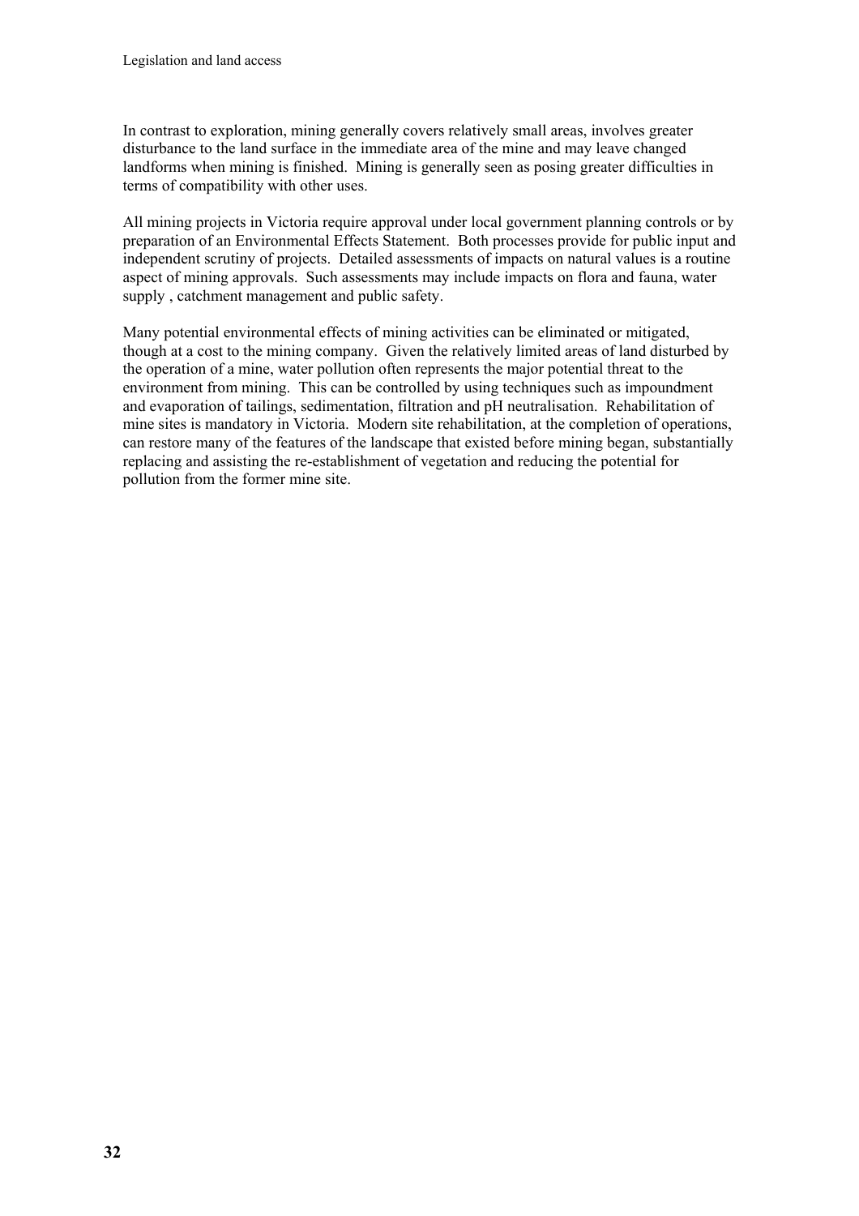In contrast to exploration, mining generally covers relatively small areas, involves greater disturbance to the land surface in the immediate area of the mine and may leave changed landforms when mining is finished. Mining is generally seen as posing greater difficulties in terms of compatibility with other uses.

All mining projects in Victoria require approval under local government planning controls or by preparation of an Environmental Effects Statement. Both processes provide for public input and independent scrutiny of projects. Detailed assessments of impacts on natural values is a routine aspect of mining approvals. Such assessments may include impacts on flora and fauna, water supply , catchment management and public safety.

Many potential environmental effects of mining activities can be eliminated or mitigated, though at a cost to the mining company. Given the relatively limited areas of land disturbed by the operation of a mine, water pollution often represents the major potential threat to the environment from mining. This can be controlled by using techniques such as impoundment and evaporation of tailings, sedimentation, filtration and pH neutralisation. Rehabilitation of mine sites is mandatory in Victoria. Modern site rehabilitation, at the completion of operations, can restore many of the features of the landscape that existed before mining began, substantially replacing and assisting the re-establishment of vegetation and reducing the potential for pollution from the former mine site.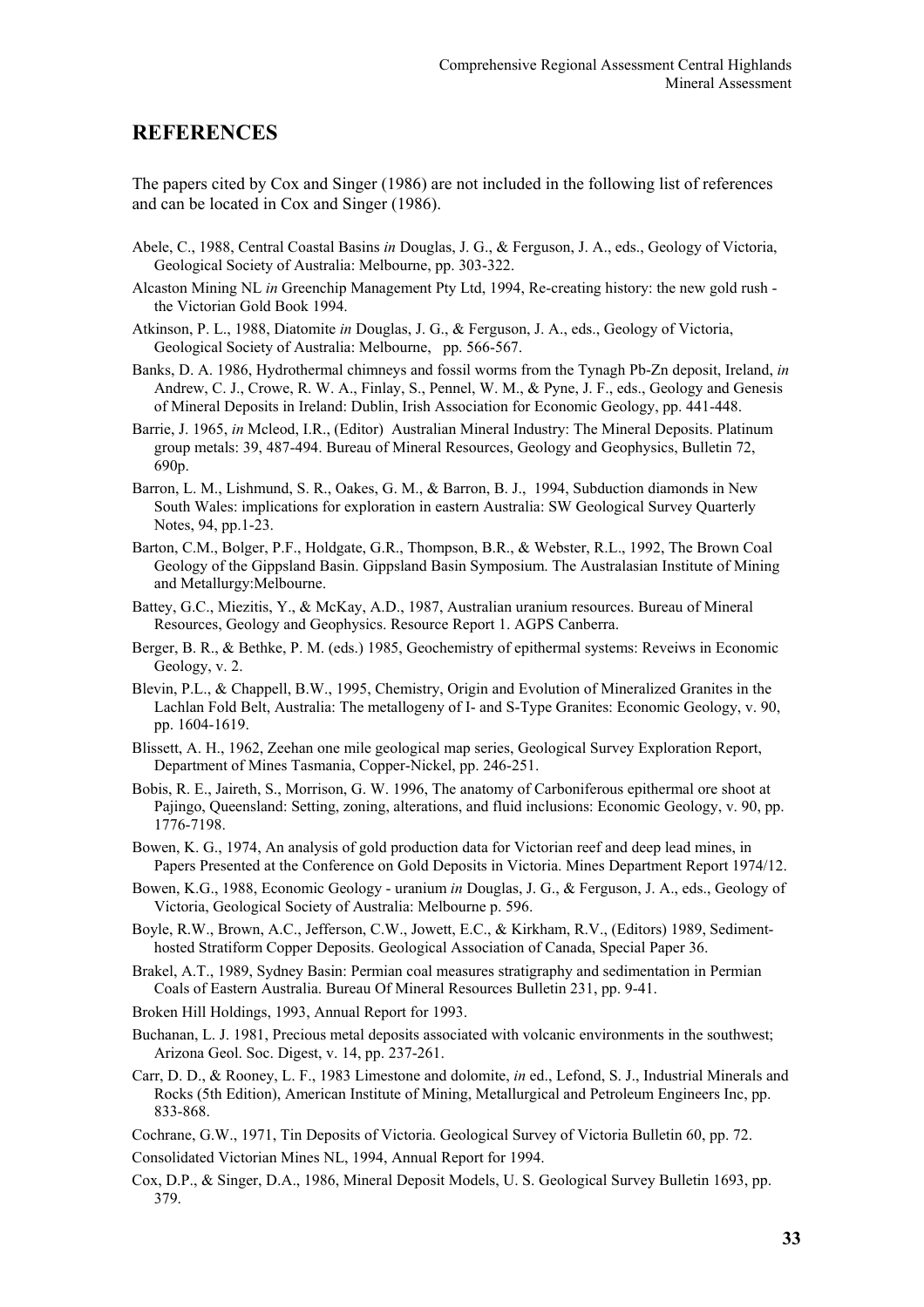## REFERENCES

The papers cited by Cox and Singer (1986) are not included in the following list of references and can be located in Cox and Singer (1986).

Abele, C., 1988, Central Coastal Basins *in* Douglas, J. G., & Ferguson, J. A., eds., Geology of Victoria, Geological Society of Australia: Melbourne, pp. 303-322.

Alcaston Mining NL *in* Greenchip Management Pty Ltd, 1994, Re-creating history: the new gold rush - the Victorian Gold Book 1994.

Atkinson, P. L., 1988, Diatomite *in* Douglas, J. G., & Ferguson, J. A., eds., Geology of Victoria, Geological Society of Australia: Melbourne, pp. 566-567.

Banks, D. A. 1986, Hydrothermal chimneys and fossil worms from the Tynagh Pb-Zn deposit, Ireland, *in* Andrew, C. J., Crowe, R. W. A., Finlay, S., Pennel, W. M., & Pyne, J. F., eds., Geology and Genesis of Mineral Deposits in Ireland: Dublin, Irish Association for Economic Geology, pp. 441-448.

Barrie, J. 1965, *in* Mcleod, I.R., (Editor) Australian Mineral Industry: The Mineral Deposits. Platinum group metals: 39, 487-494. Bureau of Mineral Resources, Geology and Geophysics, Bulletin 72, 690p.

Barron, L. M., Lishmund, S. R., Oakes, G. M., & Barron, B. J., 1994, Subduction diamonds in New South Wales: implications for exploration in eastern Australia: SW Geological Survey Quarterly Notes, 94, pp.1-23.

Barton, C.M., Bolger, P.F., Holdgate, G.R., Thompson, B.R., & Webster, R.L., 1992, The Brown Coal Geology of the Gippsland Basin. Gippsland Basin Symposium. The Australasian Institute of Mining and Metallurgy:Melbourne.

Battey, G.C., Miezitis, Y., & McKay, A.D., 1987, Australian uranium resources. Bureau of Mineral Resources, Geology and Geophysics. Resource Report 1. AGPS Canberra.

Berger, B. R., & Bethke, P. M. (eds.) 1985, Geochemistry of epithermal systems: Reveiws in Economic Geology, v. 2.

Blevin, P.L., & Chappell, B.W., 1995, Chemistry, Origin and Evolution of Mineralized Granites in the Lachlan Fold Belt, Australia: The metallogeny of I- and S-Type Granites: Economic Geology, v. 90, pp. 1604-1619.

Blissett, A. H., 1962, Zeehan one mile geological map series, Geological Survey Exploration Report, Department of Mines Tasmania, Copper-Nickel, pp. 246-251.

Bobis, R. E., Jaireth, S., Morrison, G. W. 1996, The anatomy of Carboniferous epithermal ore shoot at Pajingo, Queensland: Setting, zoning, alterations, and fluid inclusions: Economic Geology, v. 90, pp. 1776-7198.

Bowen, K. G., 1974, An analysis of gold production data for Victorian reef and deep lead mines, in Papers Presented at the Conference on Gold Deposits in Victoria. Mines Department Report 1974/12.

Bowen, K.G., 1988, Economic Geology - uranium *in* Douglas, J. G., & Ferguson, J. A., eds., Geology of Victoria, Geological Society of Australia: Melbourne p. 596.

Boyle, R.W., Brown, A.C., Jefferson, C.W., Jowett, E.C., & Kirkham, R.V., (Editors) 1989, Sediment-hosted Stratiform Copper Deposits. Geological Association of Canada, Special Paper 36.

Brakel, A.T., 1989, Sydney Basin: Permian coal measures stratigraphy and sedimentation in Permian Coals of Eastern Australia. Bureau Of Mineral Resources Bulletin 231, pp. 9-41.

Broken Hill Holdings, 1993, Annual Report for 1993.

Buchanan, L. J. 1981, Precious metal deposits associated with volcanic environments in the southwest; Arizona Geol. Soc. Digest, v. 14, pp. 237-261.

Carr, D. D., & Rooney, L. F., 1983 Limestone and dolomite, *in* ed., Lefond, S. J., Industrial Minerals and Rocks (5th Edition), American Institute of Mining, Metallurgical and Petroleum Engineers Inc, pp. 833-868.

Cochrane, G.W., 1971, Tin Deposits of Victoria. Geological Survey of Victoria Bulletin 60, pp. 72.

Consolidated Victorian Mines NL, 1994, Annual Report for 1994.

Cox, D.P., & Singer, D.A., 1986, Mineral Deposit Models, U. S. Geological Survey Bulletin 1693, pp. 379.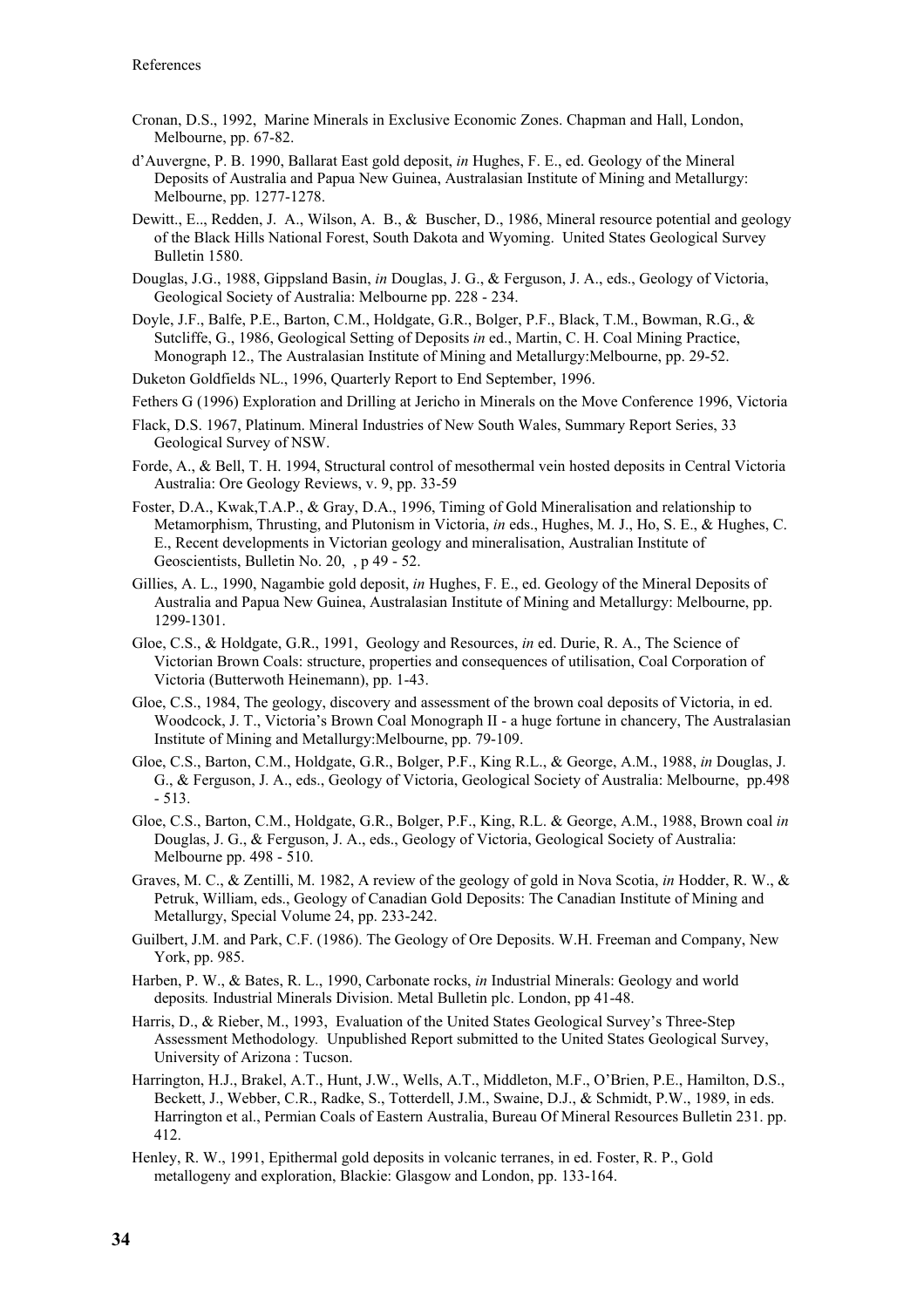Cronan, D.S., 1992, Marine Minerals in Exclusive Economic Zones. Chapman and Hall, London, Melbourne, pp. 67-82.

d'Auvergne, P. B. 1990, Ballarat East gold deposit, *in* Hughes, F. E., ed. Geology of the Mineral Deposits of Australia and Papua New Guinea, Australasian Institute of Mining and Metallurgy: Melbourne, pp. 1277-1278.

Dewitt., E.., Redden, J. A., Wilson, A. B., & Buscher, D., 1986, Mineral resource potential and geology of the Black Hills National Forest, South Dakota and Wyoming. United States Geological Survey Bulletin 1580.

Douglas, J.G., 1988, Gippsland Basin, *in* Douglas, J. G., & Ferguson, J. A., eds., Geology of Victoria, Geological Society of Australia: Melbourne pp. 228 - 234.

Doyle, J.F., Balfe, P.E., Barton, C.M., Holdgate, G.R., Bolger, P.F., Black, T.M., Bowman, R.G., & Sutcliffe, G., 1986, Geological Setting of Deposits *in* ed., Martin, C. H. Coal Mining Practice, Monograph 12., The Australasian Institute of Mining and Metallurgy:Melbourne, pp. 29-52.

Duketon Goldfields NL., 1996, Quarterly Report to End September, 1996.

Fethers G (1996) Exploration and Drilling at Jericho in Minerals on the Move Conference 1996, Victoria

Flack, D.S. 1967, Platinum. Mineral Industries of New South Wales, Summary Report Series, 33 Geological Survey of NSW.

Forde, A., & Bell, T. H. 1994, Structural control of mesothermal vein hosted deposits in Central Victoria Australia: Ore Geology Reviews, v. 9, pp. 33-59

Foster, D.A., Kwak,T.A.P., & Gray, D.A., 1996, Timing of Gold Mineralisation and relationship to Metamorphism, Thrusting, and Plutonism in Victoria, *in* eds., Hughes, M. J., Ho, S. E., & Hughes, C. E., Recent developments in Victorian geology and mineralisation, Australian Institute of Geoscientists, Bulletin No. 20, , p 49 - 52.

Gillies, A. L., 1990, Nagambie gold deposit, *in* Hughes, F. E., ed. Geology of the Mineral Deposits of Australia and Papua New Guinea, Australasian Institute of Mining and Metallurgy: Melbourne, pp. 1299-1301.

Gloe, C.S., & Holdgate, G.R., 1991, Geology and Resources, *in* ed. Durie, R. A., The Science of Victorian Brown Coals: structure, properties and consequences of utilisation, Coal Corporation of Victoria (Butterwoth Heinemann), pp. 1-43.

Gloe, C.S., 1984, The geology, discovery and assessment of the brown coal deposits of Victoria, in ed. Woodcock, J. T., Victoria's Brown Coal Monograph II - a huge fortune in chancery, The Australasian Institute of Mining and Metallurgy:Melbourne, pp. 79-109.

Gloe, C.S., Barton, C.M., Holdgate, G.R., Bolger, P.F., King R.L., & George, A.M., 1988, *in* Douglas, J. G., & Ferguson, J. A., eds., Geology of Victoria, Geological Society of Australia: Melbourne, pp.498 - 513.

Gloe, C.S., Barton, C.M., Holdgate, G.R., Bolger, P.F., King, R.L. & George, A.M., 1988, Brown coal *in* Douglas, J. G., & Ferguson, J. A., eds., Geology of Victoria, Geological Society of Australia: Melbourne pp. 498 - 510.

Graves, M. C., & Zentilli, M. 1982, A review of the geology of gold in Nova Scotia, *in* Hodder, R. W., & Petruk, William, eds., Geology of Canadian Gold Deposits: The Canadian Institute of Mining and Metallurgy, Special Volume 24, pp. 233-242.

Guilbert, J.M. and Park, C.F. (1986). The Geology of Ore Deposits. W.H. Freeman and Company, New York, pp. 985.

Harben, P. W., & Bates, R. L., 1990, Carbonate rocks, *in* Industrial Minerals: Geology and world deposits*.* Industrial Minerals Division. Metal Bulletin plc. London, pp 41-48.

Harris, D., & Rieber, M., 1993, Evaluation of the United States Geological Survey's Three-Step Assessment Methodology*.* Unpublished Report submitted to the United States Geological Survey, University of Arizona : Tucson.

Harrington, H.J., Brakel, A.T., Hunt, J.W., Wells, A.T., Middleton, M.F., O'Brien, P.E., Hamilton, D.S., Beckett, J., Webber, C.R., Radke, S., Totterdell, J.M., Swaine, D.J., & Schmidt, P.W., 1989, in eds. Harrington et al., Permian Coals of Eastern Australia, Bureau Of Mineral Resources Bulletin 231. pp. 412.

Henley, R. W., 1991, Epithermal gold deposits in volcanic terranes, in ed. Foster, R. P., Gold metallogeny and exploration, Blackie: Glasgow and London, pp. 133-164.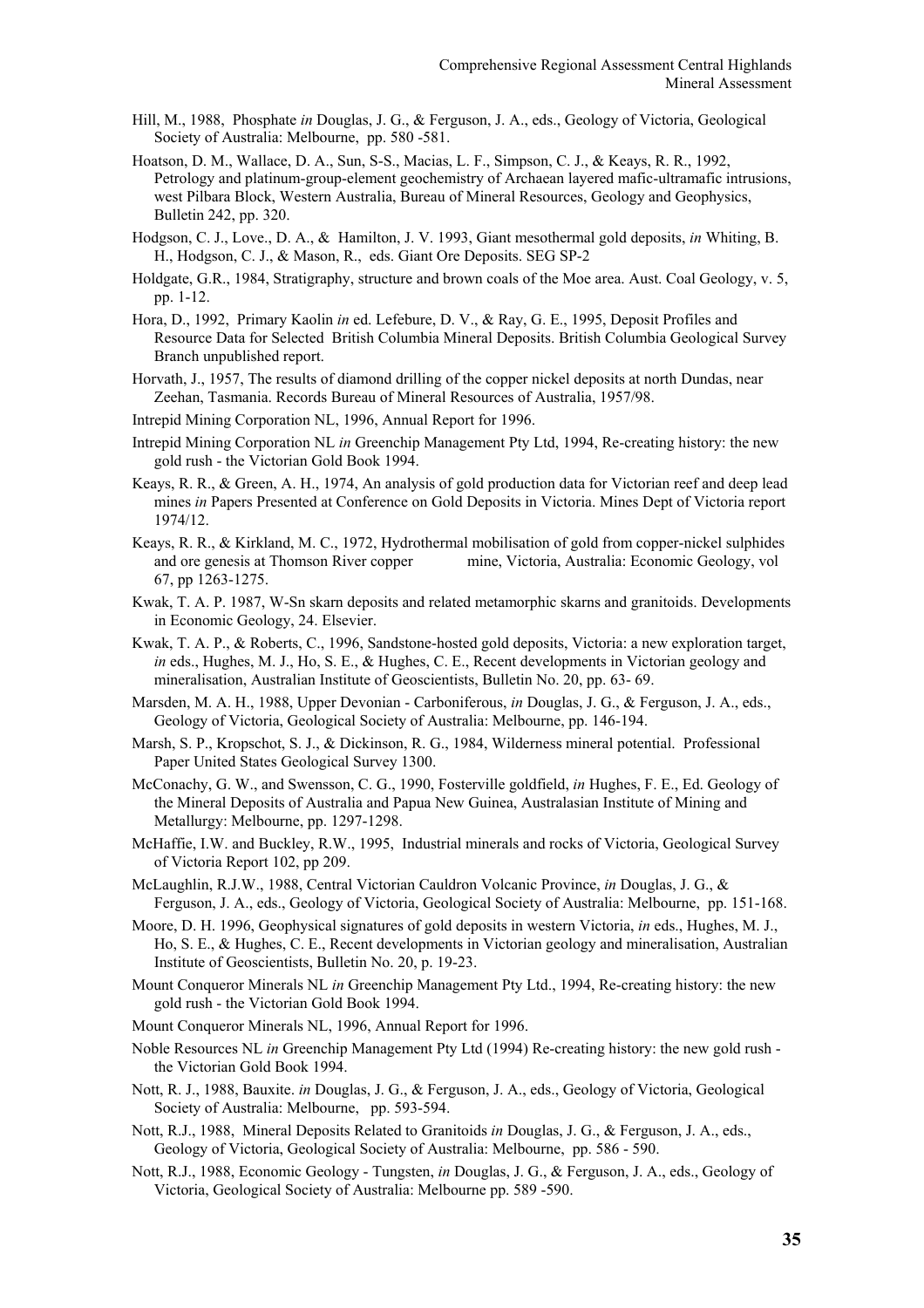Hill, M., 1988, Phosphate *in* Douglas, J. G., & Ferguson, J. A., eds., Geology of Victoria, Geological Society of Australia: Melbourne, pp. 580 -581.

Hoatson, D. M., Wallace, D. A., Sun, S-S., Macias, L. F., Simpson, C. J., & Keays, R. R., 1992, Petrology and platinum-group-element geochemistry of Archaean layered mafic-ultramafic intrusions, west Pilbara Block, Western Australia, Bureau of Mineral Resources, Geology and Geophysics, Bulletin 242, pp. 320.

Hodgson, C. J., Love., D. A., & Hamilton, J. V. 1993, Giant mesothermal gold deposits, *in* Whiting, B. H., Hodgson, C. J., & Mason, R., eds. Giant Ore Deposits. SEG SP-2

Holdgate, G.R., 1984, Stratigraphy, structure and brown coals of the Moe area. Aust. Coal Geology, v. 5, pp. 1-12.

Hora, D., 1992, Primary Kaolin *in* ed. Lefebure, D. V., & Ray, G. E., 1995, Deposit Profiles and Resource Data for Selected British Columbia Mineral Deposits. British Columbia Geological Survey Branch unpublished report.

Horvath, J., 1957, The results of diamond drilling of the copper nickel deposits at north Dundas, near Zeehan, Tasmania. Records Bureau of Mineral Resources of Australia, 1957/98.

Intrepid Mining Corporation NL, 1996, Annual Report for 1996.

Intrepid Mining Corporation NL *in* Greenchip Management Pty Ltd, 1994, Re-creating history: the new gold rush - the Victorian Gold Book 1994.

Keays, R. R., & Green, A. H., 1974, An analysis of gold production data for Victorian reef and deep lead mines *in* Papers Presented at Conference on Gold Deposits in Victoria. Mines Dept of Victoria report 1974/12.

Keays, R. R., & Kirkland, M. C., 1972, Hydrothermal mobilisation of gold from copper-nickel sulphides and ore genesis at Thomson River copper mine, Victoria, Australia: Economic Geology, vol 67, pp 1263-1275.

Kwak, T. A. P. 1987, W-Sn skarn deposits and related metamorphic skarns and granitoids. Developments in Economic Geology, 24. Elsevier.

Kwak, T. A. P., & Roberts, C., 1996, Sandstone-hosted gold deposits, Victoria: a new exploration target, *in* eds., Hughes, M. J., Ho, S. E., & Hughes, C. E., Recent developments in Victorian geology and mineralisation, Australian Institute of Geoscientists, Bulletin No. 20, pp. 63- 69.

Marsden, M. A. H., 1988, Upper Devonian - Carboniferous, *in* Douglas, J. G., & Ferguson, J. A., eds., Geology of Victoria, Geological Society of Australia: Melbourne, pp. 146-194.

Marsh, S. P., Kropschot, S. J., & Dickinson, R. G., 1984, Wilderness mineral potential. Professional Paper United States Geological Survey 1300.

McConachy, G. W., and Swensson, C. G., 1990, Fosterville goldfield, *in* Hughes, F. E., Ed. Geology of the Mineral Deposits of Australia and Papua New Guinea, Australasian Institute of Mining and Metallurgy: Melbourne, pp. 1297-1298.

McHaffie, I.W. and Buckley, R.W., 1995, Industrial minerals and rocks of Victoria, Geological Survey of Victoria Report 102, pp 209.

McLaughlin, R.J.W., 1988, Central Victorian Cauldron Volcanic Province, *in* Douglas, J. G., & Ferguson, J. A., eds., Geology of Victoria, Geological Society of Australia: Melbourne, pp. 151-168.

Moore, D. H. 1996, Geophysical signatures of gold deposits in western Victoria, *in* eds., Hughes, M. J., Ho, S. E., & Hughes, C. E., Recent developments in Victorian geology and mineralisation, Australian Institute of Geoscientists, Bulletin No. 20, p. 19-23.

Mount Conqueror Minerals NL *in* Greenchip Management Pty Ltd., 1994, Re-creating history: the new gold rush - the Victorian Gold Book 1994.

Mount Conqueror Minerals NL, 1996, Annual Report for 1996.

Noble Resources NL *in* Greenchip Management Pty Ltd (1994) Re-creating history: the new gold rush - the Victorian Gold Book 1994.

Nott, R. J., 1988, Bauxite. *in* Douglas, J. G., & Ferguson, J. A., eds., Geology of Victoria, Geological Society of Australia: Melbourne, pp. 593-594.

Nott, R.J., 1988, Mineral Deposits Related to Granitoids *in* Douglas, J. G., & Ferguson, J. A., eds., Geology of Victoria, Geological Society of Australia: Melbourne, pp. 586 - 590.

Nott, R.J., 1988, Economic Geology - Tungsten, *in* Douglas, J. G., & Ferguson, J. A., eds., Geology of Victoria, Geological Society of Australia: Melbourne pp. 589 -590.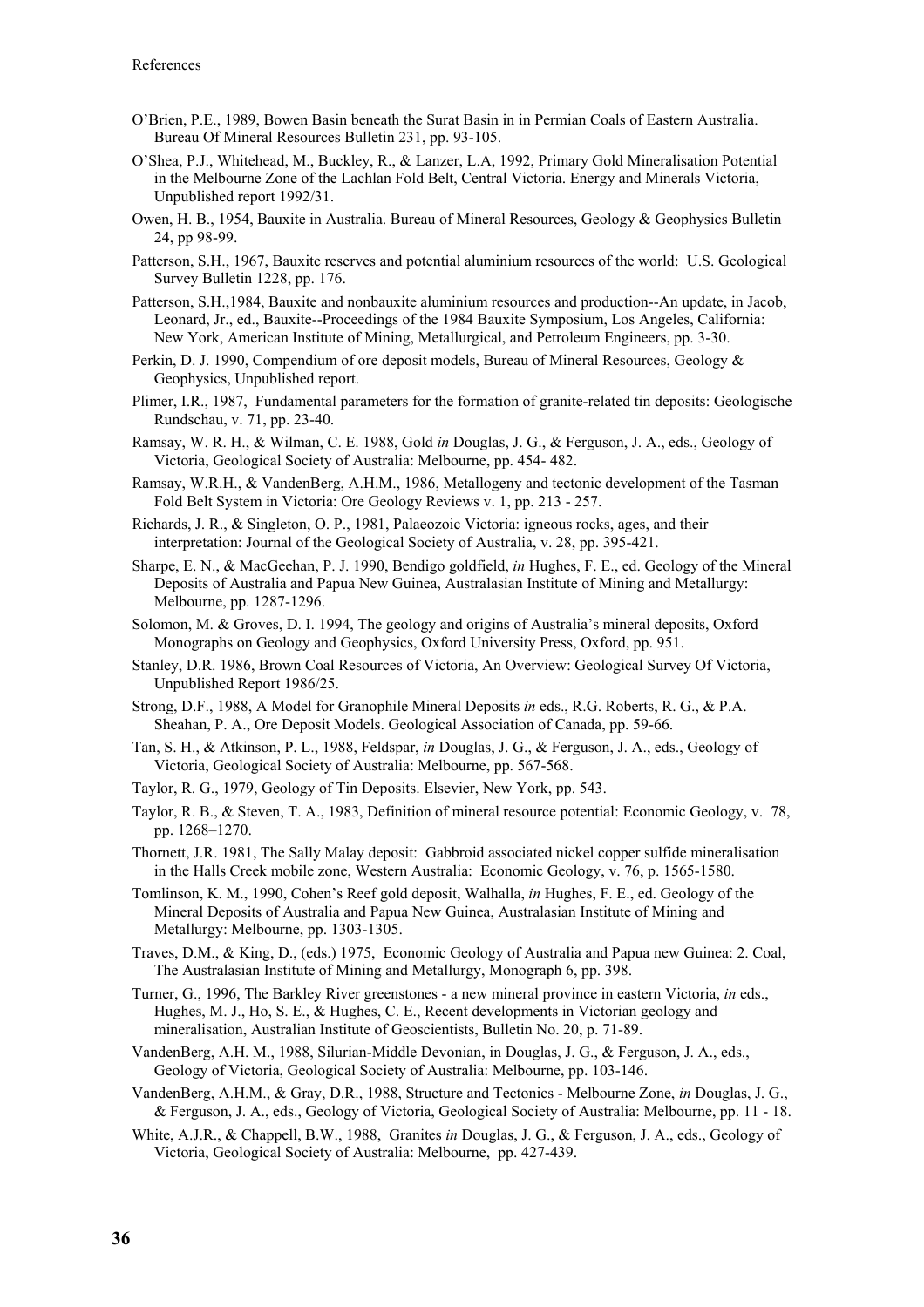O'Brien, P.E., 1989, Bowen Basin beneath the Surat Basin in in Permian Coals of Eastern Australia. Bureau Of Mineral Resources Bulletin 231, pp. 93-105.

O'Shea, P.J., Whitehead, M., Buckley, R., & Lanzer, L.A, 1992, Primary Gold Mineralisation Potential in the Melbourne Zone of the Lachlan Fold Belt, Central Victoria. Energy and Minerals Victoria, Unpublished report 1992/31.

Owen, H. B., 1954, Bauxite in Australia. Bureau of Mineral Resources, Geology & Geophysics Bulletin 24, pp 98-99.

Patterson, S.H., 1967, Bauxite reserves and potential aluminium resources of the world: U.S. Geological Survey Bulletin 1228, pp. 176.

Patterson, S.H.,1984, Bauxite and nonbauxite aluminium resources and production--An update, in Jacob, Leonard, Jr., ed., Bauxite--Proceedings of the 1984 Bauxite Symposium, Los Angeles, California: New York, American Institute of Mining, Metallurgical, and Petroleum Engineers, pp. 3-30.

Perkin, D. J. 1990, Compendium of ore deposit models, Bureau of Mineral Resources, Geology & Geophysics, Unpublished report.

Plimer, I.R., 1987, Fundamental parameters for the formation of granite-related tin deposits: Geologische Rundschau, v. 71, pp. 23-40.

Ramsay, W. R. H., & Wilman, C. E. 1988, Gold *in* Douglas, J. G., & Ferguson, J. A., eds., Geology of Victoria, Geological Society of Australia: Melbourne, pp. 454- 482.

Ramsay, W.R.H., & VandenBerg, A.H.M., 1986, Metallogeny and tectonic development of the Tasman Fold Belt System in Victoria: Ore Geology Reviews v. 1, pp. 213 - 257.

Richards, J. R., & Singleton, O. P., 1981, Palaeozoic Victoria: igneous rocks, ages, and their interpretation: Journal of the Geological Society of Australia, v. 28, pp. 395-421.

Sharpe, E. N., & MacGeehan, P. J. 1990, Bendigo goldfield, *in* Hughes, F. E., ed. Geology of the Mineral Deposits of Australia and Papua New Guinea, Australasian Institute of Mining and Metallurgy: Melbourne, pp. 1287-1296.

Solomon, M. & Groves, D. I. 1994, The geology and origins of Australia's mineral deposits, Oxford Monographs on Geology and Geophysics, Oxford University Press, Oxford, pp. 951.

Stanley, D.R. 1986, Brown Coal Resources of Victoria, An Overview: Geological Survey Of Victoria, Unpublished Report 1986/25.

Strong, D.F., 1988, A Model for Granophile Mineral Deposits *in* eds., R.G. Roberts, R. G., & P.A. Sheahan, P. A., Ore Deposit Models. Geological Association of Canada, pp. 59-66.

Tan, S. H., & Atkinson, P. L., 1988, Feldspar, *in* Douglas, J. G., & Ferguson, J. A., eds., Geology of Victoria, Geological Society of Australia: Melbourne, pp. 567-568.

Taylor, R. G., 1979, Geology of Tin Deposits. Elsevier, New York, pp. 543.

Taylor, R. B., & Steven, T. A., 1983, Definition of mineral resource potential: Economic Geology, v. 78, pp. 1268–1270.

Thornett, J.R. 1981, The Sally Malay deposit: Gabbroid associated nickel copper sulfide mineralisation in the Halls Creek mobile zone, Western Australia: Economic Geology, v. 76, p. 1565-1580.

Tomlinson, K. M., 1990, Cohen's Reef gold deposit, Walhalla, *in* Hughes, F. E., ed. Geology of the Mineral Deposits of Australia and Papua New Guinea, Australasian Institute of Mining and Metallurgy: Melbourne, pp. 1303-1305.

Traves, D.M., & King, D., (eds.) 1975, Economic Geology of Australia and Papua new Guinea: 2. Coal, The Australasian Institute of Mining and Metallurgy, Monograph 6, pp. 398.

Turner, G., 1996, The Barkley River greenstones - a new mineral province in eastern Victoria, *in* eds., Hughes, M. J., Ho, S. E., & Hughes, C. E., Recent developments in Victorian geology and mineralisation, Australian Institute of Geoscientists, Bulletin No. 20, p. 71-89.

VandenBerg, A.H. M., 1988, Silurian-Middle Devonian, in Douglas, J. G., & Ferguson, J. A., eds., Geology of Victoria, Geological Society of Australia: Melbourne, pp. 103-146.

VandenBerg, A.H.M., & Gray, D.R., 1988, Structure and Tectonics - Melbourne Zone, *in* Douglas, J. G., & Ferguson, J. A., eds., Geology of Victoria, Geological Society of Australia: Melbourne, pp. 11 - 18.

White, A.J.R., & Chappell, B.W., 1988, Granites *in* Douglas, J. G., & Ferguson, J. A., eds., Geology of Victoria, Geological Society of Australia: Melbourne, pp. 427-439.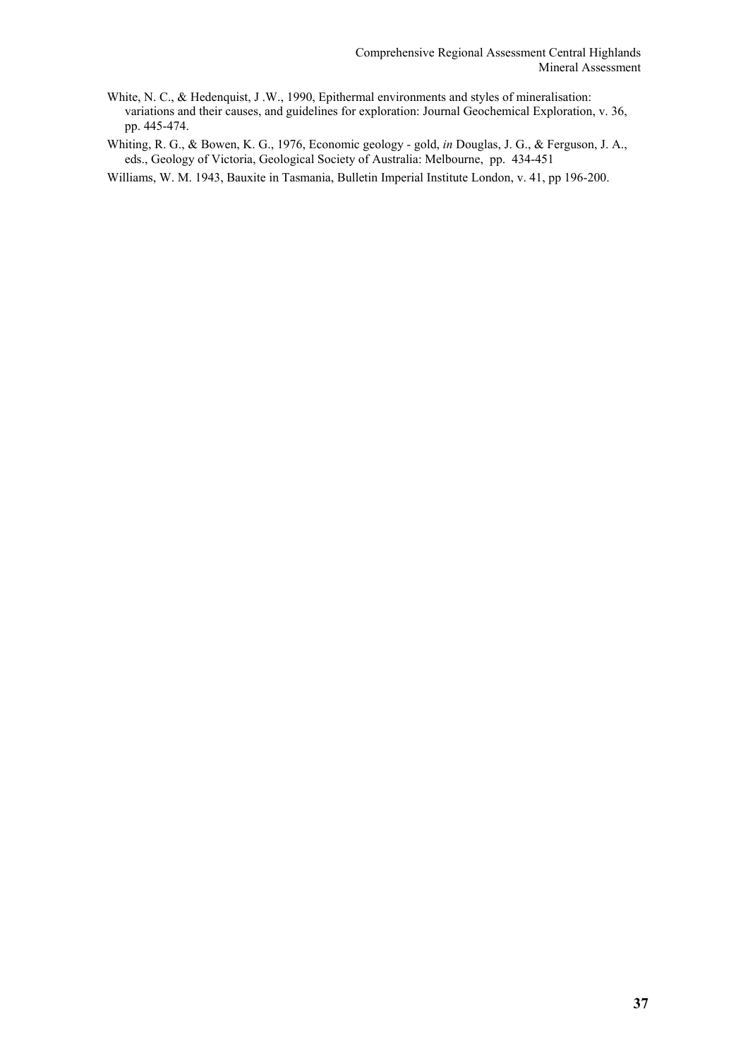White, N. C., & Hedenquist, J .W., 1990, Epithermal environments and styles of mineralisation: variations and their causes, and guidelines for exploration: Journal Geochemical Exploration, v. 36, pp. 445-474.

Whiting, R. G., & Bowen, K. G., 1976, Economic geology - gold, *in* Douglas, J. G., & Ferguson, J. A., eds., Geology of Victoria, Geological Society of Australia: Melbourne, pp. 434-451

Williams, W. M. 1943, Bauxite in Tasmania, Bulletin Imperial Institute London, v. 41, pp 196-200.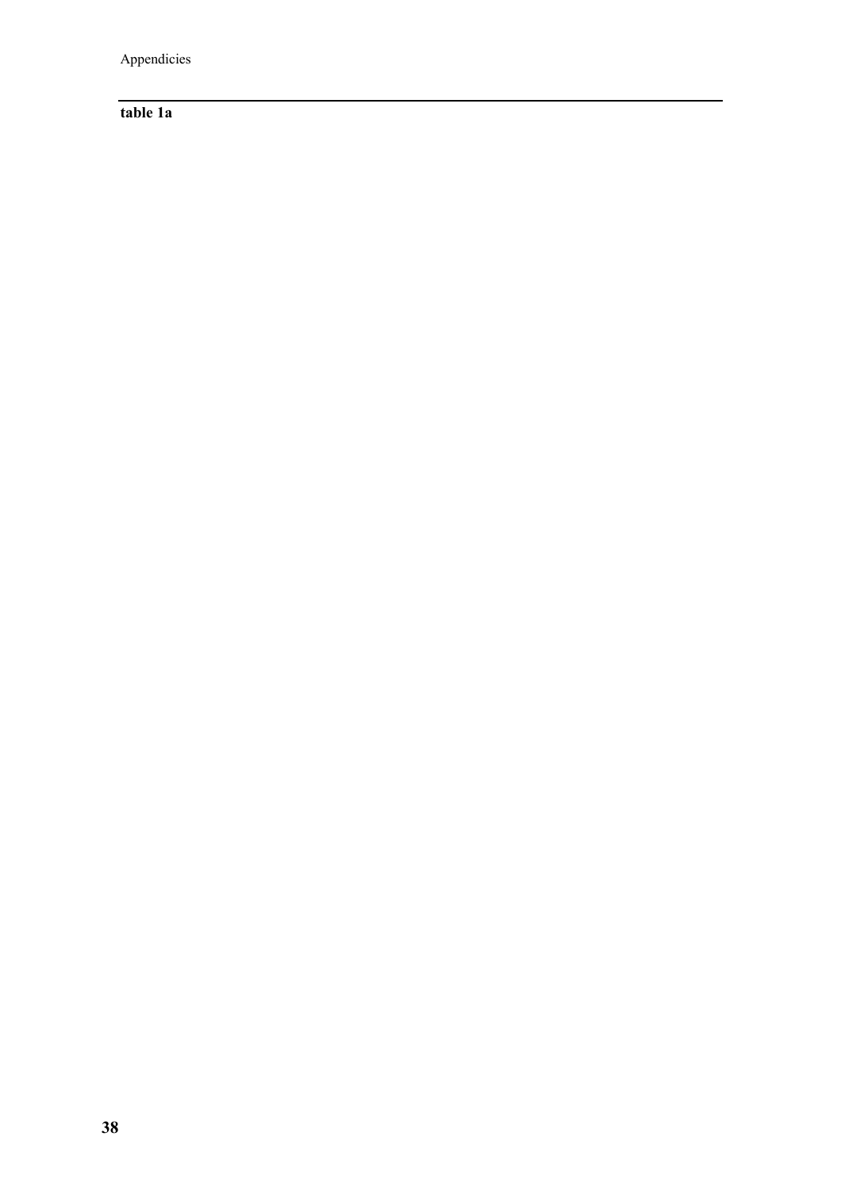**table 1a**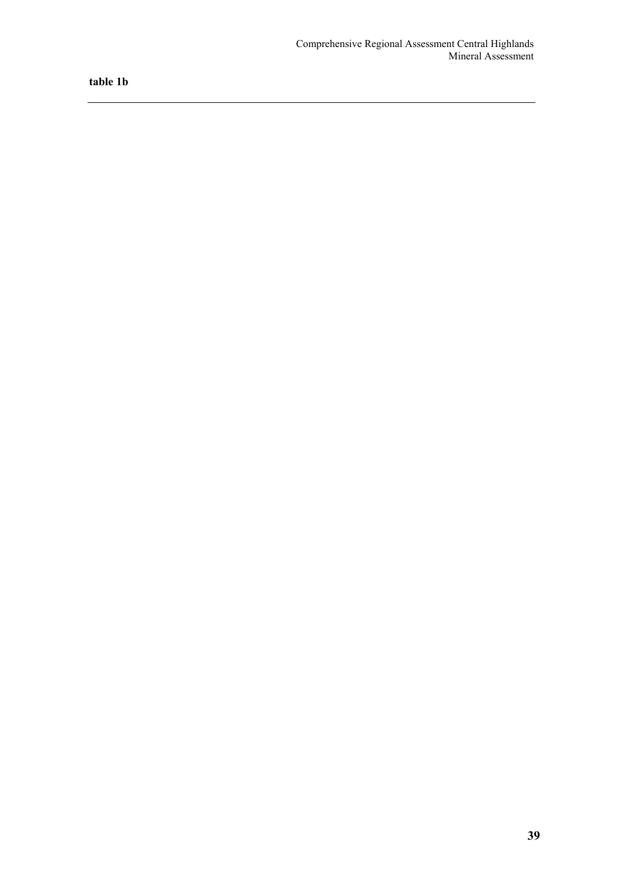**table 1b**

---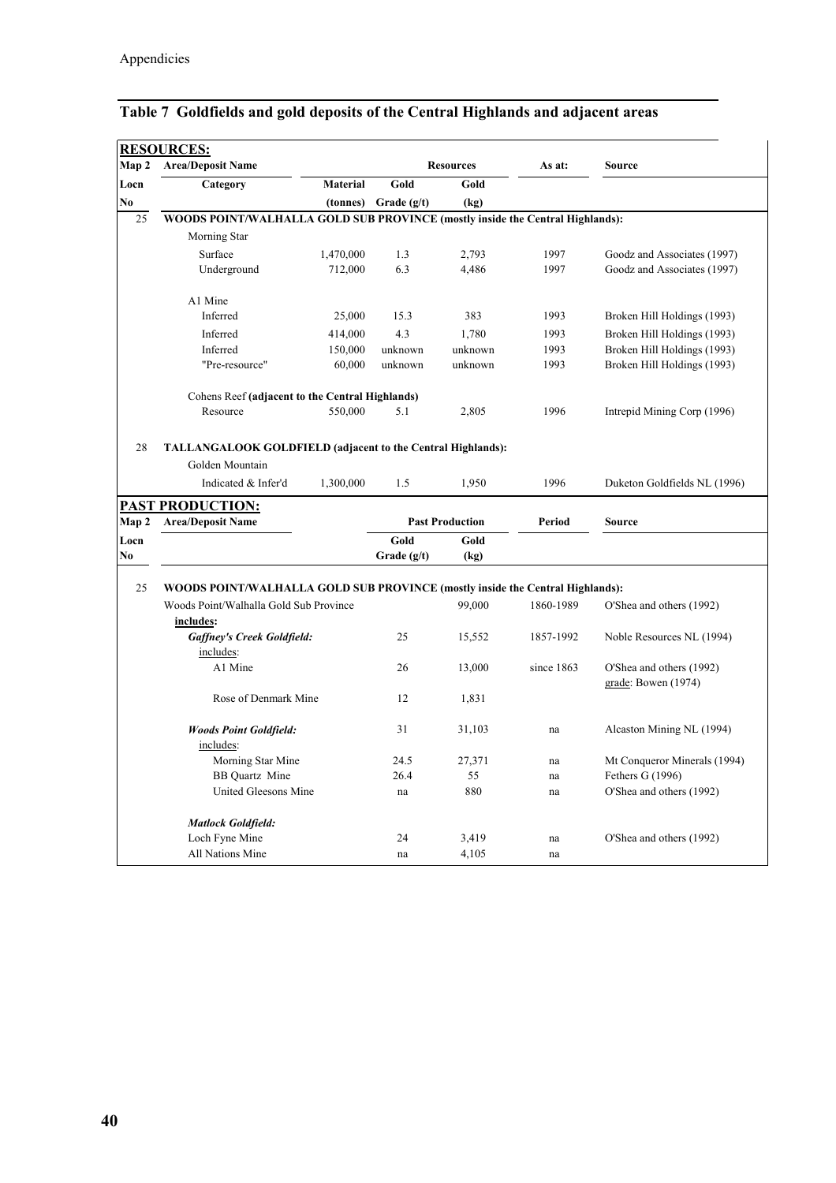## Table 7 Goldfields and gold deposits of the Central Highlands and adjacent areas

**RESOURCES:**

| Map 2 Locn No | Area/Deposit Name / Category | Material (tonnes) | Gold Grade (g/t) | Gold (kg) | As at: | Source |
|---|---|---|---|---|---|---|
| 25 | **WOODS POINT/WALHALLA GOLD SUB PROVINCE (mostly inside the Central Highlands):** | | | | | |
| | Morning Star | | | | | |
| | Surface | 1,470,000 | 1.3 | 2,793 | 1997 | Goodz and Associates (1997) |
| | Underground | 712,000 | 6.3 | 4,486 | 1997 | Goodz and Associates (1997) |
| | A1 Mine | | | | | |
| | Inferred | 25,000 | 15.3 | 383 | 1993 | Broken Hill Holdings (1993) |
| | Inferred | 414,000 | 4.3 | 1,780 | 1993 | Broken Hill Holdings (1993) |
| | Inferred | 150,000 | unknown | unknown | 1993 | Broken Hill Holdings (1993) |
| | "Pre-resource" | 60,000 | unknown | unknown | 1993 | Broken Hill Holdings (1993) |
| | Cohens Reef **(adjacent to the Central Highlands)** | | | | | |
| | Resource | 550,000 | 5.1 | 2,805 | 1996 | Intrepid Mining Corp (1996) |
| 28 | **TALLANGALOOK GOLDFIELD (adjacent to the Central Highlands):** | | | | | |
| | Golden Mountain | | | | | |
| | Indicated & Infer'd | 1,300,000 | 1.5 | 1,950 | 1996 | Duketon Goldfields NL (1996) |

**PAST PRODUCTION:**

| Map 2 Locn No | Area/Deposit Name | Gold Grade (g/t) | Gold (kg) | Period | Source |
|---|---|---|---|---|---|
| 25 | **WOODS POINT/WALHALLA GOLD SUB PROVINCE (mostly inside the Central Highlands):** | | | | |
| | Woods Point/Walhalla Gold Sub Province | | 99,000 | 1860-1989 | O'Shea and others (1992) |
| | **includes:** | | | | |
| | ***Gaffney's Creek Goldfield:*** | 25 | 15,552 | 1857-1992 | Noble Resources NL (1994) |
| | includes: | | | | |
| | A1 Mine | 26 | 13,000 | since 1863 | O'Shea and others (1992) grade: Bowen (1974) |
| | Rose of Denmark Mine | 12 | 1,831 | | |
| | ***Woods Point Goldfield:*** | 31 | 31,103 | na | Alcaston Mining NL (1994) |
| | includes: | | | | |
| | Morning Star Mine | 24.5 | 27,371 | na | Mt Conqueror Minerals (1994) |
| | BB Quartz Mine | 26.4 | 55 | na | Fethers G (1996) |
| | United Gleesons Mine | na | 880 | na | O'Shea and others (1992) |
| | ***Matlock Goldfield:*** | | | | |
| | Loch Fyne Mine | 24 | 3,419 | na | O'Shea and others (1992) |
| | All Nations Mine | na | 4,105 | na | |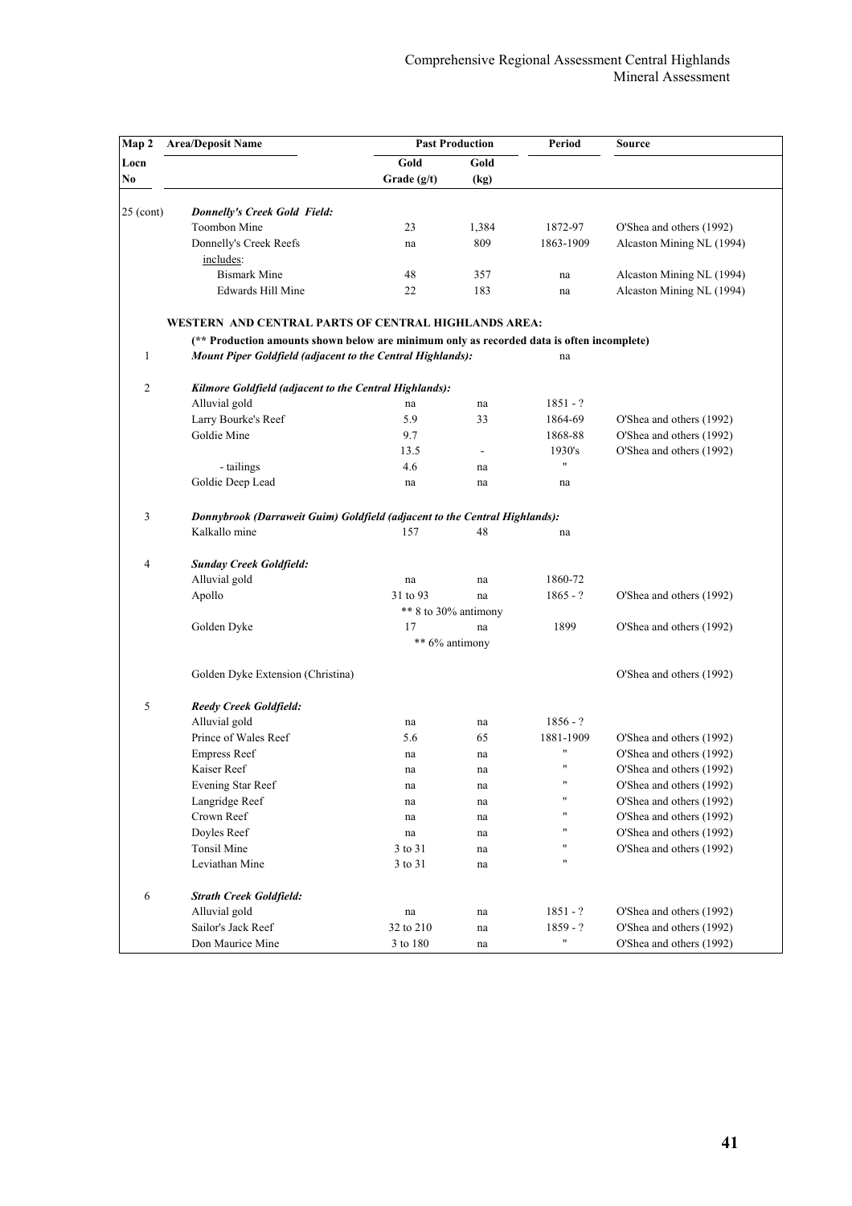| Map 2 Locn No | Area/Deposit Name | Past Production Gold Grade (g/t) | Gold (kg) | Period | Source |
|---|---|---|---|---|---|
| 25 (cont) | ***Donnelly's Creek Gold Field:*** | | | | |
| | Toombon Mine | 23 | 1,384 | 1872-97 | O'Shea and others (1992) |
| | Donnelly's Creek Reefs | na | 809 | 1863-1909 | Alcaston Mining NL (1994) |
| | includes: | | | | |
| | Bismark Mine | 48 | 357 | na | Alcaston Mining NL (1994) |
| | Edwards Hill Mine | 22 | 183 | na | Alcaston Mining NL (1994) |
| | **WESTERN AND CENTRAL PARTS OF CENTRAL HIGHLANDS AREA:** | | | | |
| | **(\*\* Production amounts shown below are minimum only as recorded data is often incomplete)** | | | | |
| 1 | ***Mount Piper Goldfield (adjacent to the Central Highlands):*** | | | na | |
| 2 | ***Kilmore Goldfield (adjacent to the Central Highlands):*** | | | | |
| | Alluvial gold | na | na | 1851 - ? | |
| | Larry Bourke's Reef | 5.9 | 33 | 1864-69 | O'Shea and others (1992) |
| | Goldie Mine | 9.7 | | 1868-88 | O'Shea and others (1992) |
| | | 13.5 | - | 1930's | O'Shea and others (1992) |
| | - tailings | 4.6 | na | " | |
| | Goldie Deep Lead | na | na | na | |
| 3 | ***Donnybrook (Darraweit Guim) Goldfield (adjacent to the Central Highlands):*** | | | | |
| | Kalkallo mine | 157 | 48 | na | |
| 4 | ***Sunday Creek Goldfield:*** | | | | |
| | Alluvial gold | na | na | 1860-72 | |
| | Apollo | 31 to 93 | na | 1865 - ? | O'Shea and others (1992) |
| | | \*\* 8 to 30% antimony | | | |
| | Golden Dyke | 17 | na | 1899 | O'Shea and others (1992) |
| | | \*\* 6% antimony | | | |
| | Golden Dyke Extension (Christina) | | | | O'Shea and others (1992) |
| 5 | ***Reedy Creek Goldfield:*** | | | | |
| | Alluvial gold | na | na | 1856 - ? | |
| | Prince of Wales Reef | 5.6 | 65 | 1881-1909 | O'Shea and others (1992) |
| | Empress Reef | na | na | " | O'Shea and others (1992) |
| | Kaiser Reef | na | na | " | O'Shea and others (1992) |
| | Evening Star Reef | na | na | " | O'Shea and others (1992) |
| | Langridge Reef | na | na | " | O'Shea and others (1992) |
| | Crown Reef | na | na | " | O'Shea and others (1992) |
| | Doyles Reef | na | na | " | O'Shea and others (1992) |
| | Tonsil Mine | 3 to 31 | na | " | O'Shea and others (1992) |
| | Leviathan Mine | 3 to 31 | na | " | |
| 6 | ***Strath Creek Goldfield:*** | | | | |
| | Alluvial gold | na | na | 1851 - ? | O'Shea and others (1992) |
| | Sailor's Jack Reef | 32 to 210 | na | 1859 - ? | O'Shea and others (1992) |
| | Don Maurice Mine | 3 to 180 | na | " | O'Shea and others (1992) |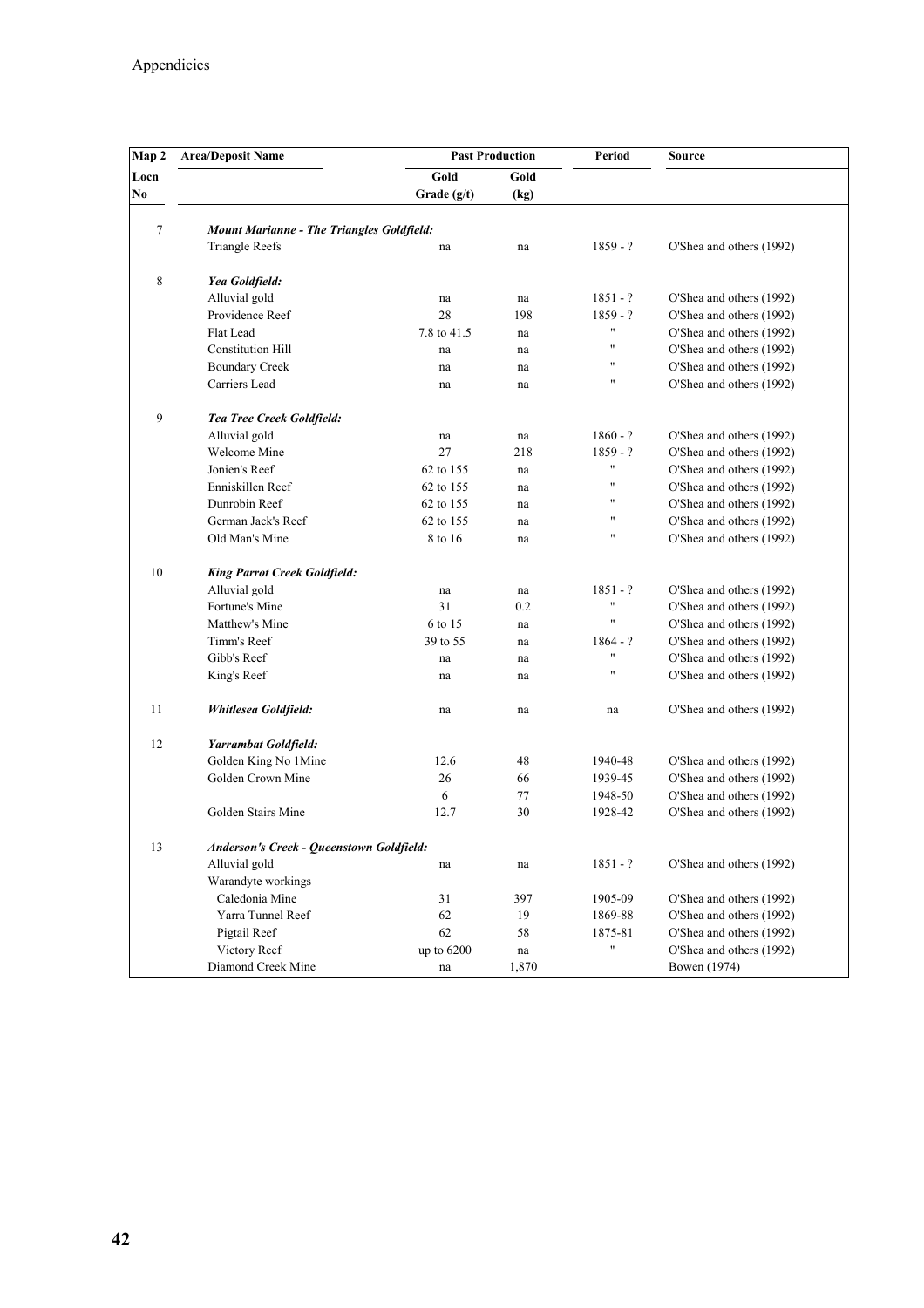| Map 2 Locn No | Area/Deposit Name | Past Production Gold Grade (g/t) | Gold (kg) | Period | Source |
|---|---|---|---|---|---|
| 7 | ***Mount Marianne - The Triangles Goldfield:*** | | | | |
| | Triangle Reefs | na | na | 1859 - ? | O'Shea and others (1992) |
| 8 | ***Yea Goldfield:*** | | | | |
| | Alluvial gold | na | na | 1851 - ? | O'Shea and others (1992) |
| | Providence Reef | 28 | 198 | 1859 - ? | O'Shea and others (1992) |
| | Flat Lead | 7.8 to 41.5 | na | " | O'Shea and others (1992) |
| | Constitution Hill | na | na | " | O'Shea and others (1992) |
| | Boundary Creek | na | na | " | O'Shea and others (1992) |
| | Carriers Lead | na | na | " | O'Shea and others (1992) |
| 9 | ***Tea Tree Creek Goldfield:*** | | | | |
| | Alluvial gold | na | na | 1860 - ? | O'Shea and others (1992) |
| | Welcome Mine | 27 | 218 | 1859 - ? | O'Shea and others (1992) |
| | Jonien's Reef | 62 to 155 | na | " | O'Shea and others (1992) |
| | Enniskillen Reef | 62 to 155 | na | " | O'Shea and others (1992) |
| | Dunrobin Reef | 62 to 155 | na | " | O'Shea and others (1992) |
| | German Jack's Reef | 62 to 155 | na | " | O'Shea and others (1992) |
| | Old Man's Mine | 8 to 16 | na | " | O'Shea and others (1992) |
| 10 | ***King Parrot Creek Goldfield:*** | | | | |
| | Alluvial gold | na | na | 1851 - ? | O'Shea and others (1992) |
| | Fortune's Mine | 31 | 0.2 | " | O'Shea and others (1992) |
| | Matthew's Mine | 6 to 15 | na | " | O'Shea and others (1992) |
| | Timm's Reef | 39 to 55 | na | 1864 - ? | O'Shea and others (1992) |
| | Gibb's Reef | na | na | " | O'Shea and others (1992) |
| | King's Reef | na | na | " | O'Shea and others (1992) |
| 11 | ***Whitlesea Goldfield:*** | na | na | na | O'Shea and others (1992) |
| 12 | ***Yarrambat Goldfield:*** | | | | |
| | Golden King No 1Mine | 12.6 | 48 | 1940-48 | O'Shea and others (1992) |
| | Golden Crown Mine | 26 | 66 | 1939-45 | O'Shea and others (1992) |
| | | 6 | 77 | 1948-50 | O'Shea and others (1992) |
| | Golden Stairs Mine | 12.7 | 30 | 1928-42 | O'Shea and others (1992) |
| 13 | ***Anderson's Creek - Queenstown Goldfield:*** | | | | |
| | Alluvial gold | na | na | 1851 - ? | O'Shea and others (1992) |
| | Warandyte workings | | | | |
| | Caledonia Mine | 31 | 397 | 1905-09 | O'Shea and others (1992) |
| | Yarra Tunnel Reef | 62 | 19 | 1869-88 | O'Shea and others (1992) |
| | Pigtail Reef | 62 | 58 | 1875-81 | O'Shea and others (1992) |
| | Victory Reef | up to 6200 | na | " | O'Shea and others (1992) |
| | Diamond Creek Mine | na | 1,870 | | Bowen (1974) |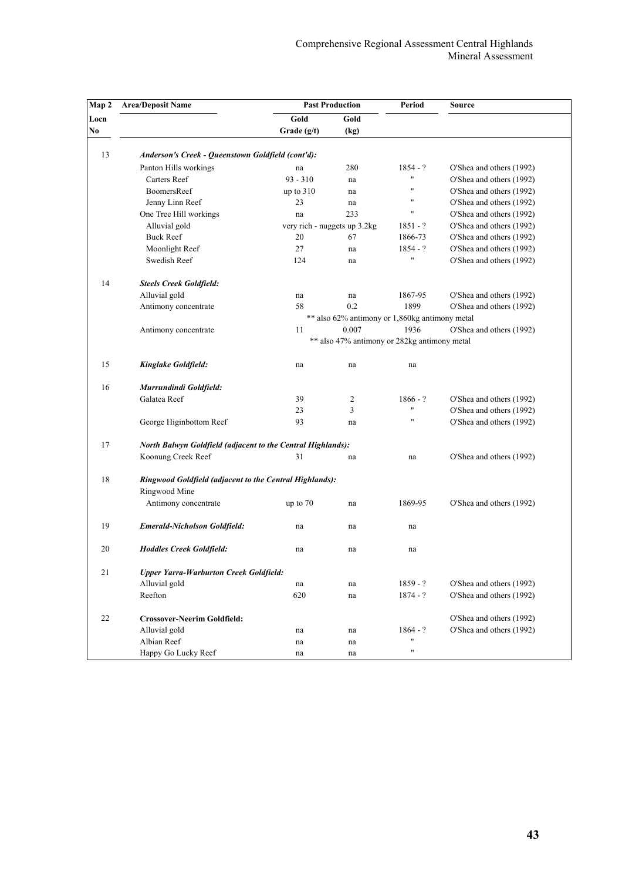| Map 2 Locn No | Area/Deposit Name | Past Production Gold Grade (g/t) | Past Production Gold (kg) | Period | Source |
|---|---|---|---|---|---|
| 13 | ***Anderson's Creek - Queenstown Goldfield (cont'd):*** | | | | |
| | Panton Hills workings | na | 280 | 1854 - ? | O'Shea and others (1992) |
| | Carters Reef | 93 - 310 | na | " | O'Shea and others (1992) |
| | BoomersReef | up to 310 | na | " | O'Shea and others (1992) |
| | Jenny Linn Reef | 23 | na | " | O'Shea and others (1992) |
| | One Tree Hill workings | na | 233 | " | O'Shea and others (1992) |
| | Alluvial gold | very rich - nuggets up 3.2kg | | 1851 - ? | O'Shea and others (1992) |
| | Buck Reef | 20 | 67 | 1866-73 | O'Shea and others (1992) |
| | Moonlight Reef | 27 | na | 1854 - ? | O'Shea and others (1992) |
| | Swedish Reef | 124 | na | " | O'Shea and others (1992) |
| 14 | ***Steels Creek Goldfield:*** | | | | |
| | Alluvial gold | na | na | 1867-95 | O'Shea and others (1992) |
| | Antimony concentrate | 58 | 0.2 | 1899 | O'Shea and others (1992) |
| | | ** also 62% antimony or 1,860kg antimony metal | | | |
| | Antimony concentrate | 11 | 0.007 | 1936 | O'Shea and others (1992) |
| | | ** also 47% antimony or 282kg antimony metal | | | |
| 15 | ***Kinglake Goldfield:*** | na | na | na | |
| 16 | ***Murrundindi Goldfield:*** | | | | |
| | Galatea Reef | 39 | 2 | 1866 - ? | O'Shea and others (1992) |
| | | 23 | 3 | " | O'Shea and others (1992) |
| | George Higinbottom Reef | 93 | na | " | O'Shea and others (1992) |
| 17 | ***North Balwyn Goldfield (adjacent to the Central Highlands):*** | | | | |
| | Koonung Creek Reef | 31 | na | na | O'Shea and others (1992) |
| 18 | ***Ringwood Goldfield (adjacent to the Central Highlands):*** | | | | |
| | Ringwood Mine | | | | |
| | Antimony concentrate | up to 70 | na | 1869-95 | O'Shea and others (1992) |
| 19 | ***Emerald-Nicholson Goldfield:*** | na | na | na | |
| 20 | ***Hoddles Creek Goldfield:*** | na | na | na | |
| 21 | ***Upper Yarra-Warburton Creek Goldfield:*** | | | | |
| | Alluvial gold | na | na | 1859 - ? | O'Shea and others (1992) |
| | Reefton | 620 | na | 1874 - ? | O'Shea and others (1992) |
| 22 | **Crossover-Neerim Goldfield:** | | | | O'Shea and others (1992) |
| | Alluvial gold | na | na | 1864 - ? | O'Shea and others (1992) |
| | Albian Reef | na | na | " | |
| | Happy Go Lucky Reef | na | na | " | |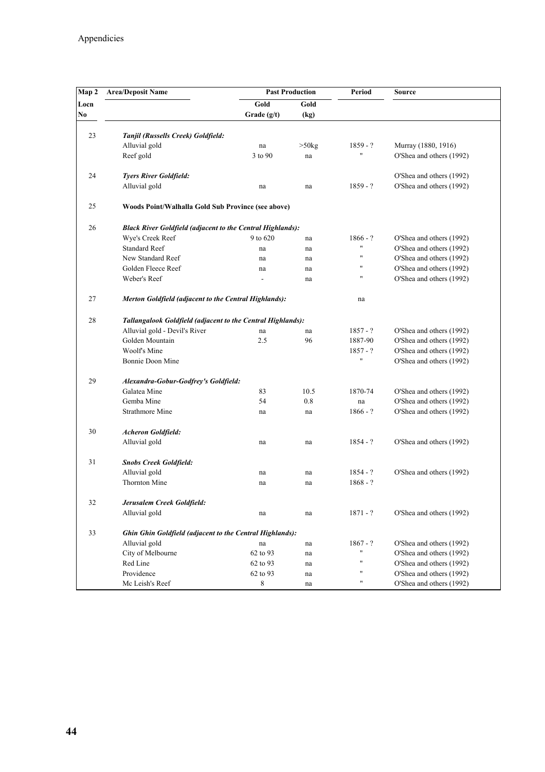| Map 2 Locn No | Area/Deposit Name | Past Production Gold Grade (g/t) | Gold (kg) | Period | Source |
|---|---|---|---|---|---|
| 23 | ***Tanjil (Russells Creek) Goldfield:*** | | | | |
| | Alluvial gold | na | >50kg | 1859 - ? | Murray (1880, 1916) |
| | Reef gold | 3 to 90 | na | " | O'Shea and others (1992) |
| 24 | ***Tyers River Goldfield:*** | | | | O'Shea and others (1992) |
| | Alluvial gold | na | na | 1859 - ? | O'Shea and others (1992) |
| 25 | **Woods Point/Walhalla Gold Sub Province (see above)** | | | | |
| 26 | ***Black River Goldfield (adjacent to the Central Highlands):*** | | | | |
| | Wye's Creek Reef | 9 to 620 | na | 1866 - ? | O'Shea and others (1992) |
| | Standard Reef | na | na | " | O'Shea and others (1992) |
| | New Standard Reef | na | na | " | O'Shea and others (1992) |
| | Golden Fleece Reef | na | na | " | O'Shea and others (1992) |
| | Weber's Reef | - | na | " | O'Shea and others (1992) |
| 27 | ***Merton Goldfield (adjacent to the Central Highlands):*** | | | na | |
| 28 | ***Tallangalook Goldfield (adjacent to the Central Highlands):*** | | | | |
| | Alluvial gold - Devil's River | na | na | 1857 - ? | O'Shea and others (1992) |
| | Golden Mountain | 2.5 | 96 | 1887-90 | O'Shea and others (1992) |
| | Woolf's Mine | | | 1857 - ? | O'Shea and others (1992) |
| | Bonnie Doon Mine | | | " | O'Shea and others (1992) |
| 29 | ***Alexandra-Gobur-Godfrey's Goldfield:*** | | | | |
| | Galatea Mine | 83 | 10.5 | 1870-74 | O'Shea and others (1992) |
| | Gemba Mine | 54 | 0.8 | na | O'Shea and others (1992) |
| | Strathmore Mine | na | na | 1866 - ? | O'Shea and others (1992) |
| 30 | ***Acheron Goldfield:*** | | | | |
| | Alluvial gold | na | na | 1854 - ? | O'Shea and others (1992) |
| 31 | ***Snobs Creek Goldfield:*** | | | | |
| | Alluvial gold | na | na | 1854 - ? | O'Shea and others (1992) |
| | Thornton Mine | na | na | 1868 - ? | |
| 32 | ***Jerusalem Creek Goldfield:*** | | | | |
| | Alluvial gold | na | na | 1871 - ? | O'Shea and others (1992) |
| 33 | ***Ghin Ghin Goldfield (adjacent to the Central Highlands):*** | | | | |
| | Alluvial gold | na | na | 1867 - ? | O'Shea and others (1992) |
| | City of Melbourne | 62 to 93 | na | " | O'Shea and others (1992) |
| | Red Line | 62 to 93 | na | " | O'Shea and others (1992) |
| | Providence | 62 to 93 | na | " | O'Shea and others (1992) |
| | Mc Leish's Reef | 8 | na | " | O'Shea and others (1992) |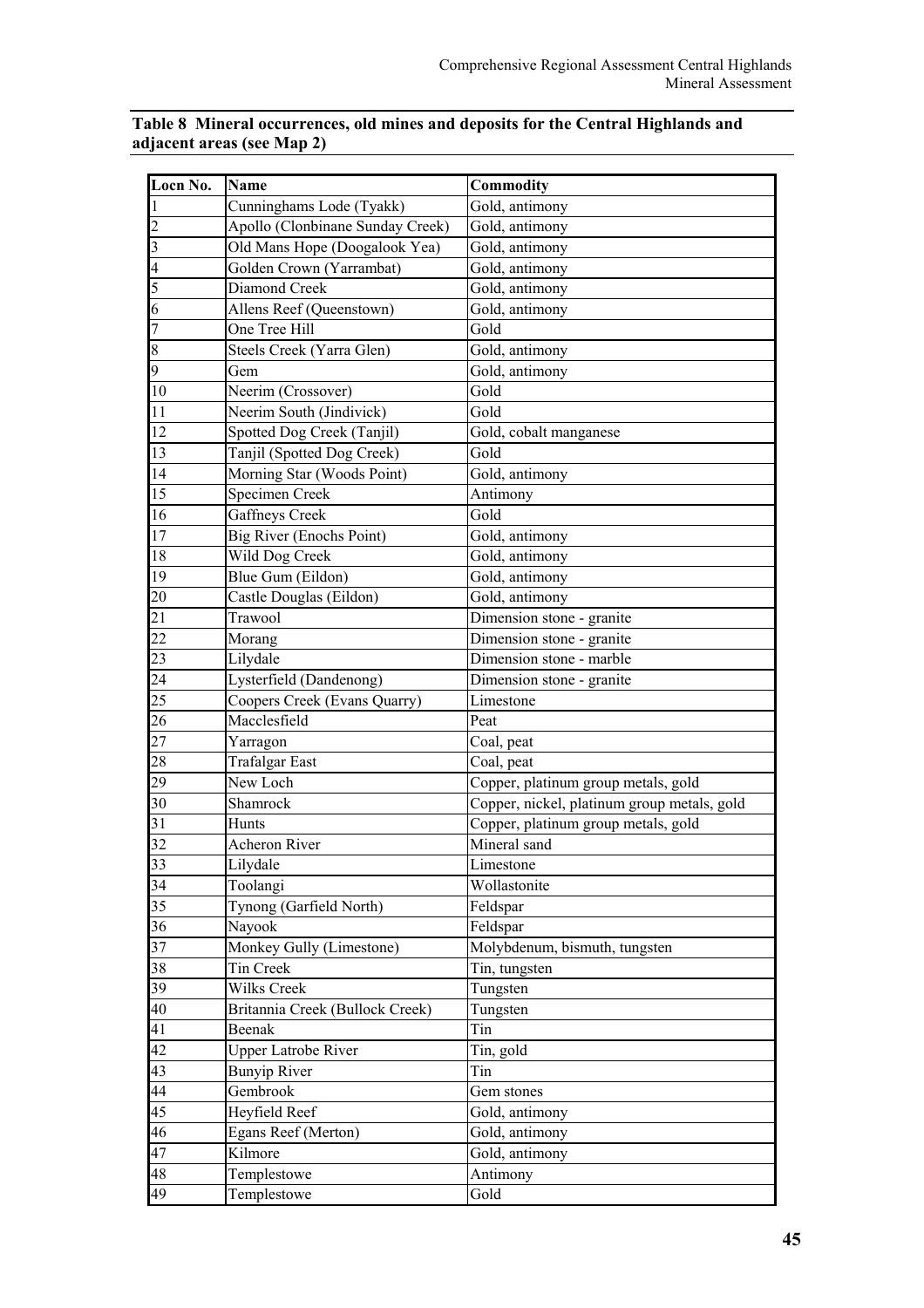**Table 8 Mineral occurrences, old mines and deposits for the Central Highlands and adjacent areas (see Map 2)**

| Locn No. | Name | Commodity |
|---|---|---|
| 1 | Cunninghams Lode (Tyakk) | Gold, antimony |
| 2 | Apollo (Clonbinane Sunday Creek) | Gold, antimony |
| 3 | Old Mans Hope (Doogalook Yea) | Gold, antimony |
| 4 | Golden Crown (Yarrambat) | Gold, antimony |
| 5 | Diamond Creek | Gold, antimony |
| 6 | Allens Reef (Queenstown) | Gold, antimony |
| 7 | One Tree Hill | Gold |
| 8 | Steels Creek (Yarra Glen) | Gold, antimony |
| 9 | Gem | Gold, antimony |
| 10 | Neerim (Crossover) | Gold |
| 11 | Neerim South (Jindivick) | Gold |
| 12 | Spotted Dog Creek (Tanjil) | Gold, cobalt manganese |
| 13 | Tanjil (Spotted Dog Creek) | Gold |
| 14 | Morning Star (Woods Point) | Gold, antimony |
| 15 | Specimen Creek | Antimony |
| 16 | Gaffneys Creek | Gold |
| 17 | Big River (Enochs Point) | Gold, antimony |
| 18 | Wild Dog Creek | Gold, antimony |
| 19 | Blue Gum (Eildon) | Gold, antimony |
| 20 | Castle Douglas (Eildon) | Gold, antimony |
| 21 | Trawool | Dimension stone - granite |
| 22 | Morang | Dimension stone - granite |
| 23 | Lilydale | Dimension stone - marble |
| 24 | Lysterfield (Dandenong) | Dimension stone - granite |
| 25 | Coopers Creek (Evans Quarry) | Limestone |
| 26 | Macclesfield | Peat |
| 27 | Yarragon | Coal, peat |
| 28 | Trafalgar East | Coal, peat |
| 29 | New Loch | Copper, platinum group metals, gold |
| 30 | Shamrock | Copper, nickel, platinum group metals, gold |
| 31 | Hunts | Copper, platinum group metals, gold |
| 32 | Acheron River | Mineral sand |
| 33 | Lilydale | Limestone |
| 34 | Toolangi | Wollastonite |
| 35 | Tynong (Garfield North) | Feldspar |
| 36 | Nayook | Feldspar |
| 37 | Monkey Gully (Limestone) | Molybdenum, bismuth, tungsten |
| 38 | Tin Creek | Tin, tungsten |
| 39 | Wilks Creek | Tungsten |
| 40 | Britannia Creek (Bullock Creek) | Tungsten |
| 41 | Beenak | Tin |
| 42 | Upper Latrobe River | Tin, gold |
| 43 | Bunyip River | Tin |
| 44 | Gembrook | Gem stones |
| 45 | Heyfield Reef | Gold, antimony |
| 46 | Egans Reef (Merton) | Gold, antimony |
| 47 | Kilmore | Gold, antimony |
| 48 | Templestowe | Antimony |
| 49 | Templestowe | Gold |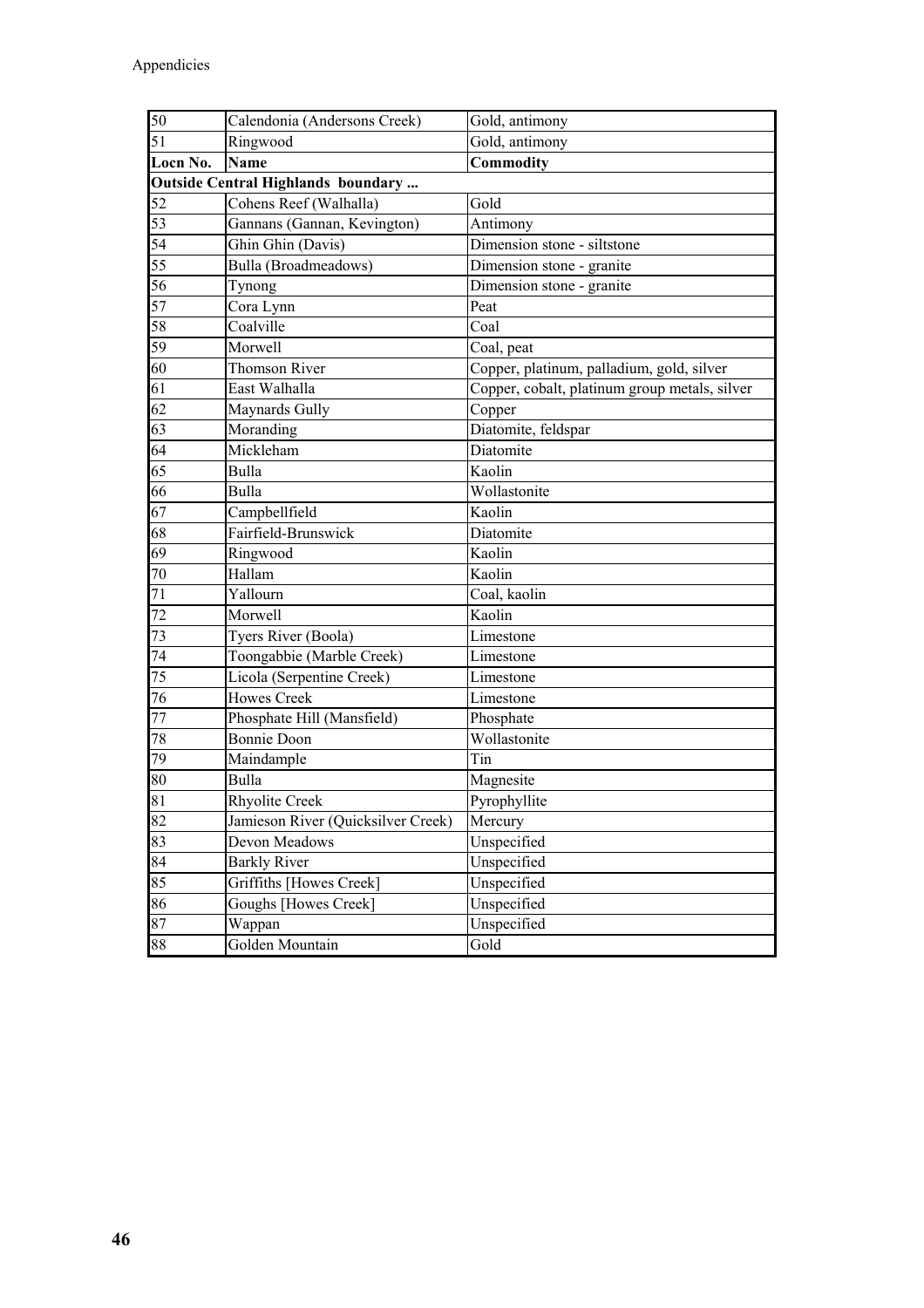| | | |
|---|---|---|
| 50 | Calendonia (Andersons Creek) | Gold, antimony |
| 51 | Ringwood | Gold, antimony |
| **Locn No.** | **Name** | **Commodity** |
| **Outside Central Highlands boundary ...** | | |
| 52 | Cohens Reef (Walhalla) | Gold |
| 53 | Gannans (Gannan, Kevington) | Antimony |
| 54 | Ghin Ghin (Davis) | Dimension stone - siltstone |
| 55 | Bulla (Broadmeadows) | Dimension stone - granite |
| 56 | Tynong | Dimension stone - granite |
| 57 | Cora Lynn | Peat |
| 58 | Coalville | Coal |
| 59 | Morwell | Coal, peat |
| 60 | Thomson River | Copper, platinum, palladium, gold, silver |
| 61 | East Walhalla | Copper, cobalt, platinum group metals, silver |
| 62 | Maynards Gully | Copper |
| 63 | Moranding | Diatomite, feldspar |
| 64 | Mickleham | Diatomite |
| 65 | Bulla | Kaolin |
| 66 | Bulla | Wollastonite |
| 67 | Campbellfield | Kaolin |
| 68 | Fairfield-Brunswick | Diatomite |
| 69 | Ringwood | Kaolin |
| 70 | Hallam | Kaolin |
| 71 | Yallourn | Coal, kaolin |
| 72 | Morwell | Kaolin |
| 73 | Tyers River (Boola) | Limestone |
| 74 | Toongabbie (Marble Creek) | Limestone |
| 75 | Licola (Serpentine Creek) | Limestone |
| 76 | Howes Creek | Limestone |
| 77 | Phosphate Hill (Mansfield) | Phosphate |
| 78 | Bonnie Doon | Wollastonite |
| 79 | Maindample | Tin |
| 80 | Bulla | Magnesite |
| 81 | Rhyolite Creek | Pyrophyllite |
| 82 | Jamieson River (Quicksilver Creek) | Mercury |
| 83 | Devon Meadows | Unspecified |
| 84 | Barkly River | Unspecified |
| 85 | Griffiths [Howes Creek] | Unspecified |
| 86 | Goughs [Howes Creek] | Unspecified |
| 87 | Wappan | Unspecified |
| 88 | Golden Mountain | Gold |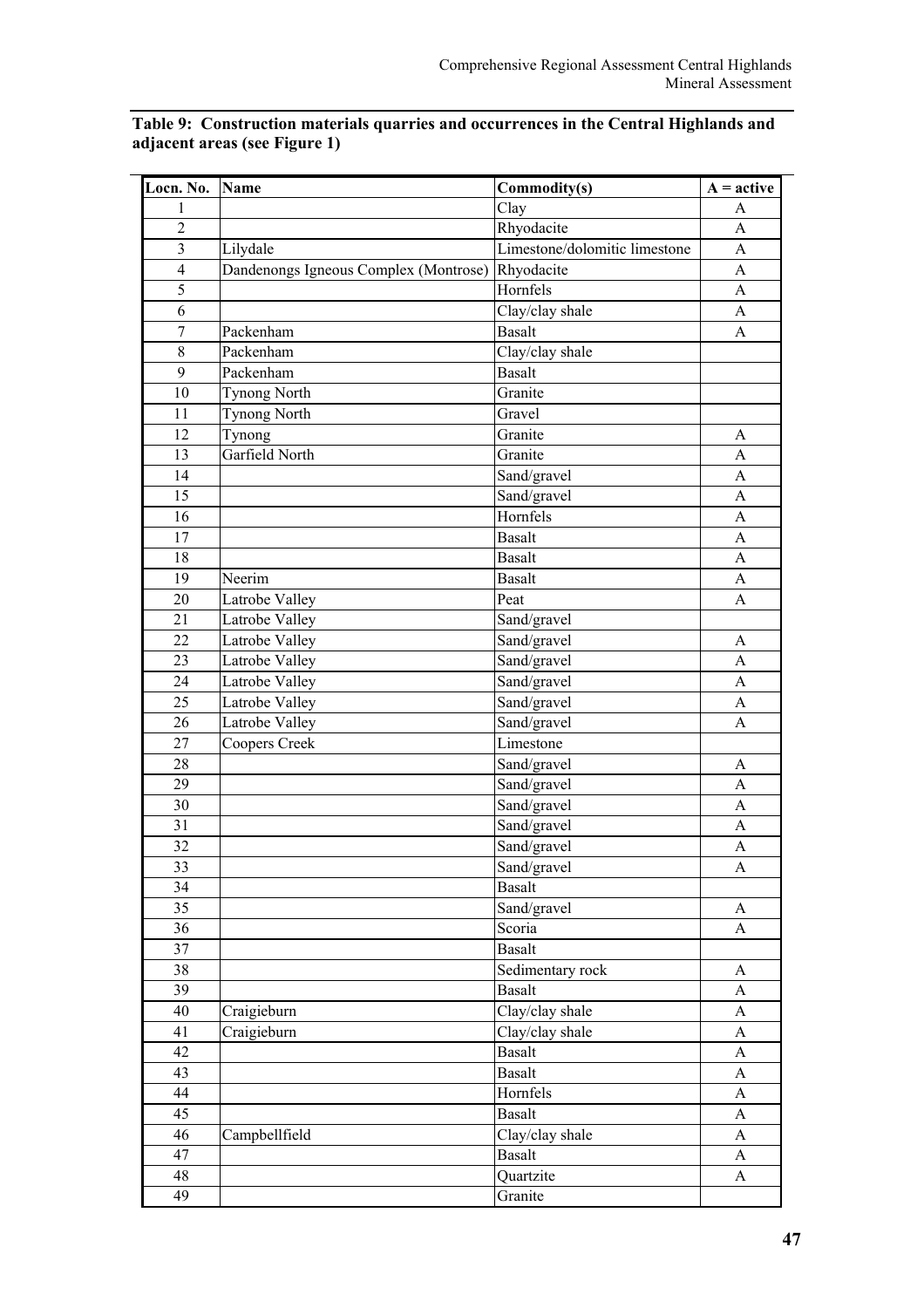**Table 9: Construction materials quarries and occurrences in the Central Highlands and adjacent areas (see Figure 1)**

| Locn. No. | Name | Commodity(s) | A = active |
|---|---|---|---|
| 1 | | Clay | A |
| 2 | | Rhyodacite | A |
| 3 | Lilydale | Limestone/dolomitic limestone | A |
| 4 | Dandenongs Igneous Complex (Montrose) | Rhyodacite | A |
| 5 | | Hornfels | A |
| 6 | | Clay/clay shale | A |
| 7 | Packenham | Basalt | A |
| 8 | Packenham | Clay/clay shale | |
| 9 | Packenham | Basalt | |
| 10 | Tynong North | Granite | |
| 11 | Tynong North | Gravel | |
| 12 | Tynong | Granite | A |
| 13 | Garfield North | Granite | A |
| 14 | | Sand/gravel | A |
| 15 | | Sand/gravel | A |
| 16 | | Hornfels | A |
| 17 | | Basalt | A |
| 18 | | Basalt | A |
| 19 | Neerim | Basalt | A |
| 20 | Latrobe Valley | Peat | A |
| 21 | Latrobe Valley | Sand/gravel | |
| 22 | Latrobe Valley | Sand/gravel | A |
| 23 | Latrobe Valley | Sand/gravel | A |
| 24 | Latrobe Valley | Sand/gravel | A |
| 25 | Latrobe Valley | Sand/gravel | A |
| 26 | Latrobe Valley | Sand/gravel | A |
| 27 | Coopers Creek | Limestone | |
| 28 | | Sand/gravel | A |
| 29 | | Sand/gravel | A |
| 30 | | Sand/gravel | A |
| 31 | | Sand/gravel | A |
| 32 | | Sand/gravel | A |
| 33 | | Sand/gravel | A |
| 34 | | Basalt | |
| 35 | | Sand/gravel | A |
| 36 | | Scoria | A |
| 37 | | Basalt | |
| 38 | | Sedimentary rock | A |
| 39 | | Basalt | A |
| 40 | Craigieburn | Clay/clay shale | A |
| 41 | Craigieburn | Clay/clay shale | A |
| 42 | | Basalt | A |
| 43 | | Basalt | A |
| 44 | | Hornfels | A |
| 45 | | Basalt | A |
| 46 | Campbellfield | Clay/clay shale | A |
| 47 | | Basalt | A |
| 48 | | Quartzite | A |
| 49 | | Granite | |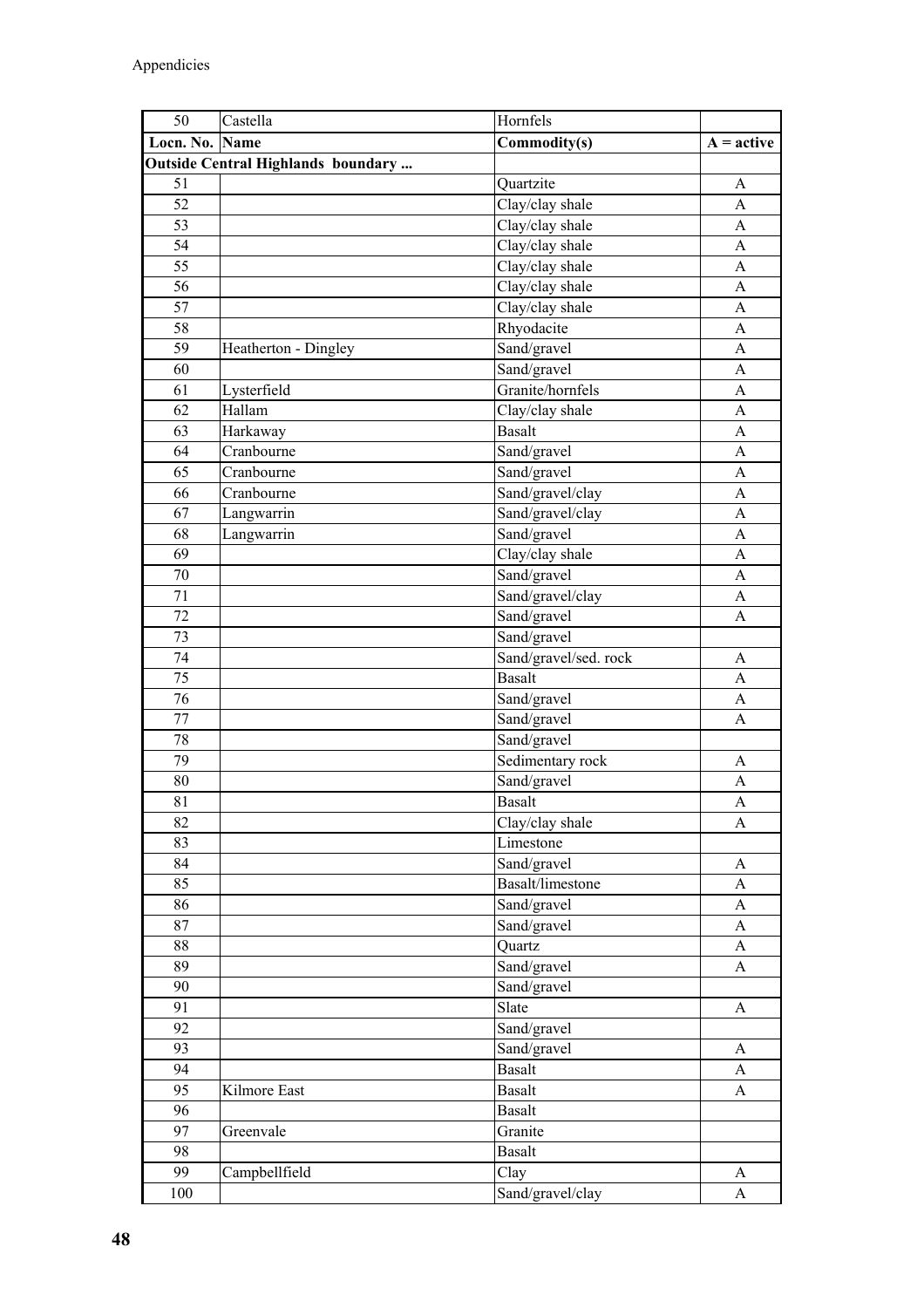| 50 | Castella | Hornfels | |
|---|---|---|---|
| **Locn. No.** | **Name** | **Commodity(s)** | **A = active** |
| **Outside Central Highlands boundary ...** | | | |
| 51 | | Quartzite | A |
| 52 | | Clay/clay shale | A |
| 53 | | Clay/clay shale | A |
| 54 | | Clay/clay shale | A |
| 55 | | Clay/clay shale | A |
| 56 | | Clay/clay shale | A |
| 57 | | Clay/clay shale | A |
| 58 | | Rhyodacite | A |
| 59 | Heatherton - Dingley | Sand/gravel | A |
| 60 | | Sand/gravel | A |
| 61 | Lysterfield | Granite/hornfels | A |
| 62 | Hallam | Clay/clay shale | A |
| 63 | Harkaway | Basalt | A |
| 64 | Cranbourne | Sand/gravel | A |
| 65 | Cranbourne | Sand/gravel | A |
| 66 | Cranbourne | Sand/gravel/clay | A |
| 67 | Langwarrin | Sand/gravel/clay | A |
| 68 | Langwarrin | Sand/gravel | A |
| 69 | | Clay/clay shale | A |
| 70 | | Sand/gravel | A |
| 71 | | Sand/gravel/clay | A |
| 72 | | Sand/gravel | A |
| 73 | | Sand/gravel | |
| 74 | | Sand/gravel/sed. rock | A |
| 75 | | Basalt | A |
| 76 | | Sand/gravel | A |
| 77 | | Sand/gravel | A |
| 78 | | Sand/gravel | |
| 79 | | Sedimentary rock | A |
| 80 | | Sand/gravel | A |
| 81 | | Basalt | A |
| 82 | | Clay/clay shale | A |
| 83 | | Limestone | |
| 84 | | Sand/gravel | A |
| 85 | | Basalt/limestone | A |
| 86 | | Sand/gravel | A |
| 87 | | Sand/gravel | A |
| 88 | | Quartz | A |
| 89 | | Sand/gravel | A |
| 90 | | Sand/gravel | |
| 91 | | Slate | A |
| 92 | | Sand/gravel | |
| 93 | | Sand/gravel | A |
| 94 | | Basalt | A |
| 95 | Kilmore East | Basalt | A |
| 96 | | Basalt | |
| 97 | Greenvale | Granite | |
| 98 | | Basalt | |
| 99 | Campbellfield | Clay | A |
| 100 | | Sand/gravel/clay | A |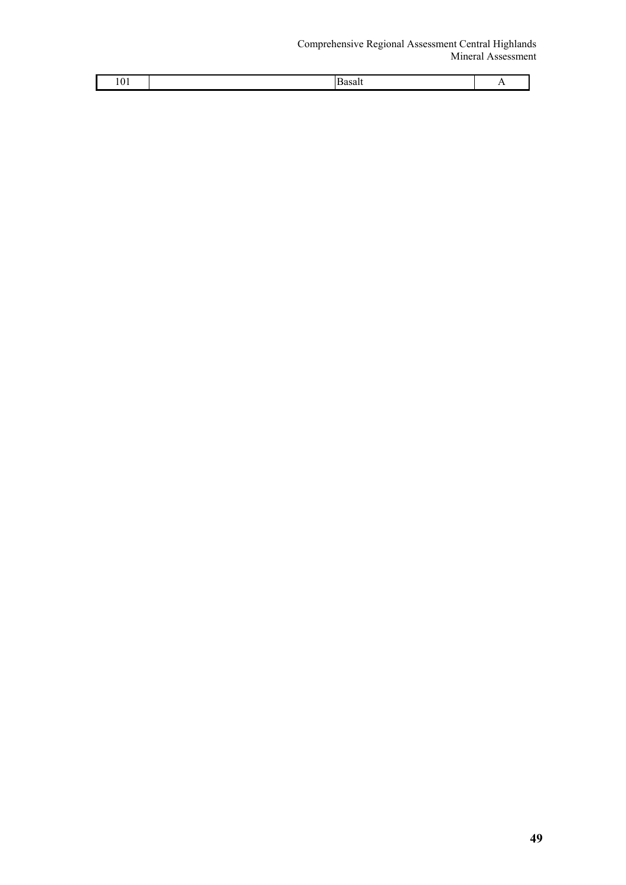| | | | |
|---|---|---|---|
| 101 | | Basalt | A |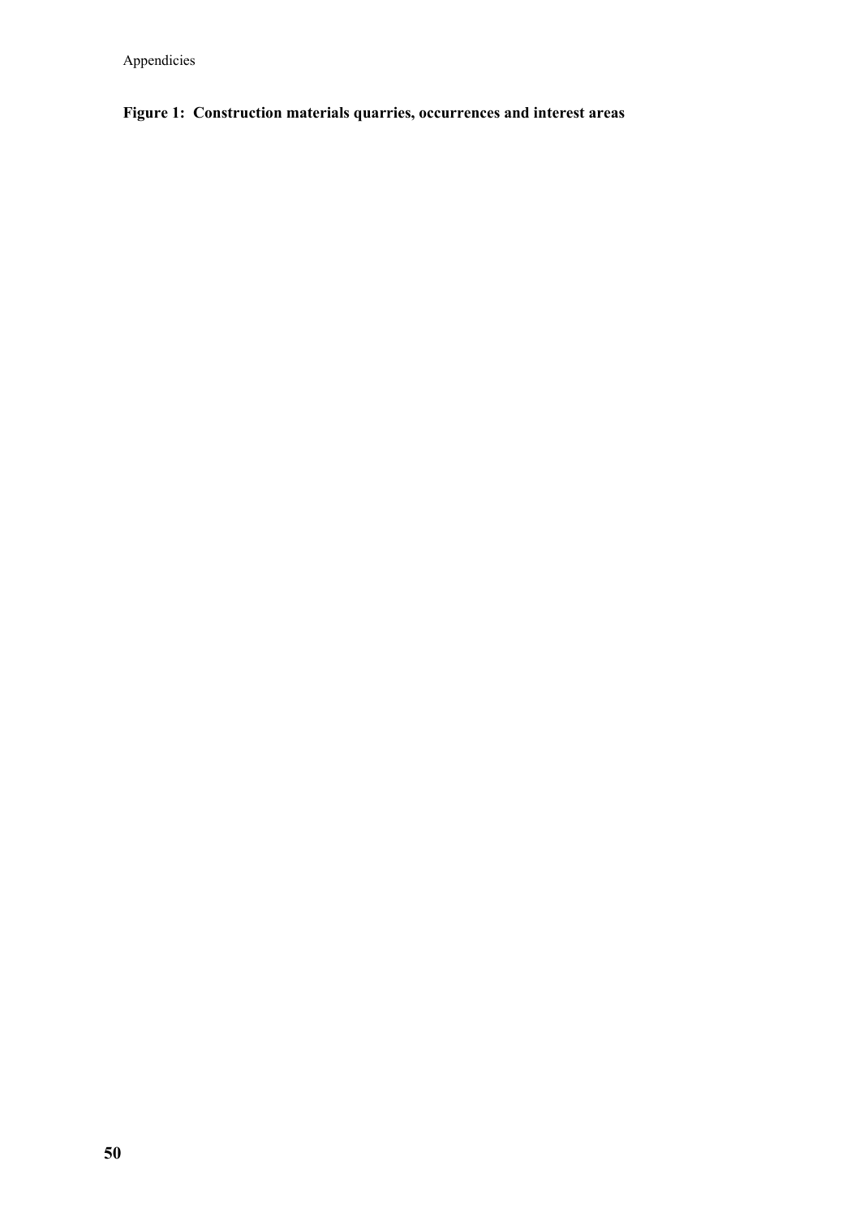**Figure 1: Construction materials quarries, occurrences and interest areas**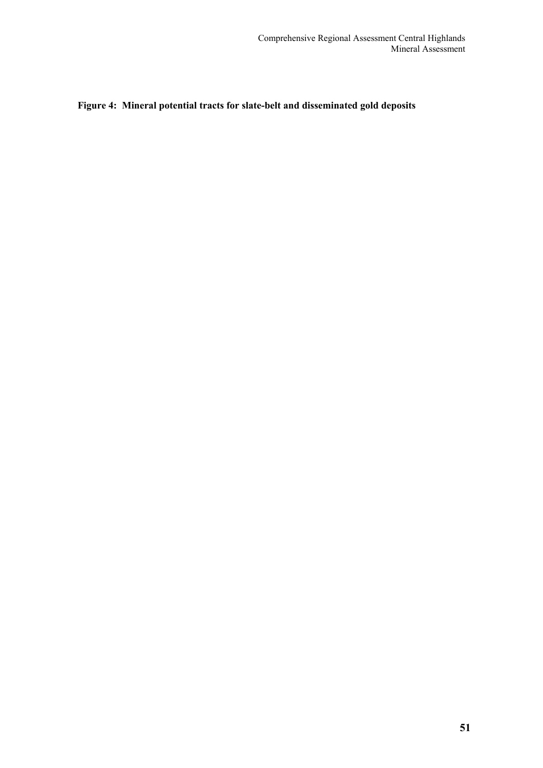**Figure 4: Mineral potential tracts for slate-belt and disseminated gold deposits**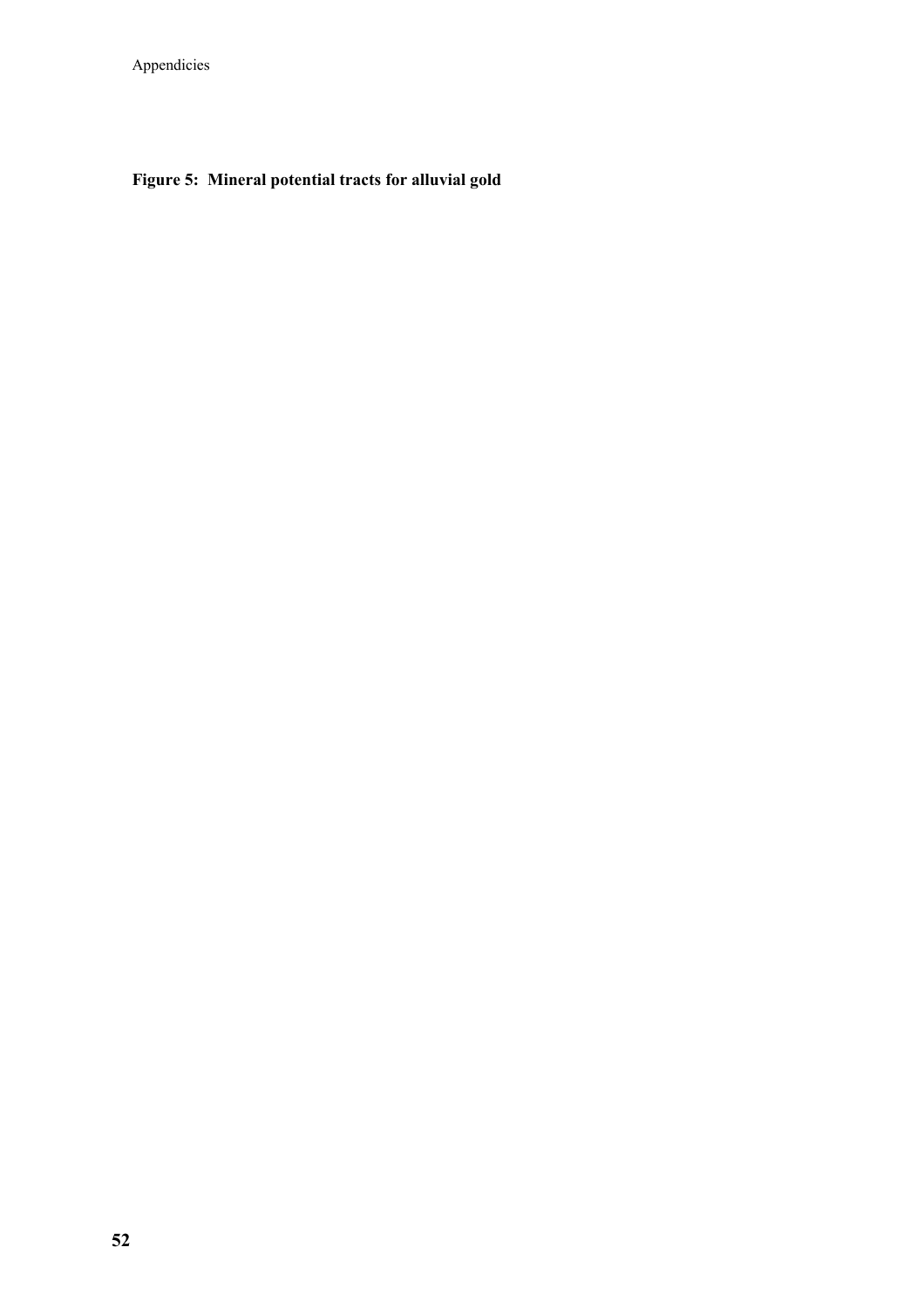**Figure 5: Mineral potential tracts for alluvial gold**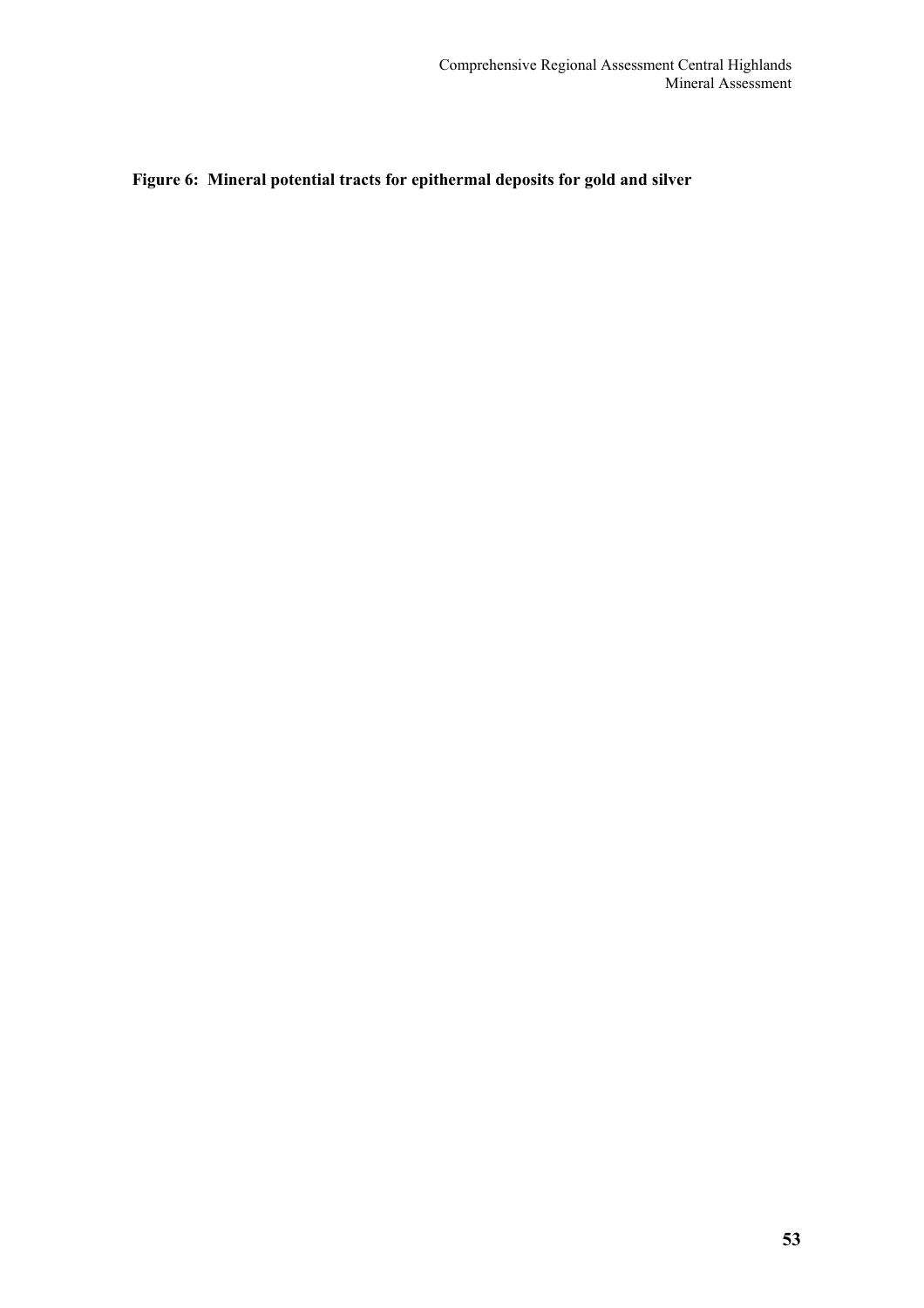**Figure 6: Mineral potential tracts for epithermal deposits for gold and silver**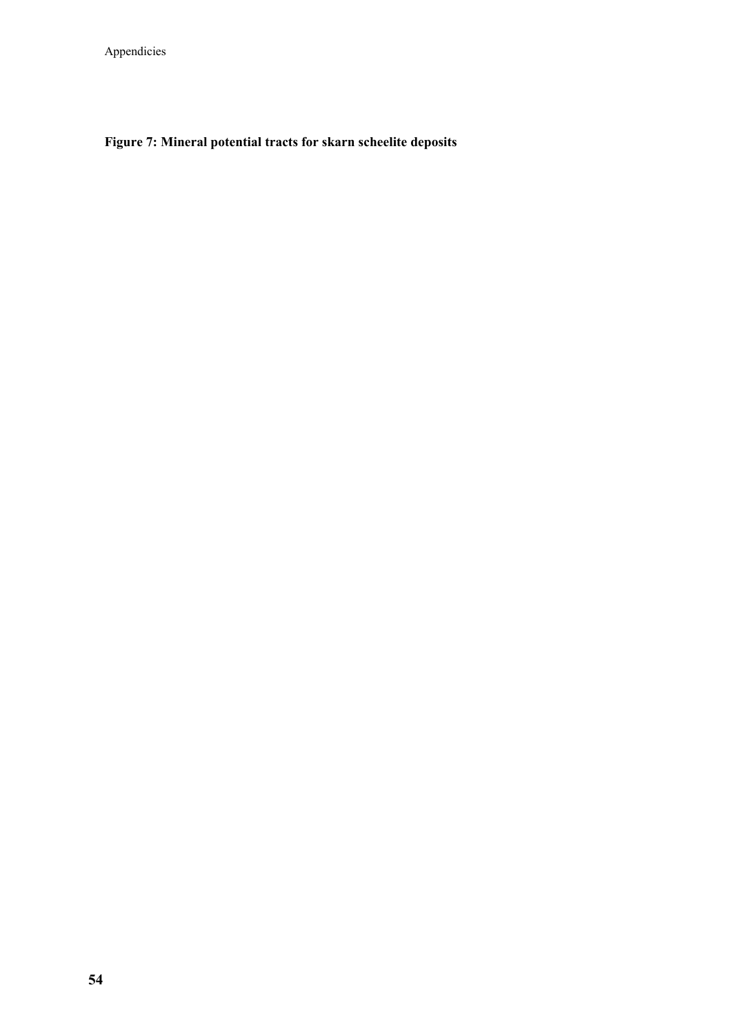**Figure 7: Mineral potential tracts for skarn scheelite deposits**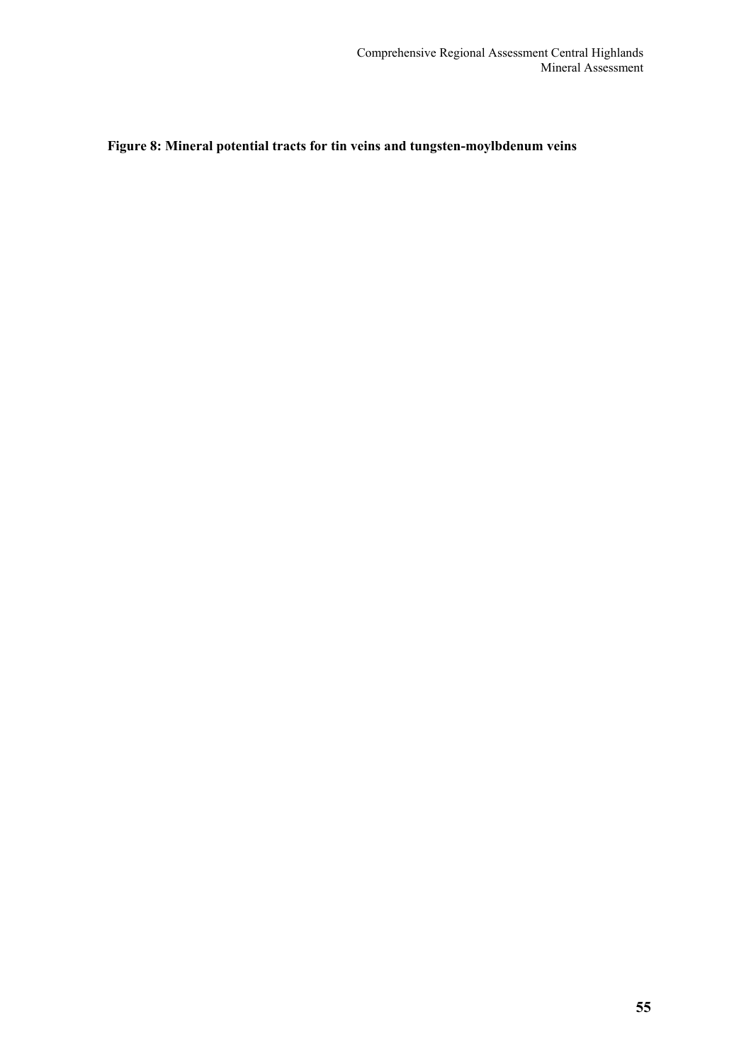**Figure 8: Mineral potential tracts for tin veins and tungsten-moylbdenum veins**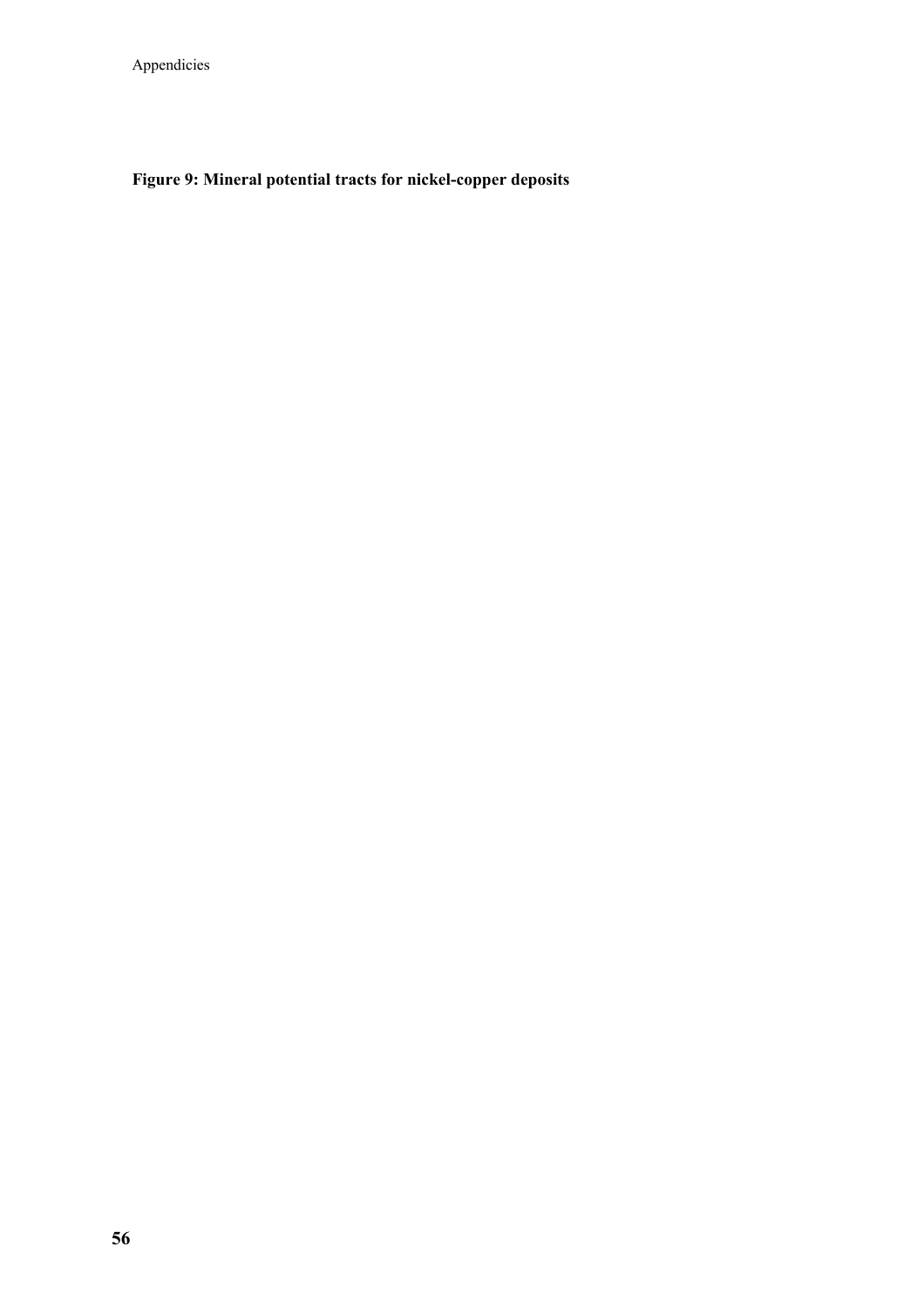**Figure 9: Mineral potential tracts for nickel-copper deposits**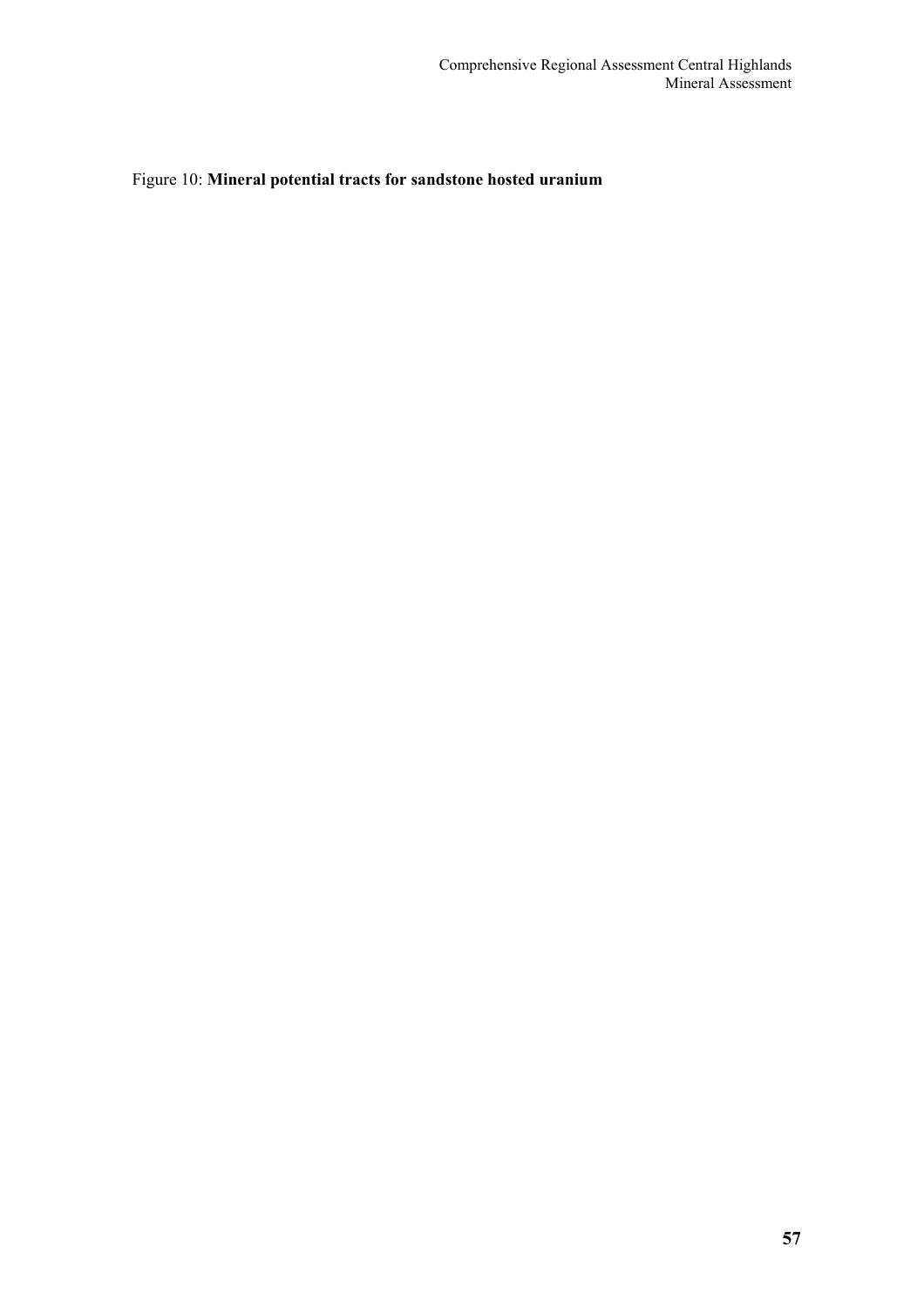Figure 10: **Mineral potential tracts for sandstone hosted uranium**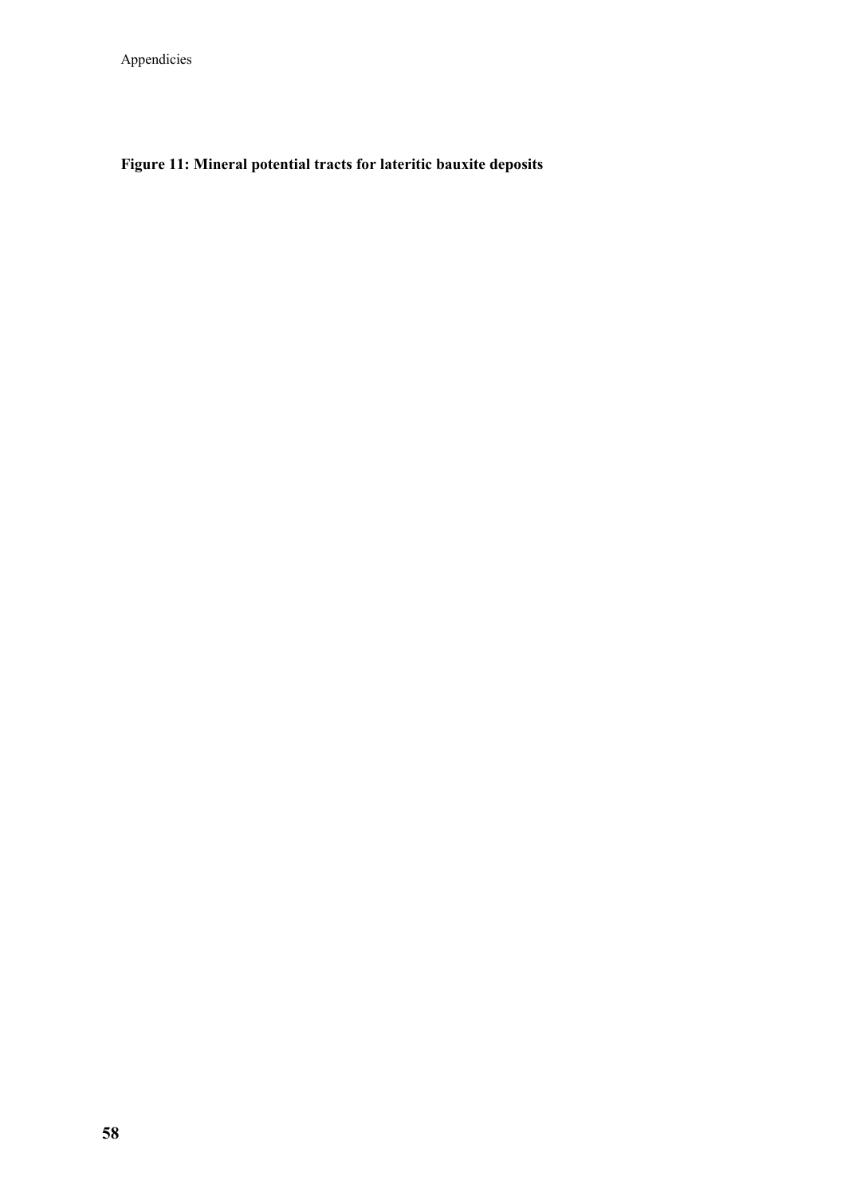**Figure 11: Mineral potential tracts for lateritic bauxite deposits**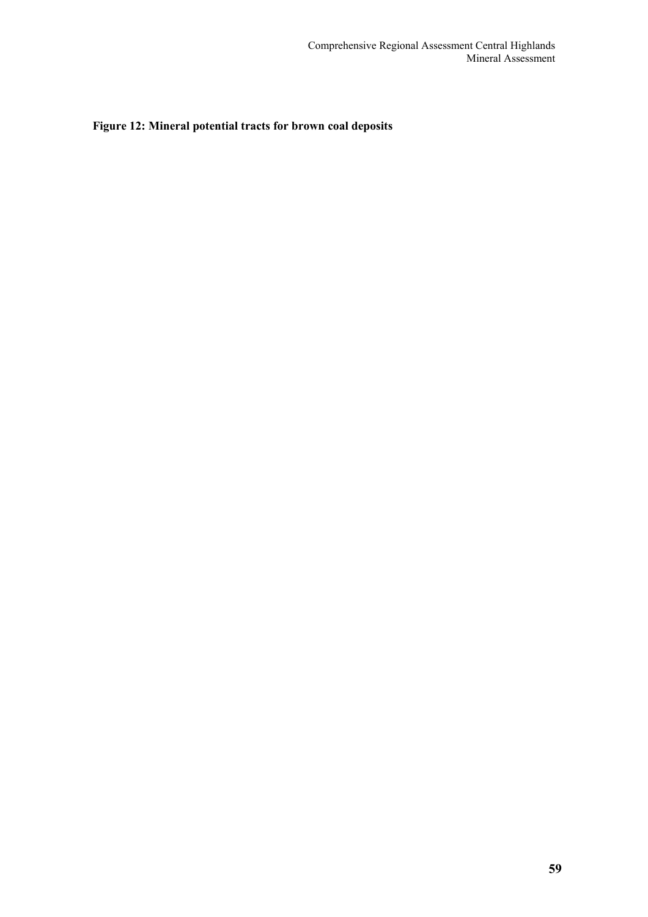**Figure 12: Mineral potential tracts for brown coal deposits**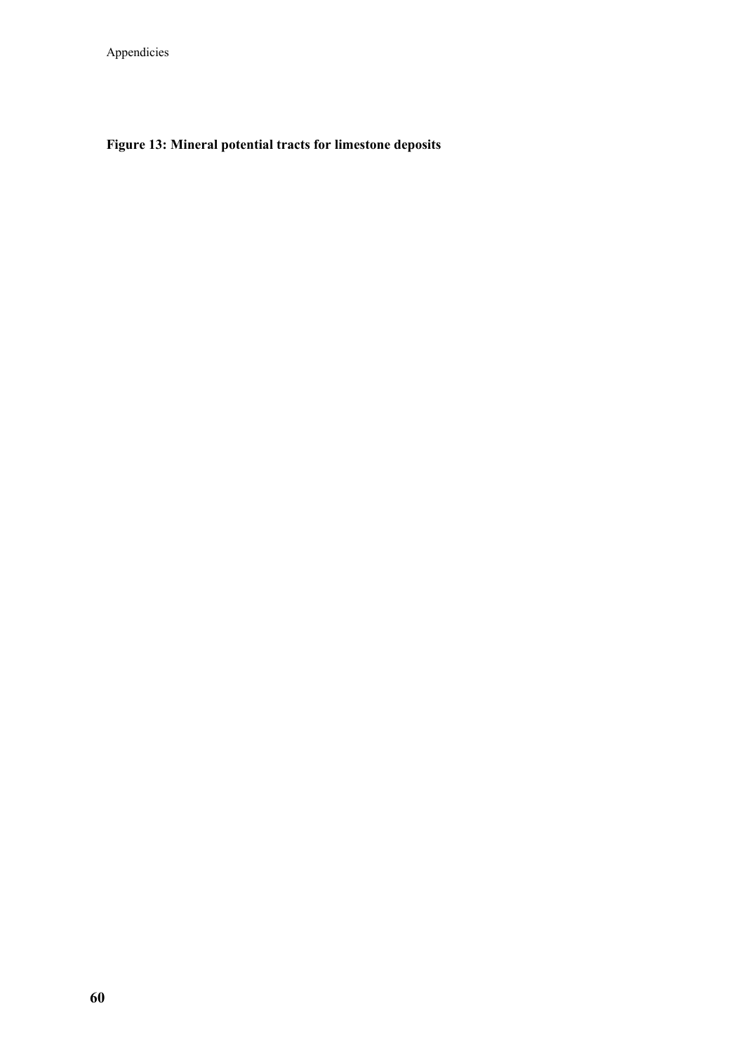**Figure 13: Mineral potential tracts for limestone deposits**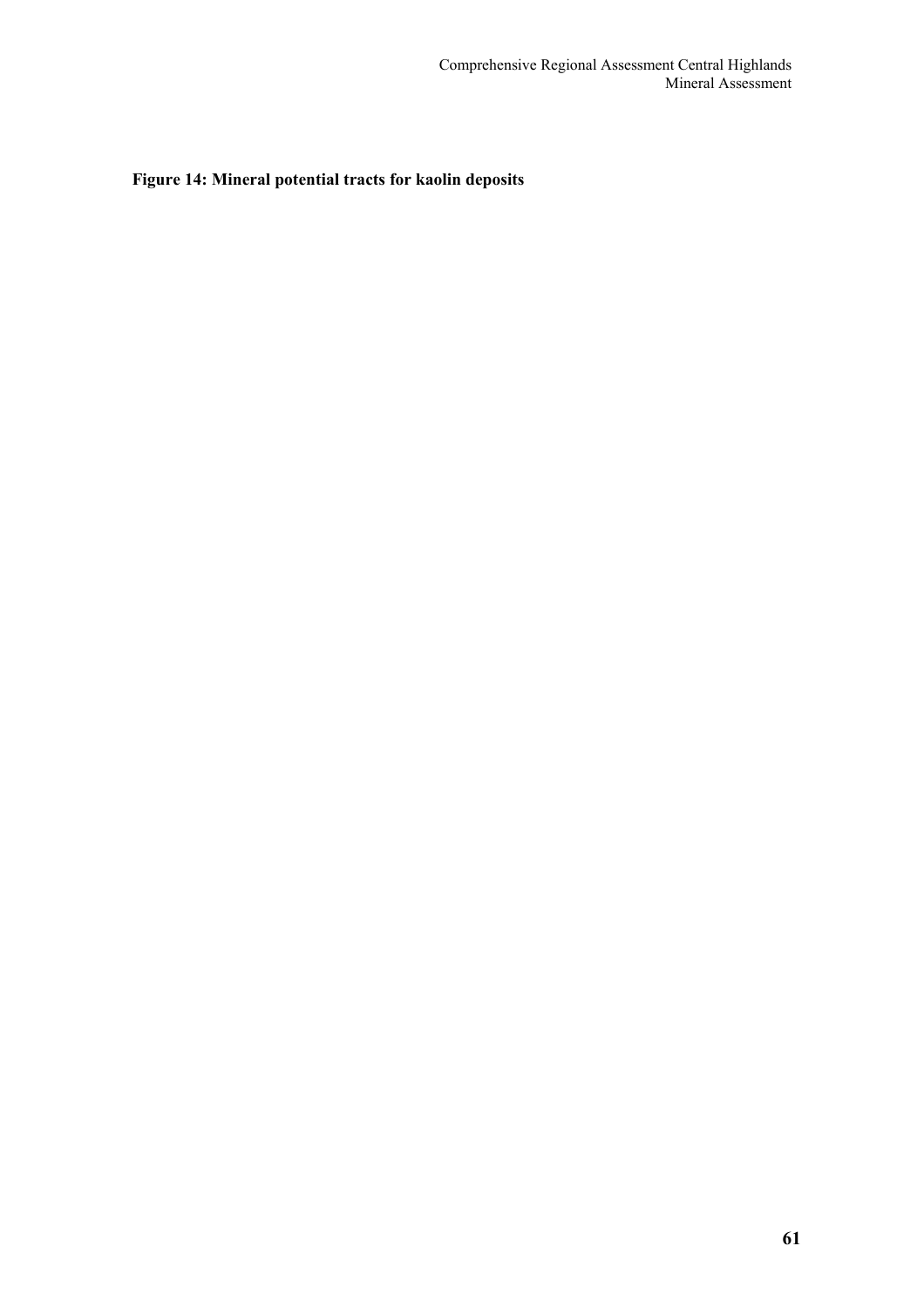**Figure 14: Mineral potential tracts for kaolin deposits**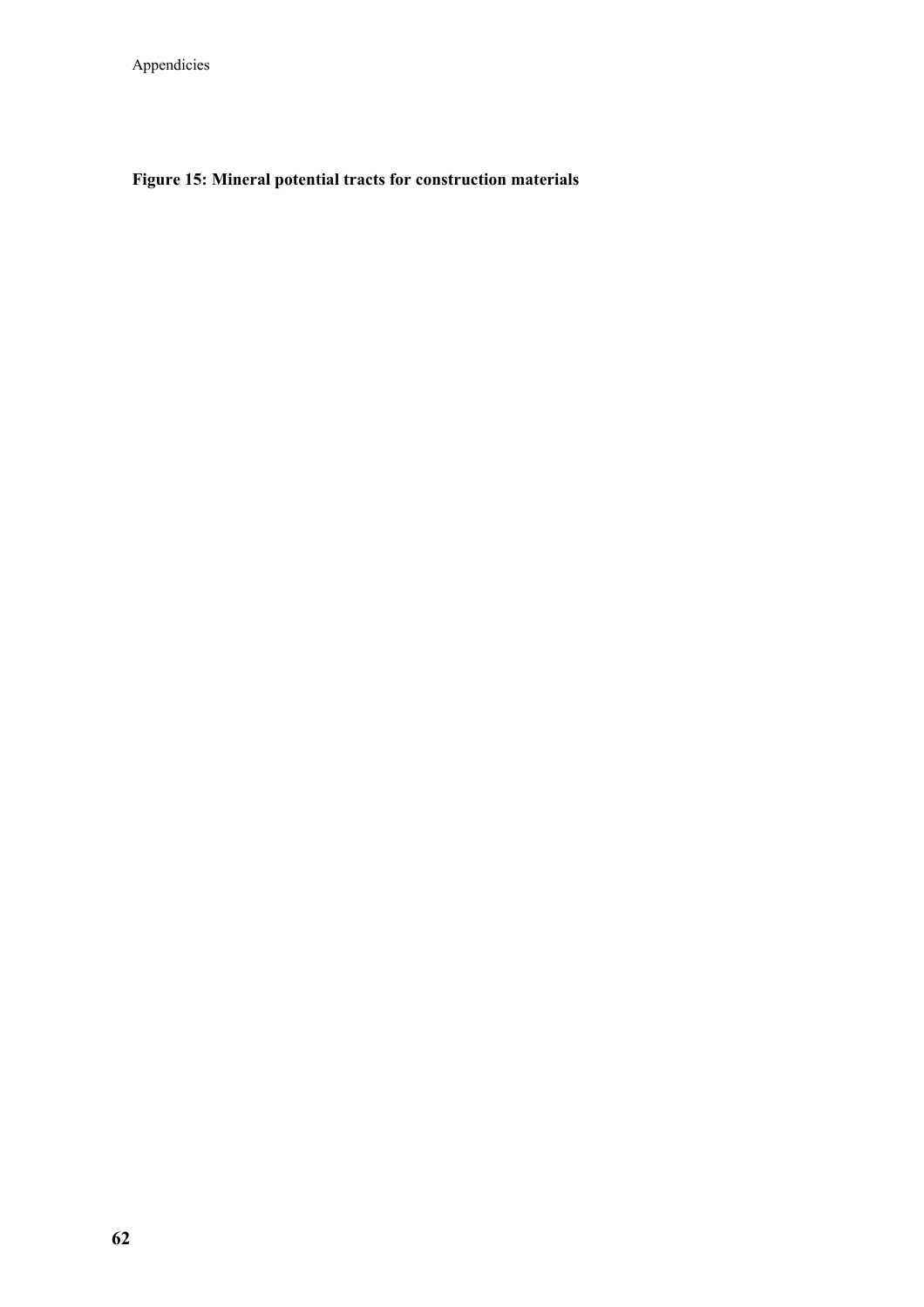**Figure 15: Mineral potential tracts for construction materials**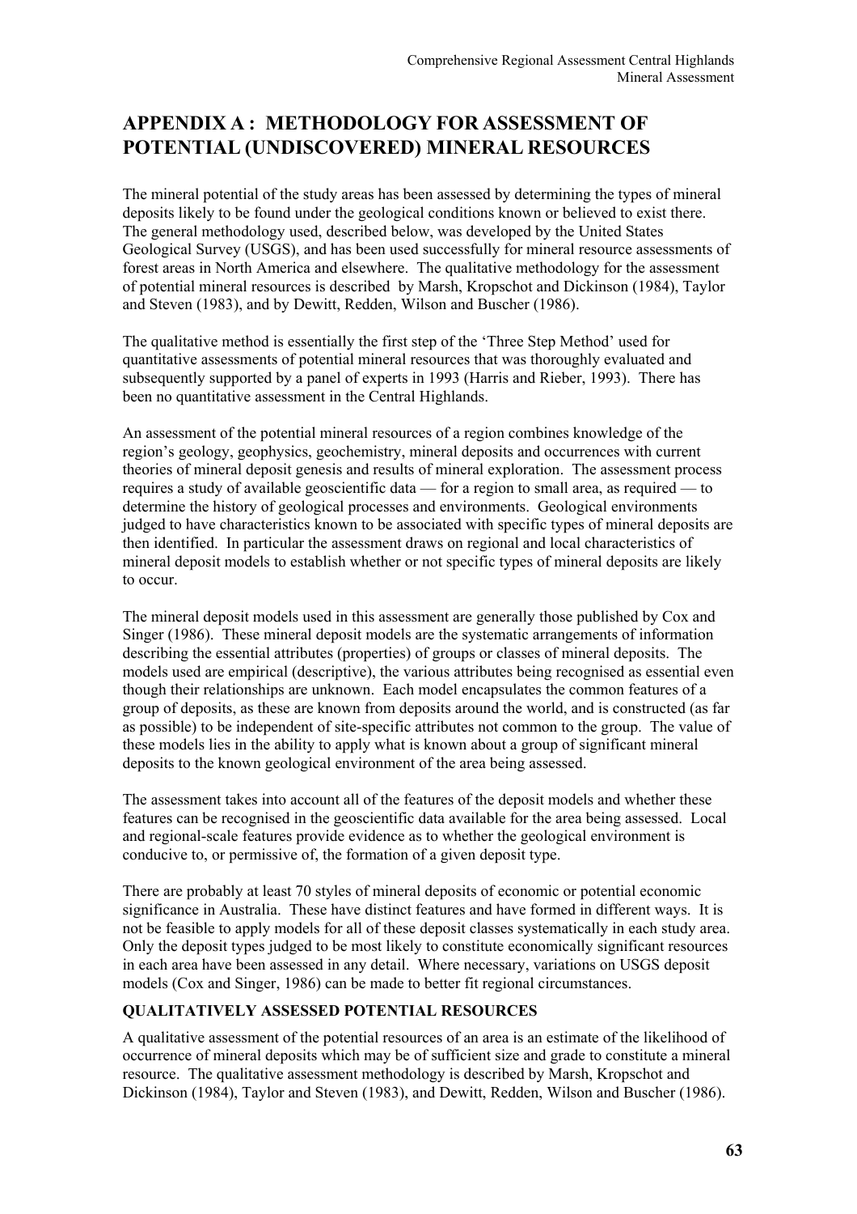# APPENDIX A : METHODOLOGY FOR ASSESSMENT OF POTENTIAL (UNDISCOVERED) MINERAL RESOURCES

The mineral potential of the study areas has been assessed by determining the types of mineral deposits likely to be found under the geological conditions known or believed to exist there. The general methodology used, described below, was developed by the United States Geological Survey (USGS), and has been used successfully for mineral resource assessments of forest areas in North America and elsewhere. The qualitative methodology for the assessment of potential mineral resources is described by Marsh, Kropschot and Dickinson (1984), Taylor and Steven (1983), and by Dewitt, Redden, Wilson and Buscher (1986).

The qualitative method is essentially the first step of the 'Three Step Method' used for quantitative assessments of potential mineral resources that was thoroughly evaluated and subsequently supported by a panel of experts in 1993 (Harris and Rieber, 1993). There has been no quantitative assessment in the Central Highlands.

An assessment of the potential mineral resources of a region combines knowledge of the region's geology, geophysics, geochemistry, mineral deposits and occurrences with current theories of mineral deposit genesis and results of mineral exploration. The assessment process requires a study of available geoscientific data — for a region to small area, as required — to determine the history of geological processes and environments. Geological environments judged to have characteristics known to be associated with specific types of mineral deposits are then identified. In particular the assessment draws on regional and local characteristics of mineral deposit models to establish whether or not specific types of mineral deposits are likely to occur.

The mineral deposit models used in this assessment are generally those published by Cox and Singer (1986). These mineral deposit models are the systematic arrangements of information describing the essential attributes (properties) of groups or classes of mineral deposits. The models used are empirical (descriptive), the various attributes being recognised as essential even though their relationships are unknown. Each model encapsulates the common features of a group of deposits, as these are known from deposits around the world, and is constructed (as far as possible) to be independent of site-specific attributes not common to the group. The value of these models lies in the ability to apply what is known about a group of significant mineral deposits to the known geological environment of the area being assessed.

The assessment takes into account all of the features of the deposit models and whether these features can be recognised in the geoscientific data available for the area being assessed. Local and regional-scale features provide evidence as to whether the geological environment is conducive to, or permissive of, the formation of a given deposit type.

There are probably at least 70 styles of mineral deposits of economic or potential economic significance in Australia. These have distinct features and have formed in different ways. It is not be feasible to apply models for all of these deposit classes systematically in each study area. Only the deposit types judged to be most likely to constitute economically significant resources in each area have been assessed in any detail. Where necessary, variations on USGS deposit models (Cox and Singer, 1986) can be made to better fit regional circumstances.

### QUALITATIVELY ASSESSED POTENTIAL RESOURCES

A qualitative assessment of the potential resources of an area is an estimate of the likelihood of occurrence of mineral deposits which may be of sufficient size and grade to constitute a mineral resource. The qualitative assessment methodology is described by Marsh, Kropschot and Dickinson (1984), Taylor and Steven (1983), and Dewitt, Redden, Wilson and Buscher (1986).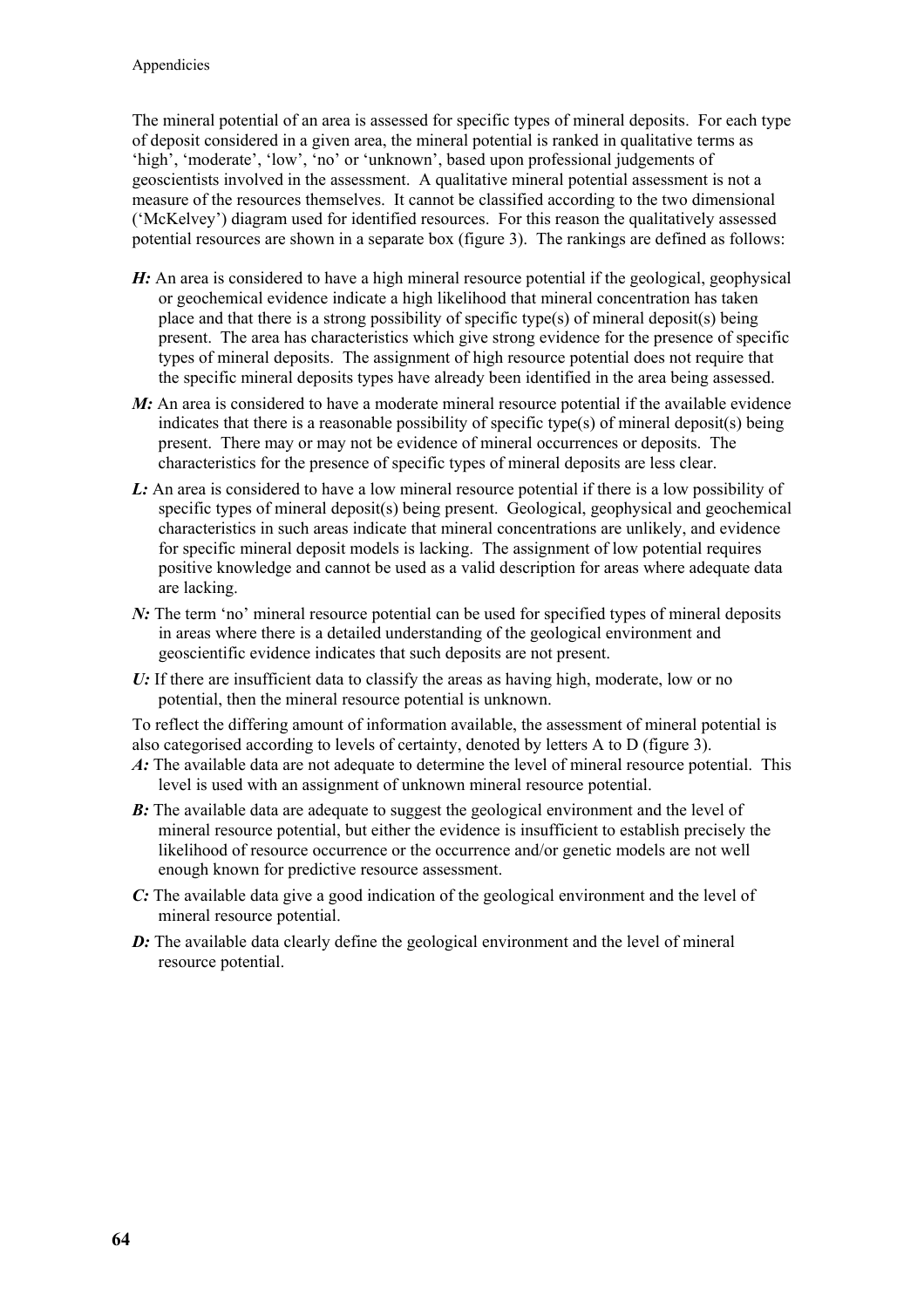The mineral potential of an area is assessed for specific types of mineral deposits. For each type of deposit considered in a given area, the mineral potential is ranked in qualitative terms as 'high', 'moderate', 'low', 'no' or 'unknown', based upon professional judgements of geoscientists involved in the assessment. A qualitative mineral potential assessment is not a measure of the resources themselves. It cannot be classified according to the two dimensional ('McKelvey') diagram used for identified resources. For this reason the qualitatively assessed potential resources are shown in a separate box (figure 3). The rankings are defined as follows:

***H:*** An area is considered to have a high mineral resource potential if the geological, geophysical or geochemical evidence indicate a high likelihood that mineral concentration has taken place and that there is a strong possibility of specific type(s) of mineral deposit(s) being present. The area has characteristics which give strong evidence for the presence of specific types of mineral deposits. The assignment of high resource potential does not require that the specific mineral deposits types have already been identified in the area being assessed.

***M:*** An area is considered to have a moderate mineral resource potential if the available evidence indicates that there is a reasonable possibility of specific type(s) of mineral deposit(s) being present. There may or may not be evidence of mineral occurrences or deposits. The characteristics for the presence of specific types of mineral deposits are less clear.

***L:*** An area is considered to have a low mineral resource potential if there is a low possibility of specific types of mineral deposit(s) being present. Geological, geophysical and geochemical characteristics in such areas indicate that mineral concentrations are unlikely, and evidence for specific mineral deposit models is lacking. The assignment of low potential requires positive knowledge and cannot be used as a valid description for areas where adequate data are lacking.

***N:*** The term 'no' mineral resource potential can be used for specified types of mineral deposits in areas where there is a detailed understanding of the geological environment and geoscientific evidence indicates that such deposits are not present.

***U:*** If there are insufficient data to classify the areas as having high, moderate, low or no potential, then the mineral resource potential is unknown.

To reflect the differing amount of information available, the assessment of mineral potential is also categorised according to levels of certainty, denoted by letters A to D (figure 3).

***A:*** The available data are not adequate to determine the level of mineral resource potential. This level is used with an assignment of unknown mineral resource potential.

***B:*** The available data are adequate to suggest the geological environment and the level of mineral resource potential, but either the evidence is insufficient to establish precisely the likelihood of resource occurrence or the occurrence and/or genetic models are not well enough known for predictive resource assessment.

***C:*** The available data give a good indication of the geological environment and the level of mineral resource potential.

***D:*** The available data clearly define the geological environment and the level of mineral resource potential.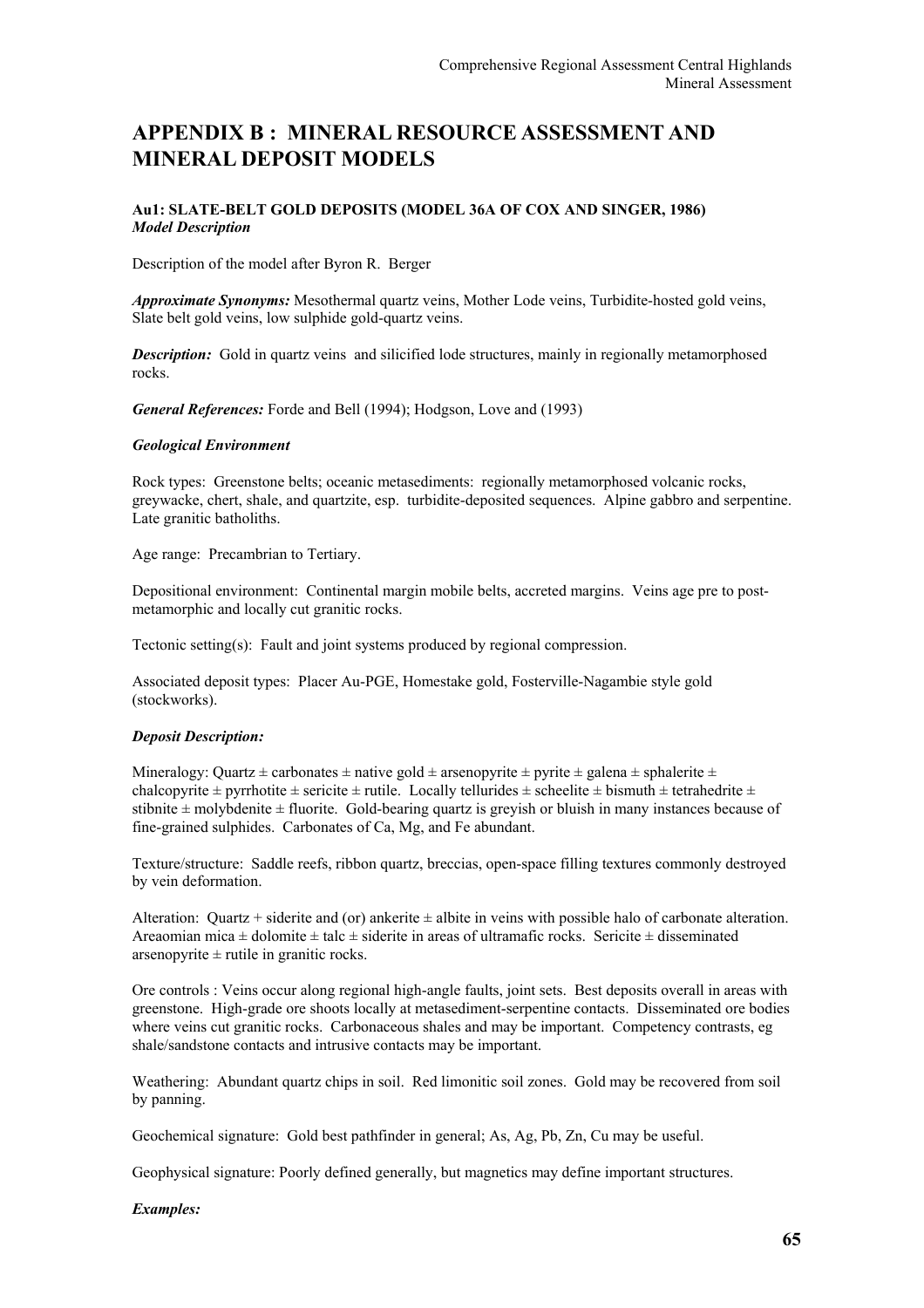# APPENDIX B : MINERAL RESOURCE ASSESSMENT AND MINERAL DEPOSIT MODELS

**Au1: SLATE-BELT GOLD DEPOSITS (MODEL 36A OF COX AND SINGER, 1986)**
***Model Description***

Description of the model after Byron R. Berger

***Approximate Synonyms:*** Mesothermal quartz veins, Mother Lode veins, Turbidite-hosted gold veins, Slate belt gold veins, low sulphide gold-quartz veins.

***Description:*** Gold in quartz veins and silicified lode structures, mainly in regionally metamorphosed rocks.

***General References:*** Forde and Bell (1994); Hodgson, Love and (1993)

***Geological Environment***

Rock types: Greenstone belts; oceanic metasediments: regionally metamorphosed volcanic rocks, greywacke, chert, shale, and quartzite, esp. turbidite-deposited sequences. Alpine gabbro and serpentine. Late granitic batholiths.

Age range: Precambrian to Tertiary.

Depositional environment: Continental margin mobile belts, accreted margins. Veins age pre to post-metamorphic and locally cut granitic rocks.

Tectonic setting(s): Fault and joint systems produced by regional compression.

Associated deposit types: Placer Au-PGE, Homestake gold, Fosterville-Nagambie style gold (stockworks).

***Deposit Description:***

Mineralogy: Quartz ± carbonates ± native gold ± arsenopyrite ± pyrite ± galena ± sphalerite ± chalcopyrite ± pyrrhotite ± sericite ± rutile. Locally tellurides ± scheelite ± bismuth ± tetrahedrite ± stibnite ± molybdenite ± fluorite. Gold-bearing quartz is greyish or bluish in many instances because of fine-grained sulphides. Carbonates of Ca, Mg, and Fe abundant.

Texture/structure: Saddle reefs, ribbon quartz, breccias, open-space filling textures commonly destroyed by vein deformation.

Alteration: Quartz + siderite and (or) ankerite ± albite in veins with possible halo of carbonate alteration. Areaomian mica ± dolomite ± talc ± siderite in areas of ultramafic rocks. Sericite ± disseminated arsenopyrite ± rutile in granitic rocks.

Ore controls : Veins occur along regional high-angle faults, joint sets. Best deposits overall in areas with greenstone. High-grade ore shoots locally at metasediment-serpentine contacts. Disseminated ore bodies where veins cut granitic rocks. Carbonaceous shales and may be important. Competency contrasts, eg shale/sandstone contacts and intrusive contacts may be important.

Weathering: Abundant quartz chips in soil. Red limonitic soil zones. Gold may be recovered from soil by panning.

Geochemical signature: Gold best pathfinder in general; As, Ag, Pb, Zn, Cu may be useful.

Geophysical signature: Poorly defined generally, but magnetics may define important structures.

***Examples:***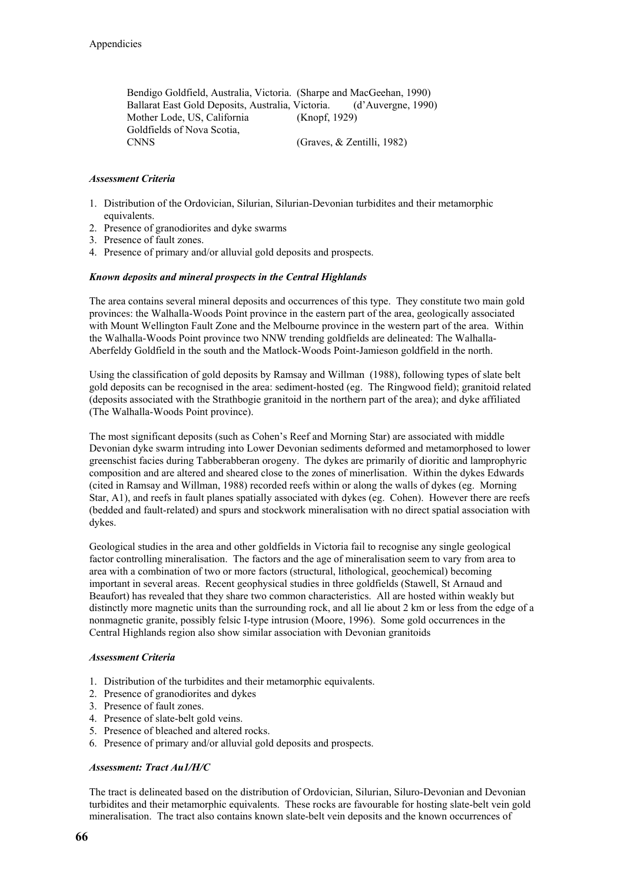Bendigo Goldfield, Australia, Victoria. (Sharpe and MacGeehan, 1990)
Ballarat East Gold Deposits, Australia, Victoria. (d'Auvergne, 1990)
Mother Lode, US, California (Knopf, 1929)
Goldfields of Nova Scotia,
CNNS (Graves, & Zentilli, 1982)

***Assessment Criteria***

1. Distribution of the Ordovician, Silurian, Silurian-Devonian turbidites and their metamorphic equivalents.
2. Presence of granodiorites and dyke swarms
3. Presence of fault zones.
4. Presence of primary and/or alluvial gold deposits and prospects.

***Known deposits and mineral prospects in the Central Highlands***

The area contains several mineral deposits and occurrences of this type. They constitute two main gold provinces: the Walhalla-Woods Point province in the eastern part of the area, geologically associated with Mount Wellington Fault Zone and the Melbourne province in the western part of the area. Within the Walhalla-Woods Point province two NNW trending goldfields are delineated: The Walhalla-Aberfeldy Goldfield in the south and the Matlock-Woods Point-Jamieson goldfield in the north.

Using the classification of gold deposits by Ramsay and Willman (1988), following types of slate belt gold deposits can be recognised in the area: sediment-hosted (eg. The Ringwood field); granitoid related (deposits associated with the Strathbogie granitoid in the northern part of the area); and dyke affiliated (The Walhalla-Woods Point province).

The most significant deposits (such as Cohen's Reef and Morning Star) are associated with middle Devonian dyke swarm intruding into Lower Devonian sediments deformed and metamorphosed to lower greenschist facies during Tabberabberan orogeny. The dykes are primarily of dioritic and lamprophyric composition and are altered and sheared close to the zones of minerlisation. Within the dykes Edwards (cited in Ramsay and Willman, 1988) recorded reefs within or along the walls of dykes (eg. Morning Star, A1), and reefs in fault planes spatially associated with dykes (eg. Cohen). However there are reefs (bedded and fault-related) and spurs and stockwork mineralisation with no direct spatial association with dykes.

Geological studies in the area and other goldfields in Victoria fail to recognise any single geological factor controlling mineralisation. The factors and the age of mineralisation seem to vary from area to area with a combination of two or more factors (structural, lithological, geochemical) becoming important in several areas. Recent geophysical studies in three goldfields (Stawell, St Arnaud and Beaufort) has revealed that they share two common characteristics. All are hosted within weakly but distinctly more magnetic units than the surrounding rock, and all lie about 2 km or less from the edge of a nonmagnetic granite, possibly felsic I-type intrusion (Moore, 1996). Some gold occurrences in the Central Highlands region also show similar association with Devonian granitoids

***Assessment Criteria***

1. Distribution of the turbidites and their metamorphic equivalents.
2. Presence of granodiorites and dykes
3. Presence of fault zones.
4. Presence of slate-belt gold veins.
5. Presence of bleached and altered rocks.
6. Presence of primary and/or alluvial gold deposits and prospects.

***Assessment: Tract Au1/H/C***

The tract is delineated based on the distribution of Ordovician, Silurian, Siluro-Devonian and Devonian turbidites and their metamorphic equivalents. These rocks are favourable for hosting slate-belt vein gold mineralisation. The tract also contains known slate-belt vein deposits and the known occurrences of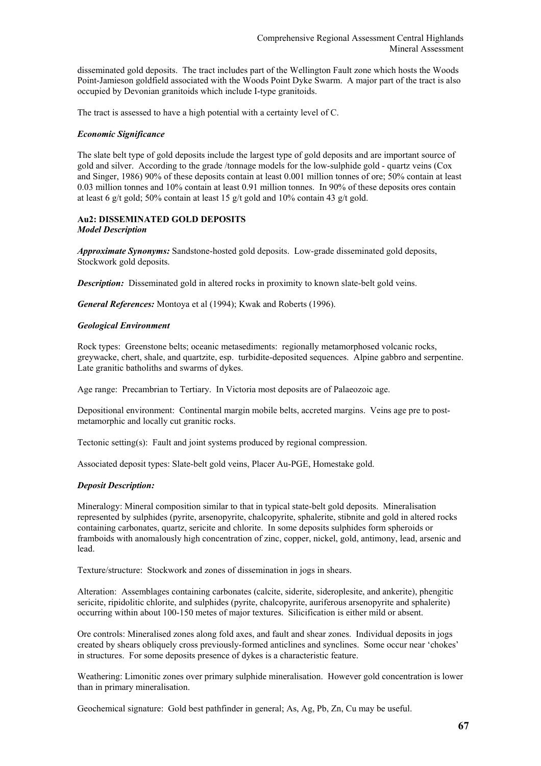disseminated gold deposits. The tract includes part of the Wellington Fault zone which hosts the Woods Point-Jamieson goldfield associated with the Woods Point Dyke Swarm. A major part of the tract is also occupied by Devonian granitoids which include I-type granitoids.

The tract is assessed to have a high potential with a certainty level of C.

### *Economic Significance*

The slate belt type of gold deposits include the largest type of gold deposits and are important source of gold and silver. According to the grade /tonnage models for the low-sulphide gold - quartz veins (Cox and Singer, 1986) 90% of these deposits contain at least 0.001 million tonnes of ore; 50% contain at least 0.03 million tonnes and 10% contain at least 0.91 million tonnes. In 90% of these deposits ores contain at least 6 g/t gold; 50% contain at least 15 g/t gold and 10% contain 43 g/t gold.

## Au2: DISSEMINATED GOLD DEPOSITS

### *Model Description*

***Approximate Synonyms:*** Sandstone-hosted gold deposits. Low-grade disseminated gold deposits, Stockwork gold deposits.

***Description:*** Disseminated gold in altered rocks in proximity to known slate-belt gold veins.

***General References:*** Montoya et al (1994); Kwak and Roberts (1996).

### *Geological Environment*

Rock types: Greenstone belts; oceanic metasediments: regionally metamorphosed volcanic rocks, greywacke, chert, shale, and quartzite, esp. turbidite-deposited sequences. Alpine gabbro and serpentine. Late granitic batholiths and swarms of dykes.

Age range: Precambrian to Tertiary. In Victoria most deposits are of Palaeozoic age.

Depositional environment: Continental margin mobile belts, accreted margins. Veins age pre to post-metamorphic and locally cut granitic rocks.

Tectonic setting(s): Fault and joint systems produced by regional compression.

Associated deposit types: Slate-belt gold veins, Placer Au-PGE, Homestake gold.

### *Deposit Description:*

Mineralogy: Mineral composition similar to that in typical state-belt gold deposits. Mineralisation represented by sulphides (pyrite, arsenopyrite, chalcopyrite, sphalerite, stibnite and gold in altered rocks containing carbonates, quartz, sericite and chlorite. In some deposits sulphides form spheroids or framboids with anomalously high concentration of zinc, copper, nickel, gold, antimony, lead, arsenic and lead.

Texture/structure: Stockwork and zones of dissemination in jogs in shears.

Alteration: Assemblages containing carbonates (calcite, siderite, sideroplesite, and ankerite), phengitic sericite, ripidolitic chlorite, and sulphides (pyrite, chalcopyrite, auriferous arsenopyrite and sphalerite) occurring within about 100-150 metes of major textures. Silicification is either mild or absent.

Ore controls: Mineralised zones along fold axes, and fault and shear zones. Individual deposits in jogs created by shears obliquely cross previously-formed anticlines and synclines. Some occur near 'chokes' in structures. For some deposits presence of dykes is a characteristic feature.

Weathering: Limonitic zones over primary sulphide mineralisation. However gold concentration is lower than in primary mineralisation.

Geochemical signature: Gold best pathfinder in general; As, Ag, Pb, Zn, Cu may be useful.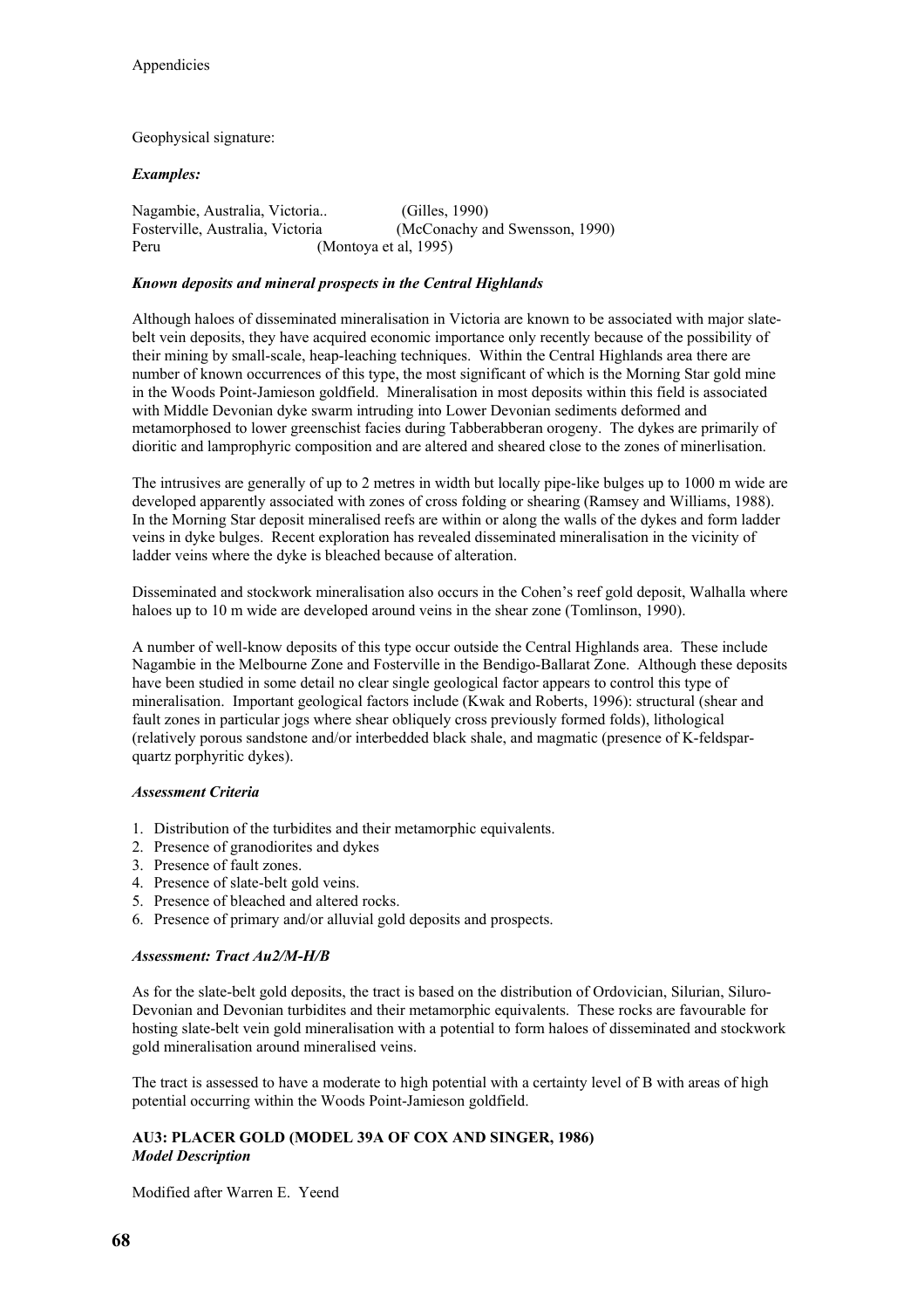Geophysical signature:

***Examples:***

Nagambie, Australia, Victoria.. (Gilles, 1990)
Fosterville, Australia, Victoria (McConachy and Swensson, 1990)
Peru (Montoya et al, 1995)

***Known deposits and mineral prospects in the Central Highlands***

Although haloes of disseminated mineralisation in Victoria are known to be associated with major slate-belt vein deposits, they have acquired economic importance only recently because of the possibility of their mining by small-scale, heap-leaching techniques. Within the Central Highlands area there are number of known occurrences of this type, the most significant of which is the Morning Star gold mine in the Woods Point-Jamieson goldfield. Mineralisation in most deposits within this field is associated with Middle Devonian dyke swarm intruding into Lower Devonian sediments deformed and metamorphosed to lower greenschist facies during Tabberabberan orogeny. The dykes are primarily of dioritic and lamprophyric composition and are altered and sheared close to the zones of minerlisation.

The intrusives are generally of up to 2 metres in width but locally pipe-like bulges up to 1000 m wide are developed apparently associated with zones of cross folding or shearing (Ramsey and Williams, 1988). In the Morning Star deposit mineralised reefs are within or along the walls of the dykes and form ladder veins in dyke bulges. Recent exploration has revealed disseminated mineralisation in the vicinity of ladder veins where the dyke is bleached because of alteration.

Disseminated and stockwork mineralisation also occurs in the Cohen's reef gold deposit, Walhalla where haloes up to 10 m wide are developed around veins in the shear zone (Tomlinson, 1990).

A number of well-know deposits of this type occur outside the Central Highlands area. These include Nagambie in the Melbourne Zone and Fosterville in the Bendigo-Ballarat Zone. Although these deposits have been studied in some detail no clear single geological factor appears to control this type of mineralisation. Important geological factors include (Kwak and Roberts, 1996): structural (shear and fault zones in particular jogs where shear obliquely cross previously formed folds), lithological (relatively porous sandstone and/or interbedded black shale, and magmatic (presence of K-feldspar-quartz porphyritic dykes).

***Assessment Criteria***

1. Distribution of the turbidites and their metamorphic equivalents.
2. Presence of granodiorites and dykes
3. Presence of fault zones.
4. Presence of slate-belt gold veins.
5. Presence of bleached and altered rocks.
6. Presence of primary and/or alluvial gold deposits and prospects.

***Assessment: Tract Au2/M-H/B***

As for the slate-belt gold deposits, the tract is based on the distribution of Ordovician, Silurian, Siluro-Devonian and Devonian turbidites and their metamorphic equivalents. These rocks are favourable for hosting slate-belt vein gold mineralisation with a potential to form haloes of disseminated and stockwork gold mineralisation around mineralised veins.

The tract is assessed to have a moderate to high potential with a certainty level of B with areas of high potential occurring within the Woods Point-Jamieson goldfield.

**AU3: PLACER GOLD (MODEL 39A OF COX AND SINGER, 1986)**
***Model Description***

Modified after Warren E. Yeend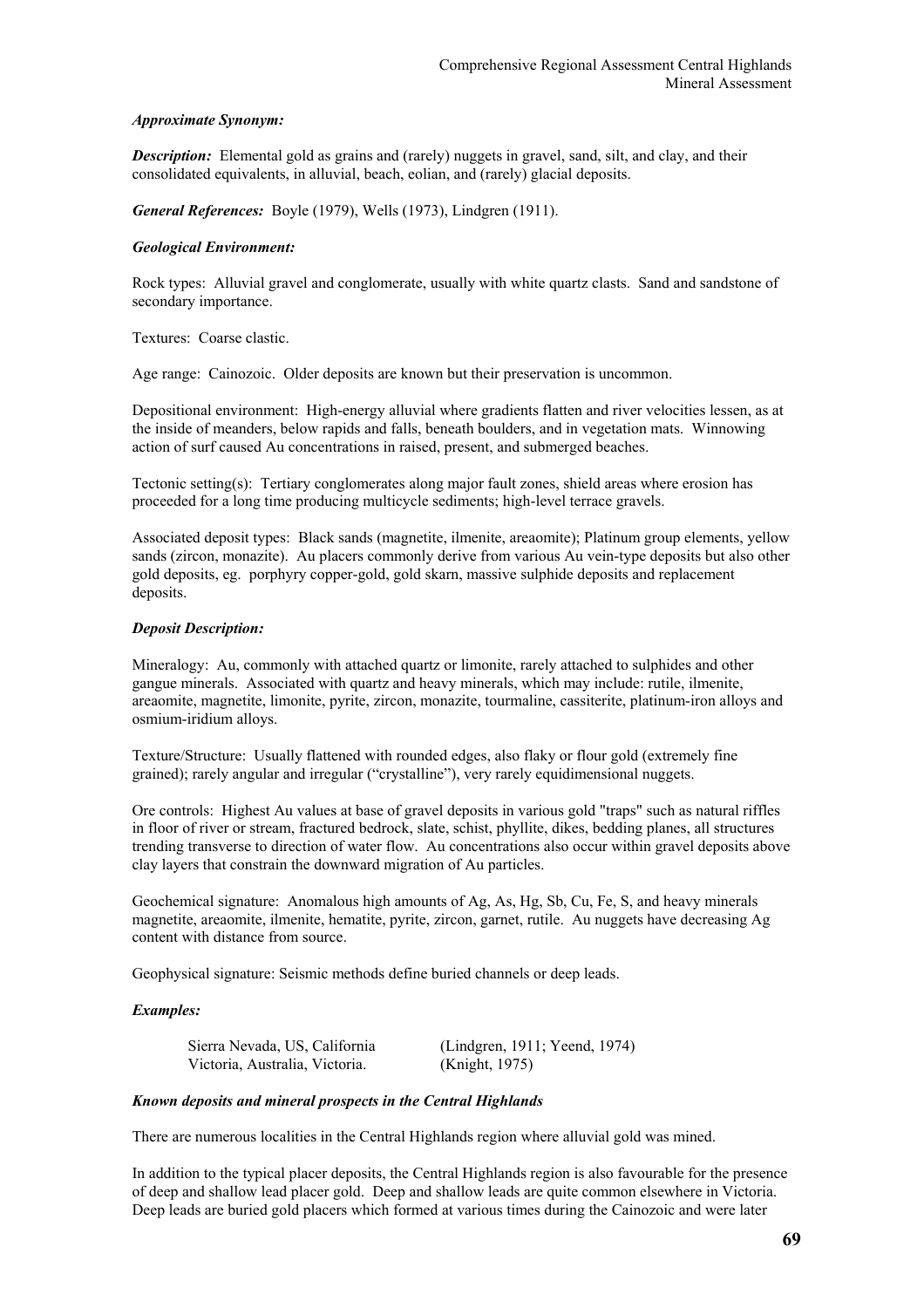***Approximate Synonym:***

***Description:*** Elemental gold as grains and (rarely) nuggets in gravel, sand, silt, and clay, and their consolidated equivalents, in alluvial, beach, eolian, and (rarely) glacial deposits.

***General References:*** Boyle (1979), Wells (1973), Lindgren (1911).

***Geological Environment:***

Rock types: Alluvial gravel and conglomerate, usually with white quartz clasts. Sand and sandstone of secondary importance.

Textures: Coarse clastic.

Age range: Cainozoic. Older deposits are known but their preservation is uncommon.

Depositional environment: High-energy alluvial where gradients flatten and river velocities lessen, as at the inside of meanders, below rapids and falls, beneath boulders, and in vegetation mats. Winnowing action of surf caused Au concentrations in raised, present, and submerged beaches.

Tectonic setting(s): Tertiary conglomerates along major fault zones, shield areas where erosion has proceeded for a long time producing multicycle sediments; high-level terrace gravels.

Associated deposit types: Black sands (magnetite, ilmenite, areaomite); Platinum group elements, yellow sands (zircon, monazite). Au placers commonly derive from various Au vein-type deposits but also other gold deposits, eg. porphyry copper-gold, gold skarn, massive sulphide deposits and replacement deposits.

***Deposit Description:***

Mineralogy: Au, commonly with attached quartz or limonite, rarely attached to sulphides and other gangue minerals. Associated with quartz and heavy minerals, which may include: rutile, ilmenite, areaomite, magnetite, limonite, pyrite, zircon, monazite, tourmaline, cassiterite, platinum-iron alloys and osmium-iridium alloys.

Texture/Structure: Usually flattened with rounded edges, also flaky or flour gold (extremely fine grained); rarely angular and irregular ("crystalline"), very rarely equidimensional nuggets.

Ore controls: Highest Au values at base of gravel deposits in various gold "traps" such as natural riffles in floor of river or stream, fractured bedrock, slate, schist, phyllite, dikes, bedding planes, all structures trending transverse to direction of water flow. Au concentrations also occur within gravel deposits above clay layers that constrain the downward migration of Au particles.

Geochemical signature: Anomalous high amounts of Ag, As, Hg, Sb, Cu, Fe, S, and heavy minerals magnetite, areaomite, ilmenite, hematite, pyrite, zircon, garnet, rutile. Au nuggets have decreasing Ag content with distance from source.

Geophysical signature: Seismic methods define buried channels or deep leads.

***Examples:***

| | |
|---|---|
| Sierra Nevada, US, California | (Lindgren, 1911; Yeend, 1974) |
| Victoria, Australia, Victoria. | (Knight, 1975) |

***Known deposits and mineral prospects in the Central Highlands***

There are numerous localities in the Central Highlands region where alluvial gold was mined.

In addition to the typical placer deposits, the Central Highlands region is also favourable for the presence of deep and shallow lead placer gold. Deep and shallow leads are quite common elsewhere in Victoria. Deep leads are buried gold placers which formed at various times during the Cainozoic and were later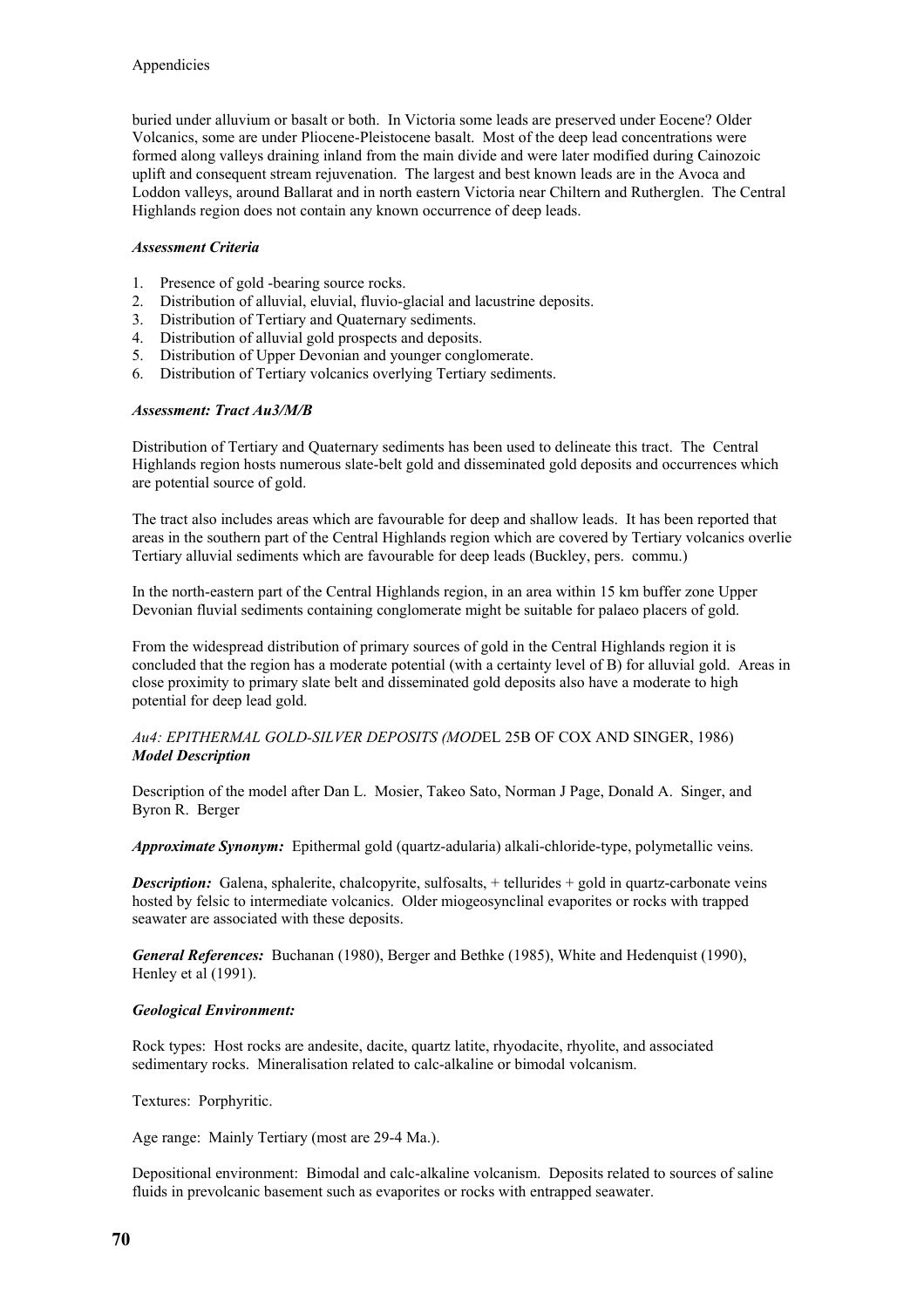buried under alluvium or basalt or both. In Victoria some leads are preserved under Eocene? Older Volcanics, some are under Pliocene-Pleistocene basalt. Most of the deep lead concentrations were formed along valleys draining inland from the main divide and were later modified during Cainozoic uplift and consequent stream rejuvenation. The largest and best known leads are in the Avoca and Loddon valleys, around Ballarat and in north eastern Victoria near Chiltern and Rutherglen. The Central Highlands region does not contain any known occurrence of deep leads.

***Assessment Criteria***

1. Presence of gold -bearing source rocks.
2. Distribution of alluvial, eluvial, fluvio-glacial and lacustrine deposits.
3. Distribution of Tertiary and Quaternary sediments.
4. Distribution of alluvial gold prospects and deposits.
5. Distribution of Upper Devonian and younger conglomerate.
6. Distribution of Tertiary volcanics overlying Tertiary sediments.

***Assessment: Tract Au3/M/B***

Distribution of Tertiary and Quaternary sediments has been used to delineate this tract. The Central Highlands region hosts numerous slate-belt gold and disseminated gold deposits and occurrences which are potential source of gold.

The tract also includes areas which are favourable for deep and shallow leads. It has been reported that areas in the southern part of the Central Highlands region which are covered by Tertiary volcanics overlie Tertiary alluvial sediments which are favourable for deep leads (Buckley, pers. commu.)

In the north-eastern part of the Central Highlands region, in an area within 15 km buffer zone Upper Devonian fluvial sediments containing conglomerate might be suitable for palaeo placers of gold.

From the widespread distribution of primary sources of gold in the Central Highlands region it is concluded that the region has a moderate potential (with a certainty level of B) for alluvial gold. Areas in close proximity to primary slate belt and disseminated gold deposits also have a moderate to high potential for deep lead gold.

*Au4: EPITHERMAL GOLD-SILVER DEPOSITS (MOD*EL 25B OF COX AND SINGER, 1986)
***Model Description***

Description of the model after Dan L. Mosier, Takeo Sato, Norman J Page, Donald A. Singer, and Byron R. Berger

***Approximate Synonym:*** Epithermal gold (quartz-adularia) alkali-chloride-type, polymetallic veins.

***Description:*** Galena, sphalerite, chalcopyrite, sulfosalts, + tellurides + gold in quartz-carbonate veins hosted by felsic to intermediate volcanics. Older miogeosynclinal evaporites or rocks with trapped seawater are associated with these deposits.

***General References:*** Buchanan (1980), Berger and Bethke (1985), White and Hedenquist (1990), Henley et al (1991).

***Geological Environment:***

Rock types: Host rocks are andesite, dacite, quartz latite, rhyodacite, rhyolite, and associated sedimentary rocks. Mineralisation related to calc-alkaline or bimodal volcanism.

Textures: Porphyritic.

Age range: Mainly Tertiary (most are 29-4 Ma.).

Depositional environment: Bimodal and calc-alkaline volcanism. Deposits related to sources of saline fluids in prevolcanic basement such as evaporites or rocks with entrapped seawater.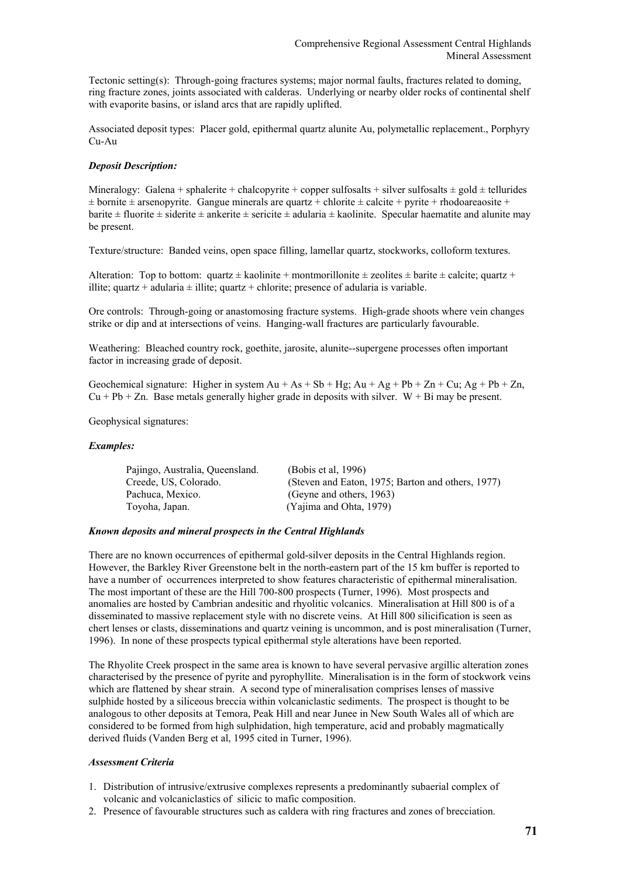Tectonic setting(s): Through-going fractures systems; major normal faults, fractures related to doming, ring fracture zones, joints associated with calderas. Underlying or nearby older rocks of continental shelf with evaporite basins, or island arcs that are rapidly uplifted.

Associated deposit types: Placer gold, epithermal quartz alunite Au, polymetallic replacement., Porphyry Cu-Au

### *Deposit Description:*

Mineralogy: Galena + sphalerite + chalcopyrite + copper sulfosalts + silver sulfosalts ± gold ± tellurides ± bornite ± arsenopyrite. Gangue minerals are quartz + chlorite ± calcite + pyrite + rhodoareaosite + barite ± fluorite ± siderite ± ankerite ± sericite ± adularia ± kaolinite. Specular haematite and alunite may be present.

Texture/structure: Banded veins, open space filling, lamellar quartz, stockworks, colloform textures.

Alteration: Top to bottom: quartz ± kaolinite + montmorillonite ± zeolites ± barite ± calcite; quartz + illite; quartz + adularia ± illite; quartz + chlorite; presence of adularia is variable.

Ore controls: Through-going or anastomosing fracture systems. High-grade shoots where vein changes strike or dip and at intersections of veins. Hanging-wall fractures are particularly favourable.

Weathering: Bleached country rock, goethite, jarosite, alunite--supergene processes often important factor in increasing grade of deposit.

Geochemical signature: Higher in system Au + As + Sb + Hg; Au + Ag + Pb + Zn + Cu; Ag + Pb + Zn, Cu + Pb + Zn. Base metals generally higher grade in deposits with silver. W + Bi may be present.

Geophysical signatures:

### *Examples:*

| | |
|---|---|
| Pajingo, Australia, Queensland. | (Bobis et al, 1996) |
| Creede, US, Colorado. | (Steven and Eaton, 1975; Barton and others, 1977) |
| Pachuca, Mexico. | (Geyne and others, 1963) |
| Toyoha, Japan. | (Yajima and Ohta, 1979) |

### *Known deposits and mineral prospects in the Central Highlands*

There are no known occurrences of epithermal gold-silver deposits in the Central Highlands region. However, the Barkley River Greenstone belt in the north-eastern part of the 15 km buffer is reported to have a number of occurrences interpreted to show features characteristic of epithermal mineralisation. The most important of these are the Hill 700-800 prospects (Turner, 1996). Most prospects and anomalies are hosted by Cambrian andesitic and rhyolitic volcanics. Mineralisation at Hill 800 is of a disseminated to massive replacement style with no discrete veins. At Hill 800 silicification is seen as chert lenses or clasts, disseminations and quartz veining is uncommon, and is post mineralisation (Turner, 1996). In none of these prospects typical epithermal style alterations have been reported.

The Rhyolite Creek prospect in the same area is known to have several pervasive argillic alteration zones characterised by the presence of pyrite and pyrophyllite. Mineralisation is in the form of stockwork veins which are flattened by shear strain. A second type of mineralisation comprises lenses of massive sulphide hosted by a siliceous breccia within volcaniclastic sediments. The prospect is thought to be analogous to other deposits at Temora, Peak Hill and near Junee in New South Wales all of which are considered to be formed from high sulphidation, high temperature, acid and probably magmatically derived fluids (Vanden Berg et al, 1995 cited in Turner, 1996).

### *Assessment Criteria*

1. Distribution of intrusive/extrusive complexes represents a predominantly subaerial complex of volcanic and volcaniclastics of silicic to mafic composition.
2. Presence of favourable structures such as caldera with ring fractures and zones of brecciation.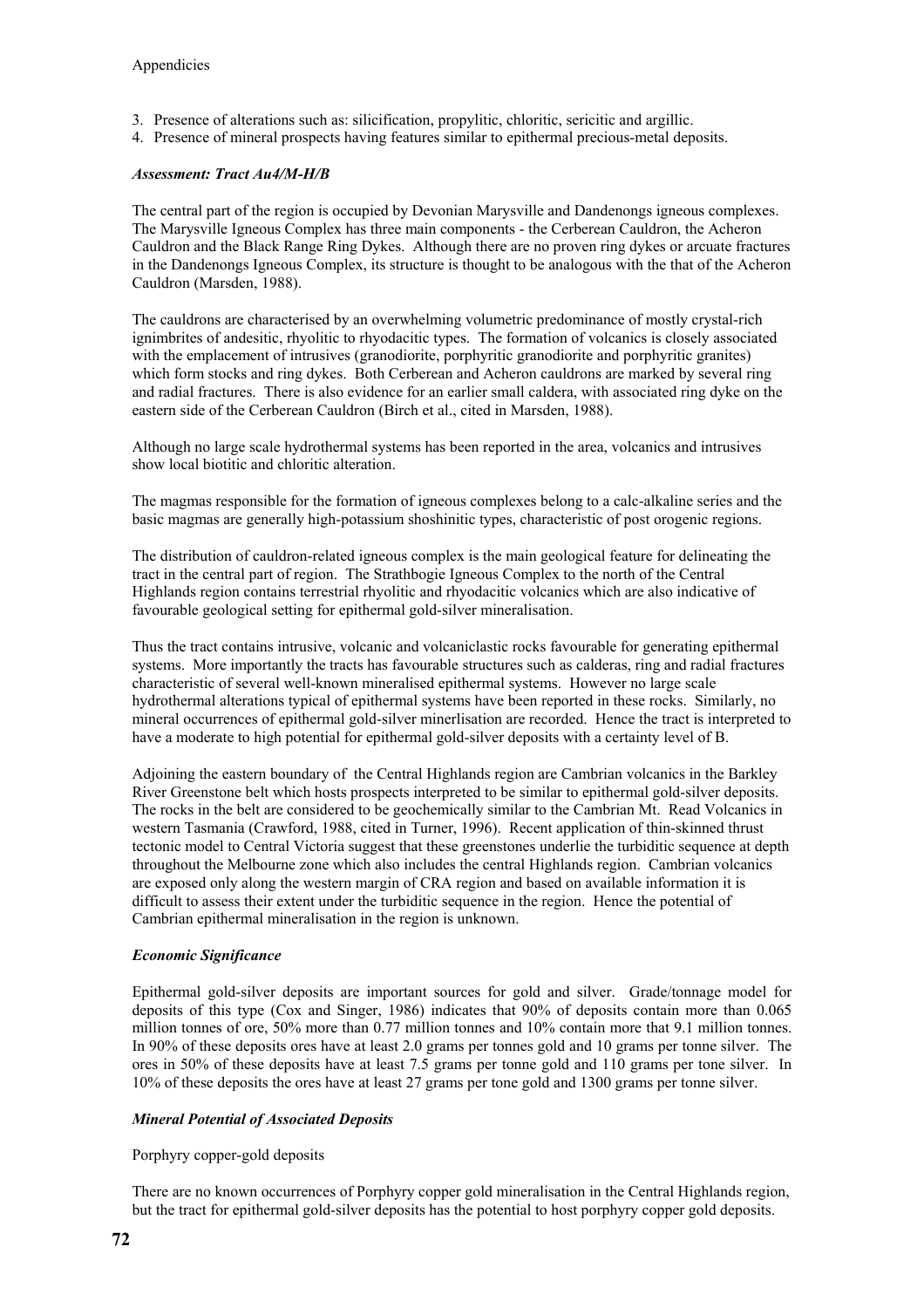3. Presence of alterations such as: silicification, propylitic, chloritic, sericitic and argillic.
4. Presence of mineral prospects having features similar to epithermal precious-metal deposits.

***Assessment: Tract Au4/M-H/B***

The central part of the region is occupied by Devonian Marysville and Dandenongs igneous complexes. The Marysville Igneous Complex has three main components - the Cerberean Cauldron, the Acheron Cauldron and the Black Range Ring Dykes. Although there are no proven ring dykes or arcuate fractures in the Dandenongs Igneous Complex, its structure is thought to be analogous with the that of the Acheron Cauldron (Marsden, 1988).

The cauldrons are characterised by an overwhelming volumetric predominance of mostly crystal-rich ignimbrites of andesitic, rhyolitic to rhyodacitic types. The formation of volcanics is closely associated with the emplacement of intrusives (granodiorite, porphyritic granodiorite and porphyritic granites) which form stocks and ring dykes. Both Cerberean and Acheron cauldrons are marked by several ring and radial fractures. There is also evidence for an earlier small caldera, with associated ring dyke on the eastern side of the Cerberean Cauldron (Birch et al., cited in Marsden, 1988).

Although no large scale hydrothermal systems has been reported in the area, volcanics and intrusives show local biotitic and chloritic alteration.

The magmas responsible for the formation of igneous complexes belong to a calc-alkaline series and the basic magmas are generally high-potassium shoshinitic types, characteristic of post orogenic regions.

The distribution of cauldron-related igneous complex is the main geological feature for delineating the tract in the central part of region. The Strathbogie Igneous Complex to the north of the Central Highlands region contains terrestrial rhyolitic and rhyodacitic volcanics which are also indicative of favourable geological setting for epithermal gold-silver mineralisation.

Thus the tract contains intrusive, volcanic and volcaniclastic rocks favourable for generating epithermal systems. More importantly the tracts has favourable structures such as calderas, ring and radial fractures characteristic of several well-known mineralised epithermal systems. However no large scale hydrothermal alterations typical of epithermal systems have been reported in these rocks. Similarly, no mineral occurrences of epithermal gold-silver minerlisation are recorded. Hence the tract is interpreted to have a moderate to high potential for epithermal gold-silver deposits with a certainty level of B.

Adjoining the eastern boundary of the Central Highlands region are Cambrian volcanics in the Barkley River Greenstone belt which hosts prospects interpreted to be similar to epithermal gold-silver deposits. The rocks in the belt are considered to be geochemically similar to the Cambrian Mt. Read Volcanics in western Tasmania (Crawford, 1988, cited in Turner, 1996). Recent application of thin-skinned thrust tectonic model to Central Victoria suggest that these greenstones underlie the turbiditic sequence at depth throughout the Melbourne zone which also includes the central Highlands region. Cambrian volcanics are exposed only along the western margin of CRA region and based on available information it is difficult to assess their extent under the turbiditic sequence in the region. Hence the potential of Cambrian epithermal mineralisation in the region is unknown.

***Economic Significance***

Epithermal gold-silver deposits are important sources for gold and silver. Grade/tonnage model for deposits of this type (Cox and Singer, 1986) indicates that 90% of deposits contain more than 0.065 million tonnes of ore, 50% more than 0.77 million tonnes and 10% contain more that 9.1 million tonnes. In 90% of these deposits ores have at least 2.0 grams per tonnes gold and 10 grams per tonne silver. The ores in 50% of these deposits have at least 7.5 grams per tonne gold and 110 grams per tone silver. In 10% of these deposits the ores have at least 27 grams per tone gold and 1300 grams per tonne silver.

***Mineral Potential of Associated Deposits***

Porphyry copper-gold deposits

There are no known occurrences of Porphyry copper gold mineralisation in the Central Highlands region, but the tract for epithermal gold-silver deposits has the potential to host porphyry copper gold deposits.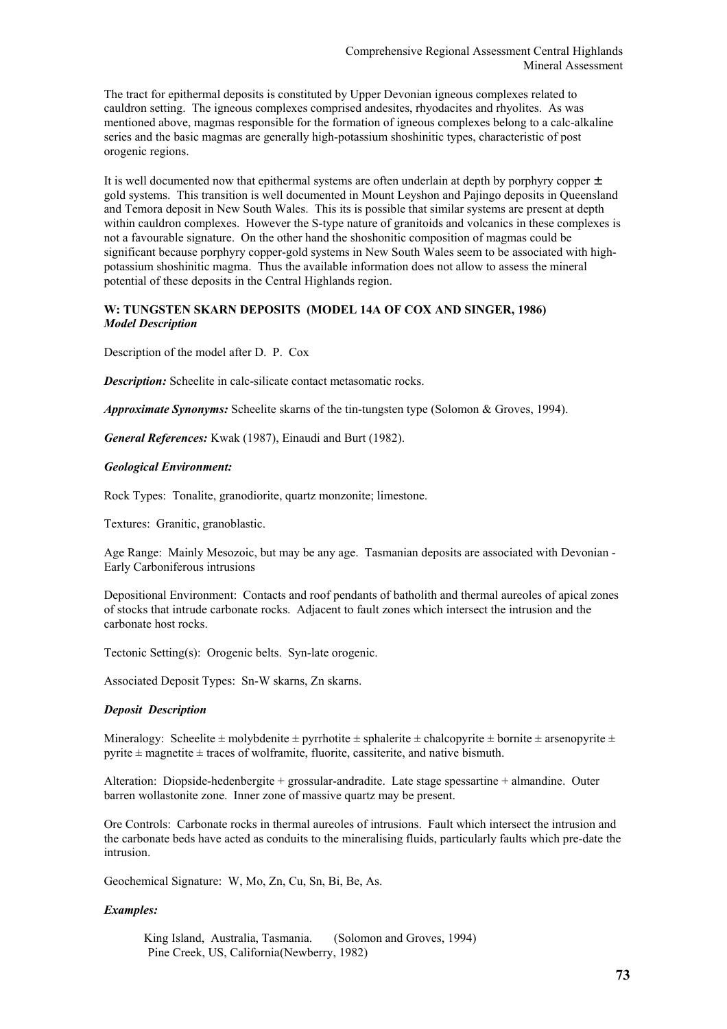The tract for epithermal deposits is constituted by Upper Devonian igneous complexes related to cauldron setting. The igneous complexes comprised andesites, rhyodacites and rhyolites. As was mentioned above, magmas responsible for the formation of igneous complexes belong to a calc-alkaline series and the basic magmas are generally high-potassium shoshinitic types, characteristic of post orogenic regions.

It is well documented now that epithermal systems are often underlain at depth by porphyry copper ± gold systems. This transition is well documented in Mount Leyshon and Pajingo deposits in Queensland and Temora deposit in New South Wales. This its is possible that similar systems are present at depth within cauldron complexes. However the S-type nature of granitoids and volcanics in these complexes is not a favourable signature. On the other hand the shoshonitic composition of magmas could be significant because porphyry copper-gold systems in New South Wales seem to be associated with high-potassium shoshinitic magma. Thus the available information does not allow to assess the mineral potential of these deposits in the Central Highlands region.

## W: TUNGSTEN SKARN DEPOSITS (MODEL 14A OF COX AND SINGER, 1986)

### *Model Description*

Description of the model after D. P. Cox

***Description:*** Scheelite in calc-silicate contact metasomatic rocks.

***Approximate Synonyms:*** Scheelite skarns of the tin-tungsten type (Solomon & Groves, 1994).

***General References:*** Kwak (1987), Einaudi and Burt (1982).

***Geological Environment:***

Rock Types: Tonalite, granodiorite, quartz monzonite; limestone.

Textures: Granitic, granoblastic.

Age Range: Mainly Mesozoic, but may be any age. Tasmanian deposits are associated with Devonian - Early Carboniferous intrusions

Depositional Environment: Contacts and roof pendants of batholith and thermal aureoles of apical zones of stocks that intrude carbonate rocks. Adjacent to fault zones which intersect the intrusion and the carbonate host rocks.

Tectonic Setting(s): Orogenic belts. Syn-late orogenic.

Associated Deposit Types: Sn-W skarns, Zn skarns.

***Deposit Description***

Mineralogy: Scheelite ± molybdenite ± pyrrhotite ± sphalerite ± chalcopyrite ± bornite ± arsenopyrite ± pyrite ± magnetite ± traces of wolframite, fluorite, cassiterite, and native bismuth.

Alteration: Diopside-hedenbergite + grossular-andradite. Late stage spessartine + almandine. Outer barren wollastonite zone. Inner zone of massive quartz may be present.

Ore Controls: Carbonate rocks in thermal aureoles of intrusions. Fault which intersect the intrusion and the carbonate beds have acted as conduits to the mineralising fluids, particularly faults which pre-date the intrusion.

Geochemical Signature: W, Mo, Zn, Cu, Sn, Bi, Be, As.

***Examples:***

King Island, Australia, Tasmania. (Solomon and Groves, 1994)
Pine Creek, US, California(Newberry, 1982)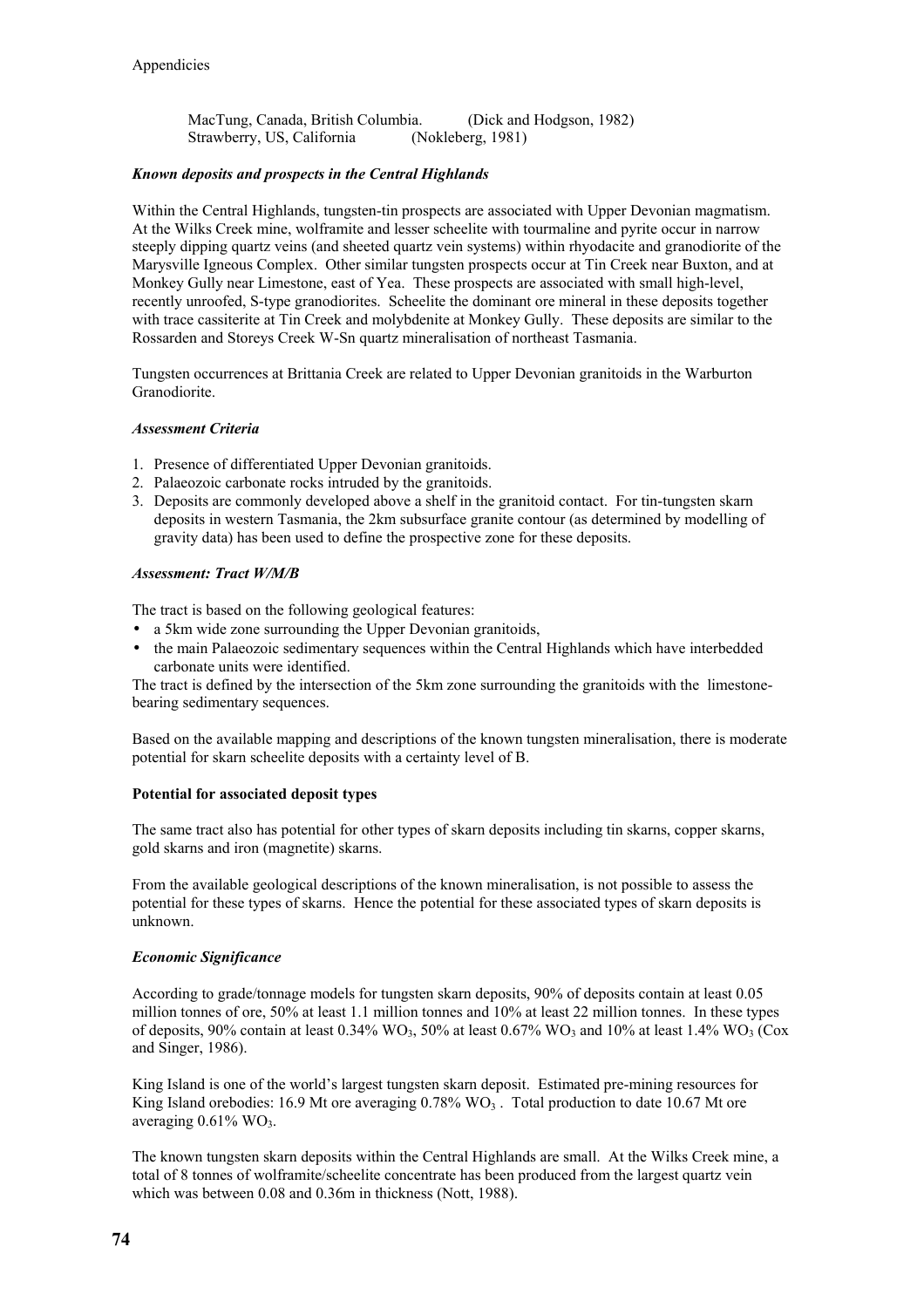MacTung, Canada, British Columbia. (Dick and Hodgson, 1982)
Strawberry, US, California (Nokleberg, 1981)

***Known deposits and prospects in the Central Highlands***

Within the Central Highlands, tungsten-tin prospects are associated with Upper Devonian magmatism. At the Wilks Creek mine, wolframite and lesser scheelite with tourmaline and pyrite occur in narrow steeply dipping quartz veins (and sheeted quartz vein systems) within rhyodacite and granodiorite of the Marysville Igneous Complex. Other similar tungsten prospects occur at Tin Creek near Buxton, and at Monkey Gully near Limestone, east of Yea. These prospects are associated with small high-level, recently unroofed, S-type granodiorites. Scheelite the dominant ore mineral in these deposits together with trace cassiterite at Tin Creek and molybdenite at Monkey Gully. These deposits are similar to the Rossarden and Storeys Creek W-Sn quartz mineralisation of northeast Tasmania.

Tungsten occurrences at Brittania Creek are related to Upper Devonian granitoids in the Warburton Granodiorite.

***Assessment Criteria***

1. Presence of differentiated Upper Devonian granitoids.
2. Palaeozoic carbonate rocks intruded by the granitoids.
3. Deposits are commonly developed above a shelf in the granitoid contact. For tin-tungsten skarn deposits in western Tasmania, the 2km subsurface granite contour (as determined by modelling of gravity data) has been used to define the prospective zone for these deposits.

***Assessment: Tract W/M/B***

The tract is based on the following geological features:

- a 5km wide zone surrounding the Upper Devonian granitoids,
- the main Palaeozoic sedimentary sequences within the Central Highlands which have interbedded carbonate units were identified.

The tract is defined by the intersection of the 5km zone surrounding the granitoids with the limestone-bearing sedimentary sequences.

Based on the available mapping and descriptions of the known tungsten mineralisation, there is moderate potential for skarn scheelite deposits with a certainty level of B.

**Potential for associated deposit types**

The same tract also has potential for other types of skarn deposits including tin skarns, copper skarns, gold skarns and iron (magnetite) skarns.

From the available geological descriptions of the known mineralisation, is not possible to assess the potential for these types of skarns. Hence the potential for these associated types of skarn deposits is unknown.

***Economic Significance***

According to grade/tonnage models for tungsten skarn deposits, 90% of deposits contain at least 0.05 million tonnes of ore, 50% at least 1.1 million tonnes and 10% at least 22 million tonnes. In these types of deposits, 90% contain at least 0.34% $WO_3$, 50% at least 0.67% $WO_3$ and 10% at least 1.4% $WO_3$ (Cox and Singer, 1986).

King Island is one of the world's largest tungsten skarn deposit. Estimated pre-mining resources for King Island orebodies: 16.9 Mt ore averaging 0.78% $WO_3$ . Total production to date 10.67 Mt ore averaging 0.61% $WO_3$.

The known tungsten skarn deposits within the Central Highlands are small. At the Wilks Creek mine, a total of 8 tonnes of wolframite/scheelite concentrate has been produced from the largest quartz vein which was between 0.08 and 0.36m in thickness (Nott, 1988).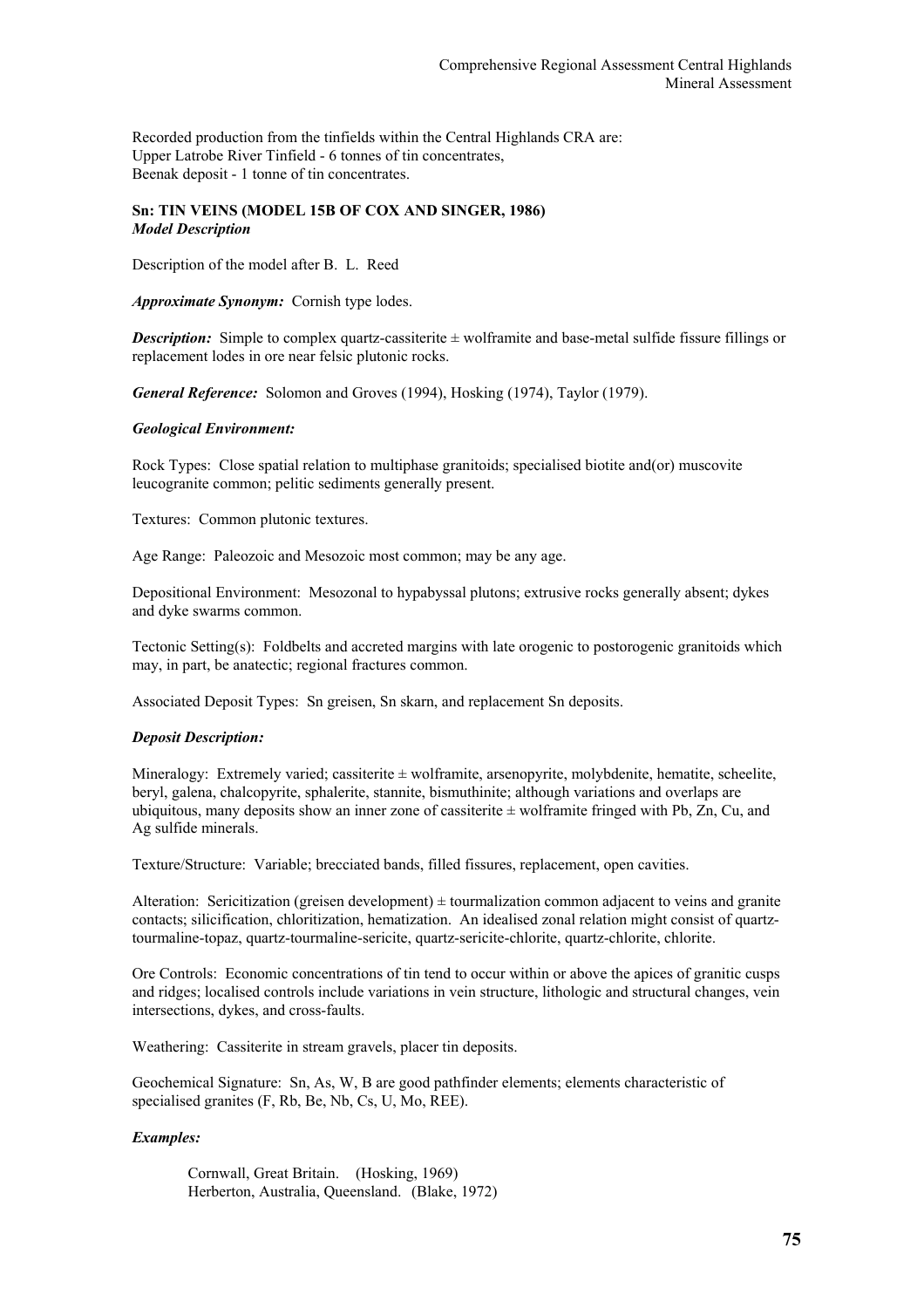Recorded production from the tinfields within the Central Highlands CRA are:
Upper Latrobe River Tinfield - 6 tonnes of tin concentrates,
Beenak deposit - 1 tonne of tin concentrates.

### Sn: TIN VEINS (MODEL 15B OF COX AND SINGER, 1986)

***Model Description***

Description of the model after B. L. Reed

***Approximate Synonym:*** Cornish type lodes.

***Description:*** Simple to complex quartz-cassiterite ± wolframite and base-metal sulfide fissure fillings or replacement lodes in ore near felsic plutonic rocks.

***General Reference:*** Solomon and Groves (1994), Hosking (1974), Taylor (1979).

***Geological Environment:***

Rock Types: Close spatial relation to multiphase granitoids; specialised biotite and(or) muscovite leucogranite common; pelitic sediments generally present.

Textures: Common plutonic textures.

Age Range: Paleozoic and Mesozoic most common; may be any age.

Depositional Environment: Mesozonal to hypabyssal plutons; extrusive rocks generally absent; dykes and dyke swarms common.

Tectonic Setting(s): Foldbelts and accreted margins with late orogenic to postorogenic granitoids which may, in part, be anatectic; regional fractures common.

Associated Deposit Types: Sn greisen, Sn skarn, and replacement Sn deposits.

***Deposit Description:***

Mineralogy: Extremely varied; cassiterite ± wolframite, arsenopyrite, molybdenite, hematite, scheelite, beryl, galena, chalcopyrite, sphalerite, stannite, bismuthinite; although variations and overlaps are ubiquitous, many deposits show an inner zone of cassiterite ± wolframite fringed with Pb, Zn, Cu, and Ag sulfide minerals.

Texture/Structure: Variable; brecciated bands, filled fissures, replacement, open cavities.

Alteration: Sericitization (greisen development) ± tourmalization common adjacent to veins and granite contacts; silicification, chloritization, hematization. An idealised zonal relation might consist of quartz-tourmaline-topaz, quartz-tourmaline-sericite, quartz-sericite-chlorite, quartz-chlorite, chlorite.

Ore Controls: Economic concentrations of tin tend to occur within or above the apices of granitic cusps and ridges; localised controls include variations in vein structure, lithologic and structural changes, vein intersections, dykes, and cross-faults.

Weathering: Cassiterite in stream gravels, placer tin deposits.

Geochemical Signature: Sn, As, W, B are good pathfinder elements; elements characteristic of specialised granites (F, Rb, Be, Nb, Cs, U, Mo, REE).

***Examples:***

Cornwall, Great Britain. (Hosking, 1969)
Herberton, Australia, Queensland. (Blake, 1972)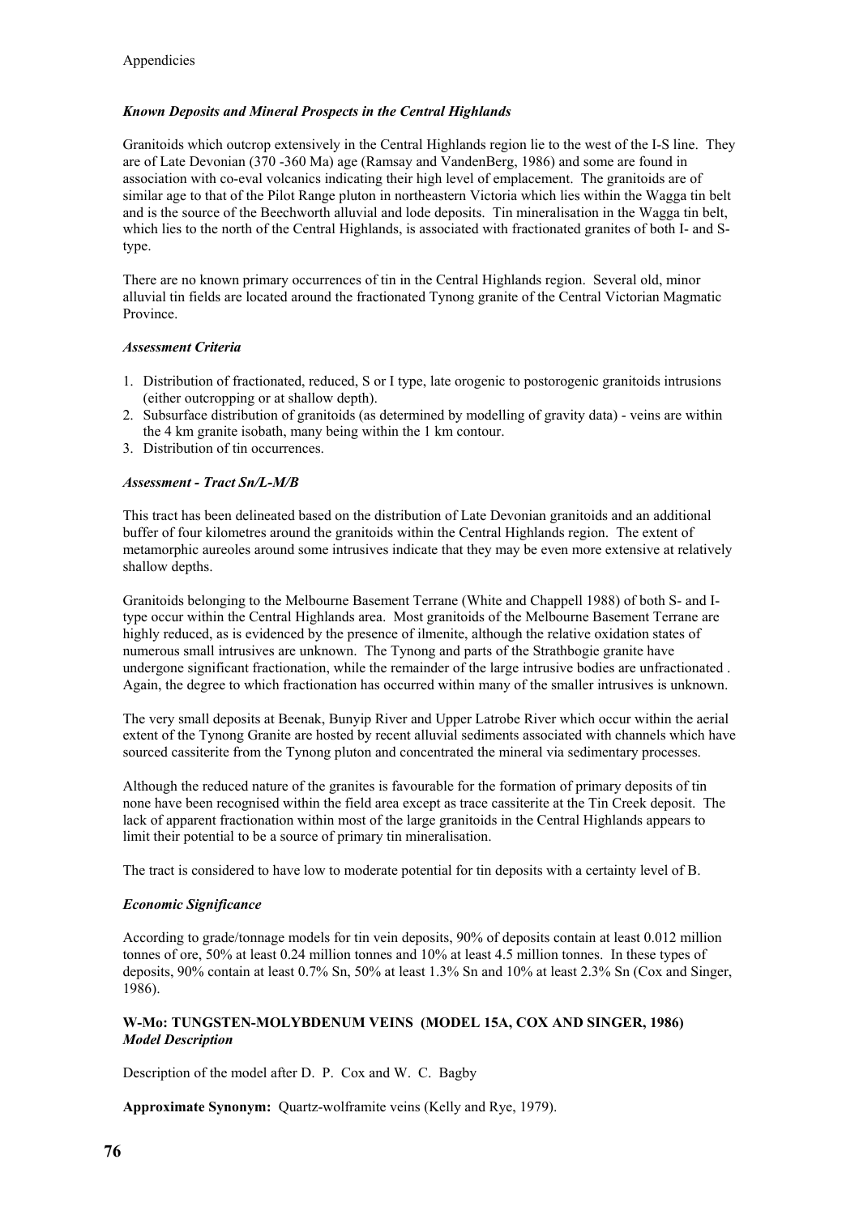### *Known Deposits and Mineral Prospects in the Central Highlands*

Granitoids which outcrop extensively in the Central Highlands region lie to the west of the I-S line. They are of Late Devonian (370 -360 Ma) age (Ramsay and VandenBerg, 1986) and some are found in association with co-eval volcanics indicating their high level of emplacement. The granitoids are of similar age to that of the Pilot Range pluton in northeastern Victoria which lies within the Wagga tin belt and is the source of the Beechworth alluvial and lode deposits. Tin mineralisation in the Wagga tin belt, which lies to the north of the Central Highlands, is associated with fractionated granites of both I- and S-type.

There are no known primary occurrences of tin in the Central Highlands region. Several old, minor alluvial tin fields are located around the fractionated Tynong granite of the Central Victorian Magmatic Province.

### *Assessment Criteria*

1. Distribution of fractionated, reduced, S or I type, late orogenic to postorogenic granitoids intrusions (either outcropping or at shallow depth).
2. Subsurface distribution of granitoids (as determined by modelling of gravity data) - veins are within the 4 km granite isobath, many being within the 1 km contour.
3. Distribution of tin occurrences.

### *Assessment - Tract Sn/L-M/B*

This tract has been delineated based on the distribution of Late Devonian granitoids and an additional buffer of four kilometres around the granitoids within the Central Highlands region. The extent of metamorphic aureoles around some intrusives indicate that they may be even more extensive at relatively shallow depths.

Granitoids belonging to the Melbourne Basement Terrane (White and Chappell 1988) of both S- and I-type occur within the Central Highlands area. Most granitoids of the Melbourne Basement Terrane are highly reduced, as is evidenced by the presence of ilmenite, although the relative oxidation states of numerous small intrusives are unknown. The Tynong and parts of the Strathbogie granite have undergone significant fractionation, while the remainder of the large intrusive bodies are unfractionated . Again, the degree to which fractionation has occurred within many of the smaller intrusives is unknown.

The very small deposits at Beenak, Bunyip River and Upper Latrobe River which occur within the aerial extent of the Tynong Granite are hosted by recent alluvial sediments associated with channels which have sourced cassiterite from the Tynong pluton and concentrated the mineral via sedimentary processes.

Although the reduced nature of the granites is favourable for the formation of primary deposits of tin none have been recognised within the field area except as trace cassiterite at the Tin Creek deposit. The lack of apparent fractionation within most of the large granitoids in the Central Highlands appears to limit their potential to be a source of primary tin mineralisation.

The tract is considered to have low to moderate potential for tin deposits with a certainty level of B.

### *Economic Significance*

According to grade/tonnage models for tin vein deposits, 90% of deposits contain at least 0.012 million tonnes of ore, 50% at least 0.24 million tonnes and 10% at least 4.5 million tonnes. In these types of deposits, 90% contain at least 0.7% Sn, 50% at least 1.3% Sn and 10% at least 2.3% Sn (Cox and Singer, 1986).

## W-Mo: TUNGSTEN-MOLYBDENUM VEINS (MODEL 15A, COX AND SINGER, 1986)

### *Model Description*

Description of the model after D. P. Cox and W. C. Bagby

**Approximate Synonym:** Quartz-wolframite veins (Kelly and Rye, 1979).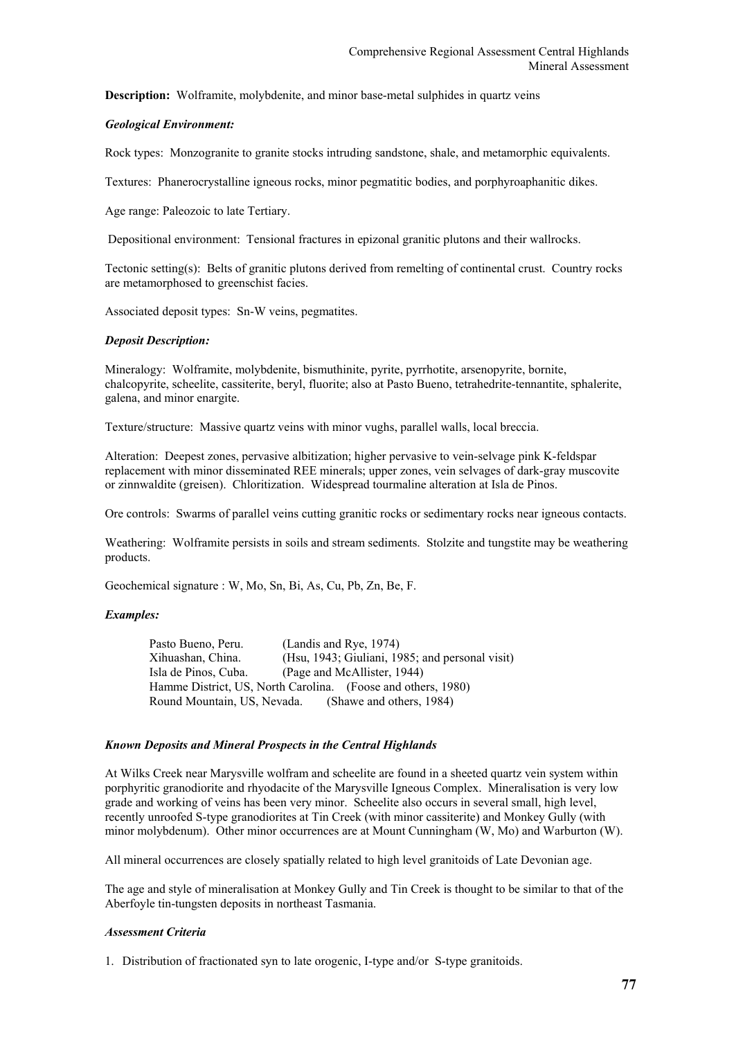**Description:** Wolframite, molybdenite, and minor base-metal sulphides in quartz veins

### *Geological Environment:*

Rock types: Monzogranite to granite stocks intruding sandstone, shale, and metamorphic equivalents.

Textures: Phanerocrystalline igneous rocks, minor pegmatitic bodies, and porphyroaphanitic dikes.

Age range: Paleozoic to late Tertiary.

Depositional environment: Tensional fractures in epizonal granitic plutons and their wallrocks.

Tectonic setting(s): Belts of granitic plutons derived from remelting of continental crust. Country rocks are metamorphosed to greenschist facies.

Associated deposit types: Sn-W veins, pegmatites.

### *Deposit Description:*

Mineralogy: Wolframite, molybdenite, bismuthinite, pyrite, pyrrhotite, arsenopyrite, bornite, chalcopyrite, scheelite, cassiterite, beryl, fluorite; also at Pasto Bueno, tetrahedrite-tennantite, sphalerite, galena, and minor enargite.

Texture/structure: Massive quartz veins with minor vughs, parallel walls, local breccia.

Alteration: Deepest zones, pervasive albitization; higher pervasive to vein-selvage pink K-feldspar replacement with minor disseminated REE minerals; upper zones, vein selvages of dark-gray muscovite or zinnwaldite (greisen). Chloritization. Widespread tourmaline alteration at Isla de Pinos.

Ore controls: Swarms of parallel veins cutting granitic rocks or sedimentary rocks near igneous contacts.

Weathering: Wolframite persists in soils and stream sediments. Stolzite and tungstite may be weathering products.

Geochemical signature : W, Mo, Sn, Bi, As, Cu, Pb, Zn, Be, F.

### *Examples:*

Pasto Bueno, Peru. (Landis and Rye, 1974)
Xihuashan, China. (Hsu, 1943; Giuliani, 1985; and personal visit)
Isla de Pinos, Cuba. (Page and McAllister, 1944)
Hamme District, US, North Carolina. (Foose and others, 1980)
Round Mountain, US, Nevada. (Shawe and others, 1984)

### *Known Deposits and Mineral Prospects in the Central Highlands*

At Wilks Creek near Marysville wolfram and scheelite are found in a sheeted quartz vein system within porphyritic granodiorite and rhyodacite of the Marysville Igneous Complex. Mineralisation is very low grade and working of veins has been very minor. Scheelite also occurs in several small, high level, recently unroofed S-type granodiorites at Tin Creek (with minor cassiterite) and Monkey Gully (with minor molybdenum). Other minor occurrences are at Mount Cunningham (W, Mo) and Warburton (W).

All mineral occurrences are closely spatially related to high level granitoids of Late Devonian age.

The age and style of mineralisation at Monkey Gully and Tin Creek is thought to be similar to that of the Aberfoyle tin-tungsten deposits in northeast Tasmania.

### *Assessment Criteria*

1. Distribution of fractionated syn to late orogenic, I-type and/or S-type granitoids.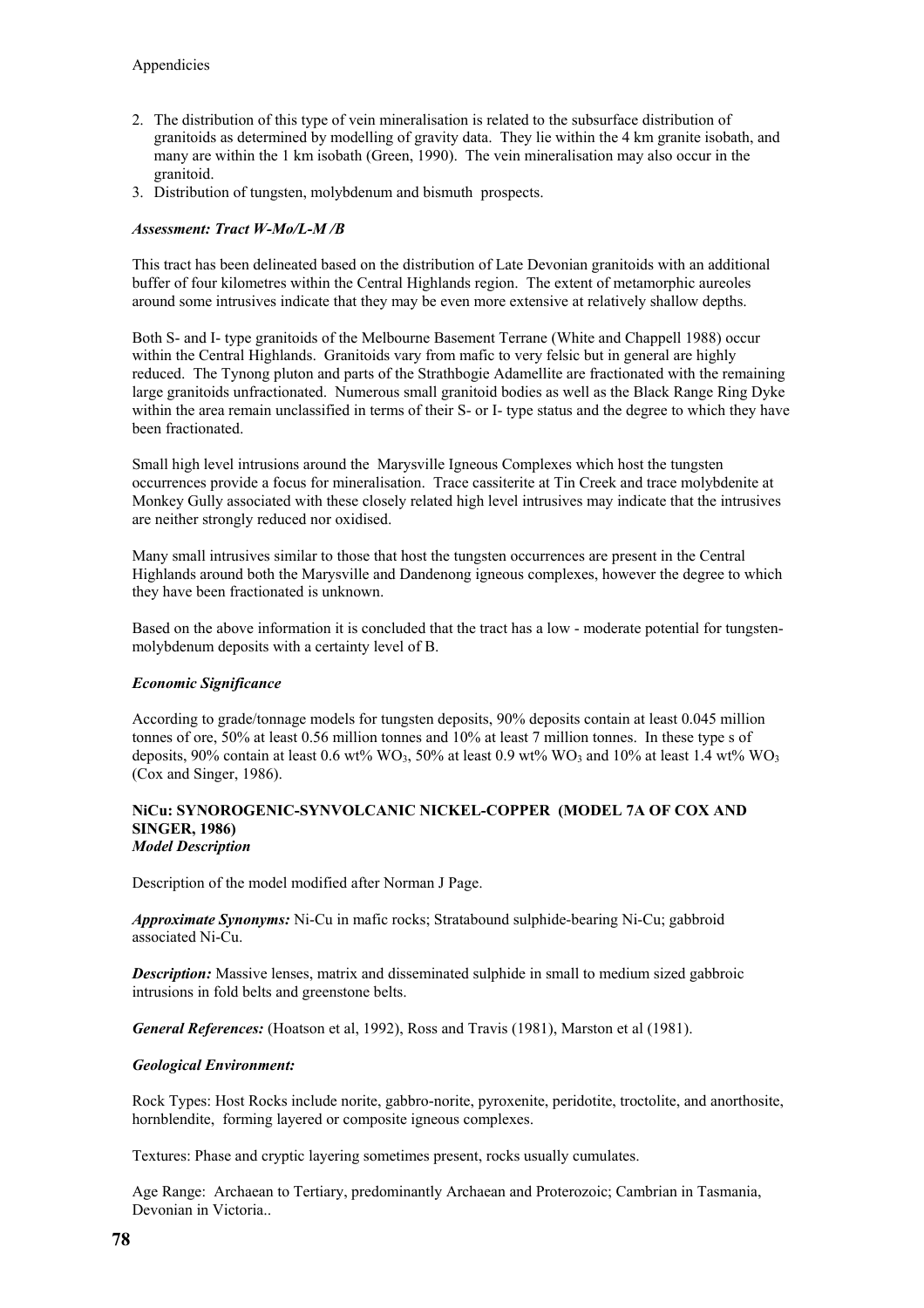2. The distribution of this type of vein mineralisation is related to the subsurface distribution of granitoids as determined by modelling of gravity data. They lie within the 4 km granite isobath, and many are within the 1 km isobath (Green, 1990). The vein mineralisation may also occur in the granitoid.
3. Distribution of tungsten, molybdenum and bismuth prospects.

***Assessment: Tract W-Mo/L-M /B***

This tract has been delineated based on the distribution of Late Devonian granitoids with an additional buffer of four kilometres within the Central Highlands region. The extent of metamorphic aureoles around some intrusives indicate that they may be even more extensive at relatively shallow depths.

Both S- and I- type granitoids of the Melbourne Basement Terrane (White and Chappell 1988) occur within the Central Highlands. Granitoids vary from mafic to very felsic but in general are highly reduced. The Tynong pluton and parts of the Strathbogie Adamellite are fractionated with the remaining large granitoids unfractionated. Numerous small granitoid bodies as well as the Black Range Ring Dyke within the area remain unclassified in terms of their S- or I- type status and the degree to which they have been fractionated.

Small high level intrusions around the Marysville Igneous Complexes which host the tungsten occurrences provide a focus for mineralisation. Trace cassiterite at Tin Creek and trace molybdenite at Monkey Gully associated with these closely related high level intrusives may indicate that the intrusives are neither strongly reduced nor oxidised.

Many small intrusives similar to those that host the tungsten occurrences are present in the Central Highlands around both the Marysville and Dandenong igneous complexes, however the degree to which they have been fractionated is unknown.

Based on the above information it is concluded that the tract has a low - moderate potential for tungsten-molybdenum deposits with a certainty level of B.

***Economic Significance***

According to grade/tonnage models for tungsten deposits, 90% deposits contain at least 0.045 million tonnes of ore, 50% at least 0.56 million tonnes and 10% at least 7 million tonnes. In these type s of deposits, 90% contain at least 0.6 wt% $WO_3$, 50% at least 0.9 wt% $WO_3$ and 10% at least 1.4 wt% $WO_3$ (Cox and Singer, 1986).

**NiCu: SYNOROGENIC-SYNVOLCANIC NICKEL-COPPER (MODEL 7A OF COX AND SINGER, 1986)**

***Model Description***

Description of the model modified after Norman J Page.

***Approximate Synonyms:*** Ni-Cu in mafic rocks; Stratabound sulphide-bearing Ni-Cu; gabbroid associated Ni-Cu.

***Description:*** Massive lenses, matrix and disseminated sulphide in small to medium sized gabbroic intrusions in fold belts and greenstone belts.

***General References:*** (Hoatson et al, 1992), Ross and Travis (1981), Marston et al (1981).

***Geological Environment:***

Rock Types: Host Rocks include norite, gabbro-norite, pyroxenite, peridotite, troctolite, and anorthosite, hornblendite, forming layered or composite igneous complexes.

Textures: Phase and cryptic layering sometimes present, rocks usually cumulates.

Age Range: Archaean to Tertiary, predominantly Archaean and Proterozoic; Cambrian in Tasmania, Devonian in Victoria..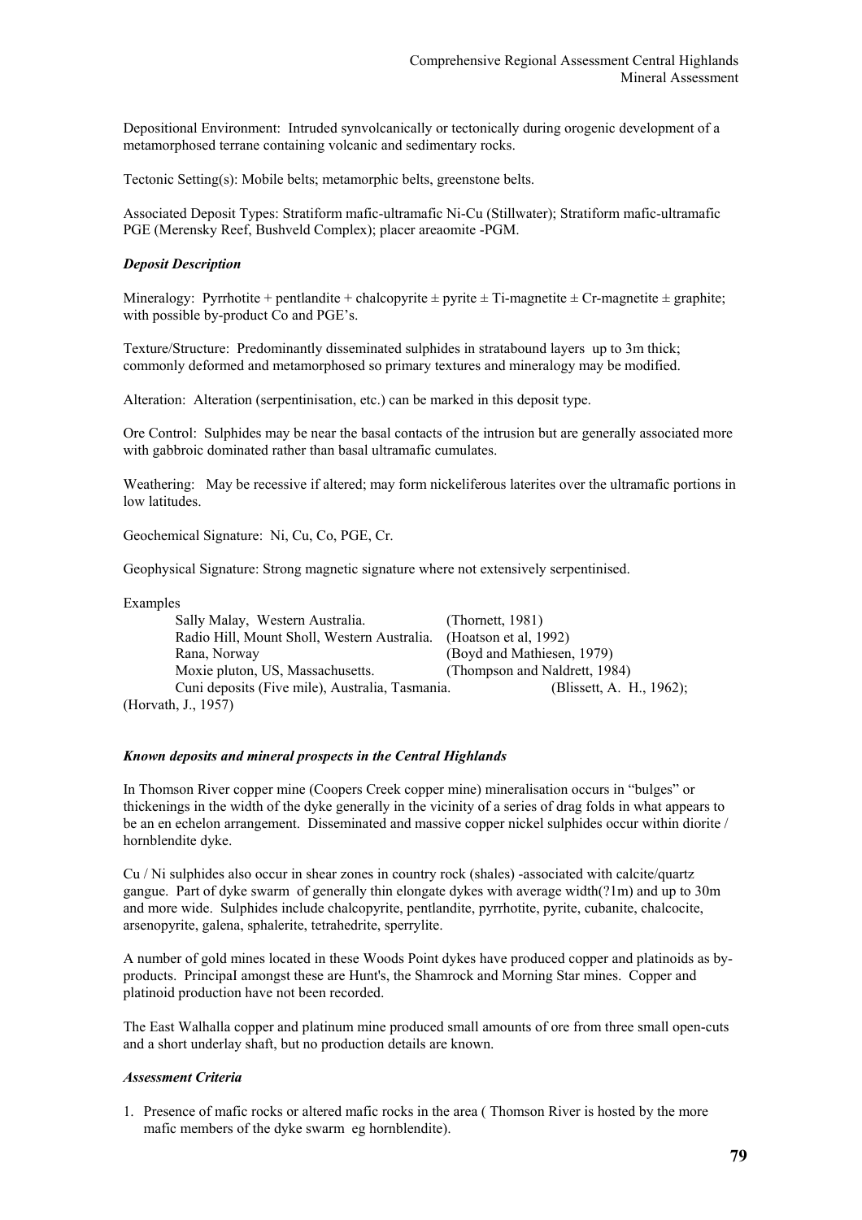Depositional Environment: Intruded synvolcanically or tectonically during orogenic development of a metamorphosed terrane containing volcanic and sedimentary rocks.

Tectonic Setting(s): Mobile belts; metamorphic belts, greenstone belts.

Associated Deposit Types: Stratiform mafic-ultramafic Ni-Cu (Stillwater); Stratiform mafic-ultramafic PGE (Merensky Reef, Bushveld Complex); placer areaomite -PGM.

### *Deposit Description*

Mineralogy: Pyrrhotite + pentlandite + chalcopyrite ± pyrite ± Ti-magnetite ± Cr-magnetite ± graphite; with possible by-product Co and PGE's.

Texture/Structure: Predominantly disseminated sulphides in stratabound layers up to 3m thick; commonly deformed and metamorphosed so primary textures and mineralogy may be modified.

Alteration: Alteration (serpentinisation, etc.) can be marked in this deposit type.

Ore Control: Sulphides may be near the basal contacts of the intrusion but are generally associated more with gabbroic dominated rather than basal ultramafic cumulates.

Weathering: May be recessive if altered; may form nickeliferous laterites over the ultramafic portions in low latitudes.

Geochemical Signature: Ni, Cu, Co, PGE, Cr.

Geophysical Signature: Strong magnetic signature where not extensively serpentinised.

Examples

Sally Malay, Western Australia. (Thornett, 1981)
Radio Hill, Mount Sholl, Western Australia. (Hoatson et al, 1992)
Rana, Norway (Boyd and Mathiesen, 1979)
Moxie pluton, US, Massachusetts. (Thompson and Naldrett, 1984)
Cuni deposits (Five mile), Australia, Tasmania. (Blissett, A. H., 1962); (Horvath, J., 1957)

### *Known deposits and mineral prospects in the Central Highlands*

In Thomson River copper mine (Coopers Creek copper mine) mineralisation occurs in "bulges" or thickenings in the width of the dyke generally in the vicinity of a series of drag folds in what appears to be an en echelon arrangement. Disseminated and massive copper nickel sulphides occur within diorite / hornblendite dyke.

Cu / Ni sulphides also occur in shear zones in country rock (shales) -associated with calcite/quartz gangue. Part of dyke swarm of generally thin elongate dykes with average width(?1m) and up to 30m and more wide. Sulphides include chalcopyrite, pentlandite, pyrrhotite, pyrite, cubanite, chalcocite, arsenopyrite, galena, sphalerite, tetrahedrite, sperrylite.

A number of gold mines located in these Woods Point dykes have produced copper and platinoids as by-products. Principal amongst these are Hunt's, the Shamrock and Morning Star mines. Copper and platinoid production have not been recorded.

The East Walhalla copper and platinum mine produced small amounts of ore from three small open-cuts and a short underlay shaft, but no production details are known.

### *Assessment Criteria*

1. Presence of mafic rocks or altered mafic rocks in the area ( Thomson River is hosted by the more mafic members of the dyke swarm eg hornblendite).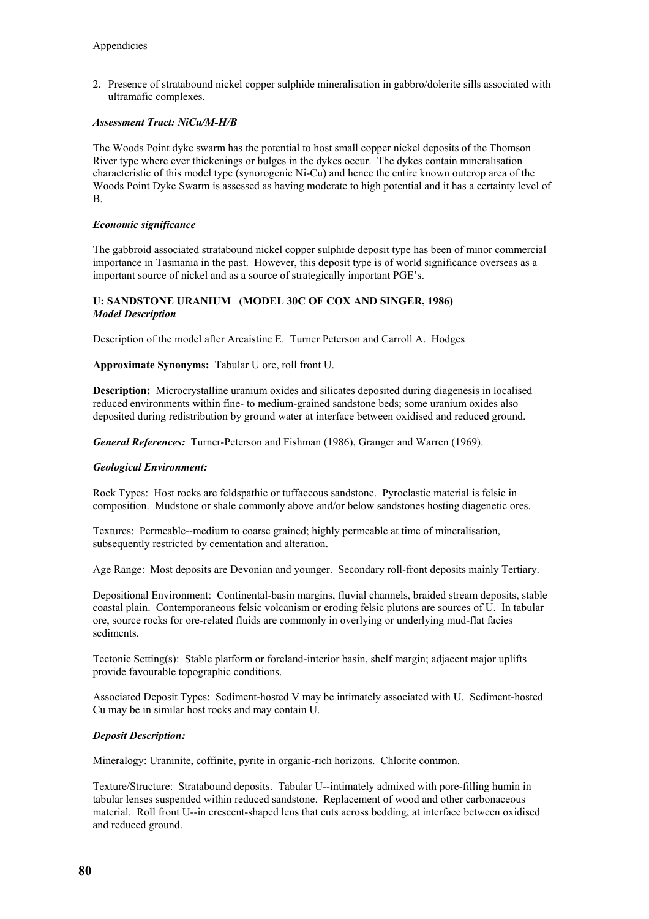2. Presence of stratabound nickel copper sulphide mineralisation in gabbro/dolerite sills associated with ultramafic complexes.

***Assessment Tract: NiCu/M-H/B***

The Woods Point dyke swarm has the potential to host small copper nickel deposits of the Thomson River type where ever thickenings or bulges in the dykes occur. The dykes contain mineralisation characteristic of this model type (synorogenic Ni-Cu) and hence the entire known outcrop area of the Woods Point Dyke Swarm is assessed as having moderate to high potential and it has a certainty level of B.

***Economic significance***

The gabbroid associated stratabound nickel copper sulphide deposit type has been of minor commercial importance in Tasmania in the past. However, this deposit type is of world significance overseas as a important source of nickel and as a source of strategically important PGE's.

**U: SANDSTONE URANIUM (MODEL 30C OF COX AND SINGER, 1986)**
***Model Description***

Description of the model after Areaistine E. Turner Peterson and Carroll A. Hodges

**Approximate Synonyms:** Tabular U ore, roll front U.

**Description:** Microcrystalline uranium oxides and silicates deposited during diagenesis in localised reduced environments within fine- to medium-grained sandstone beds; some uranium oxides also deposited during redistribution by ground water at interface between oxidised and reduced ground.

***General References:*** Turner-Peterson and Fishman (1986), Granger and Warren (1969).

***Geological Environment:***

Rock Types: Host rocks are feldspathic or tuffaceous sandstone. Pyroclastic material is felsic in composition. Mudstone or shale commonly above and/or below sandstones hosting diagenetic ores.

Textures: Permeable--medium to coarse grained; highly permeable at time of mineralisation, subsequently restricted by cementation and alteration.

Age Range: Most deposits are Devonian and younger. Secondary roll-front deposits mainly Tertiary.

Depositional Environment: Continental-basin margins, fluvial channels, braided stream deposits, stable coastal plain. Contemporaneous felsic volcanism or eroding felsic plutons are sources of U. In tabular ore, source rocks for ore-related fluids are commonly in overlying or underlying mud-flat facies sediments.

Tectonic Setting(s): Stable platform or foreland-interior basin, shelf margin; adjacent major uplifts provide favourable topographic conditions.

Associated Deposit Types: Sediment-hosted V may be intimately associated with U. Sediment-hosted Cu may be in similar host rocks and may contain U.

***Deposit Description:***

Mineralogy: Uraninite, coffinite, pyrite in organic-rich horizons. Chlorite common.

Texture/Structure: Stratabound deposits. Tabular U--intimately admixed with pore-filling humin in tabular lenses suspended within reduced sandstone. Replacement of wood and other carbonaceous material. Roll front U--in crescent-shaped lens that cuts across bedding, at interface between oxidised and reduced ground.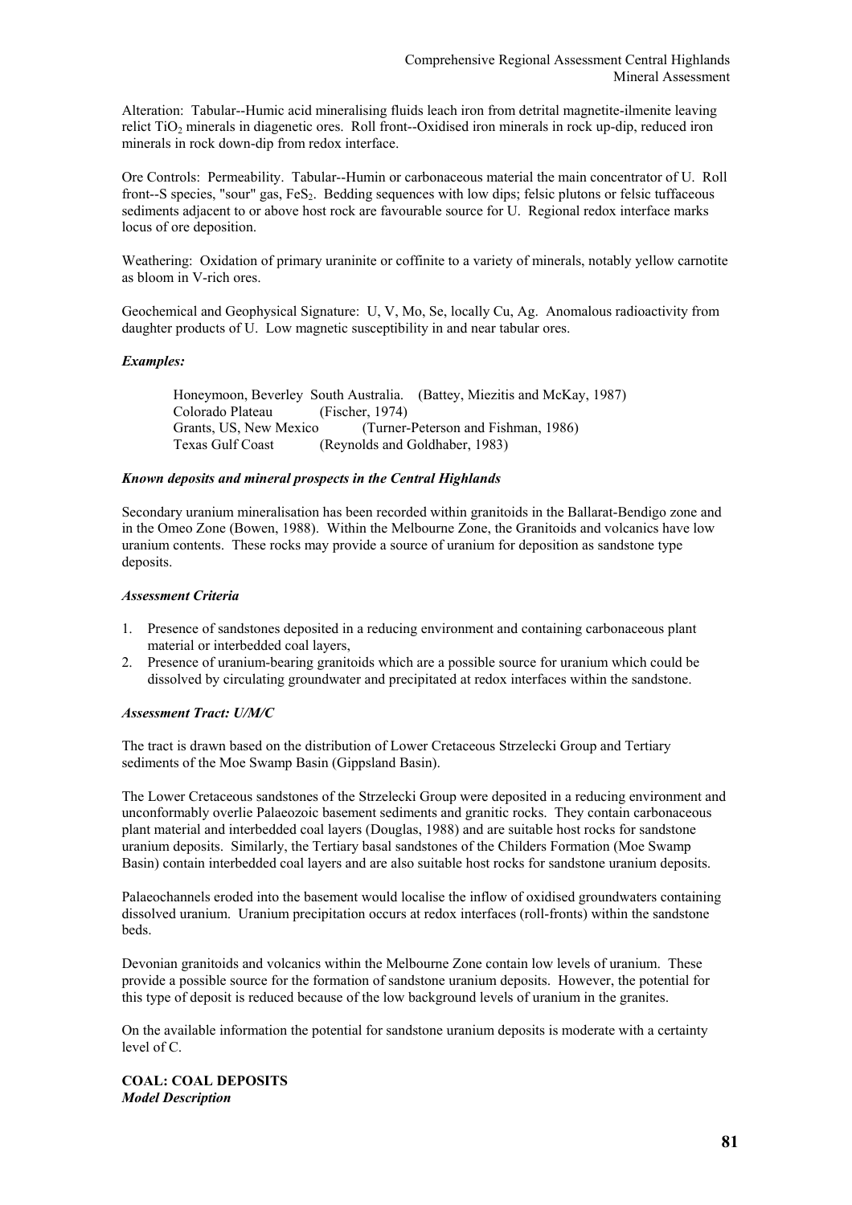Alteration: Tabular--Humic acid mineralising fluids leach iron from detrital magnetite-ilmenite leaving relict $TiO_2$ minerals in diagenetic ores. Roll front--Oxidised iron minerals in rock up-dip, reduced iron minerals in rock down-dip from redox interface.

Ore Controls: Permeability. Tabular--Humin or carbonaceous material the main concentrator of U. Roll front--S species, "sour" gas, $FeS_2$. Bedding sequences with low dips; felsic plutons or felsic tuffaceous sediments adjacent to or above host rock are favourable source for U. Regional redox interface marks locus of ore deposition.

Weathering: Oxidation of primary uraninite or coffinite to a variety of minerals, notably yellow carnotite as bloom in V-rich ores.

Geochemical and Geophysical Signature: U, V, Mo, Se, locally Cu, Ag. Anomalous radioactivity from daughter products of U. Low magnetic susceptibility in and near tabular ores.

***Examples:***

Honeymoon, Beverley South Australia. (Battey, Miezitis and McKay, 1987)
Colorado Plateau (Fischer, 1974)
Grants, US, New Mexico (Turner-Peterson and Fishman, 1986)
Texas Gulf Coast (Reynolds and Goldhaber, 1983)

***Known deposits and mineral prospects in the Central Highlands***

Secondary uranium mineralisation has been recorded within granitoids in the Ballarat-Bendigo zone and in the Omeo Zone (Bowen, 1988). Within the Melbourne Zone, the Granitoids and volcanics have low uranium contents. These rocks may provide a source of uranium for deposition as sandstone type deposits.

***Assessment Criteria***

1. Presence of sandstones deposited in a reducing environment and containing carbonaceous plant material or interbedded coal layers,
2. Presence of uranium-bearing granitoids which are a possible source for uranium which could be dissolved by circulating groundwater and precipitated at redox interfaces within the sandstone.

***Assessment Tract: U/M/C***

The tract is drawn based on the distribution of Lower Cretaceous Strzelecki Group and Tertiary sediments of the Moe Swamp Basin (Gippsland Basin).

The Lower Cretaceous sandstones of the Strzelecki Group were deposited in a reducing environment and unconformably overlie Palaeozoic basement sediments and granitic rocks. They contain carbonaceous plant material and interbedded coal layers (Douglas, 1988) and are suitable host rocks for sandstone uranium deposits. Similarly, the Tertiary basal sandstones of the Childers Formation (Moe Swamp Basin) contain interbedded coal layers and are also suitable host rocks for sandstone uranium deposits.

Palaeochannels eroded into the basement would localise the inflow of oxidised groundwaters containing dissolved uranium. Uranium precipitation occurs at redox interfaces (roll-fronts) within the sandstone beds.

Devonian granitoids and volcanics within the Melbourne Zone contain low levels of uranium. These provide a possible source for the formation of sandstone uranium deposits. However, the potential for this type of deposit is reduced because of the low background levels of uranium in the granites.

On the available information the potential for sandstone uranium deposits is moderate with a certainty level of C.

**COAL: COAL DEPOSITS**
***Model Description***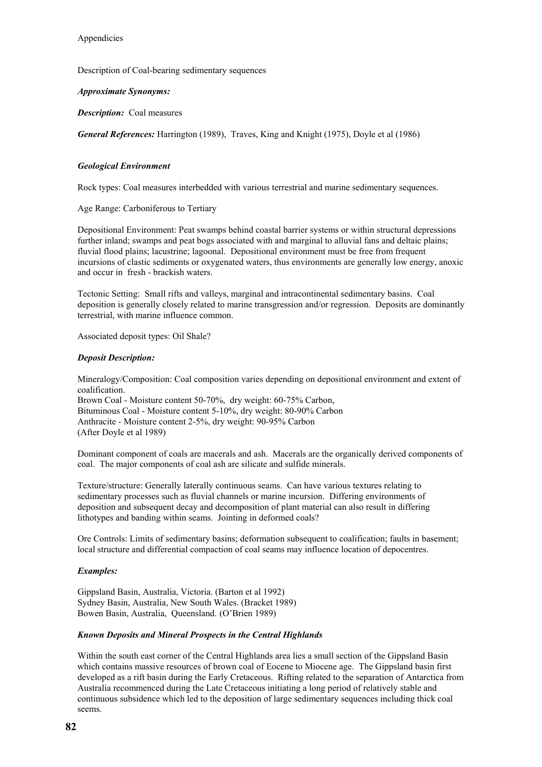Appendicies

Description of Coal-bearing sedimentary sequences

***Approximate Synonyms:***

***Description:*** Coal measures

***General References:*** Harrington (1989), Traves, King and Knight (1975), Doyle et al (1986)

***Geological Environment***

Rock types: Coal measures interbedded with various terrestrial and marine sedimentary sequences.

Age Range: Carboniferous to Tertiary

Depositional Environment: Peat swamps behind coastal barrier systems or within structural depressions further inland; swamps and peat bogs associated with and marginal to alluvial fans and deltaic plains; fluvial flood plains; lacustrine; lagoonal. Depositional environment must be free from frequent incursions of clastic sediments or oxygenated waters, thus environments are generally low energy, anoxic and occur in fresh - brackish waters.

Tectonic Setting: Small rifts and valleys, marginal and intracontinental sedimentary basins. Coal deposition is generally closely related to marine transgression and/or regression. Deposits are dominantly terrestrial, with marine influence common.

Associated deposit types: Oil Shale?

***Deposit Description:***

Mineralogy/Composition: Coal composition varies depending on depositional environment and extent of coalification.
Brown Coal - Moisture content 50-70%, dry weight: 60-75% Carbon,
Bituminous Coal - Moisture content 5-10%, dry weight: 80-90% Carbon
Anthracite - Moisture content 2-5%, dry weight: 90-95% Carbon
(After Doyle et al 1989)

Dominant component of coals are macerals and ash. Macerals are the organically derived components of coal. The major components of coal ash are silicate and sulfide minerals.

Texture/structure: Generally laterally continuous seams. Can have various textures relating to sedimentary processes such as fluvial channels or marine incursion. Differing environments of deposition and subsequent decay and decomposition of plant material can also result in differing lithotypes and banding within seams. Jointing in deformed coals?

Ore Controls: Limits of sedimentary basins; deformation subsequent to coalification; faults in basement; local structure and differential compaction of coal seams may influence location of depocentres.

***Examples:***

Gippsland Basin, Australia, Victoria. (Barton et al 1992)
Sydney Basin, Australia, New South Wales. (Bracket 1989)
Bowen Basin, Australia, Queensland. (O'Brien 1989)

***Known Deposits and Mineral Prospects in the Central Highlands***

Within the south east corner of the Central Highlands area lies a small section of the Gippsland Basin which contains massive resources of brown coal of Eocene to Miocene age. The Gippsland basin first developed as a rift basin during the Early Cretaceous. Rifting related to the separation of Antarctica from Australia recommenced during the Late Cretaceous initiating a long period of relatively stable and continuous subsidence which led to the deposition of large sedimentary sequences including thick coal seems.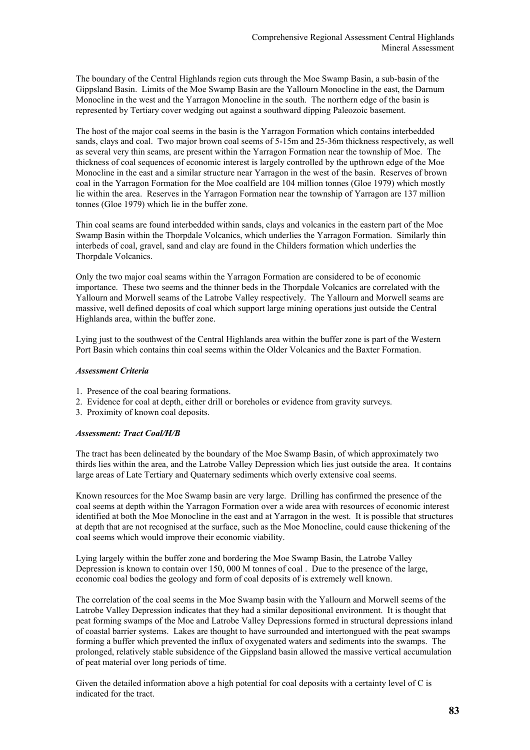The boundary of the Central Highlands region cuts through the Moe Swamp Basin, a sub-basin of the Gippsland Basin. Limits of the Moe Swamp Basin are the Yallourn Monocline in the east, the Darnum Monocline in the west and the Yarragon Monocline in the south. The northern edge of the basin is represented by Tertiary cover wedging out against a southward dipping Paleozoic basement.

The host of the major coal seems in the basin is the Yarragon Formation which contains interbedded sands, clays and coal. Two major brown coal seems of 5-15m and 25-36m thickness respectively, as well as several very thin seams, are present within the Yarragon Formation near the township of Moe. The thickness of coal sequences of economic interest is largely controlled by the upthrown edge of the Moe Monocline in the east and a similar structure near Yarragon in the west of the basin. Reserves of brown coal in the Yarragon Formation for the Moe coalfield are 104 million tonnes (Gloe 1979) which mostly lie within the area. Reserves in the Yarragon Formation near the township of Yarragon are 137 million tonnes (Gloe 1979) which lie in the buffer zone.

Thin coal seams are found interbedded within sands, clays and volcanics in the eastern part of the Moe Swamp Basin within the Thorpdale Volcanics, which underlies the Yarragon Formation. Similarly thin interbeds of coal, gravel, sand and clay are found in the Childers formation which underlies the Thorpdale Volcanics.

Only the two major coal seams within the Yarragon Formation are considered to be of economic importance. These two seems and the thinner beds in the Thorpdale Volcanics are correlated with the Yallourn and Morwell seams of the Latrobe Valley respectively. The Yallourn and Morwell seams are massive, well defined deposits of coal which support large mining operations just outside the Central Highlands area, within the buffer zone.

Lying just to the southwest of the Central Highlands area within the buffer zone is part of the Western Port Basin which contains thin coal seems within the Older Volcanics and the Baxter Formation.

***Assessment Criteria***

1. Presence of the coal bearing formations.
2. Evidence for coal at depth, either drill or boreholes or evidence from gravity surveys.
3. Proximity of known coal deposits.

***Assessment: Tract Coal/H/B***

The tract has been delineated by the boundary of the Moe Swamp Basin, of which approximately two thirds lies within the area, and the Latrobe Valley Depression which lies just outside the area. It contains large areas of Late Tertiary and Quaternary sediments which overly extensive coal seems.

Known resources for the Moe Swamp basin are very large. Drilling has confirmed the presence of the coal seems at depth within the Yarragon Formation over a wide area with resources of economic interest identified at both the Moe Monocline in the east and at Yarragon in the west. It is possible that structures at depth that are not recognised at the surface, such as the Moe Monocline, could cause thickening of the coal seems which would improve their economic viability.

Lying largely within the buffer zone and bordering the Moe Swamp Basin, the Latrobe Valley Depression is known to contain over 150, 000 M tonnes of coal . Due to the presence of the large, economic coal bodies the geology and form of coal deposits of is extremely well known.

The correlation of the coal seems in the Moe Swamp basin with the Yallourn and Morwell seems of the Latrobe Valley Depression indicates that they had a similar depositional environment. It is thought that peat forming swamps of the Moe and Latrobe Valley Depressions formed in structural depressions inland of coastal barrier systems. Lakes are thought to have surrounded and intertongued with the peat swamps forming a buffer which prevented the influx of oxygenated waters and sediments into the swamps. The prolonged, relatively stable subsidence of the Gippsland basin allowed the massive vertical accumulation of peat material over long periods of time.

Given the detailed information above a high potential for coal deposits with a certainty level of C is indicated for the tract.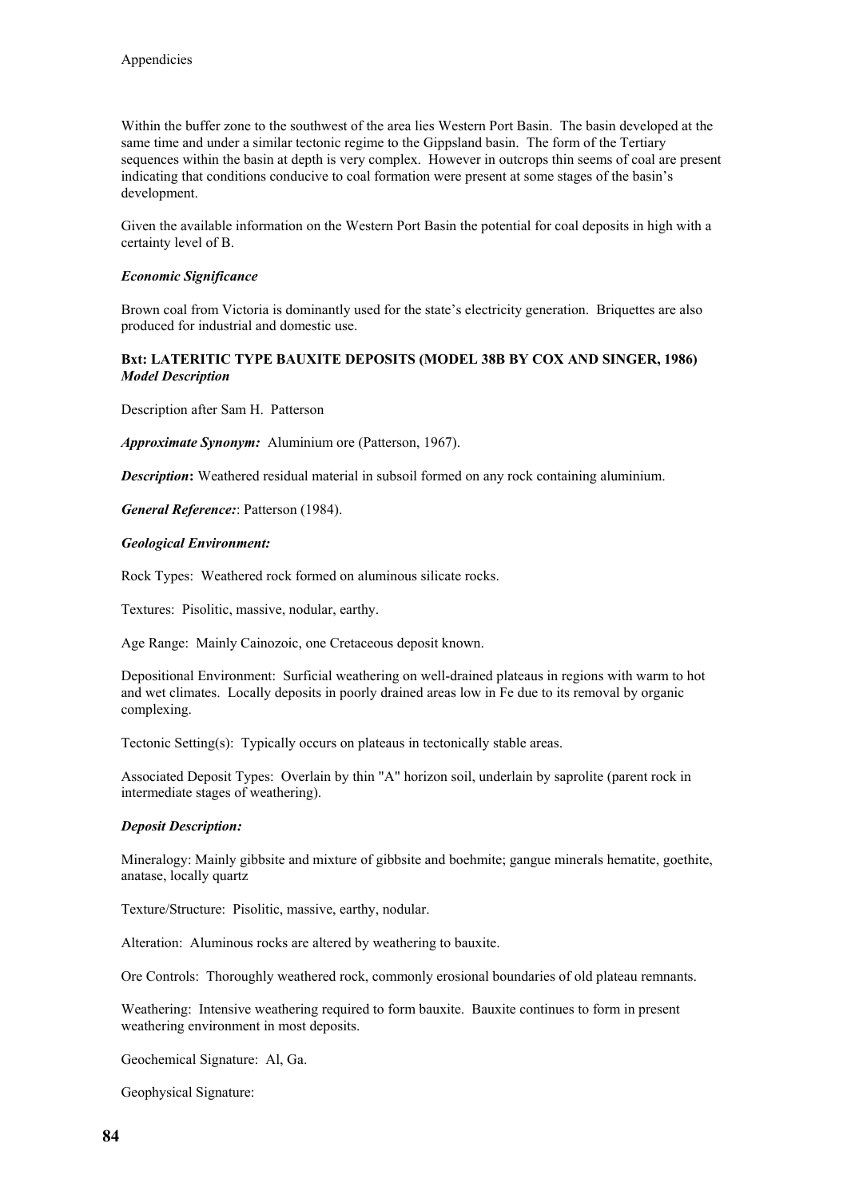Within the buffer zone to the southwest of the area lies Western Port Basin. The basin developed at the same time and under a similar tectonic regime to the Gippsland basin. The form of the Tertiary sequences within the basin at depth is very complex. However in outcrops thin seems of coal are present indicating that conditions conducive to coal formation were present at some stages of the basin's development.

Given the available information on the Western Port Basin the potential for coal deposits in high with a certainty level of B.

***Economic Significance***

Brown coal from Victoria is dominantly used for the state's electricity generation. Briquettes are also produced for industrial and domestic use.

**Bxt: LATERITIC TYPE BAUXITE DEPOSITS (MODEL 38B BY COX AND SINGER, 1986)**
***Model Description***

Description after Sam H. Patterson

***Approximate Synonym:*** Aluminium ore (Patterson, 1967).

***Description*****:** Weathered residual material in subsoil formed on any rock containing aluminium.

***General Reference:***: Patterson (1984).

***Geological Environment:***

Rock Types: Weathered rock formed on aluminous silicate rocks.

Textures: Pisolitic, massive, nodular, earthy.

Age Range: Mainly Cainozoic, one Cretaceous deposit known.

Depositional Environment: Surficial weathering on well-drained plateaus in regions with warm to hot and wet climates. Locally deposits in poorly drained areas low in Fe due to its removal by organic complexing.

Tectonic Setting(s): Typically occurs on plateaus in tectonically stable areas.

Associated Deposit Types: Overlain by thin "A" horizon soil, underlain by saprolite (parent rock in intermediate stages of weathering).

***Deposit Description:***

Mineralogy: Mainly gibbsite and mixture of gibbsite and boehmite; gangue minerals hematite, goethite, anatase, locally quartz

Texture/Structure: Pisolitic, massive, earthy, nodular.

Alteration: Aluminous rocks are altered by weathering to bauxite.

Ore Controls: Thoroughly weathered rock, commonly erosional boundaries of old plateau remnants.

Weathering: Intensive weathering required to form bauxite. Bauxite continues to form in present weathering environment in most deposits.

Geochemical Signature: Al, Ga.

Geophysical Signature: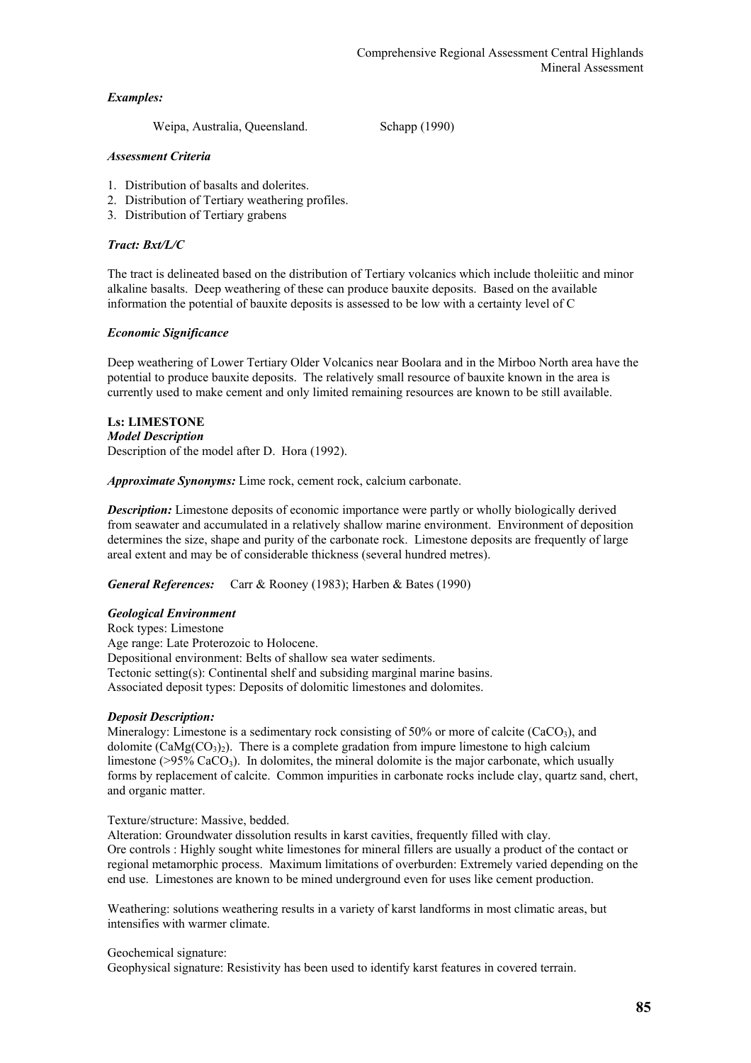***Examples:***

Weipa, Australia, Queensland. Schapp (1990)

***Assessment Criteria***

1. Distribution of basalts and dolerites.
2. Distribution of Tertiary weathering profiles.
3. Distribution of Tertiary grabens

***Tract: Bxt/L/C***

The tract is delineated based on the distribution of Tertiary volcanics which include tholeiitic and minor alkaline basalts. Deep weathering of these can produce bauxite deposits. Based on the available information the potential of bauxite deposits is assessed to be low with a certainty level of C

***Economic Significance***

Deep weathering of Lower Tertiary Older Volcanics near Boolara and in the Mirboo North area have the potential to produce bauxite deposits. The relatively small resource of bauxite known in the area is currently used to make cement and only limited remaining resources are known to be still available.

**Ls: LIMESTONE**

***Model Description***

Description of the model after D. Hora (1992).

***Approximate Synonyms:*** Lime rock, cement rock, calcium carbonate.

***Description:*** Limestone deposits of economic importance were partly or wholly biologically derived from seawater and accumulated in a relatively shallow marine environment. Environment of deposition determines the size, shape and purity of the carbonate rock. Limestone deposits are frequently of large areal extent and may be of considerable thickness (several hundred metres).

***General References:*** Carr & Rooney (1983); Harben & Bates (1990)

***Geological Environment***

Rock types: Limestone
Age range: Late Proterozoic to Holocene.
Depositional environment: Belts of shallow sea water sediments.
Tectonic setting(s): Continental shelf and subsiding marginal marine basins.
Associated deposit types: Deposits of dolomitic limestones and dolomites.

***Deposit Description:***

Mineralogy: Limestone is a sedimentary rock consisting of 50% or more of calcite ($CaCO_3$), and dolomite ($CaMg(CO_3)_2$). There is a complete gradation from impure limestone to high calcium limestone (>95% $CaCO_3$). In dolomites, the mineral dolomite is the major carbonate, which usually forms by replacement of calcite. Common impurities in carbonate rocks include clay, quartz sand, chert, and organic matter.

Texture/structure: Massive, bedded.
Alteration: Groundwater dissolution results in karst cavities, frequently filled with clay.
Ore controls : Highly sought white limestones for mineral fillers are usually a product of the contact or regional metamorphic process. Maximum limitations of overburden: Extremely varied depending on the end use. Limestones are known to be mined underground even for uses like cement production.

Weathering: solutions weathering results in a variety of karst landforms in most climatic areas, but intensifies with warmer climate.

Geochemical signature:
Geophysical signature: Resistivity has been used to identify karst features in covered terrain.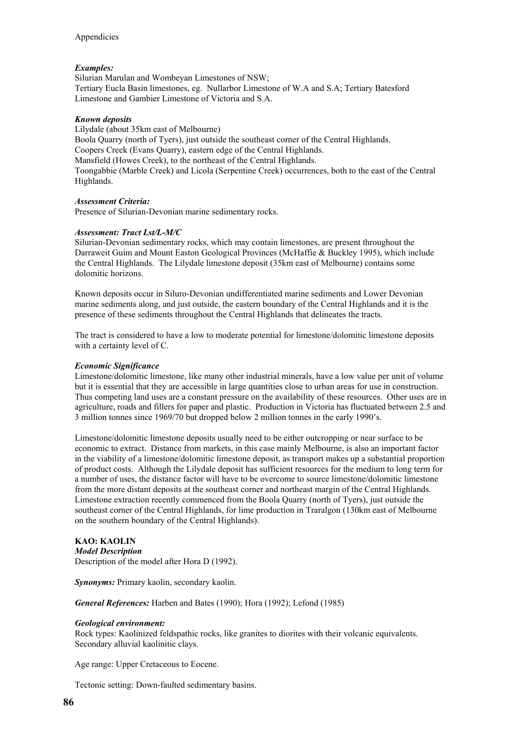***Examples:***

Silurian Marulan and Wombeyan Limestones of NSW;

Tertiary Eucla Basin limestones, eg. Nullarbor Limestone of W.A and S.A; Tertiary Batesford Limestone and Gambier Limestone of Victoria and S.A.

***Known deposits***

Lilydale (about 35km east of Melbourne)

Boola Quarry (north of Tyers), just outside the southeast corner of the Central Highlands.

Coopers Creek (Evans Quarry), eastern edge of the Central Highlands.

Mansfield (Howes Creek), to the northeast of the Central Highlands.

Toongabbie (Marble Creek) and Licola (Serpentine Creek) occurrences, both to the east of the Central Highlands.

***Assessment Criteria:***

Presence of Silurian-Devonian marine sedimentary rocks.

***Assessment: Tract Lst/L-M/C***

Silurian-Devonian sedimentary rocks, which may contain limestones, are present throughout the Darraweit Guim and Mount Easton Geological Provinces (McHaffie & Buckley 1995), which include the Central Highlands. The Lilydale limestone deposit (35km east of Melbourne) contains some dolomitic horizons.

Known deposits occur in Siluro-Devonian undifferentiated marine sediments and Lower Devonian marine sediments along, and just outside, the eastern boundary of the Central Highlands and it is the presence of these sediments throughout the Central Highlands that delineates the tracts.

The tract is considered to have a low to moderate potential for limestone/dolomitic limestone deposits with a certainty level of C.

***Economic Significance***

Limestone/dolomitic limestone, like many other industrial minerals, have a low value per unit of volume but it is essential that they are accessible in large quantities close to urban areas for use in construction. Thus competing land uses are a constant pressure on the availability of these resources. Other uses are in agriculture, roads and fillers for paper and plastic. Production in Victoria has fluctuated between 2.5 and 3 million tonnes since 1969/70 but dropped below 2 million tonnes in the early 1990's.

Limestone/dolomitic limestone deposits usually need to be either outcropping or near surface to be economic to extract. Distance from markets, in this case mainly Melbourne, is also an important factor in the viability of a limestone/dolomitic limestone deposit, as transport makes up a substantial proportion of product costs. Although the Lilydale deposit has sufficient resources for the medium to long term for a number of uses, the distance factor will have to be overcome to source limestone/dolomitic limestone from the more distant deposits at the southeast corner and northeast margin of the Central Highlands. Limestone extraction recently commenced from the Boola Quarry (north of Tyers), just outside the southeast corner of the Central Highlands, for lime production in Traralgon (130km east of Melbourne on the southern boundary of the Central Highlands).

## KAO: KAOLIN

***Model Description***

Description of the model after Hora D (1992).

***Synonyms:*** Primary kaolin, secondary kaolin.

***General References:*** Harben and Bates (1990); Hora (1992); Lefond (1985)

***Geological environment:***

Rock types: Kaolinized feldspathic rocks, like granites to diorites with their volcanic equivalents. Secondary alluvial kaolinitic clays.

Age range: Upper Cretaceous to Eocene.

Tectonic setting: Down-faulted sedimentary basins.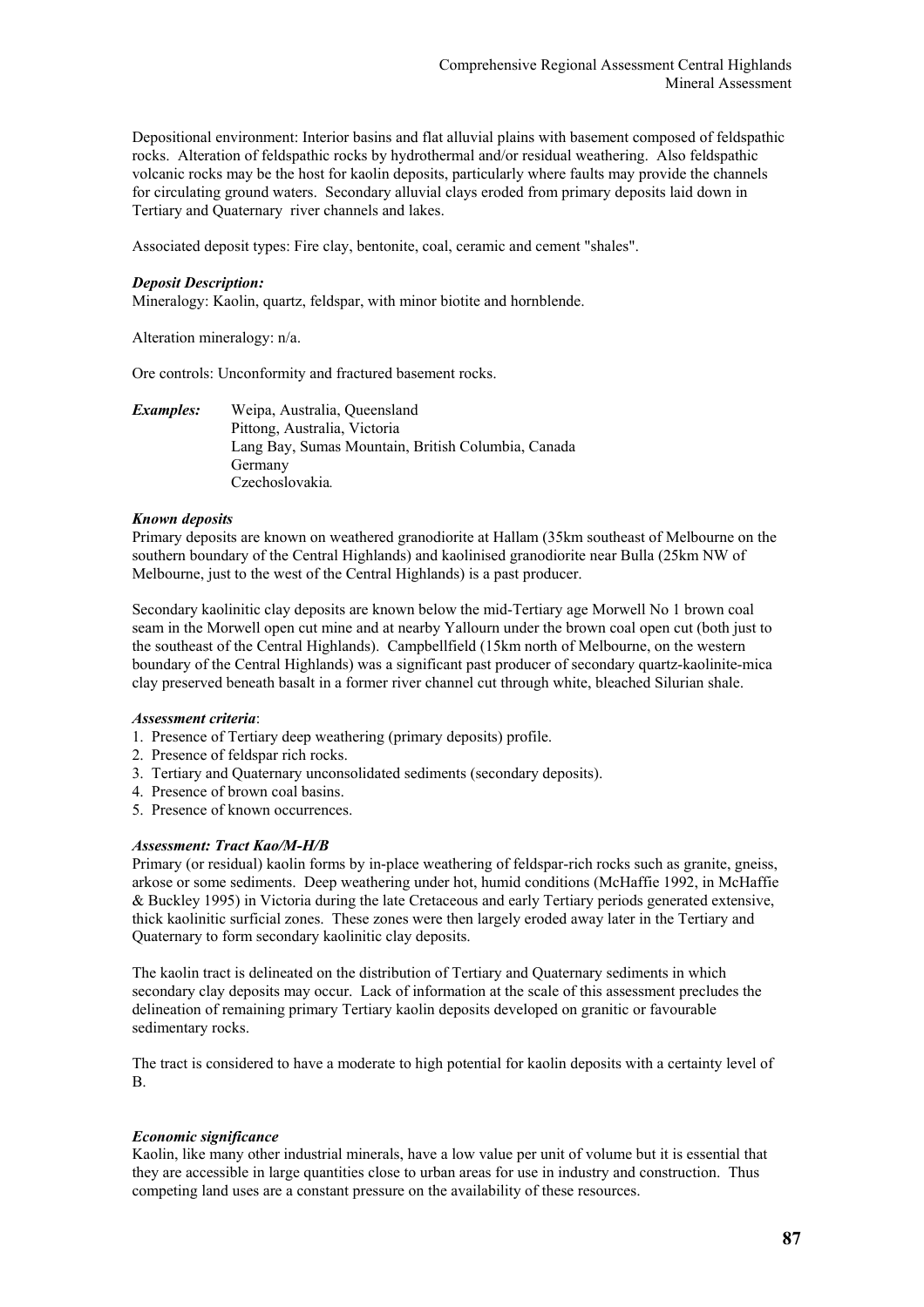Depositional environment: Interior basins and flat alluvial plains with basement composed of feldspathic rocks. Alteration of feldspathic rocks by hydrothermal and/or residual weathering. Also feldspathic volcanic rocks may be the host for kaolin deposits, particularly where faults may provide the channels for circulating ground waters. Secondary alluvial clays eroded from primary deposits laid down in Tertiary and Quaternary river channels and lakes.

Associated deposit types: Fire clay, bentonite, coal, ceramic and cement "shales".

***Deposit Description:***
Mineralogy: Kaolin, quartz, feldspar, with minor biotite and hornblende.

Alteration mineralogy: n/a.

Ore controls: Unconformity and fractured basement rocks.

***Examples:***
Weipa, Australia, Queensland
Pittong, Australia, Victoria
Lang Bay, Sumas Mountain, British Columbia, Canada
Germany
Czechoslovakia.

***Known deposits***
Primary deposits are known on weathered granodiorite at Hallam (35km southeast of Melbourne on the southern boundary of the Central Highlands) and kaolinised granodiorite near Bulla (25km NW of Melbourne, just to the west of the Central Highlands) is a past producer.

Secondary kaolinitic clay deposits are known below the mid-Tertiary age Morwell No 1 brown coal seam in the Morwell open cut mine and at nearby Yallourn under the brown coal open cut (both just to the southeast of the Central Highlands). Campbellfield (15km north of Melbourne, on the western boundary of the Central Highlands) was a significant past producer of secondary quartz-kaolinite-mica clay preserved beneath basalt in a former river channel cut through white, bleached Silurian shale.

***Assessment criteria***:
1. Presence of Tertiary deep weathering (primary deposits) profile.
2. Presence of feldspar rich rocks.
3. Tertiary and Quaternary unconsolidated sediments (secondary deposits).
4. Presence of brown coal basins.
5. Presence of known occurrences.

***Assessment: Tract Kao/M-H/B***
Primary (or residual) kaolin forms by in-place weathering of feldspar-rich rocks such as granite, gneiss, arkose or some sediments. Deep weathering under hot, humid conditions (McHaffie 1992, in McHaffie & Buckley 1995) in Victoria during the late Cretaceous and early Tertiary periods generated extensive, thick kaolinitic surficial zones. These zones were then largely eroded away later in the Tertiary and Quaternary to form secondary kaolinitic clay deposits.

The kaolin tract is delineated on the distribution of Tertiary and Quaternary sediments in which secondary clay deposits may occur. Lack of information at the scale of this assessment precludes the delineation of remaining primary Tertiary kaolin deposits developed on granitic or favourable sedimentary rocks.

The tract is considered to have a moderate to high potential for kaolin deposits with a certainty level of B.

***Economic significance***
Kaolin, like many other industrial minerals, have a low value per unit of volume but it is essential that they are accessible in large quantities close to urban areas for use in industry and construction. Thus competing land uses are a constant pressure on the availability of these resources.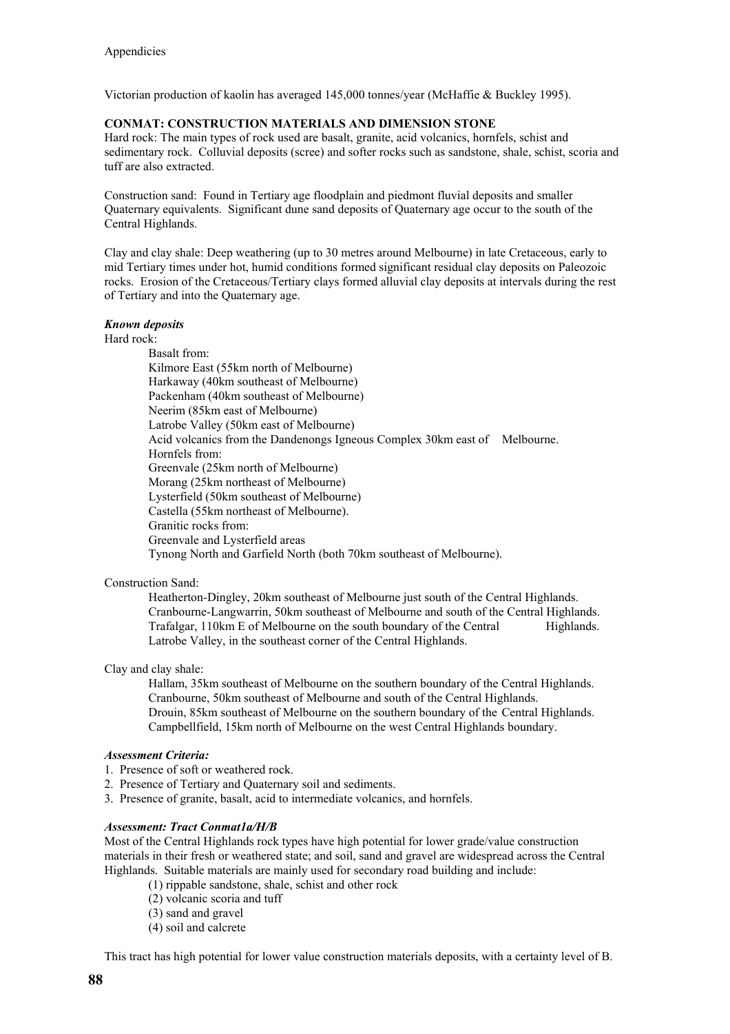Victorian production of kaolin has averaged 145,000 tonnes/year (McHaffie & Buckley 1995).

**CONMAT: CONSTRUCTION MATERIALS AND DIMENSION STONE**

Hard rock: The main types of rock used are basalt, granite, acid volcanics, hornfels, schist and sedimentary rock. Colluvial deposits (scree) and softer rocks such as sandstone, shale, schist, scoria and tuff are also extracted.

Construction sand: Found in Tertiary age floodplain and piedmont fluvial deposits and smaller Quaternary equivalents. Significant dune sand deposits of Quaternary age occur to the south of the Central Highlands.

Clay and clay shale: Deep weathering (up to 30 metres around Melbourne) in late Cretaceous, early to mid Tertiary times under hot, humid conditions formed significant residual clay deposits on Paleozoic rocks. Erosion of the Cretaceous/Tertiary clays formed alluvial clay deposits at intervals during the rest of Tertiary and into the Quaternary age.

***Known deposits***

Hard rock:

Basalt from:
Kilmore East (55km north of Melbourne)
Harkaway (40km southeast of Melbourne)
Packenham (40km southeast of Melbourne)
Neerim (85km east of Melbourne)
Latrobe Valley (50km east of Melbourne)
Acid volcanics from the Dandenongs Igneous Complex 30km east of Melbourne.
Hornfels from:
Greenvale (25km north of Melbourne)
Morang (25km northeast of Melbourne)
Lysterfield (50km southeast of Melbourne)
Castella (55km northeast of Melbourne).
Granitic rocks from:
Greenvale and Lysterfield areas
Tynong North and Garfield North (both 70km southeast of Melbourne).

Construction Sand:

Heatherton-Dingley, 20km southeast of Melbourne just south of the Central Highlands.
Cranbourne-Langwarrin, 50km southeast of Melbourne and south of the Central Highlands.
Trafalgar, 110km E of Melbourne on the south boundary of the Central Highlands.
Latrobe Valley, in the southeast corner of the Central Highlands.

Clay and clay shale:

Hallam, 35km southeast of Melbourne on the southern boundary of the Central Highlands.
Cranbourne, 50km southeast of Melbourne and south of the Central Highlands.
Drouin, 85km southeast of Melbourne on the southern boundary of the Central Highlands.
Campbellfield, 15km north of Melbourne on the west Central Highlands boundary.

***Assessment Criteria:***

1. Presence of soft or weathered rock.
2. Presence of Tertiary and Quaternary soil and sediments.
3. Presence of granite, basalt, acid to intermediate volcanics, and hornfels.

***Assessment: Tract Conmat1a/H/B***

Most of the Central Highlands rock types have high potential for lower grade/value construction materials in their fresh or weathered state; and soil, sand and gravel are widespread across the Central Highlands. Suitable materials are mainly used for secondary road building and include:

(1) rippable sandstone, shale, schist and other rock
(2) volcanic scoria and tuff
(3) sand and gravel
(4) soil and calcrete

This tract has high potential for lower value construction materials deposits, with a certainty level of B.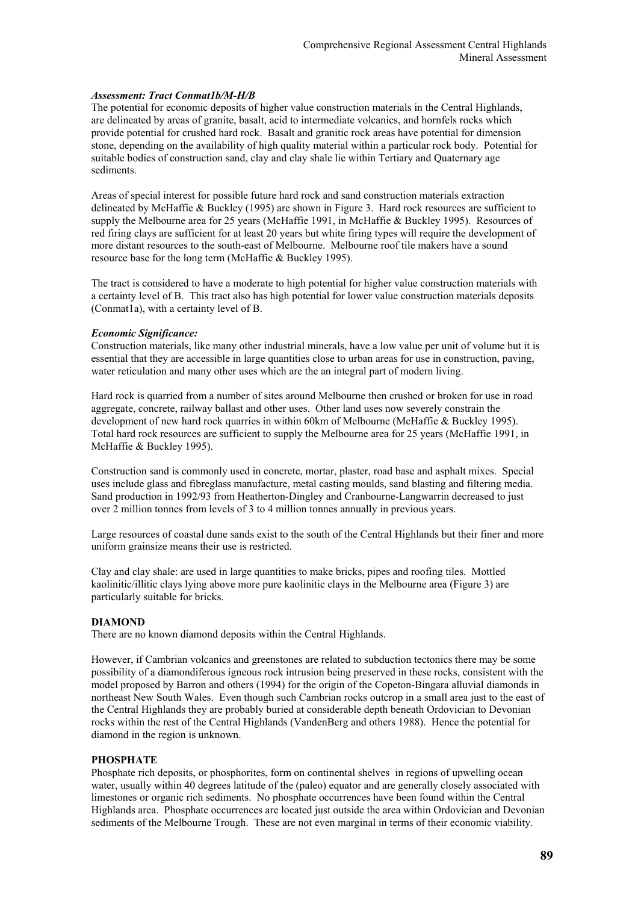***Assessment: Tract Conmat1b/M-H/B***

The potential for economic deposits of higher value construction materials in the Central Highlands, are delineated by areas of granite, basalt, acid to intermediate volcanics, and hornfels rocks which provide potential for crushed hard rock. Basalt and granitic rock areas have potential for dimension stone, depending on the availability of high quality material within a particular rock body. Potential for suitable bodies of construction sand, clay and clay shale lie within Tertiary and Quaternary age sediments.

Areas of special interest for possible future hard rock and sand construction materials extraction delineated by McHaffie & Buckley (1995) are shown in Figure 3. Hard rock resources are sufficient to supply the Melbourne area for 25 years (McHaffie 1991, in McHaffie & Buckley 1995). Resources of red firing clays are sufficient for at least 20 years but white firing types will require the development of more distant resources to the south-east of Melbourne. Melbourne roof tile makers have a sound resource base for the long term (McHaffie & Buckley 1995).

The tract is considered to have a moderate to high potential for higher value construction materials with a certainty level of B. This tract also has high potential for lower value construction materials deposits (Conmat1a), with a certainty level of B.

***Economic Significance:***

Construction materials, like many other industrial minerals, have a low value per unit of volume but it is essential that they are accessible in large quantities close to urban areas for use in construction, paving, water reticulation and many other uses which are the an integral part of modern living.

Hard rock is quarried from a number of sites around Melbourne then crushed or broken for use in road aggregate, concrete, railway ballast and other uses. Other land uses now severely constrain the development of new hard rock quarries in within 60km of Melbourne (McHaffie & Buckley 1995). Total hard rock resources are sufficient to supply the Melbourne area for 25 years (McHaffie 1991, in McHaffie & Buckley 1995).

Construction sand is commonly used in concrete, mortar, plaster, road base and asphalt mixes. Special uses include glass and fibreglass manufacture, metal casting moulds, sand blasting and filtering media. Sand production in 1992/93 from Heatherton-Dingley and Cranbourne-Langwarrin decreased to just over 2 million tonnes from levels of 3 to 4 million tonnes annually in previous years.

Large resources of coastal dune sands exist to the south of the Central Highlands but their finer and more uniform grainsize means their use is restricted.

Clay and clay shale: are used in large quantities to make bricks, pipes and roofing tiles. Mottled kaolinitic/illitic clays lying above more pure kaolinitic clays in the Melbourne area (Figure 3) are particularly suitable for bricks.

## DIAMOND

There are no known diamond deposits within the Central Highlands.

However, if Cambrian volcanics and greenstones are related to subduction tectonics there may be some possibility of a diamondiferous igneous rock intrusion being preserved in these rocks, consistent with the model proposed by Barron and others (1994) for the origin of the Copeton-Bingara alluvial diamonds in northeast New South Wales. Even though such Cambrian rocks outcrop in a small area just to the east of the Central Highlands they are probably buried at considerable depth beneath Ordovician to Devonian rocks within the rest of the Central Highlands (VandenBerg and others 1988). Hence the potential for diamond in the region is unknown.

## PHOSPHATE

Phosphate rich deposits, or phosphorites, form on continental shelves in regions of upwelling ocean water, usually within 40 degrees latitude of the (paleo) equator and are generally closely associated with limestones or organic rich sediments. No phosphate occurrences have been found within the Central Highlands area. Phosphate occurrences are located just outside the area within Ordovician and Devonian sediments of the Melbourne Trough. These are not even marginal in terms of their economic viability.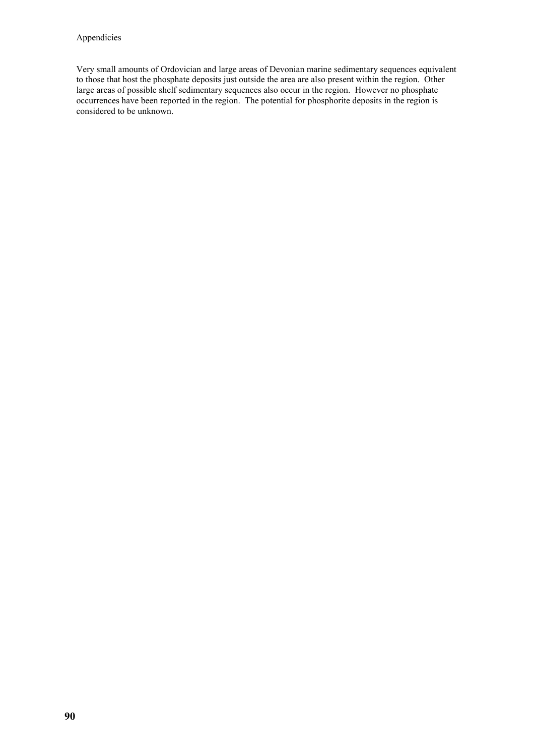Very small amounts of Ordovician and large areas of Devonian marine sedimentary sequences equivalent to those that host the phosphate deposits just outside the area are also present within the region. Other large areas of possible shelf sedimentary sequences also occur in the region. However no phosphate occurrences have been reported in the region. The potential for phosphorite deposits in the region is considered to be unknown.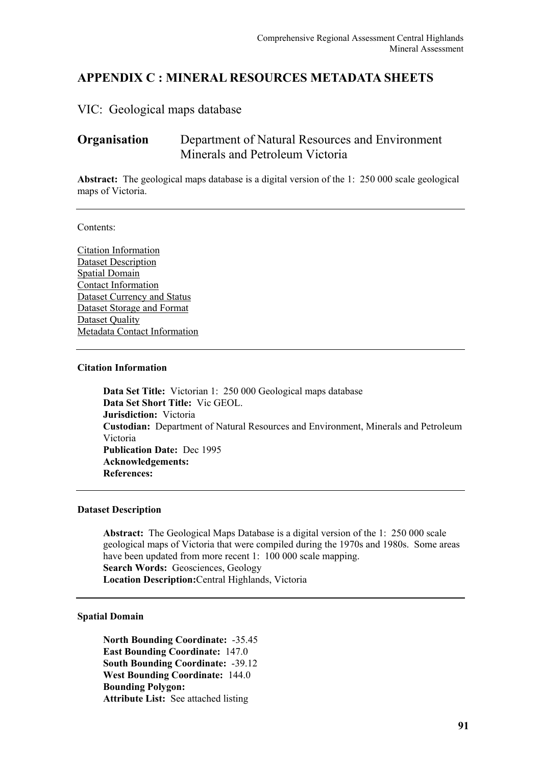# APPENDIX C : MINERAL RESOURCES METADATA SHEETS

## VIC: Geological maps database

**Organisation** Department of Natural Resources and Environment Minerals and Petroleum Victoria

**Abstract:** The geological maps database is a digital version of the 1: 250 000 scale geological maps of Victoria.

---

Contents:

Citation Information
Dataset Description
Spatial Domain
Contact Information
Dataset Currency and Status
Dataset Storage and Format
Dataset Quality
Metadata Contact Information

---

**Citation Information**

**Data Set Title:** Victorian 1: 250 000 Geological maps database
**Data Set Short Title:** Vic GEOL.
**Jurisdiction:** Victoria
**Custodian:** Department of Natural Resources and Environment, Minerals and Petroleum Victoria
**Publication Date:** Dec 1995
**Acknowledgements:**
**References:**

---

**Dataset Description**

**Abstract:** The Geological Maps Database is a digital version of the 1: 250 000 scale geological maps of Victoria that were compiled during the 1970s and 1980s. Some areas have been updated from more recent 1: 100 000 scale mapping.
**Search Words:** Geosciences, Geology
**Location Description:**Central Highlands, Victoria

---

**Spatial Domain**

**North Bounding Coordinate:** -35.45
**East Bounding Coordinate:** 147.0
**South Bounding Coordinate:** -39.12
**West Bounding Coordinate:** 144.0
**Bounding Polygon:**
**Attribute List:** See attached listing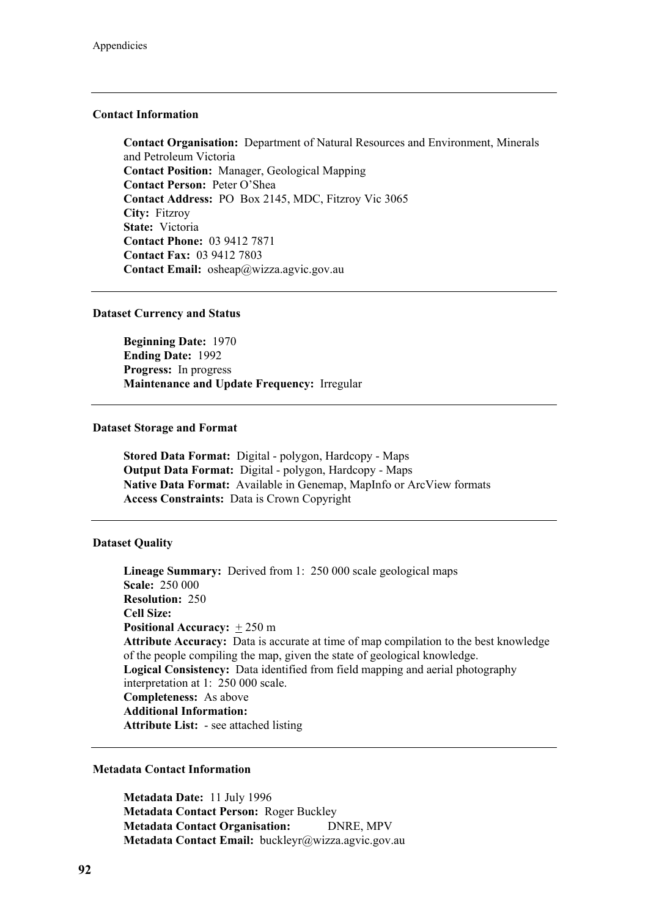#### Contact Information

**Contact Organisation:** Department of Natural Resources and Environment, Minerals and Petroleum Victoria
**Contact Position:** Manager, Geological Mapping
**Contact Person:** Peter O'Shea
**Contact Address:** PO Box 2145, MDC, Fitzroy Vic 3065
**City:** Fitzroy
**State:** Victoria
**Contact Phone:** 03 9412 7871
**Contact Fax:** 03 9412 7803
**Contact Email:** osheap@wizza.agvic.gov.au

#### Dataset Currency and Status

**Beginning Date:** 1970
**Ending Date:** 1992
**Progress:** In progress
**Maintenance and Update Frequency:** Irregular

#### Dataset Storage and Format

**Stored Data Format:** Digital - polygon, Hardcopy - Maps
**Output Data Format:** Digital - polygon, Hardcopy - Maps
**Native Data Format:** Available in Genemap, MapInfo or ArcView formats
**Access Constraints:** Data is Crown Copyright

#### Dataset Quality

**Lineage Summary:** Derived from 1: 250 000 scale geological maps
**Scale:** 250 000
**Resolution:** 250
**Cell Size:**
**Positional Accuracy:** $\pm$ 250 m
**Attribute Accuracy:** Data is accurate at time of map compilation to the best knowledge of the people compiling the map, given the state of geological knowledge.
**Logical Consistency:** Data identified from field mapping and aerial photography interpretation at 1: 250 000 scale.
**Completeness:** As above
**Additional Information:**
**Attribute List:** - see attached listing

#### Metadata Contact Information

**Metadata Date:** 11 July 1996
**Metadata Contact Person:** Roger Buckley
**Metadata Contact Organisation:** DNRE, MPV
**Metadata Contact Email:** buckleyr@wizza.agvic.gov.au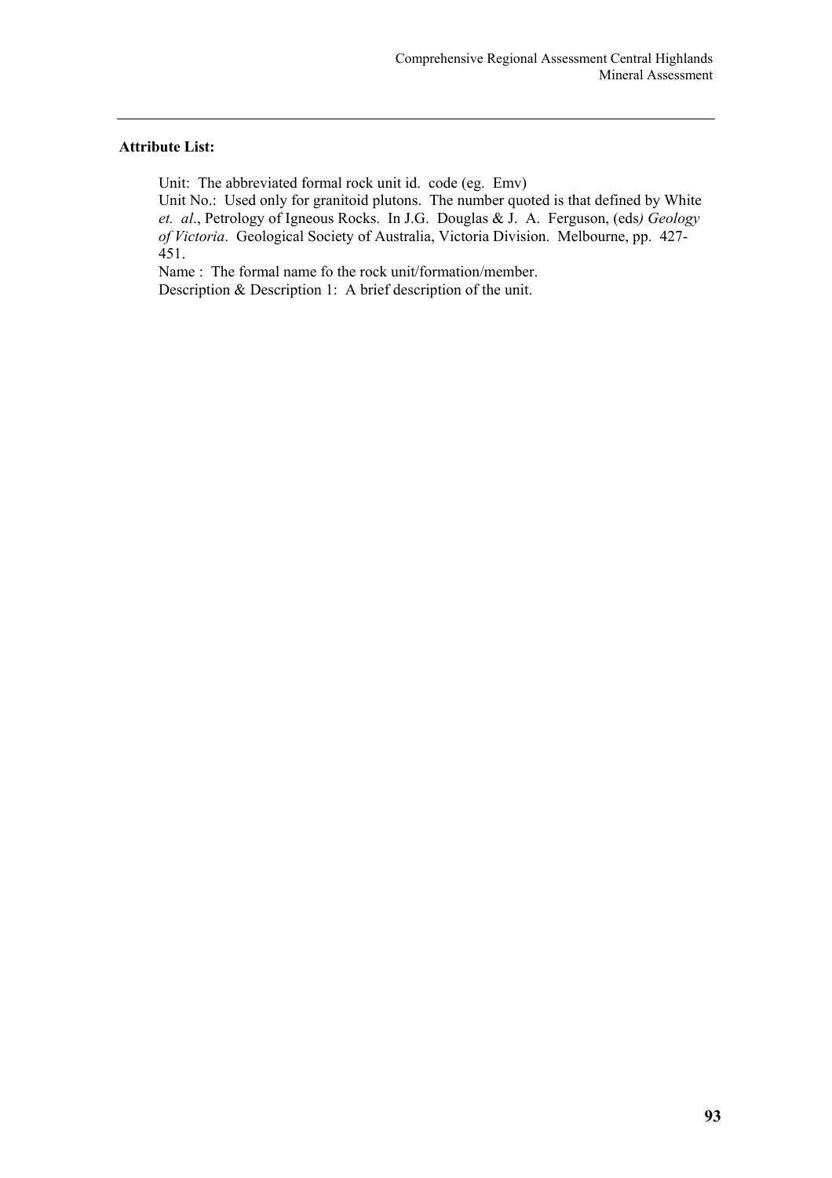**Attribute List:**

Unit: The abbreviated formal rock unit id. code (eg. Emv)
Unit No.: Used only for granitoid plutons. The number quoted is that defined by White *et. al*., Petrology of Igneous Rocks. In J.G. Douglas & J. A. Ferguson, (eds*) Geology of Victoria*. Geological Society of Australia, Victoria Division. Melbourne, pp. 427-451.
Name : The formal name fo the rock unit/formation/member.
Description & Description 1: A brief description of the unit.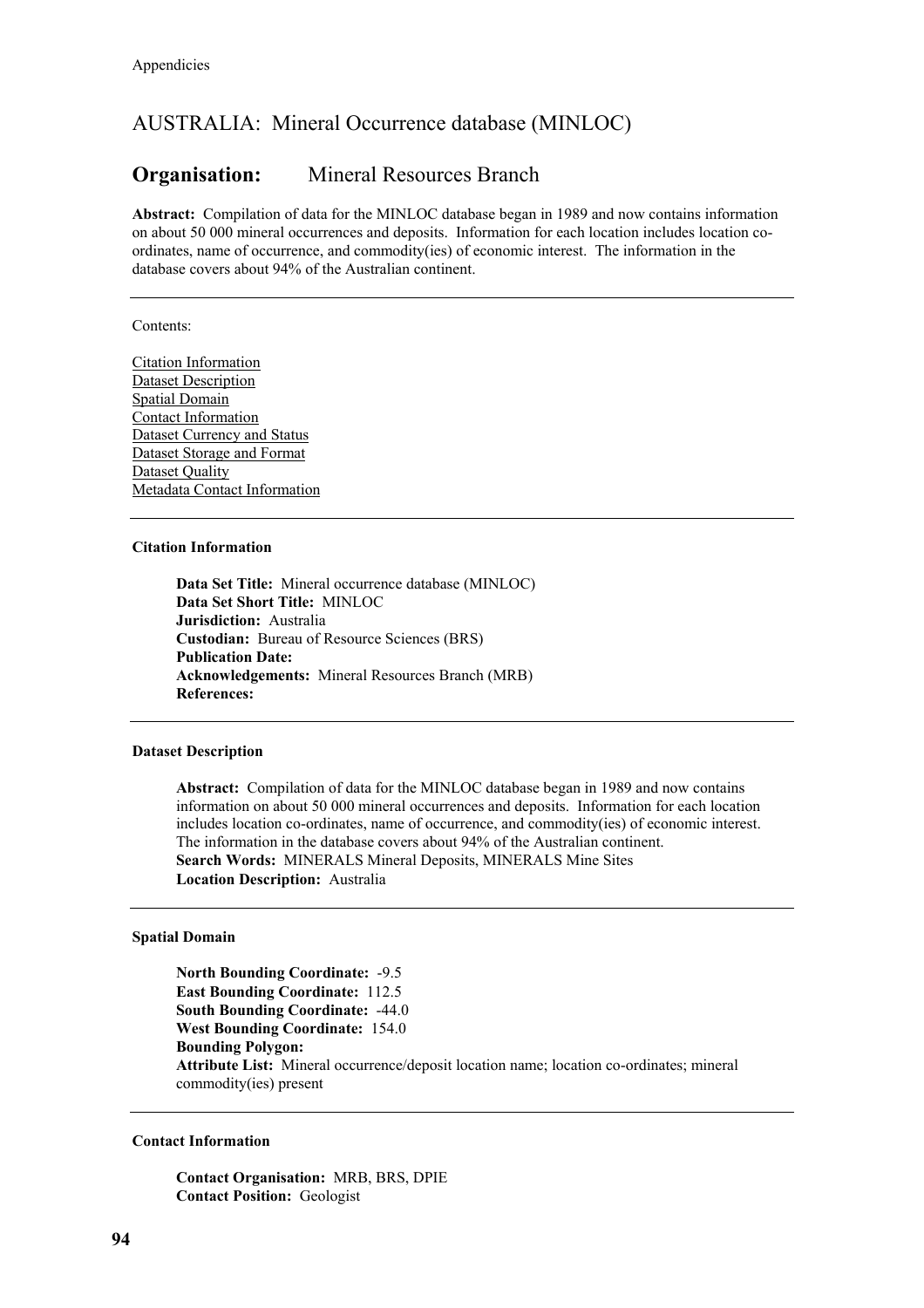# AUSTRALIA: Mineral Occurrence database (MINLOC)

## Organisation: Mineral Resources Branch

**Abstract:** Compilation of data for the MINLOC database began in 1989 and now contains information on about 50 000 mineral occurrences and deposits. Information for each location includes location co-ordinates, name of occurrence, and commodity(ies) of economic interest. The information in the database covers about 94% of the Australian continent.

---

Contents:

Citation Information
Dataset Description
Spatial Domain
Contact Information
Dataset Currency and Status
Dataset Storage and Format
Dataset Quality
Metadata Contact Information

---

**Citation Information**

> **Data Set Title:** Mineral occurrence database (MINLOC)
> **Data Set Short Title:** MINLOC
> **Jurisdiction:** Australia
> **Custodian:** Bureau of Resource Sciences (BRS)
> **Publication Date:**
> **Acknowledgements:** Mineral Resources Branch (MRB)
> **References:**

---

**Dataset Description**

> **Abstract:** Compilation of data for the MINLOC database began in 1989 and now contains information on about 50 000 mineral occurrences and deposits. Information for each location includes location co-ordinates, name of occurrence, and commodity(ies) of economic interest. The information in the database covers about 94% of the Australian continent.
> **Search Words:** MINERALS Mineral Deposits, MINERALS Mine Sites
> **Location Description:** Australia

---

**Spatial Domain**

> **North Bounding Coordinate:** -9.5
> **East Bounding Coordinate:** 112.5
> **South Bounding Coordinate:** -44.0
> **West Bounding Coordinate:** 154.0
> **Bounding Polygon:**
> **Attribute List:** Mineral occurrence/deposit location name; location co-ordinates; mineral commodity(ies) present

---

**Contact Information**

> **Contact Organisation:** MRB, BRS, DPIE
> **Contact Position:** Geologist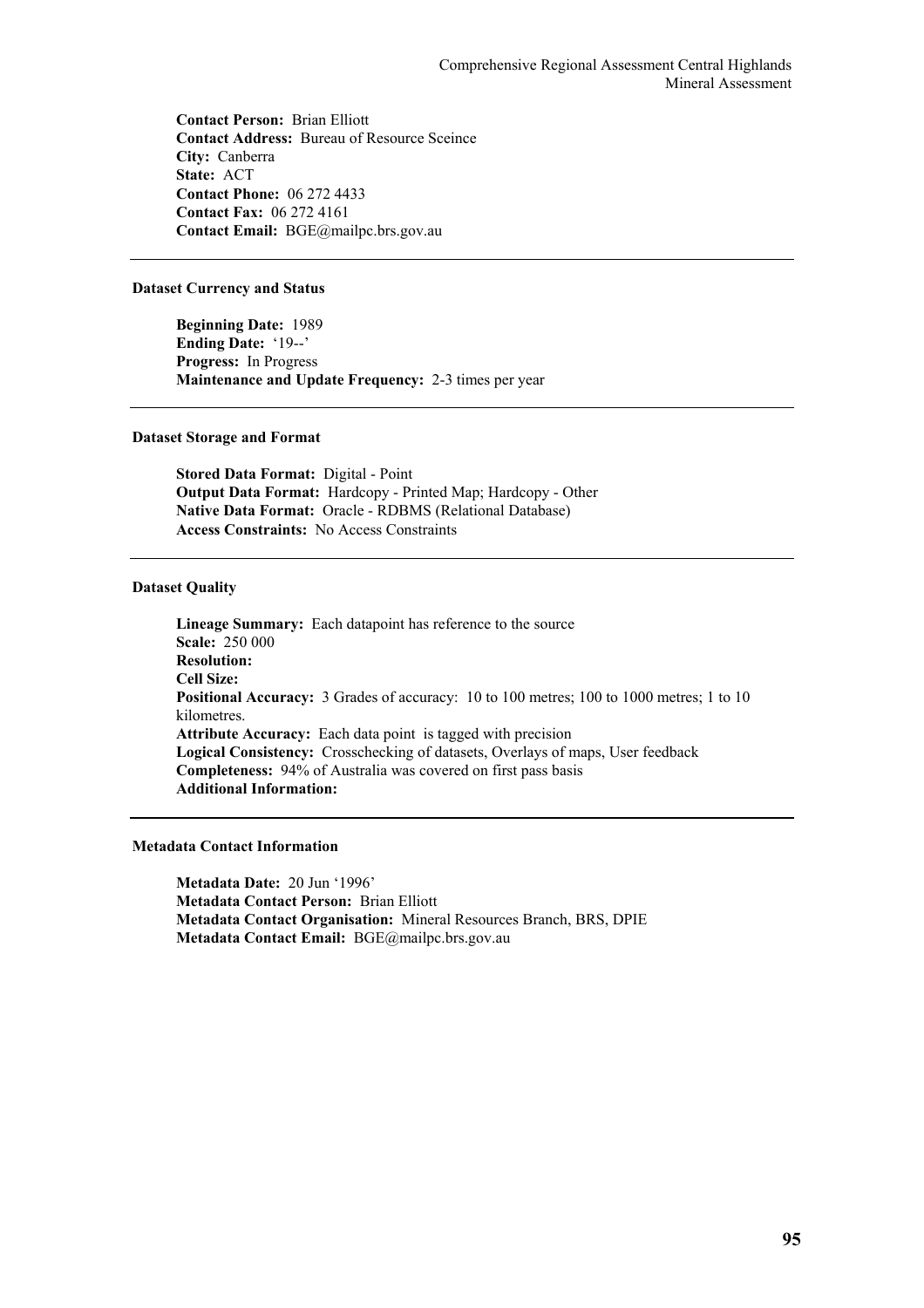**Contact Person:** Brian Elliott
**Contact Address:** Bureau of Resource Sceince
**City:** Canberra
**State:** ACT
**Contact Phone:** 06 272 4433
**Contact Fax:** 06 272 4161
**Contact Email:** BGE@mailpc.brs.gov.au

---

**Dataset Currency and Status**

**Beginning Date:** 1989
**Ending Date:** '19--'
**Progress:** In Progress
**Maintenance and Update Frequency:** 2-3 times per year

---

**Dataset Storage and Format**

**Stored Data Format:** Digital - Point
**Output Data Format:** Hardcopy - Printed Map; Hardcopy - Other
**Native Data Format:** Oracle - RDBMS (Relational Database)
**Access Constraints:** No Access Constraints

---

**Dataset Quality**

**Lineage Summary:** Each datapoint has reference to the source
**Scale:** 250 000
**Resolution:**
**Cell Size:**
**Positional Accuracy:** 3 Grades of accuracy: 10 to 100 metres; 100 to 1000 metres; 1 to 10 kilometres.
**Attribute Accuracy:** Each data point is tagged with precision
**Logical Consistency:** Crosschecking of datasets, Overlays of maps, User feedback
**Completeness:** 94% of Australia was covered on first pass basis
**Additional Information:**

---

**Metadata Contact Information**

**Metadata Date:** 20 Jun '1996'
**Metadata Contact Person:** Brian Elliott
**Metadata Contact Organisation:** Mineral Resources Branch, BRS, DPIE
**Metadata Contact Email:** BGE@mailpc.brs.gov.au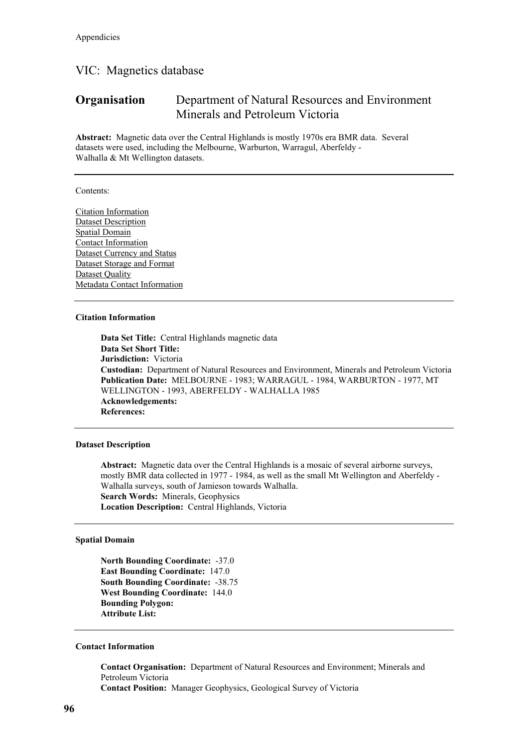## VIC: Magnetics database

## Organisation — Department of Natural Resources and Environment Minerals and Petroleum Victoria

**Abstract:** Magnetic data over the Central Highlands is mostly 1970s era BMR data. Several datasets were used, including the Melbourne, Warburton, Warragul, Aberfeldy - Walhalla & Mt Wellington datasets.

---

Contents:

Citation Information
Dataset Description
Spatial Domain
Contact Information
Dataset Currency and Status
Dataset Storage and Format
Dataset Quality
Metadata Contact Information

---

**Citation Information**

**Data Set Title:** Central Highlands magnetic data
**Data Set Short Title:**
**Jurisdiction:** Victoria
**Custodian:** Department of Natural Resources and Environment, Minerals and Petroleum Victoria
**Publication Date:** MELBOURNE - 1983; WARRAGUL - 1984, WARBURTON - 1977, MT WELLINGTON - 1993, ABERFELDY - WALHALLA 1985
**Acknowledgements:**
**References:**

---

**Dataset Description**

**Abstract:** Magnetic data over the Central Highlands is a mosaic of several airborne surveys, mostly BMR data collected in 1977 - 1984, as well as the small Mt Wellington and Aberfeldy - Walhalla surveys, south of Jamieson towards Walhalla.
**Search Words:** Minerals, Geophysics
**Location Description:** Central Highlands, Victoria

---

**Spatial Domain**

**North Bounding Coordinate:** -37.0
**East Bounding Coordinate:** 147.0
**South Bounding Coordinate:** -38.75
**West Bounding Coordinate:** 144.0
**Bounding Polygon:**
**Attribute List:**

---

**Contact Information**

**Contact Organisation:** Department of Natural Resources and Environment; Minerals and Petroleum Victoria
**Contact Position:** Manager Geophysics, Geological Survey of Victoria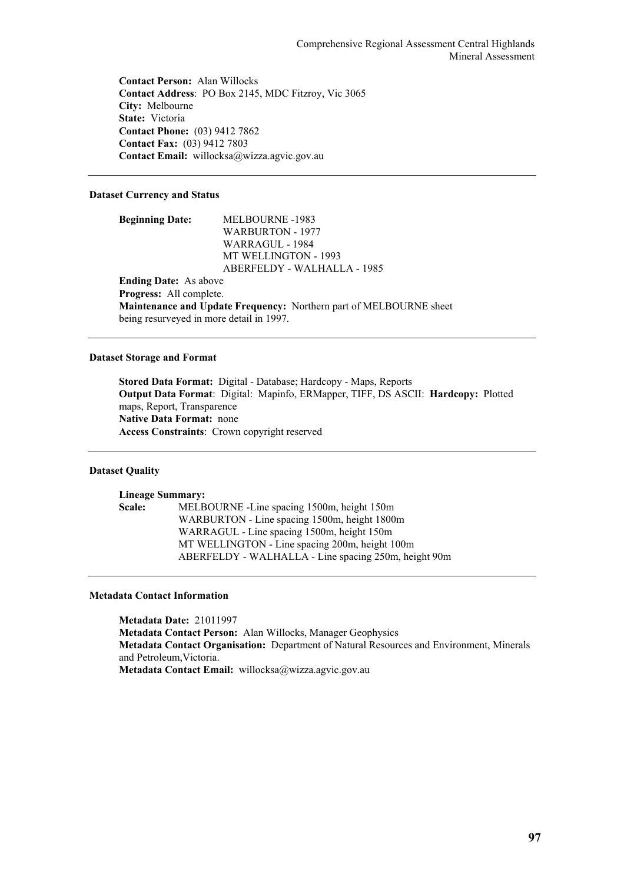**Contact Person:** Alan Willocks
**Contact Address**: PO Box 2145, MDC Fitzroy, Vic 3065
**City:** Melbourne
**State:** Victoria
**Contact Phone:** (03) 9412 7862
**Contact Fax:** (03) 9412 7803
**Contact Email:** willocksa@wizza.agvic.gov.au

---

**Dataset Currency and Status**

**Beginning Date:** MELBOURNE -1983
WARBURTON - 1977
WARRAGUL - 1984
MT WELLINGTON - 1993
ABERFELDY - WALHALLA - 1985

**Ending Date:** As above
**Progress:** All complete.
**Maintenance and Update Frequency:** Northern part of MELBOURNE sheet being resurveyed in more detail in 1997.

---

**Dataset Storage and Format**

**Stored Data Format:** Digital - Database; Hardcopy - Maps, Reports
**Output Data Format**: Digital: Mapinfo, ERMapper, TIFF, DS ASCII: **Hardcopy:** Plotted maps, Report, Transparence
**Native Data Format:** none
**Access Constraints**: Crown copyright reserved

---

**Dataset Quality**

**Lineage Summary:**
**Scale:** MELBOURNE -Line spacing 1500m, height 150m
WARBURTON - Line spacing 1500m, height 1800m
WARRAGUL - Line spacing 1500m, height 150m
MT WELLINGTON - Line spacing 200m, height 100m
ABERFELDY - WALHALLA - Line spacing 250m, height 90m

---

**Metadata Contact Information**

**Metadata Date:** 21011997
**Metadata Contact Person:** Alan Willocks, Manager Geophysics
**Metadata Contact Organisation:** Department of Natural Resources and Environment, Minerals and Petroleum,Victoria.
**Metadata Contact Email:** willocksa@wizza.agvic.gov.au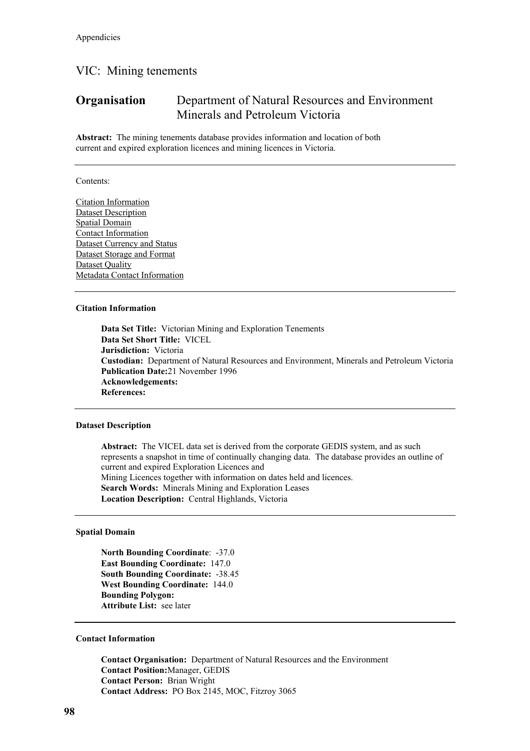## VIC: Mining tenements

## **Organisation** Department of Natural Resources and Environment Minerals and Petroleum Victoria

**Abstract:** The mining tenements database provides information and location of both current and expired exploration licences and mining licences in Victoria.

---

Contents:

Citation Information
Dataset Description
Spatial Domain
Contact Information
Dataset Currency and Status
Dataset Storage and Format
Dataset Quality
Metadata Contact Information

---

#### Citation Information

**Data Set Title:** Victorian Mining and Exploration Tenements
**Data Set Short Title:** VICEL
**Jurisdiction:** Victoria
**Custodian:** Department of Natural Resources and Environment, Minerals and Petroleum Victoria
**Publication Date:** 21 November 1996
**Acknowledgements:**
**References:**

---

#### Dataset Description

**Abstract:** The VICEL data set is derived from the corporate GEDIS system, and as such represents a snapshot in time of continually changing data. The database provides an outline of current and expired Exploration Licences and
Mining Licences together with information on dates held and licences.
**Search Words:** Minerals Mining and Exploration Leases
**Location Description:** Central Highlands, Victoria

---

#### Spatial Domain

**North Bounding Coordinate**: -37.0
**East Bounding Coordinate:** 147.0
**South Bounding Coordinate:** -38.45
**West Bounding Coordinate:** 144.0
**Bounding Polygon:**
**Attribute List:** see later

---

#### Contact Information

**Contact Organisation:** Department of Natural Resources and the Environment
**Contact Position:** Manager, GEDIS
**Contact Person:** Brian Wright
**Contact Address:** PO Box 2145, MOC, Fitzroy 3065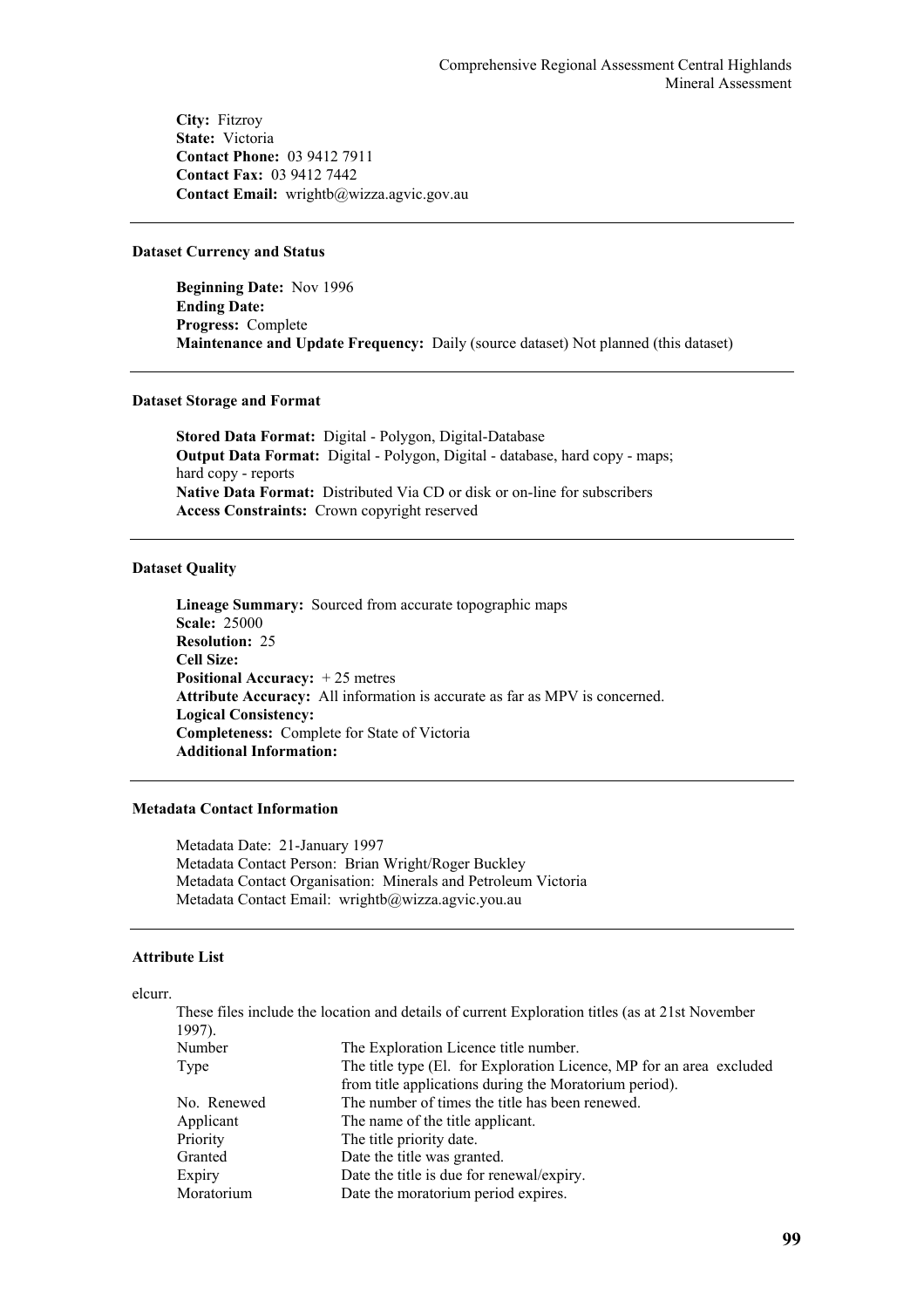**City:** Fitzroy
**State:** Victoria
**Contact Phone:** 03 9412 7911
**Contact Fax:** 03 9412 7442
**Contact Email:** wrightb@wizza.agvic.gov.au

---

**Dataset Currency and Status**

**Beginning Date:** Nov 1996
**Ending Date:**
**Progress:** Complete
**Maintenance and Update Frequency:** Daily (source dataset) Not planned (this dataset)

---

**Dataset Storage and Format**

**Stored Data Format:** Digital - Polygon, Digital-Database
**Output Data Format:** Digital - Polygon, Digital - database, hard copy - maps; hard copy - reports
**Native Data Format:** Distributed Via CD or disk or on-line for subscribers
**Access Constraints:** Crown copyright reserved

---

**Dataset Quality**

**Lineage Summary:** Sourced from accurate topographic maps
**Scale:** 25000
**Resolution:** 25
**Cell Size:**
**Positional Accuracy:** + 25 metres
**Attribute Accuracy:** All information is accurate as far as MPV is concerned.
**Logical Consistency:**
**Completeness:** Complete for State of Victoria
**Additional Information:**

---

**Metadata Contact Information**

Metadata Date: 21-January 1997
Metadata Contact Person: Brian Wright/Roger Buckley
Metadata Contact Organisation: Minerals and Petroleum Victoria
Metadata Contact Email: wrightb@wizza.agvic.you.au

---

**Attribute List**

elcurr.

These files include the location and details of current Exploration titles (as at 21st November 1997).

| | |
|---|---|
| Number | The Exploration Licence title number. |
| Type | The title type (El. for Exploration Licence, MP for an area excluded from title applications during the Moratorium period). |
| No. Renewed | The number of times the title has been renewed. |
| Applicant | The name of the title applicant. |
| Priority | The title priority date. |
| Granted | Date the title was granted. |
| Expiry | Date the title is due for renewal/expiry. |
| Moratorium | Date the moratorium period expires. |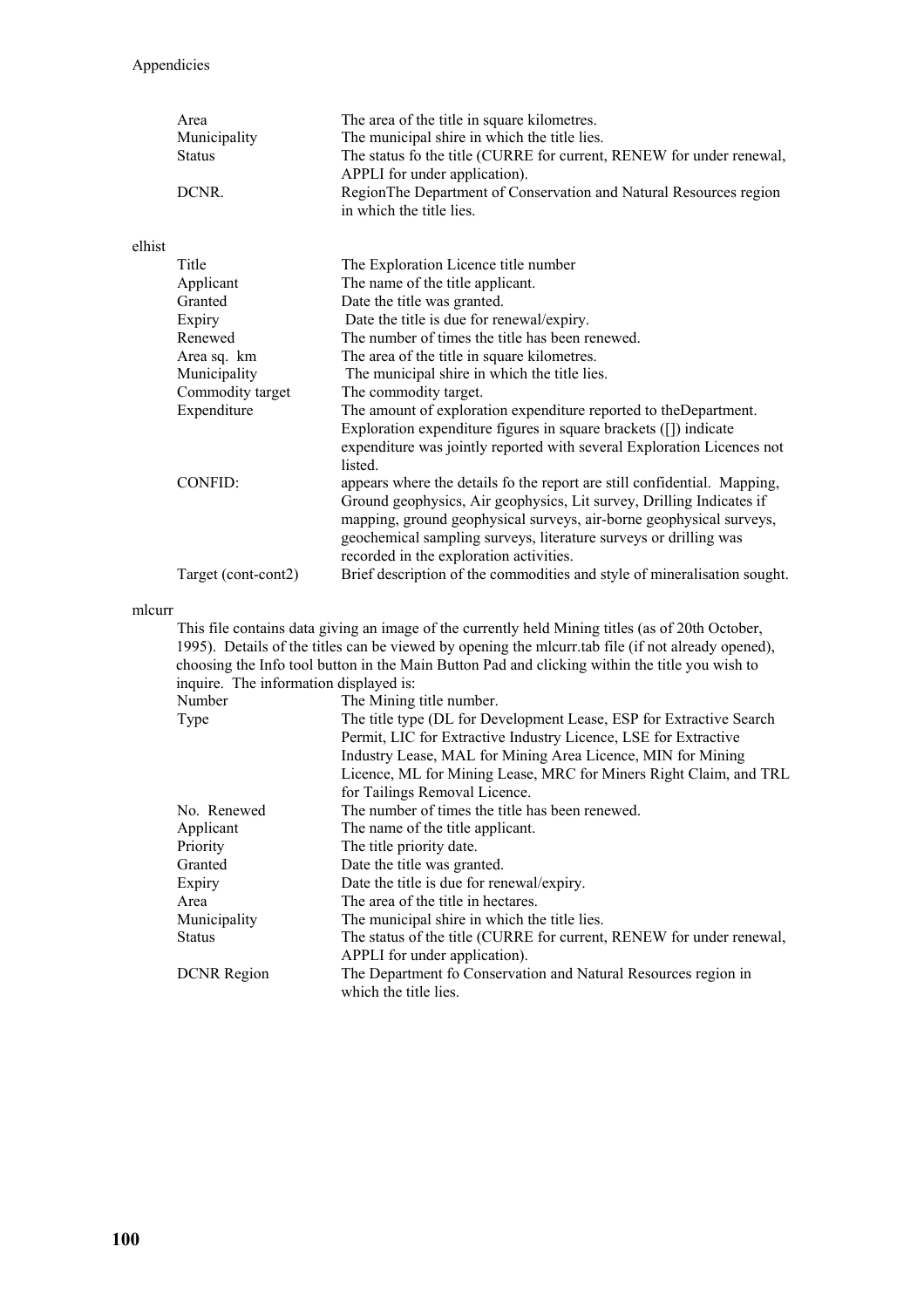| | |
|---|---|
| Area | The area of the title in square kilometres. |
| Municipality | The municipal shire in which the title lies. |
| Status | The status fo the title (CURRE for current, RENEW for under renewal, APPLI for under application). |
| DCNR. | RegionThe Department of Conservation and Natural Resources region in which the title lies. |

elhist

| | |
|---|---|
| Title | The Exploration Licence title number |
| Applicant | The name of the title applicant. |
| Granted | Date the title was granted. |
| Expiry | Date the title is due for renewal/expiry. |
| Renewed | The number of times the title has been renewed. |
| Area sq. km | The area of the title in square kilometres. |
| Municipality | The municipal shire in which the title lies. |
| Commodity target | The commodity target. |
| Expenditure | The amount of exploration expenditure reported to theDepartment. Exploration expenditure figures in square brackets ([]) indicate expenditure was jointly reported with several Exploration Licences not listed. |
| CONFID: | appears where the details fo the report are still confidential. Mapping, Ground geophysics, Air geophysics, Lit survey, Drilling Indicates if mapping, ground geophysical surveys, air-borne geophysical surveys, geochemical sampling surveys, literature surveys or drilling was recorded in the exploration activities. |
| Target (cont-cont2) | Brief description of the commodities and style of mineralisation sought. |

mlcurr

This file contains data giving an image of the currently held Mining titles (as of 20th October, 1995). Details of the titles can be viewed by opening the mlcurr.tab file (if not already opened), choosing the Info tool button in the Main Button Pad and clicking within the title you wish to inquire. The information displayed is:

| | |
|---|---|
| Number | The Mining title number. |
| Type | The title type (DL for Development Lease, ESP for Extractive Search Permit, LIC for Extractive Industry Licence, LSE for Extractive Industry Lease, MAL for Mining Area Licence, MIN for Mining Licence, ML for Mining Lease, MRC for Miners Right Claim, and TRL for Tailings Removal Licence. |
| No. Renewed | The number of times the title has been renewed. |
| Applicant | The name of the title applicant. |
| Priority | The title priority date. |
| Granted | Date the title was granted. |
| Expiry | Date the title is due for renewal/expiry. |
| Area | The area of the title in hectares. |
| Municipality | The municipal shire in which the title lies. |
| Status | The status of the title (CURRE for current, RENEW for under renewal, APPLI for under application). |
| DCNR Region | The Department fo Conservation and Natural Resources region in which the title lies. |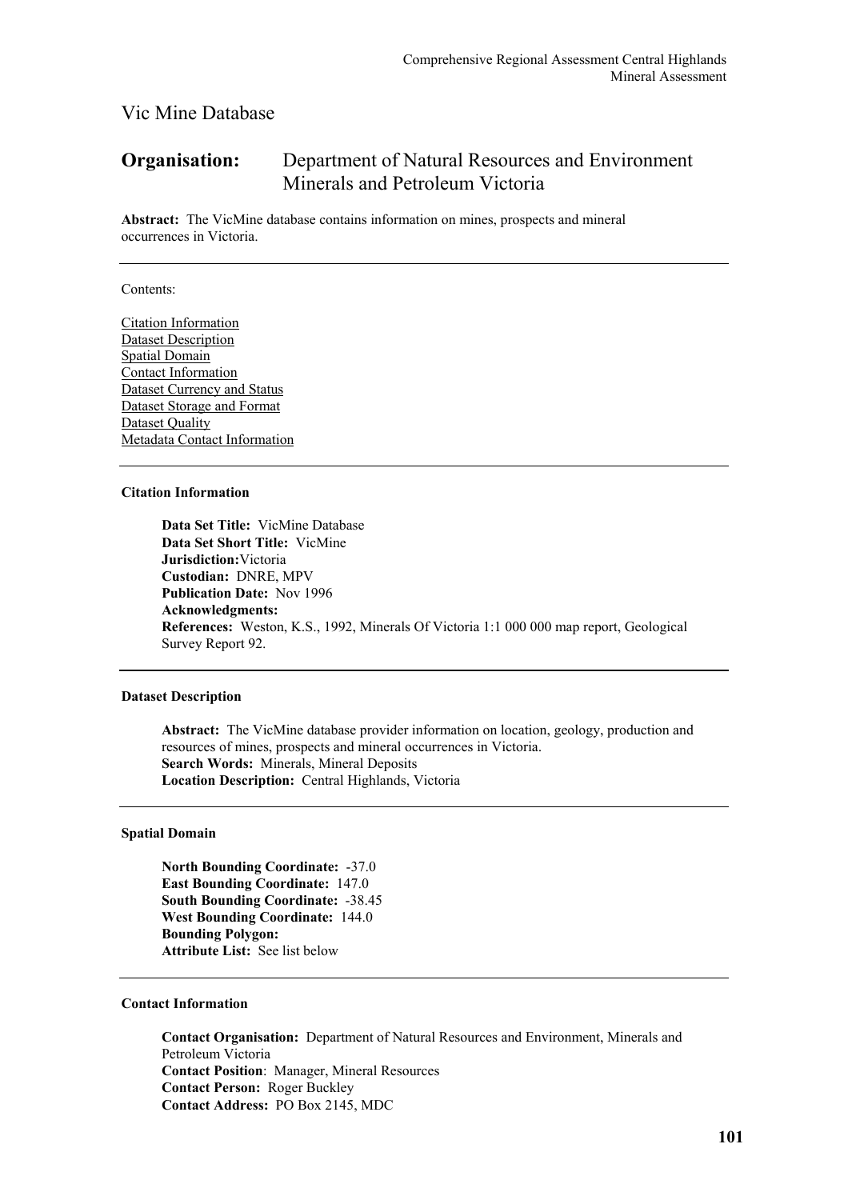# Vic Mine Database

## Organisation: Department of Natural Resources and Environment Minerals and Petroleum Victoria

**Abstract:** The VicMine database contains information on mines, prospects and mineral occurrences in Victoria.

---

Contents:

Citation Information
Dataset Description
Spatial Domain
Contact Information
Dataset Currency and Status
Dataset Storage and Format
Dataset Quality
Metadata Contact Information

---

### Citation Information

**Data Set Title:** VicMine Database
**Data Set Short Title:** VicMine
**Jurisdiction:** Victoria
**Custodian:** DNRE, MPV
**Publication Date:** Nov 1996
**Acknowledgments:**
**References:** Weston, K.S., 1992, Minerals Of Victoria 1:1 000 000 map report, Geological Survey Report 92.

---

### Dataset Description

**Abstract:** The VicMine database provider information on location, geology, production and resources of mines, prospects and mineral occurrences in Victoria.
**Search Words:** Minerals, Mineral Deposits
**Location Description:** Central Highlands, Victoria

---

### Spatial Domain

**North Bounding Coordinate:** -37.0
**East Bounding Coordinate:** 147.0
**South Bounding Coordinate:** -38.45
**West Bounding Coordinate:** 144.0
**Bounding Polygon:**
**Attribute List:** See list below

---

### Contact Information

**Contact Organisation:** Department of Natural Resources and Environment, Minerals and Petroleum Victoria
**Contact Position**: Manager, Mineral Resources
**Contact Person:** Roger Buckley
**Contact Address:** PO Box 2145, MDC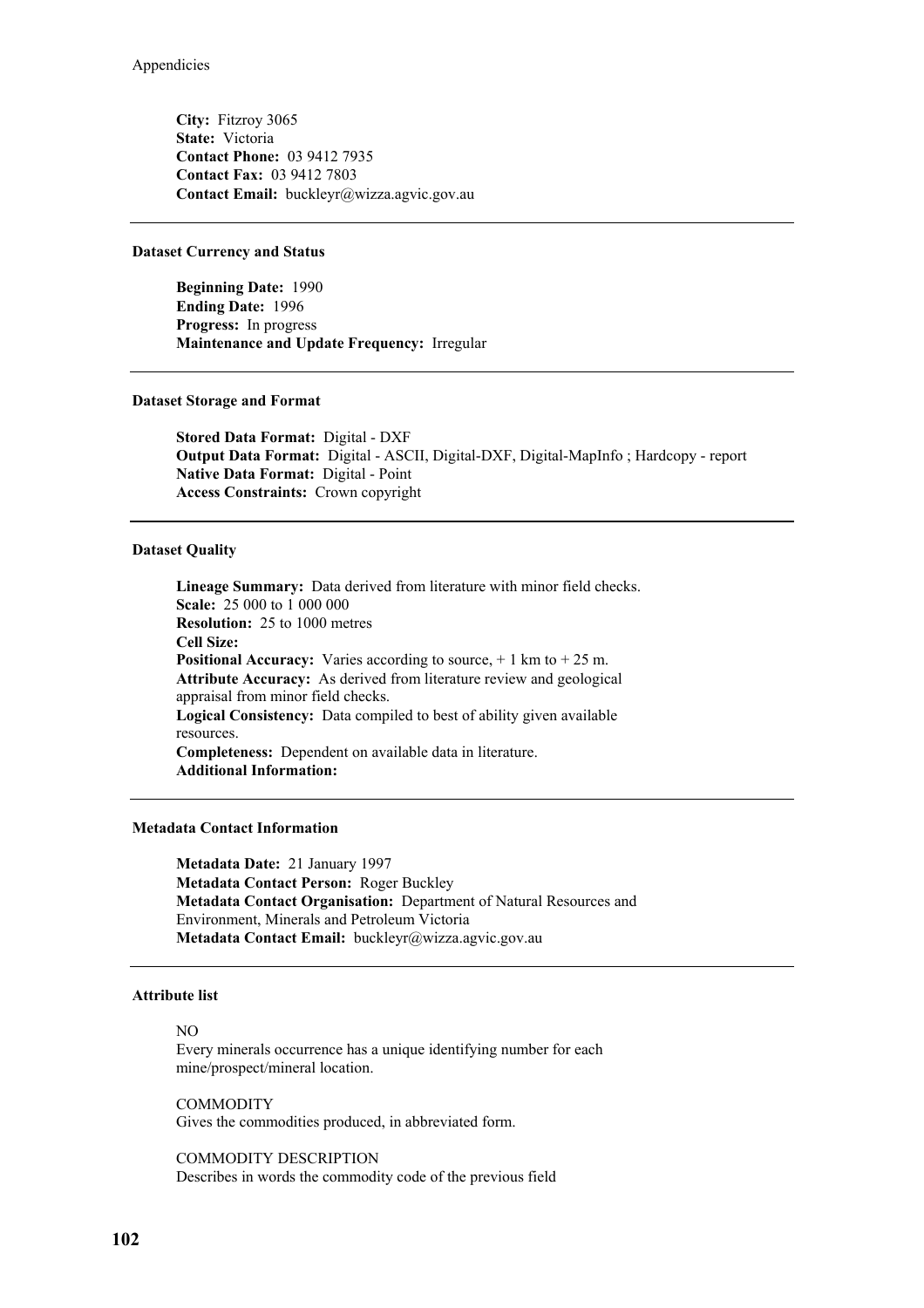**City:** Fitzroy 3065
**State:** Victoria
**Contact Phone:** 03 9412 7935
**Contact Fax:** 03 9412 7803
**Contact Email:** buckleyr@wizza.agvic.gov.au

---

**Dataset Currency and Status**

**Beginning Date:** 1990
**Ending Date:** 1996
**Progress:** In progress
**Maintenance and Update Frequency:** Irregular

---

**Dataset Storage and Format**

**Stored Data Format:** Digital - DXF
**Output Data Format:** Digital - ASCII, Digital-DXF, Digital-MapInfo ; Hardcopy - report
**Native Data Format:** Digital - Point
**Access Constraints:** Crown copyright

---

**Dataset Quality**

**Lineage Summary:** Data derived from literature with minor field checks.
**Scale:** 25 000 to 1 000 000
**Resolution:** 25 to 1000 metres
**Cell Size:**
**Positional Accuracy:** Varies according to source, + 1 km to + 25 m.
**Attribute Accuracy:** As derived from literature review and geological appraisal from minor field checks.
**Logical Consistency:** Data compiled to best of ability given available resources.
**Completeness:** Dependent on available data in literature.
**Additional Information:**

---

**Metadata Contact Information**

**Metadata Date:** 21 January 1997
**Metadata Contact Person:** Roger Buckley
**Metadata Contact Organisation:** Department of Natural Resources and Environment, Minerals and Petroleum Victoria
**Metadata Contact Email:** buckleyr@wizza.agvic.gov.au

---

**Attribute list**

NO
Every minerals occurrence has a unique identifying number for each mine/prospect/mineral location.

COMMODITY
Gives the commodities produced, in abbreviated form.

COMMODITY DESCRIPTION
Describes in words the commodity code of the previous field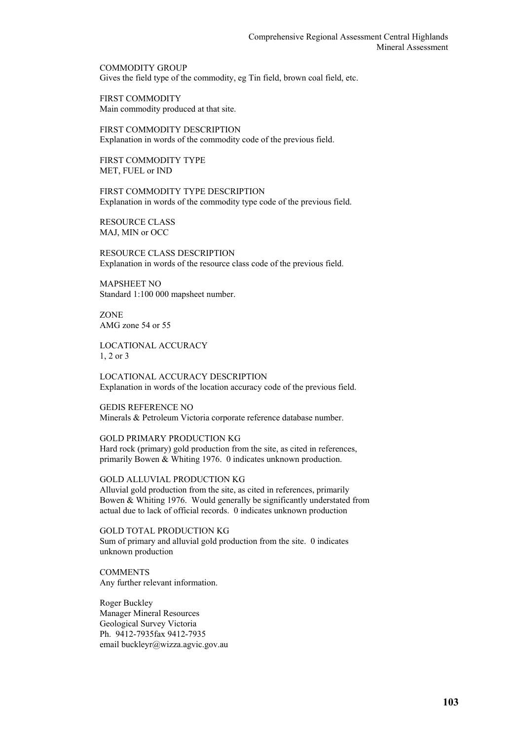COMMODITY GROUP
Gives the field type of the commodity, eg Tin field, brown coal field, etc.

FIRST COMMODITY
Main commodity produced at that site.

FIRST COMMODITY DESCRIPTION
Explanation in words of the commodity code of the previous field.

FIRST COMMODITY TYPE
MET, FUEL or IND

FIRST COMMODITY TYPE DESCRIPTION
Explanation in words of the commodity type code of the previous field.

RESOURCE CLASS
MAJ, MIN or OCC

RESOURCE CLASS DESCRIPTION
Explanation in words of the resource class code of the previous field.

MAPSHEET NO
Standard 1:100 000 mapsheet number.

ZONE
AMG zone 54 or 55

LOCATIONAL ACCURACY
1, 2 or 3

LOCATIONAL ACCURACY DESCRIPTION
Explanation in words of the location accuracy code of the previous field.

GEDIS REFERENCE NO
Minerals & Petroleum Victoria corporate reference database number.

GOLD PRIMARY PRODUCTION KG
Hard rock (primary) gold production from the site, as cited in references, primarily Bowen & Whiting 1976. 0 indicates unknown production.

GOLD ALLUVIAL PRODUCTION KG
Alluvial gold production from the site, as cited in references, primarily Bowen & Whiting 1976. Would generally be significantly understated from actual due to lack of official records. 0 indicates unknown production

GOLD TOTAL PRODUCTION KG
Sum of primary and alluvial gold production from the site. 0 indicates unknown production

COMMENTS
Any further relevant information.

Roger Buckley
Manager Mineral Resources
Geological Survey Victoria
Ph. 9412-7935fax 9412-7935
email buckleyr@wizza.agvic.gov.au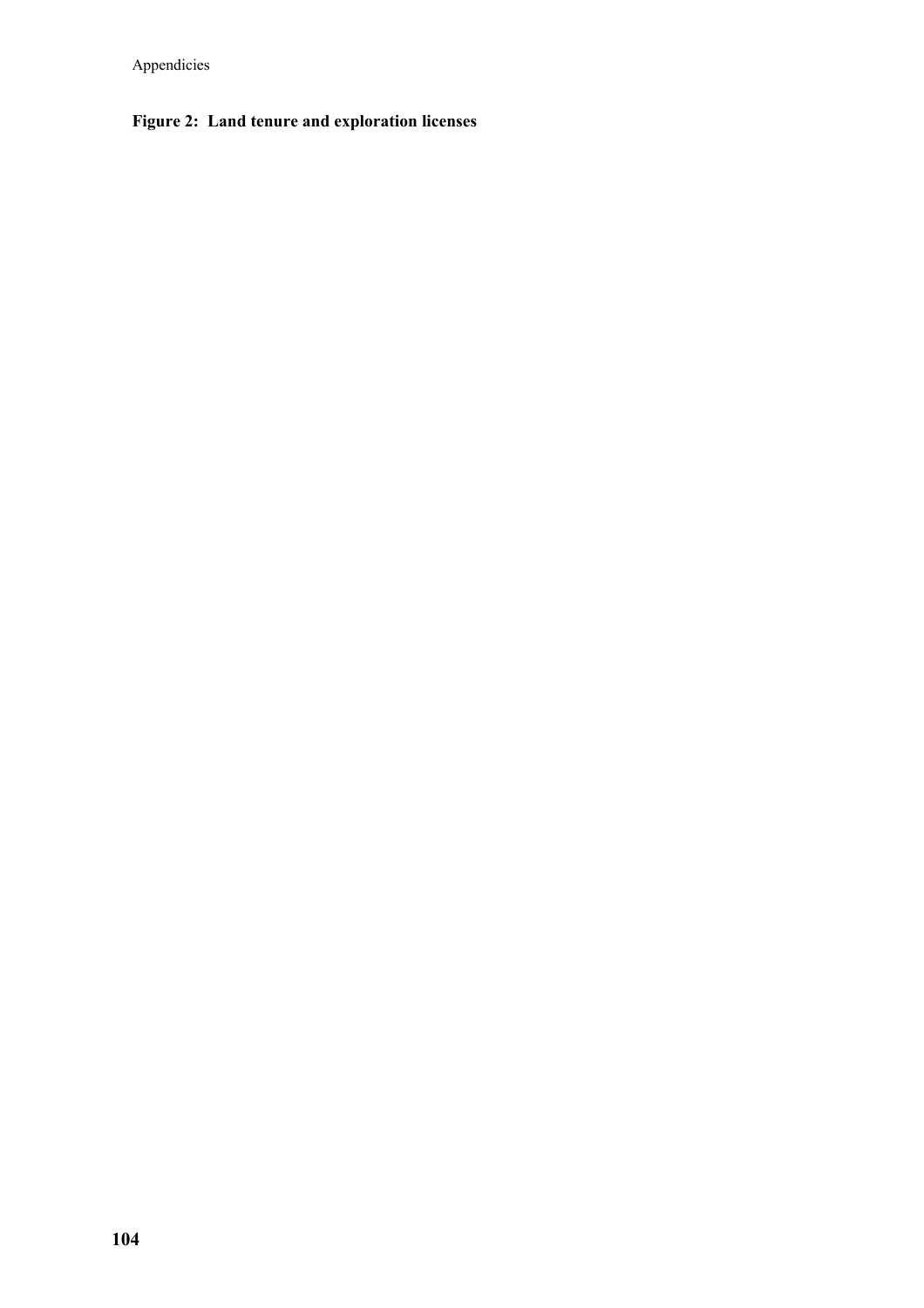**Figure 2: Land tenure and exploration licenses**